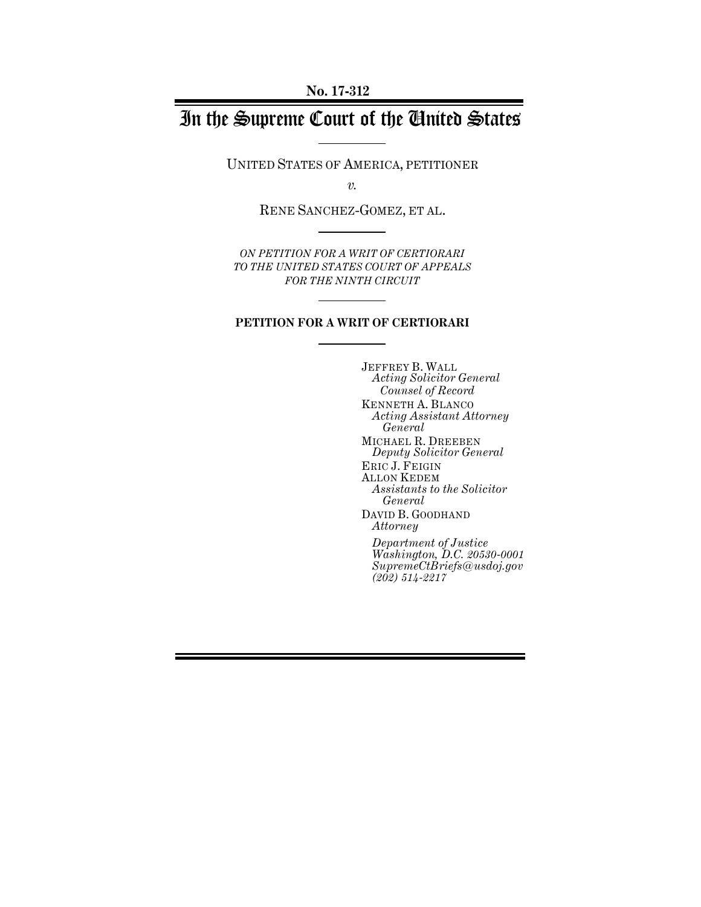**No. 17-312**

# In the Supreme Court of the United States

UNITED STATES OF AMERICA, PETITIONER

*v.*

RENE SANCHEZ-GOMEZ, ET AL.

*ON PETITION FOR A WRIT OF CERTIORARI TO THE UNITED STATES COURT OF APPEALS FOR THE NINTH CIRCUIT*

**PETITION FOR A WRIT OF CERTIORARI**

JEFFREY B. WALL
*Acting Solicitor General*
*Counsel of Record*

KENNETH A. BLANCO
*Acting Assistant Attorney General*

MICHAEL R. DREEBEN
*Deputy Solicitor General*

ERIC J. FEIGIN
ALLON KEDEM
*Assistants to the Solicitor General*

DAVID B. GOODHAND
*Attorney*

*Department of Justice*
*Washington, D.C. 20530-0001*
*SupremeCtBriefs@usdoj.gov*
*(202) 514-2217*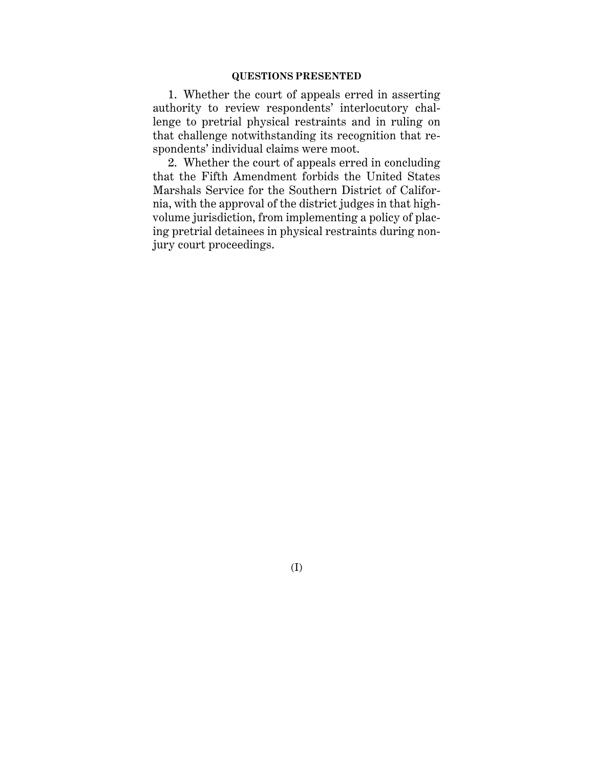## QUESTIONS PRESENTED

1. Whether the court of appeals erred in asserting authority to review respondents' interlocutory challenge to pretrial physical restraints and in ruling on that challenge notwithstanding its recognition that respondents' individual claims were moot.

2. Whether the court of appeals erred in concluding that the Fifth Amendment forbids the United States Marshals Service for the Southern District of California, with the approval of the district judges in that high-volume jurisdiction, from implementing a policy of placing pretrial detainees in physical restraints during non-jury court proceedings.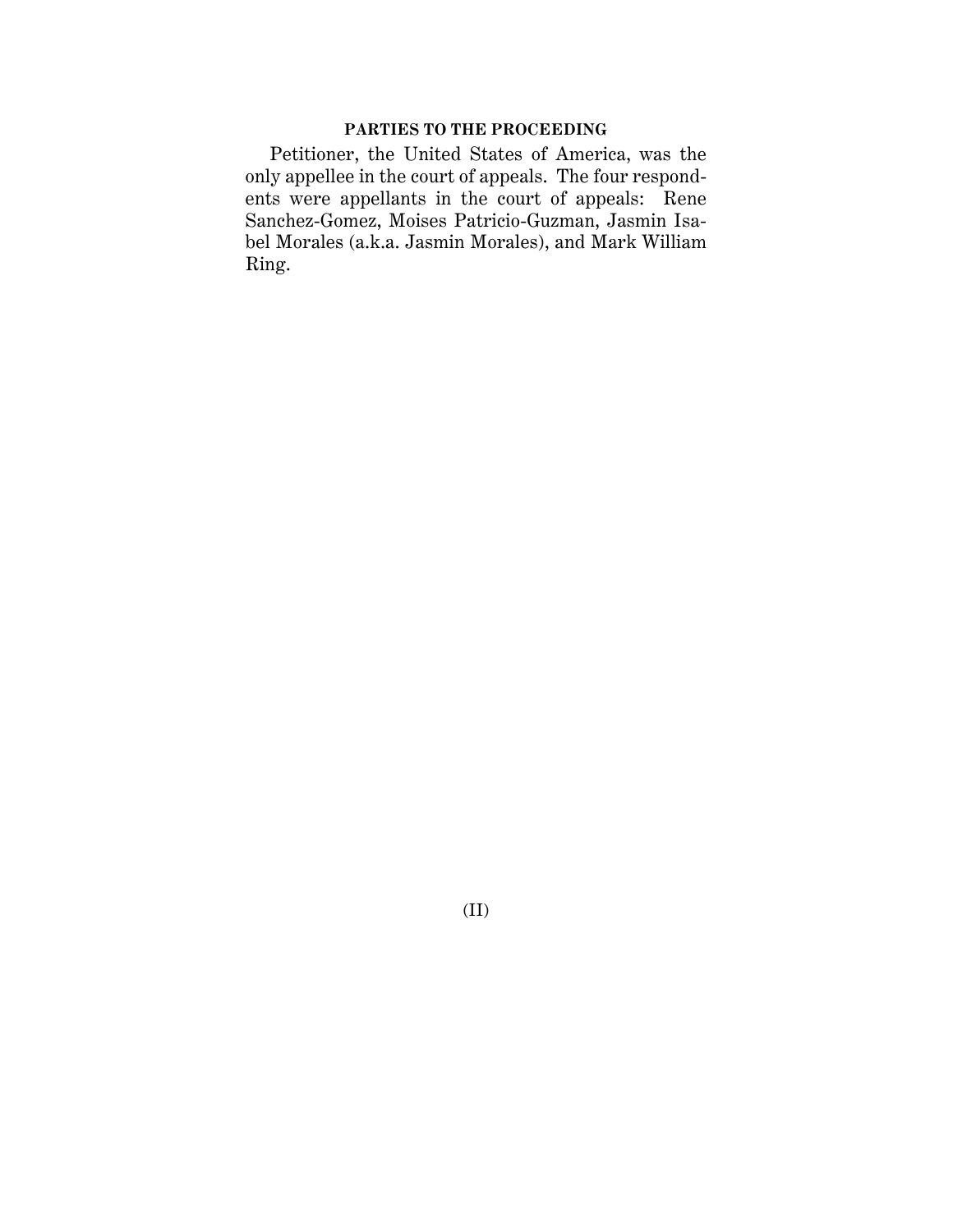## PARTIES TO THE PROCEEDING

Petitioner, the United States of America, was the only appellee in the court of appeals. The four respondents were appellants in the court of appeals: Rene Sanchez-Gomez, Moises Patricio-Guzman, Jasmin Isabel Morales (a.k.a. Jasmin Morales), and Mark William Ring.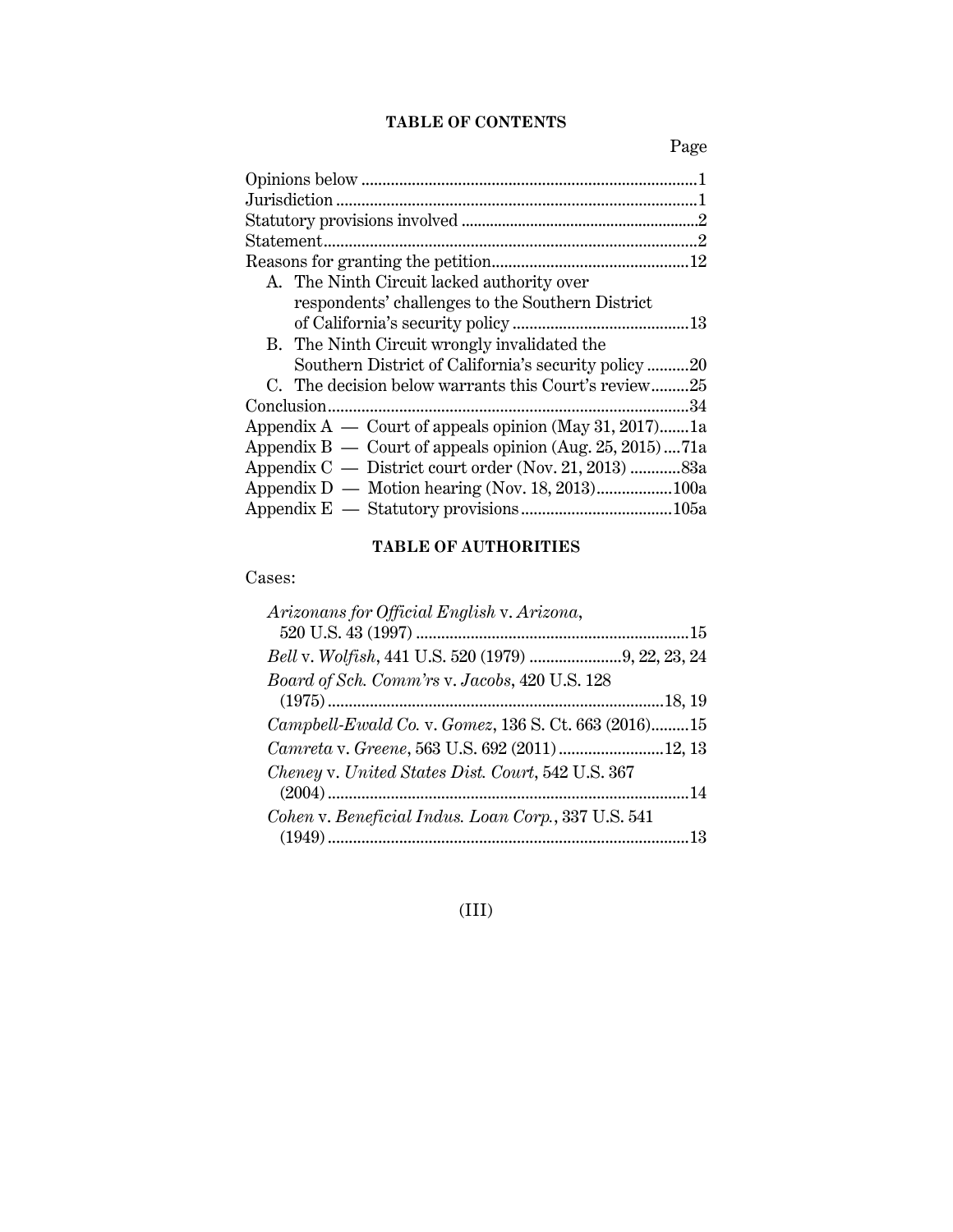## TABLE OF CONTENTS

| | Page |
|---|---|
| Opinions below | 1 |
| Jurisdiction | 1 |
| Statutory provisions involved | 2 |
| Statement | 2 |
| Reasons for granting the petition | 12 |
| A. The Ninth Circuit lacked authority over respondents' challenges to the Southern District of California's security policy | 13 |
| B. The Ninth Circuit wrongly invalidated the Southern District of California's security policy | 20 |
| C. The decision below warrants this Court's review | 25 |
| Conclusion | 34 |
| Appendix A — Court of appeals opinion (May 31, 2017) | 1a |
| Appendix B — Court of appeals opinion (Aug. 25, 2015) | 71a |
| Appendix C — District court order (Nov. 21, 2013) | 83a |
| Appendix D — Motion hearing (Nov. 18, 2013) | 100a |
| Appendix E — Statutory provisions | 105a |

## TABLE OF AUTHORITIES

Cases:

*Arizonans for Official English* v. *Arizona*, 520 U.S. 43 (1997) ....15

*Bell* v. *Wolfish*, 441 U.S. 520 (1979) ....9, 22, 23, 24

*Board of Sch. Comm'rs* v. *Jacobs*, 420 U.S. 128 (1975) ....18, 19

*Campbell-Ewald Co.* v. *Gomez*, 136 S. Ct. 663 (2016) ....15

*Camreta* v. *Greene*, 563 U.S. 692 (2011) ....12, 13

*Cheney* v. *United States Dist. Court*, 542 U.S. 367 (2004) ....14

*Cohen* v. *Beneficial Indus. Loan Corp.*, 337 U.S. 541 (1949) ....13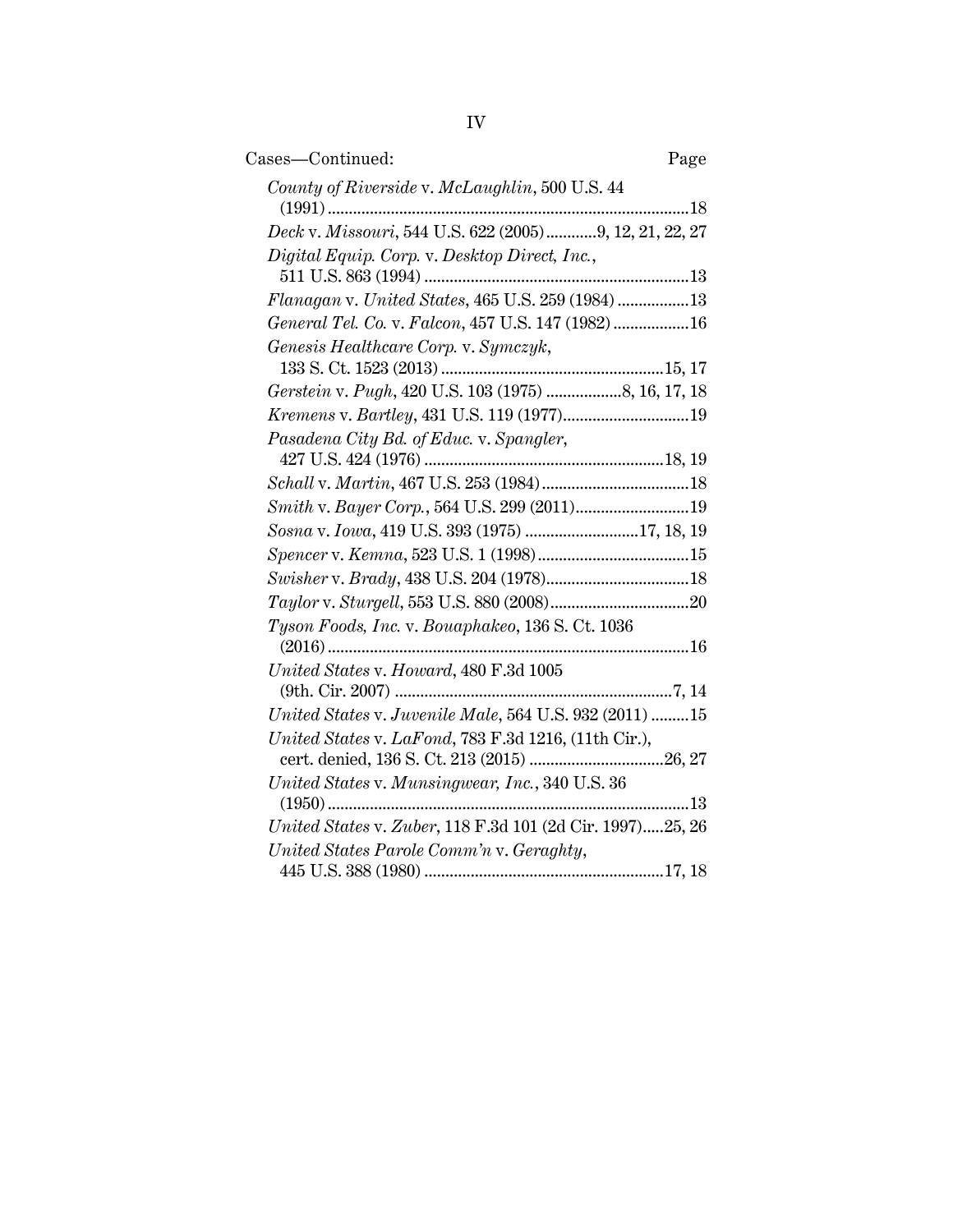Cases—Continued: Page

*County of Riverside* v. *McLaughlin*, 500 U.S. 44 (1991) .....................................................................................18

*Deck* v. *Missouri*, 544 U.S. 622 (2005)............9, 12, 21, 22, 27

*Digital Equip. Corp.* v. *Desktop Direct, Inc.*, 511 U.S. 863 (1994) ...............................................................13

*Flanagan* v. *United States*, 465 U.S. 259 (1984) .................13

*General Tel. Co.* v. *Falcon*, 457 U.S. 147 (1982) ..................16

*Genesis Healthcare Corp.* v. *Symczyk*, 133 S. Ct. 1523 (2013) .....................................................15, 17

*Gerstein* v. *Pugh*, 420 U.S. 103 (1975) ..................8, 16, 17, 18

*Kremens* v. *Bartley*, 431 U.S. 119 (1977)..............................19

*Pasadena City Bd. of Educ.* v. *Spangler*, 427 U.S. 424 (1976) .........................................................18, 19

*Schall* v. *Martin*, 467 U.S. 253 (1984)...................................18

*Smith* v. *Bayer Corp.*, 564 U.S. 299 (2011)...........................19

*Sosna* v. *Iowa*, 419 U.S. 393 (1975) ...........................17, 18, 19

*Spencer* v. *Kemna*, 523 U.S. 1 (1998)....................................15

*Swisher* v. *Brady*, 438 U.S. 204 (1978)..................................18

*Taylor* v. *Sturgell*, 553 U.S. 880 (2008).................................20

*Tyson Foods, Inc.* v. *Bouaphakeo*, 136 S. Ct. 1036 (2016).....................................................................................16

*United States* v. *Howard*, 480 F.3d 1005 (9th. Cir. 2007) .................................................................7, 14

*United States* v. *Juvenile Male*, 564 U.S. 932 (2011) .........15

*United States* v. *LaFond*, 783 F.3d 1216, (11th Cir.), cert. denied, 136 S. Ct. 213 (2015) ................................26, 27

*United States* v. *Munsingwear, Inc.*, 340 U.S. 36 (1950).....................................................................................13

*United States* v. *Zuber*, 118 F.3d 101 (2d Cir. 1997).....25, 26

*United States Parole Comm'n* v. *Geraghty*, 445 U.S. 388 (1980) .........................................................17, 18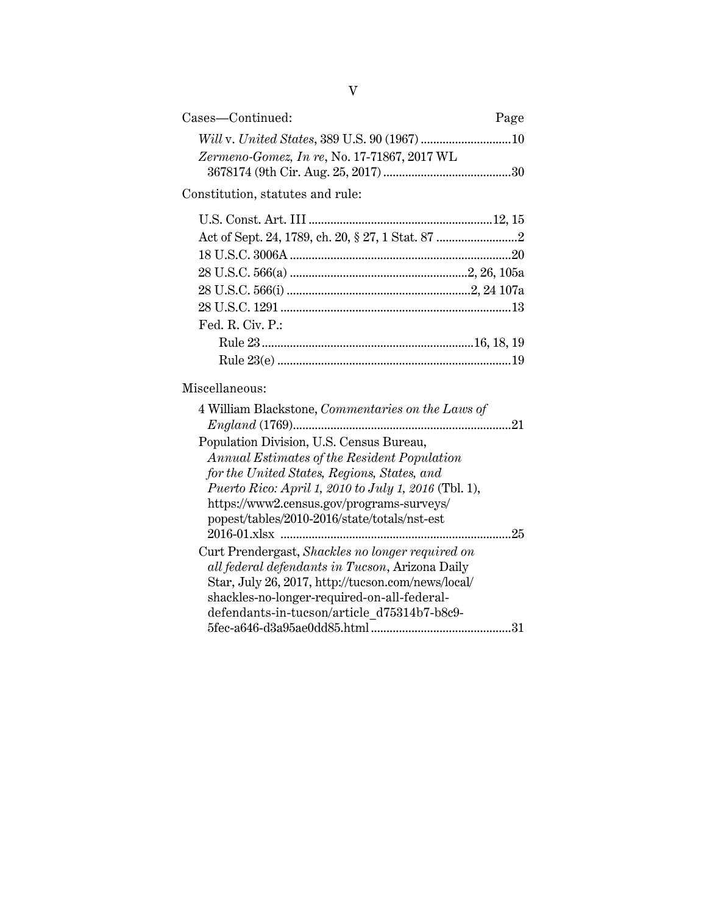Cases—Continued: Page

*Will* v. *United States*, 389 U.S. 90 (1967) ............................10

*Zermeno-Gomez, In re*, No. 17-71867, 2017 WL 3678174 (9th Cir. Aug. 25, 2017) ........................................30

Constitution, statutes and rule:

U.S. Const. Art. III ..........................................................12, 15

Act of Sept. 24, 1789, ch. 20, § 27, 1 Stat. 87 ..........................2

18 U.S.C. 3006A ......................................................................20

28 U.S.C. 566(a) ........................................................2, 26, 105a

28 U.S.C. 566(i) ..........................................................2, 24 107a

28 U.S.C. 1291 .........................................................................13

Fed. R. Civ. P.:

- Rule 23 ..................................................................16, 18, 19
- Rule 23(e) ..........................................................................19

Miscellaneous:

4 William Blackstone, *Commentaries on the Laws of England* (1769).....................................................................21

Population Division, U.S. Census Bureau, *Annual Estimates of the Resident Population for the United States, Regions, States, and Puerto Rico: April 1, 2010 to July 1, 2016* (Tbl. 1), https://www2.census.gov/programs-surveys/popest/tables/2010-2016/state/totals/nst-est 2016-01.xlsx .........................................................................25

Curt Prendergast, *Shackles no longer required on all federal defendants in Tucson*, Arizona Daily Star, July 26, 2017, http://tucson.com/news/local/shackles-no-longer-required-on-all-federal-defendants-in-tucson/article_d75314b7-b8c9-5fec-a646-d3a95ae0dd85.html ............................................31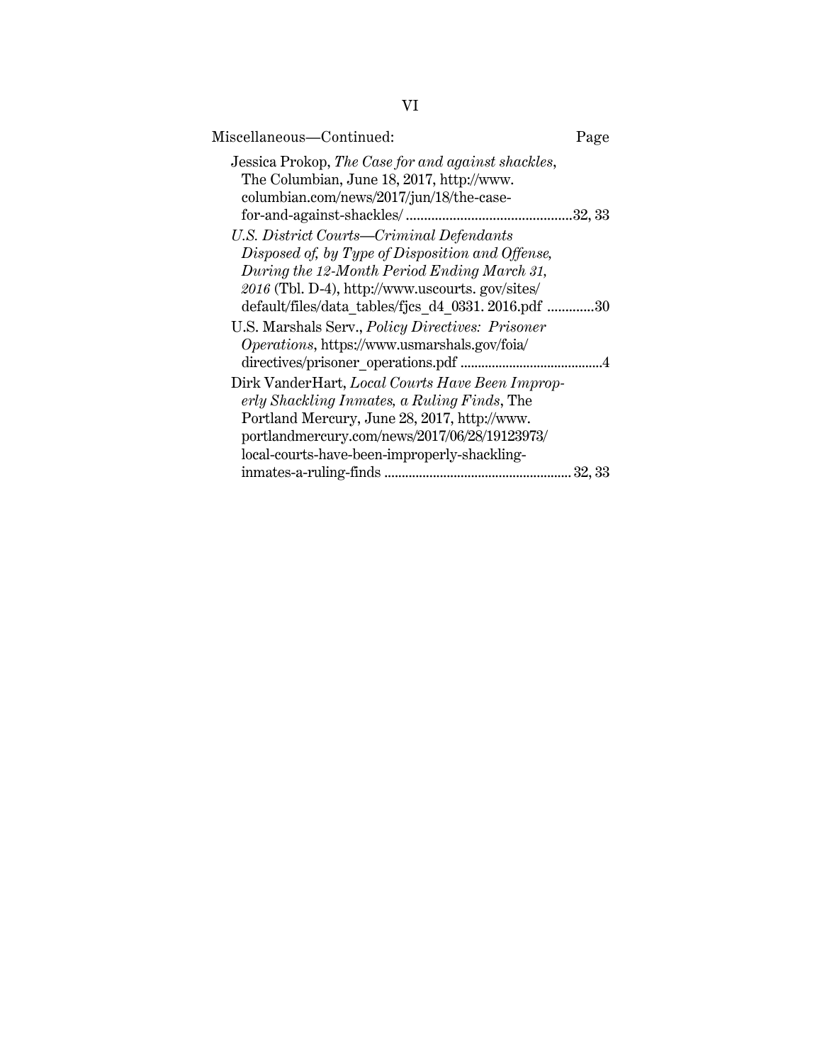Miscellaneous—Continued: Page

Jessica Prokop, *The Case for and against shackles*, The Columbian, June 18, 2017, http://www.columbian.com/news/2017/jun/18/the-case-for-and-against-shackles/ ............................................32, 33

*U.S. District Courts—Criminal Defendants Disposed of, by Type of Disposition and Offense, During the 12-Month Period Ending March 31, 2016* (Tbl. D-4), http://www.uscourts. gov/sites/default/files/data_tables/fjcs_d4_0331. 2016.pdf .............30

U.S. Marshals Serv., *Policy Directives: Prisoner Operations*, https://www.usmarshals.gov/foia/directives/prisoner_operations.pdf ........................................4

Dirk VanderHart, *Local Courts Have Been Improperly Shackling Inmates, a Ruling Finds*, The Portland Mercury, June 28, 2017, http://www.portlandmercury.com/news/2017/06/28/19123973/local-courts-have-been-improperly-shackling-inmates-a-ruling-finds ..................................................... 32, 33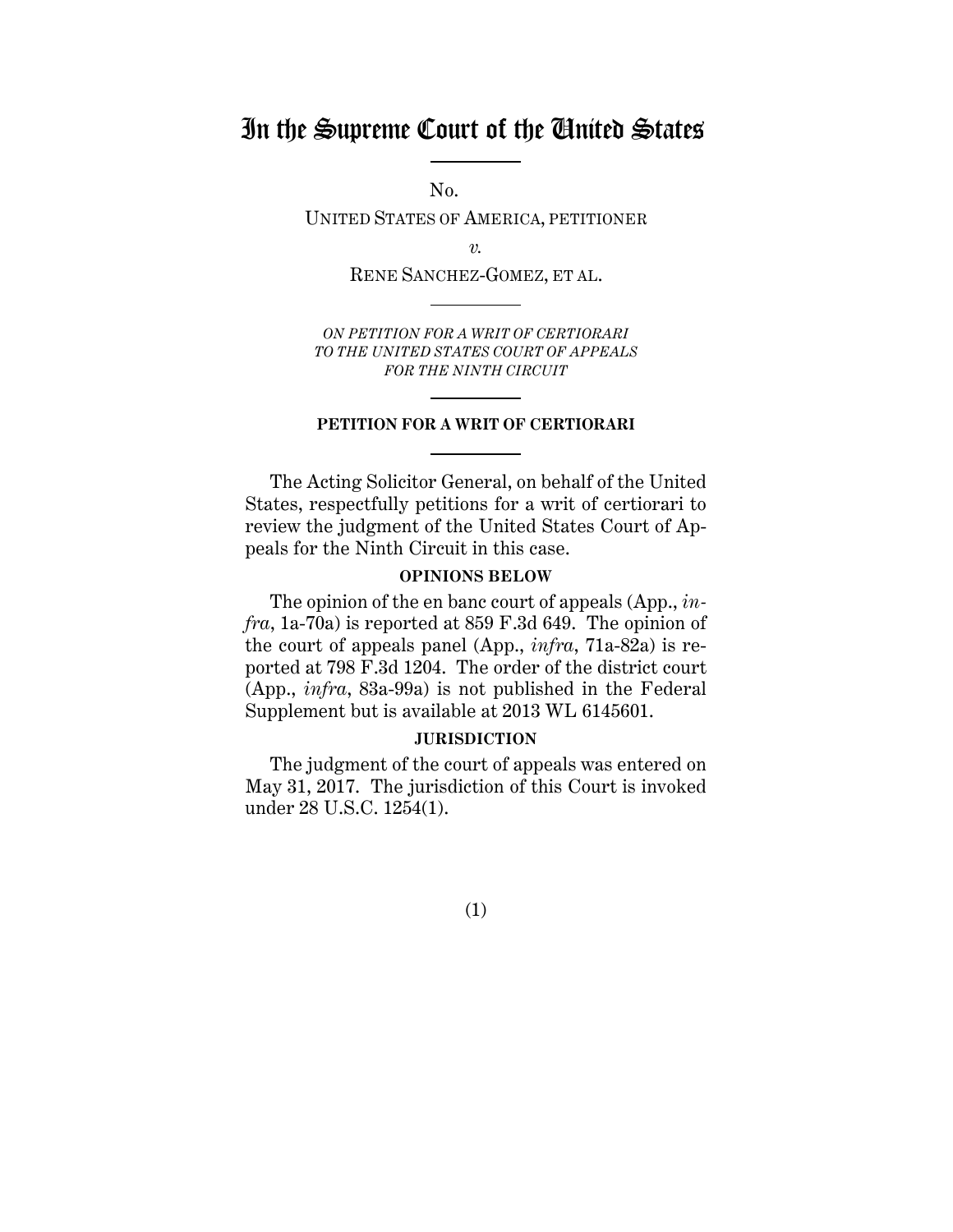# In the Supreme Court of the United States

No.

UNITED STATES OF AMERICA, PETITIONER

*v.*

RENE SANCHEZ-GOMEZ, ET AL.

*ON PETITION FOR A WRIT OF CERTIORARI TO THE UNITED STATES COURT OF APPEALS FOR THE NINTH CIRCUIT*

## PETITION FOR A WRIT OF CERTIORARI

The Acting Solicitor General, on behalf of the United States, respectfully petitions for a writ of certiorari to review the judgment of the United States Court of Appeals for the Ninth Circuit in this case.

### OPINIONS BELOW

The opinion of the en banc court of appeals (App., *infra*, 1a-70a) is reported at 859 F.3d 649. The opinion of the court of appeals panel (App., *infra*, 71a-82a) is reported at 798 F.3d 1204. The order of the district court (App., *infra*, 83a-99a) is not published in the Federal Supplement but is available at 2013 WL 6145601.

### JURISDICTION

The judgment of the court of appeals was entered on May 31, 2017. The jurisdiction of this Court is invoked under 28 U.S.C. 1254(1).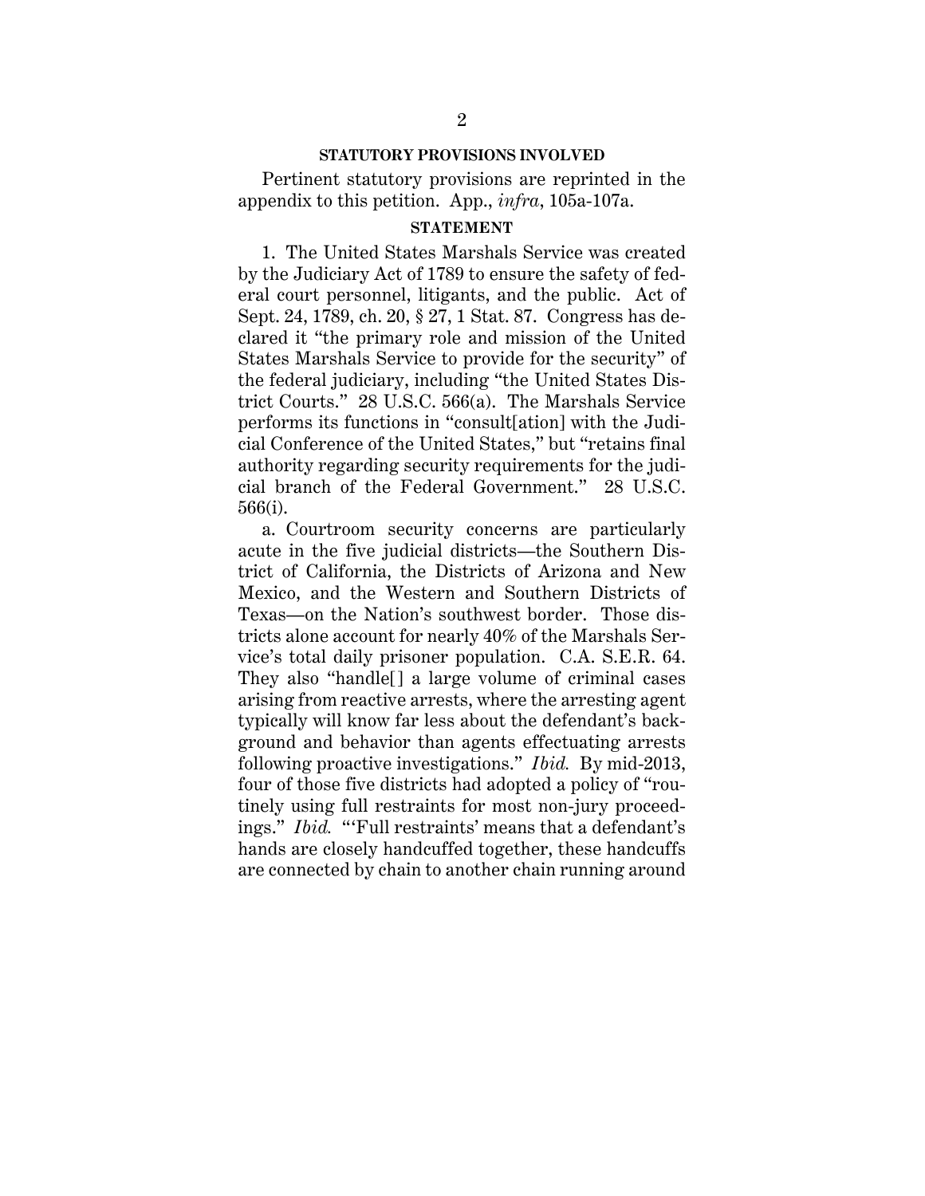## STATUTORY PROVISIONS INVOLVED

Pertinent statutory provisions are reprinted in the appendix to this petition. App., *infra*, 105a-107a.

## STATEMENT

1. The United States Marshals Service was created by the Judiciary Act of 1789 to ensure the safety of federal court personnel, litigants, and the public. Act of Sept. 24, 1789, ch. 20, § 27, 1 Stat. 87. Congress has declared it "the primary role and mission of the United States Marshals Service to provide for the security" of the federal judiciary, including "the United States District Courts." 28 U.S.C. 566(a). The Marshals Service performs its functions in "consult[ation] with the Judicial Conference of the United States," but "retains final authority regarding security requirements for the judicial branch of the Federal Government." 28 U.S.C. 566(i).

a. Courtroom security concerns are particularly acute in the five judicial districts—the Southern District of California, the Districts of Arizona and New Mexico, and the Western and Southern Districts of Texas—on the Nation's southwest border. Those districts alone account for nearly 40% of the Marshals Service's total daily prisoner population. C.A. S.E.R. 64. They also "handle[] a large volume of criminal cases arising from reactive arrests, where the arresting agent typically will know far less about the defendant's background and behavior than agents effectuating arrests following proactive investigations." *Ibid.* By mid-2013, four of those five districts had adopted a policy of "routinely using full restraints for most non-jury proceedings." *Ibid.* "'Full restraints' means that a defendant's hands are closely handcuffed together, these handcuffs are connected by chain to another chain running around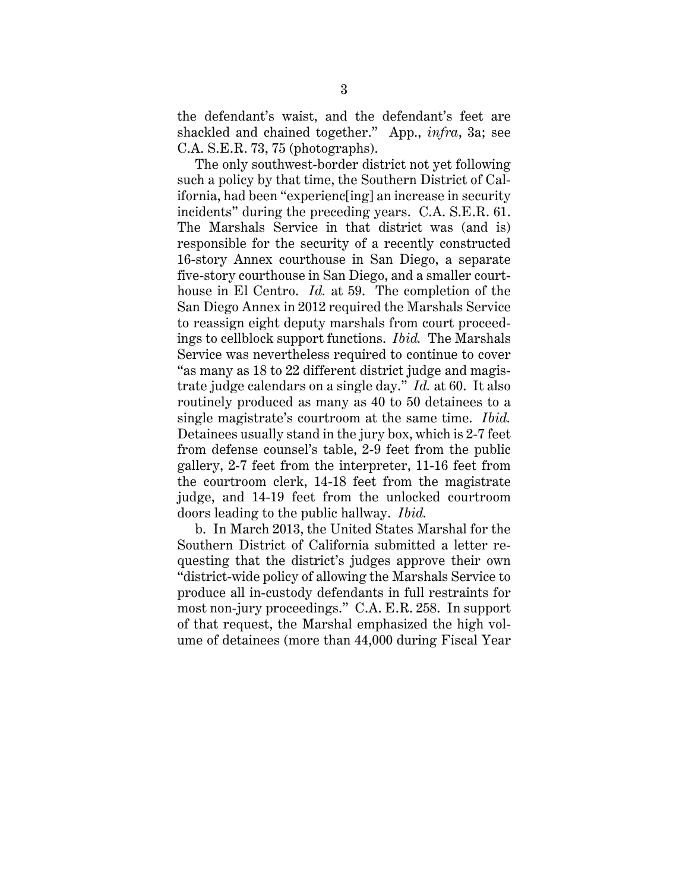the defendant's waist, and the defendant's feet are shackled and chained together." App., *infra*, 3a; see C.A. S.E.R. 73, 75 (photographs).

The only southwest-border district not yet following such a policy by that time, the Southern District of California, had been "experienc[ing] an increase in security incidents" during the preceding years. C.A. S.E.R. 61. The Marshals Service in that district was (and is) responsible for the security of a recently constructed 16-story Annex courthouse in San Diego, a separate five-story courthouse in San Diego, and a smaller courthouse in El Centro. *Id.* at 59. The completion of the San Diego Annex in 2012 required the Marshals Service to reassign eight deputy marshals from court proceedings to cellblock support functions. *Ibid.* The Marshals Service was nevertheless required to continue to cover "as many as 18 to 22 different district judge and magistrate judge calendars on a single day." *Id.* at 60. It also routinely produced as many as 40 to 50 detainees to a single magistrate's courtroom at the same time. *Ibid.* Detainees usually stand in the jury box, which is 2-7 feet from defense counsel's table, 2-9 feet from the public gallery, 2-7 feet from the interpreter, 11-16 feet from the courtroom clerk, 14-18 feet from the magistrate judge, and 14-19 feet from the unlocked courtroom doors leading to the public hallway. *Ibid.*

b. In March 2013, the United States Marshal for the Southern District of California submitted a letter requesting that the district's judges approve their own "district-wide policy of allowing the Marshals Service to produce all in-custody defendants in full restraints for most non-jury proceedings." C.A. E.R. 258. In support of that request, the Marshal emphasized the high volume of detainees (more than 44,000 during Fiscal Year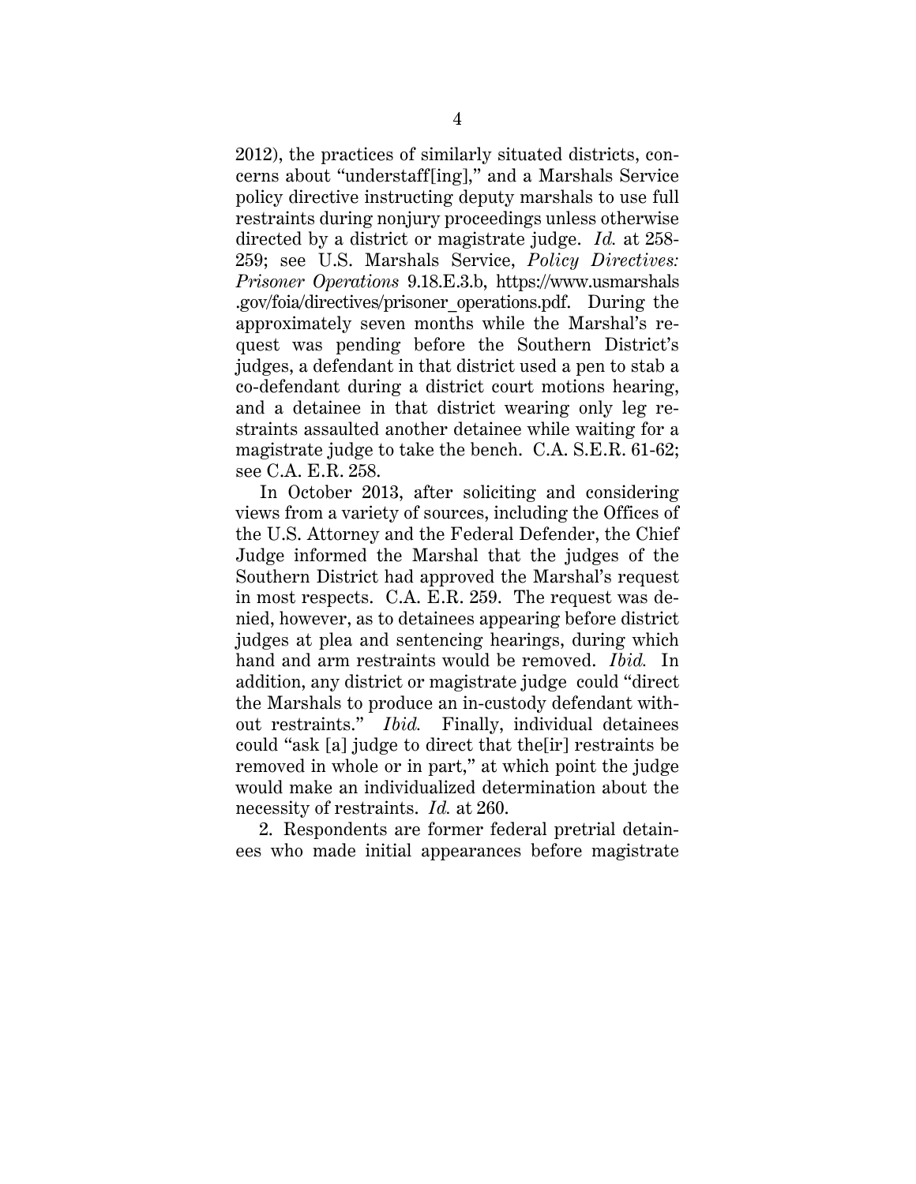2012), the practices of similarly situated districts, concerns about "understaff[ing]," and a Marshals Service policy directive instructing deputy marshals to use full restraints during nonjury proceedings unless otherwise directed by a district or magistrate judge. *Id.* at 258-259; see U.S. Marshals Service, *Policy Directives: Prisoner Operations* 9.18.E.3.b, https://www.usmarshals.gov/foia/directives/prisoner_operations.pdf. During the approximately seven months while the Marshal's request was pending before the Southern District's judges, a defendant in that district used a pen to stab a co-defendant during a district court motions hearing, and a detainee in that district wearing only leg restraints assaulted another detainee while waiting for a magistrate judge to take the bench. C.A. S.E.R. 61-62; see C.A. E.R. 258.

In October 2013, after soliciting and considering views from a variety of sources, including the Offices of the U.S. Attorney and the Federal Defender, the Chief Judge informed the Marshal that the judges of the Southern District had approved the Marshal's request in most respects. C.A. E.R. 259. The request was denied, however, as to detainees appearing before district judges at plea and sentencing hearings, during which hand and arm restraints would be removed. *Ibid.* In addition, any district or magistrate judge could "direct the Marshals to produce an in-custody defendant without restraints." *Ibid.* Finally, individual detainees could "ask [a] judge to direct that the[ir] restraints be removed in whole or in part," at which point the judge would make an individualized determination about the necessity of restraints. *Id.* at 260.

2. Respondents are former federal pretrial detainees who made initial appearances before magistrate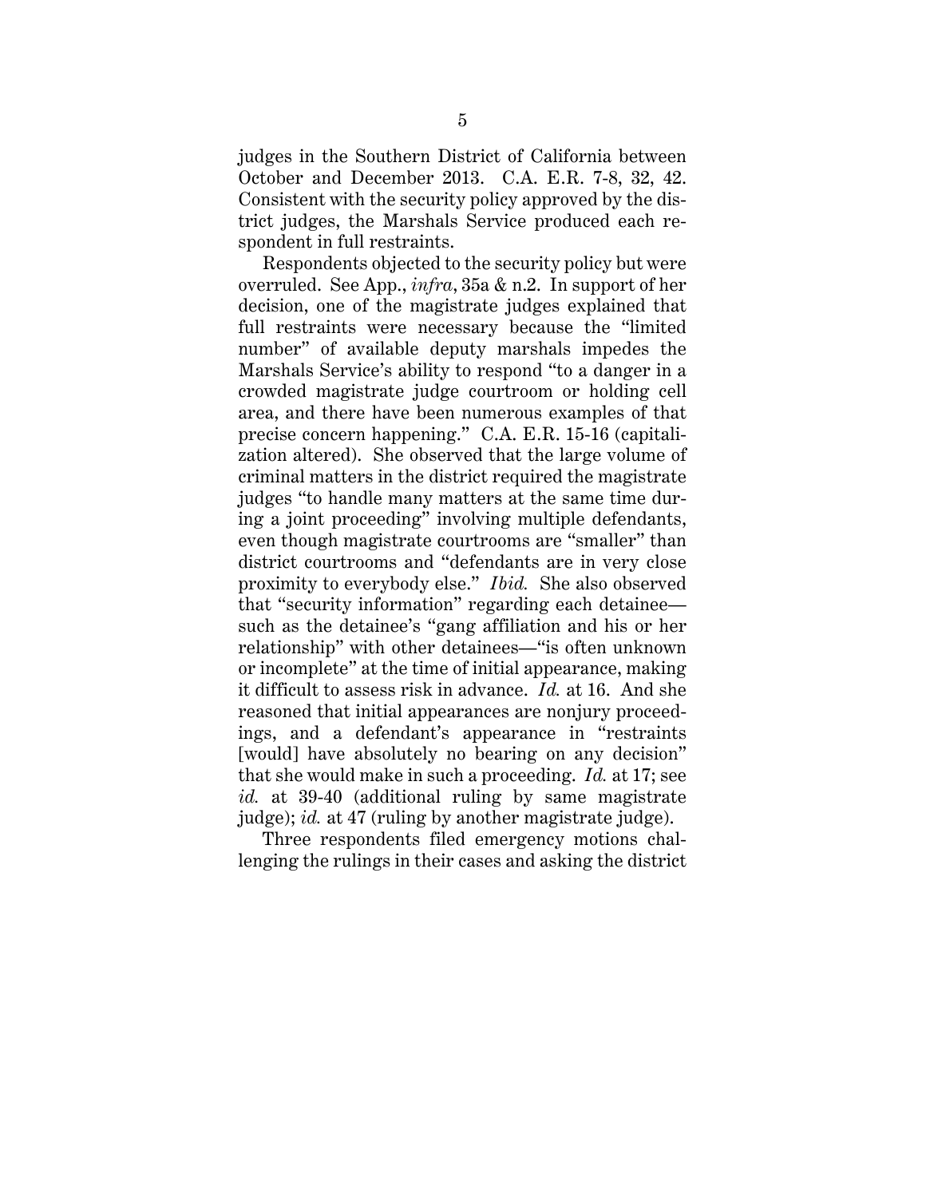judges in the Southern District of California between October and December 2013. C.A. E.R. 7-8, 32, 42. Consistent with the security policy approved by the district judges, the Marshals Service produced each respondent in full restraints.

Respondents objected to the security policy but were overruled. See App., *infra*, 35a & n.2. In support of her decision, one of the magistrate judges explained that full restraints were necessary because the "limited number" of available deputy marshals impedes the Marshals Service's ability to respond "to a danger in a crowded magistrate judge courtroom or holding cell area, and there have been numerous examples of that precise concern happening." C.A. E.R. 15-16 (capitalization altered). She observed that the large volume of criminal matters in the district required the magistrate judges "to handle many matters at the same time during a joint proceeding" involving multiple defendants, even though magistrate courtrooms are "smaller" than district courtrooms and "defendants are in very close proximity to everybody else." *Ibid.* She also observed that "security information" regarding each detainee—such as the detainee's "gang affiliation and his or her relationship" with other detainees—"is often unknown or incomplete" at the time of initial appearance, making it difficult to assess risk in advance. *Id.* at 16. And she reasoned that initial appearances are nonjury proceedings, and a defendant's appearance in "restraints [would] have absolutely no bearing on any decision" that she would make in such a proceeding. *Id.* at 17; see *id.* at 39-40 (additional ruling by same magistrate judge); *id.* at 47 (ruling by another magistrate judge).

Three respondents filed emergency motions challenging the rulings in their cases and asking the district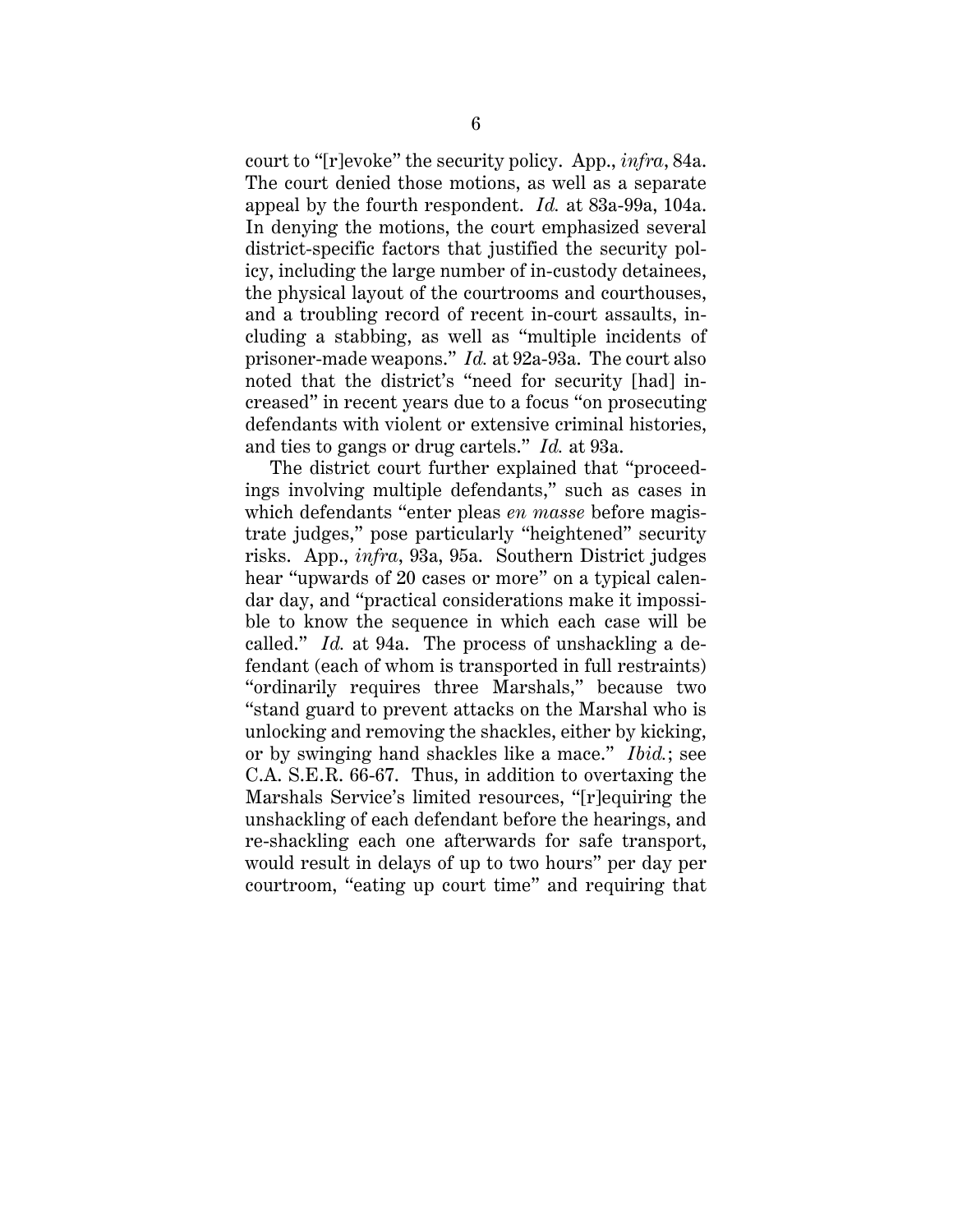court to "[r]evoke" the security policy. App., *infra*, 84a. The court denied those motions, as well as a separate appeal by the fourth respondent. *Id.* at 83a-99a, 104a. In denying the motions, the court emphasized several district-specific factors that justified the security policy, including the large number of in-custody detainees, the physical layout of the courtrooms and courthouses, and a troubling record of recent in-court assaults, including a stabbing, as well as "multiple incidents of prisoner-made weapons." *Id.* at 92a-93a. The court also noted that the district's "need for security [had] increased" in recent years due to a focus "on prosecuting defendants with violent or extensive criminal histories, and ties to gangs or drug cartels." *Id.* at 93a.

The district court further explained that "proceedings involving multiple defendants," such as cases in which defendants "enter pleas *en masse* before magistrate judges," pose particularly "heightened" security risks. App., *infra*, 93a, 95a. Southern District judges hear "upwards of 20 cases or more" on a typical calendar day, and "practical considerations make it impossible to know the sequence in which each case will be called." *Id.* at 94a. The process of unshackling a defendant (each of whom is transported in full restraints) "ordinarily requires three Marshals," because two "stand guard to prevent attacks on the Marshal who is unlocking and removing the shackles, either by kicking, or by swinging hand shackles like a mace." *Ibid.*; see C.A. S.E.R. 66-67. Thus, in addition to overtaxing the Marshals Service's limited resources, "[r]equiring the unshackling of each defendant before the hearings, and re-shackling each one afterwards for safe transport, would result in delays of up to two hours" per day per courtroom, "eating up court time" and requiring that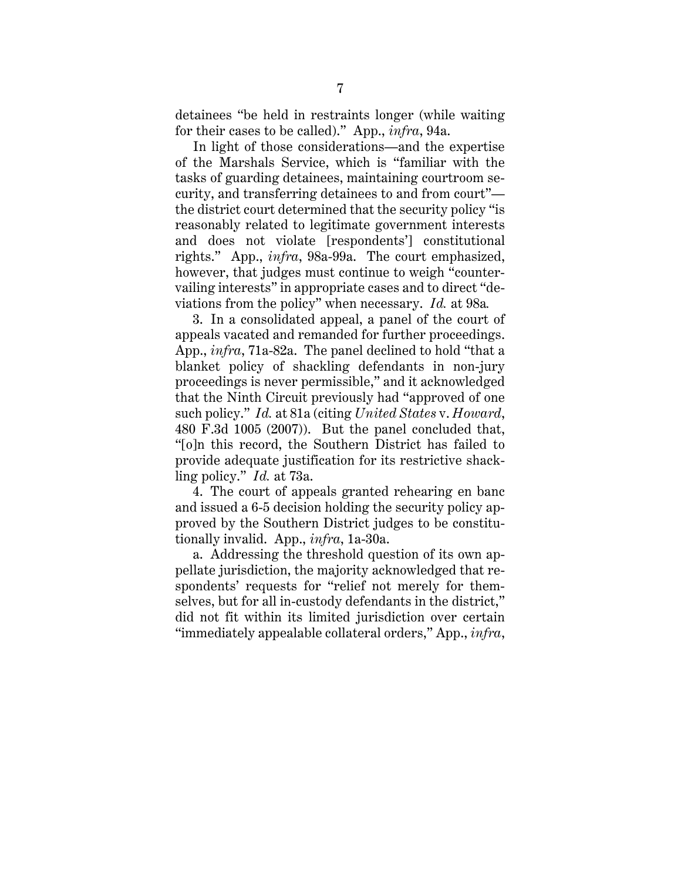detainees "be held in restraints longer (while waiting for their cases to be called)." App., *infra*, 94a.

In light of those considerations—and the expertise of the Marshals Service, which is "familiar with the tasks of guarding detainees, maintaining courtroom security, and transferring detainees to and from court"—the district court determined that the security policy "is reasonably related to legitimate government interests and does not violate [respondents'] constitutional rights." App., *infra*, 98a-99a. The court emphasized, however, that judges must continue to weigh "countervailing interests" in appropriate cases and to direct "deviations from the policy" when necessary. *Id.* at 98a.

3. In a consolidated appeal, a panel of the court of appeals vacated and remanded for further proceedings. App., *infra*, 71a-82a. The panel declined to hold "that a blanket policy of shackling defendants in non-jury proceedings is never permissible," and it acknowledged that the Ninth Circuit previously had "approved of one such policy." *Id.* at 81a (citing *United States* v. *Howard*, 480 F.3d 1005 (2007)). But the panel concluded that, "[o]n this record, the Southern District has failed to provide adequate justification for its restrictive shackling policy." *Id.* at 73a.

4. The court of appeals granted rehearing en banc and issued a 6-5 decision holding the security policy approved by the Southern District judges to be constitutionally invalid. App., *infra*, 1a-30a.

a. Addressing the threshold question of its own appellate jurisdiction, the majority acknowledged that respondents' requests for "relief not merely for themselves, but for all in-custody defendants in the district," did not fit within its limited jurisdiction over certain "immediately appealable collateral orders," App., *infra*,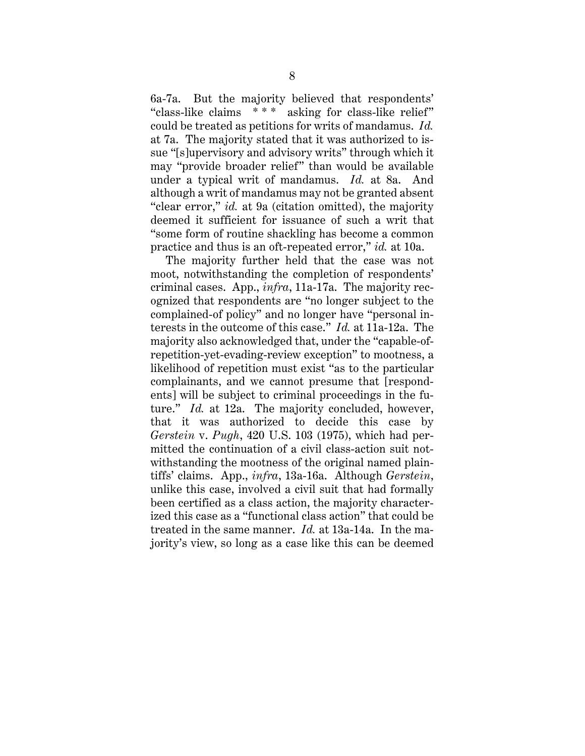6a-7a. But the majority believed that respondents' "class-like claims * * * asking for class-like relief" could be treated as petitions for writs of mandamus. *Id.* at 7a. The majority stated that it was authorized to issue "[s]upervisory and advisory writs" through which it may "provide broader relief" than would be available under a typical writ of mandamus. *Id.* at 8a. And although a writ of mandamus may not be granted absent "clear error," *id.* at 9a (citation omitted), the majority deemed it sufficient for issuance of such a writ that "some form of routine shackling has become a common practice and thus is an oft-repeated error," *id.* at 10a.

The majority further held that the case was not moot, notwithstanding the completion of respondents' criminal cases. App., *infra*, 11a-17a. The majority recognized that respondents are "no longer subject to the complained-of policy" and no longer have "personal interests in the outcome of this case." *Id.* at 11a-12a. The majority also acknowledged that, under the "capable-of-repetition-yet-evading-review exception" to mootness, a likelihood of repetition must exist "as to the particular complainants, and we cannot presume that [respondents] will be subject to criminal proceedings in the future." *Id.* at 12a. The majority concluded, however, that it was authorized to decide this case by *Gerstein* v. *Pugh*, 420 U.S. 103 (1975), which had permitted the continuation of a civil class-action suit notwithstanding the mootness of the original named plaintiffs' claims. App., *infra*, 13a-16a. Although *Gerstein*, unlike this case, involved a civil suit that had formally been certified as a class action, the majority characterized this case as a "functional class action" that could be treated in the same manner. *Id.* at 13a-14a. In the majority's view, so long as a case like this can be deemed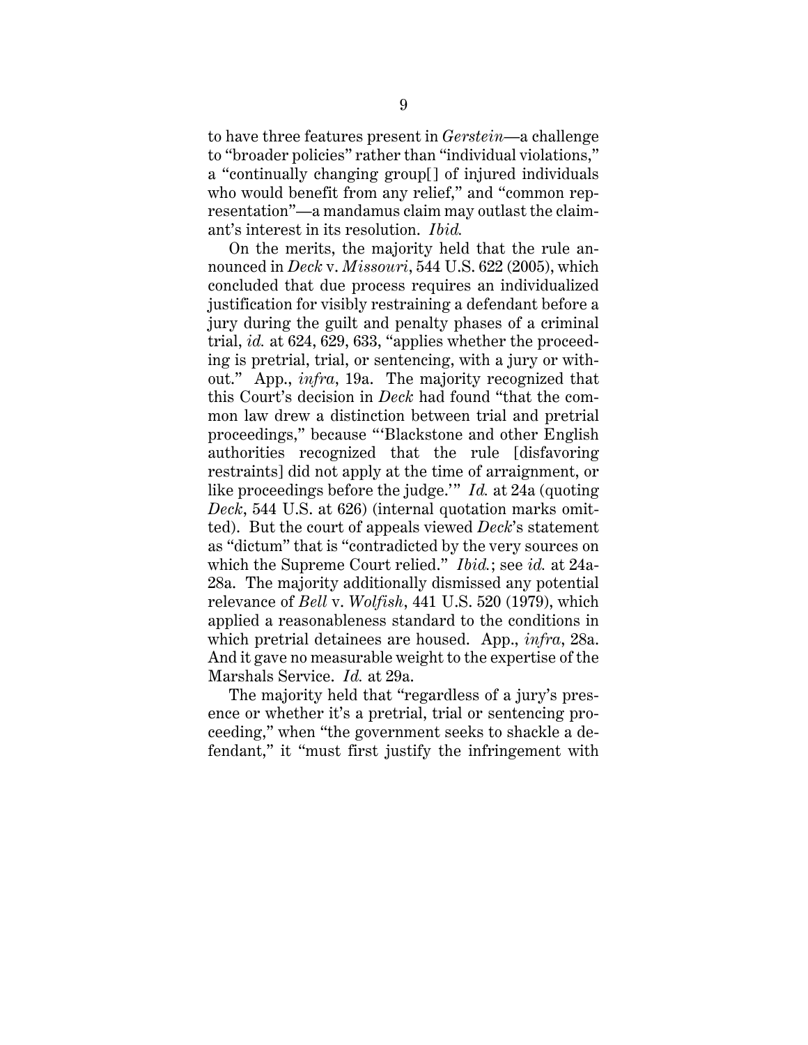to have three features present in *Gerstein*—a challenge to "broader policies" rather than "individual violations," a "continually changing group[] of injured individuals who would benefit from any relief," and "common representation"—a mandamus claim may outlast the claimant's interest in its resolution. *Ibid.*

On the merits, the majority held that the rule announced in *Deck* v. *Missouri*, 544 U.S. 622 (2005), which concluded that due process requires an individualized justification for visibly restraining a defendant before a jury during the guilt and penalty phases of a criminal trial, *id.* at 624, 629, 633, "applies whether the proceeding is pretrial, trial, or sentencing, with a jury or without." App., *infra*, 19a. The majority recognized that this Court's decision in *Deck* had found "that the common law drew a distinction between trial and pretrial proceedings," because "'Blackstone and other English authorities recognized that the rule [disfavoring restraints] did not apply at the time of arraignment, or like proceedings before the judge.'" *Id.* at 24a (quoting *Deck*, 544 U.S. at 626) (internal quotation marks omitted). But the court of appeals viewed *Deck*'s statement as "dictum" that is "contradicted by the very sources on which the Supreme Court relied." *Ibid.*; see *id.* at 24a-28a. The majority additionally dismissed any potential relevance of *Bell* v. *Wolfish*, 441 U.S. 520 (1979), which applied a reasonableness standard to the conditions in which pretrial detainees are housed. App., *infra*, 28a. And it gave no measurable weight to the expertise of the Marshals Service. *Id.* at 29a.

The majority held that "regardless of a jury's presence or whether it's a pretrial, trial or sentencing proceeding," when "the government seeks to shackle a defendant," it "must first justify the infringement with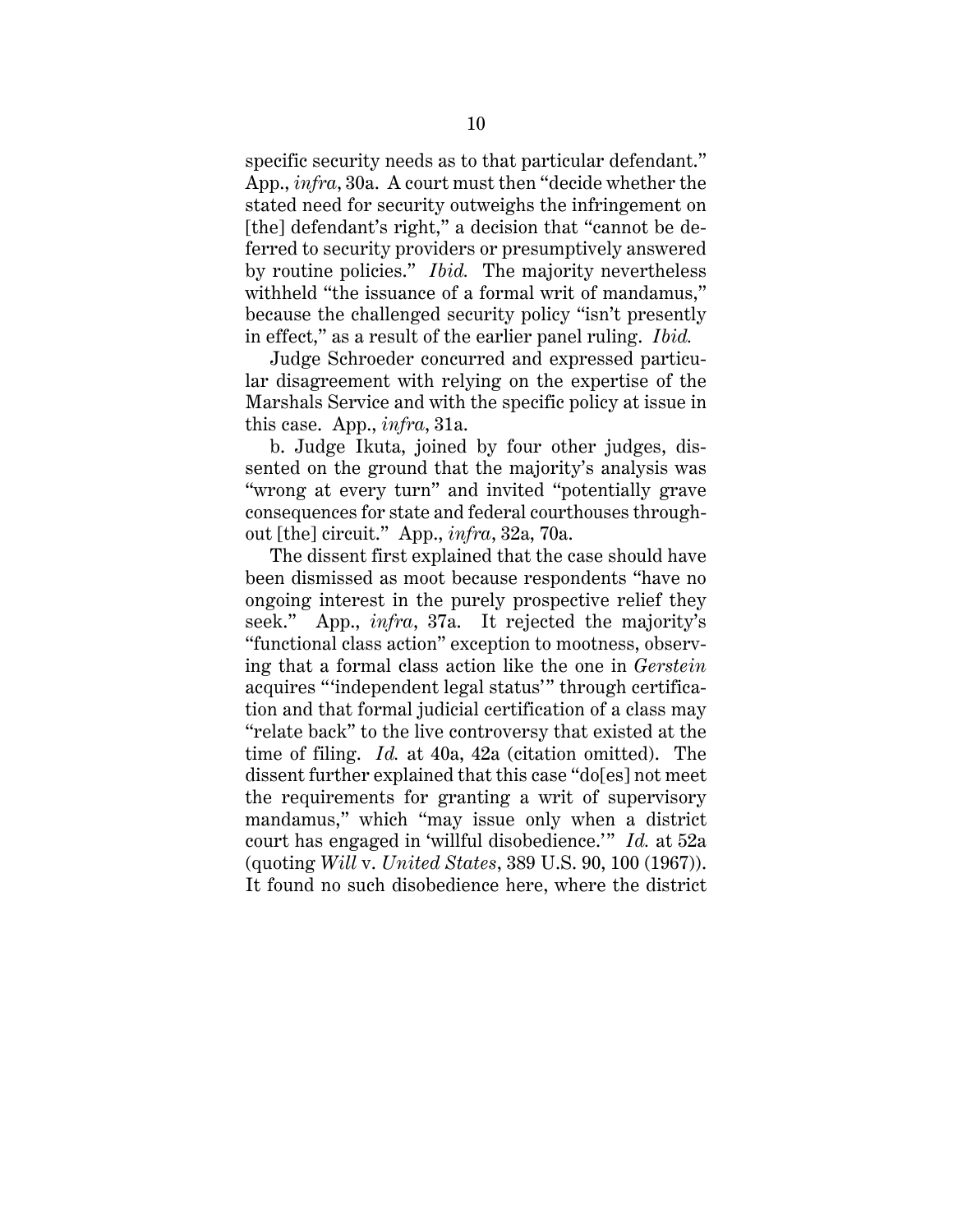specific security needs as to that particular defendant." App., *infra*, 30a. A court must then "decide whether the stated need for security outweighs the infringement on [the] defendant's right," a decision that "cannot be deferred to security providers or presumptively answered by routine policies." *Ibid.* The majority nevertheless withheld "the issuance of a formal writ of mandamus," because the challenged security policy "isn't presently in effect," as a result of the earlier panel ruling. *Ibid.*

Judge Schroeder concurred and expressed particular disagreement with relying on the expertise of the Marshals Service and with the specific policy at issue in this case. App., *infra*, 31a.

b. Judge Ikuta, joined by four other judges, dissented on the ground that the majority's analysis was "wrong at every turn" and invited "potentially grave consequences for state and federal courthouses throughout [the] circuit." App., *infra*, 32a, 70a.

The dissent first explained that the case should have been dismissed as moot because respondents "have no ongoing interest in the purely prospective relief they seek." App., *infra*, 37a. It rejected the majority's "functional class action" exception to mootness, observing that a formal class action like the one in *Gerstein* acquires "'independent legal status'" through certification and that formal judicial certification of a class may "relate back" to the live controversy that existed at the time of filing. *Id.* at 40a, 42a (citation omitted). The dissent further explained that this case "do[es] not meet the requirements for granting a writ of supervisory mandamus," which "may issue only when a district court has engaged in 'willful disobedience.'" *Id.* at 52a (quoting *Will* v. *United States*, 389 U.S. 90, 100 (1967)). It found no such disobedience here, where the district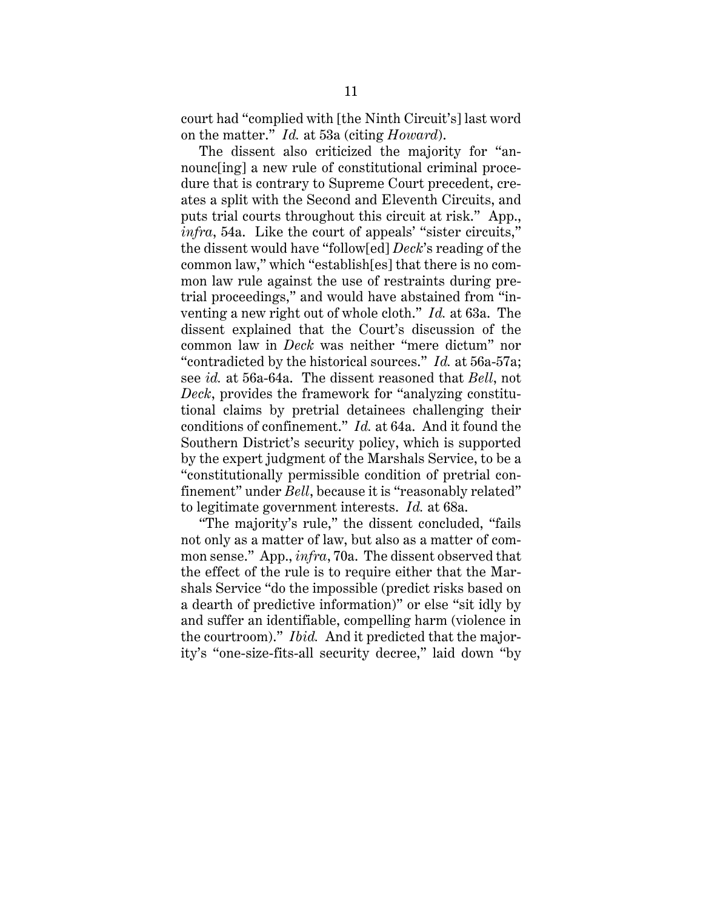court had "complied with [the Ninth Circuit's] last word on the matter." *Id.* at 53a (citing *Howard*).

The dissent also criticized the majority for "announc[ing] a new rule of constitutional criminal procedure that is contrary to Supreme Court precedent, creates a split with the Second and Eleventh Circuits, and puts trial courts throughout this circuit at risk." App., *infra*, 54a. Like the court of appeals' "sister circuits," the dissent would have "follow[ed] *Deck*'s reading of the common law," which "establish[es] that there is no common law rule against the use of restraints during pretrial proceedings," and would have abstained from "inventing a new right out of whole cloth." *Id.* at 63a. The dissent explained that the Court's discussion of the common law in *Deck* was neither "mere dictum" nor "contradicted by the historical sources." *Id.* at 56a-57a; see *id.* at 56a-64a. The dissent reasoned that *Bell*, not *Deck*, provides the framework for "analyzing constitutional claims by pretrial detainees challenging their conditions of confinement." *Id.* at 64a. And it found the Southern District's security policy, which is supported by the expert judgment of the Marshals Service, to be a "constitutionally permissible condition of pretrial confinement" under *Bell*, because it is "reasonably related" to legitimate government interests. *Id.* at 68a.

"The majority's rule," the dissent concluded, "fails not only as a matter of law, but also as a matter of common sense." App., *infra*, 70a. The dissent observed that the effect of the rule is to require either that the Marshals Service "do the impossible (predict risks based on a dearth of predictive information)" or else "sit idly by and suffer an identifiable, compelling harm (violence in the courtroom)." *Ibid.* And it predicted that the majority's "one-size-fits-all security decree," laid down "by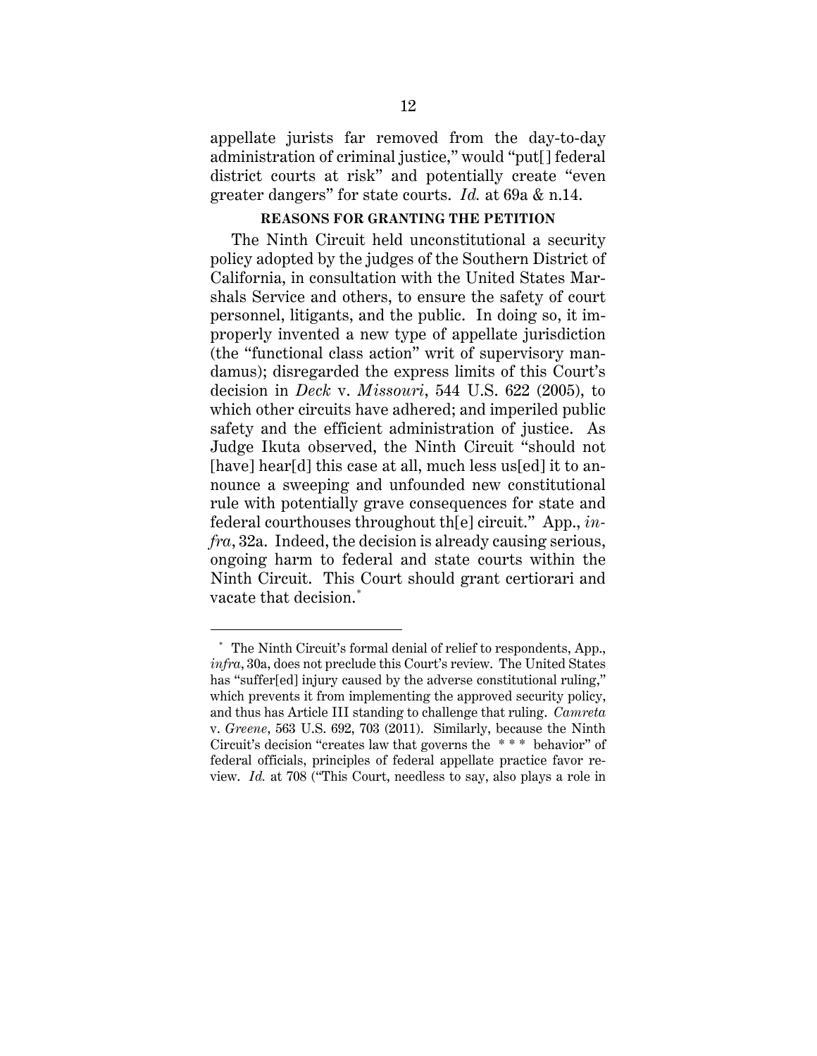appellate jurists far removed from the day-to-day administration of criminal justice," would "put[] federal district courts at risk" and potentially create "even greater dangers" for state courts. *Id.* at 69a & n.14.

## REASONS FOR GRANTING THE PETITION

The Ninth Circuit held unconstitutional a security policy adopted by the judges of the Southern District of California, in consultation with the United States Marshals Service and others, to ensure the safety of court personnel, litigants, and the public. In doing so, it improperly invented a new type of appellate jurisdiction (the "functional class action" writ of supervisory mandamus); disregarded the express limits of this Court's decision in *Deck* v. *Missouri*, 544 U.S. 622 (2005), to which other circuits have adhered; and imperiled public safety and the efficient administration of justice. As Judge Ikuta observed, the Ninth Circuit "should not [have] hear[d] this case at all, much less us[ed] it to announce a sweeping and unfounded new constitutional rule with potentially grave consequences for state and federal courthouses throughout th[e] circuit." App., *infra*, 32a. Indeed, the decision is already causing serious, ongoing harm to federal and state courts within the Ninth Circuit. This Court should grant certiorari and vacate that decision.[*]

---

[*] The Ninth Circuit's formal denial of relief to respondents, App., *infra*, 30a, does not preclude this Court's review. The United States has "suffer[ed] injury caused by the adverse constitutional ruling," which prevents it from implementing the approved security policy, and thus has Article III standing to challenge that ruling. *Camreta* v. *Greene*, 563 U.S. 692, 703 (2011). Similarly, because the Ninth Circuit's decision "creates law that governs the * * * behavior" of federal officials, principles of federal appellate practice favor review. *Id.* at 708 ("This Court, needless to say, also plays a role in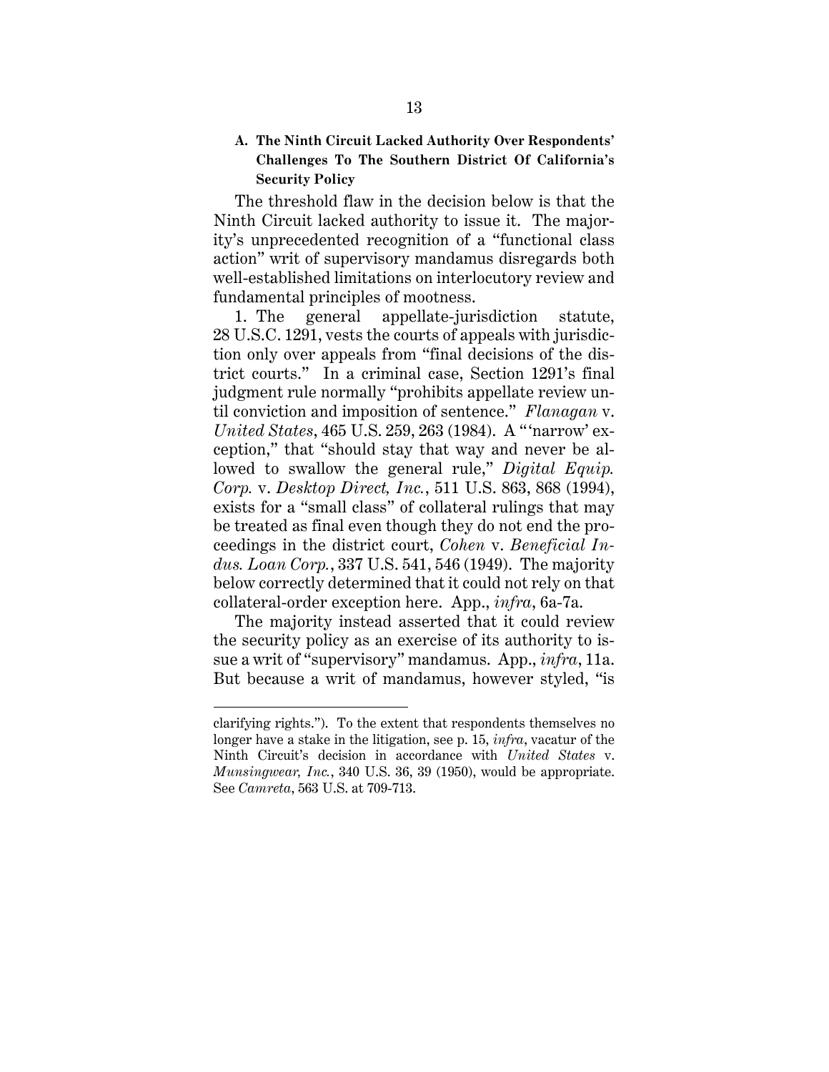### A. The Ninth Circuit Lacked Authority Over Respondents' Challenges To The Southern District Of California's Security Policy

The threshold flaw in the decision below is that the Ninth Circuit lacked authority to issue it. The majority's unprecedented recognition of a "functional class action" writ of supervisory mandamus disregards both well-established limitations on interlocutory review and fundamental principles of mootness.

1. The general appellate-jurisdiction statute, 28 U.S.C. 1291, vests the courts of appeals with jurisdiction only over appeals from "final decisions of the district courts." In a criminal case, Section 1291's final judgment rule normally "prohibits appellate review until conviction and imposition of sentence." *Flanagan* v. *United States*, 465 U.S. 259, 263 (1984). A "'narrow' exception," that "should stay that way and never be allowed to swallow the general rule," *Digital Equip. Corp.* v. *Desktop Direct, Inc.*, 511 U.S. 863, 868 (1994), exists for a "small class" of collateral rulings that may be treated as final even though they do not end the proceedings in the district court, *Cohen* v. *Beneficial Indus. Loan Corp.*, 337 U.S. 541, 546 (1949). The majority below correctly determined that it could not rely on that collateral-order exception here. App., *infra*, 6a-7a.

The majority instead asserted that it could review the security policy as an exercise of its authority to issue a writ of "supervisory" mandamus. App., *infra*, 11a. But because a writ of mandamus, however styled, "is

---

clarifying rights."). To the extent that respondents themselves no longer have a stake in the litigation, see p. 15, *infra*, vacatur of the Ninth Circuit's decision in accordance with *United States* v. *Munsingwear, Inc.*, 340 U.S. 36, 39 (1950), would be appropriate. See *Camreta*, 563 U.S. at 709-713.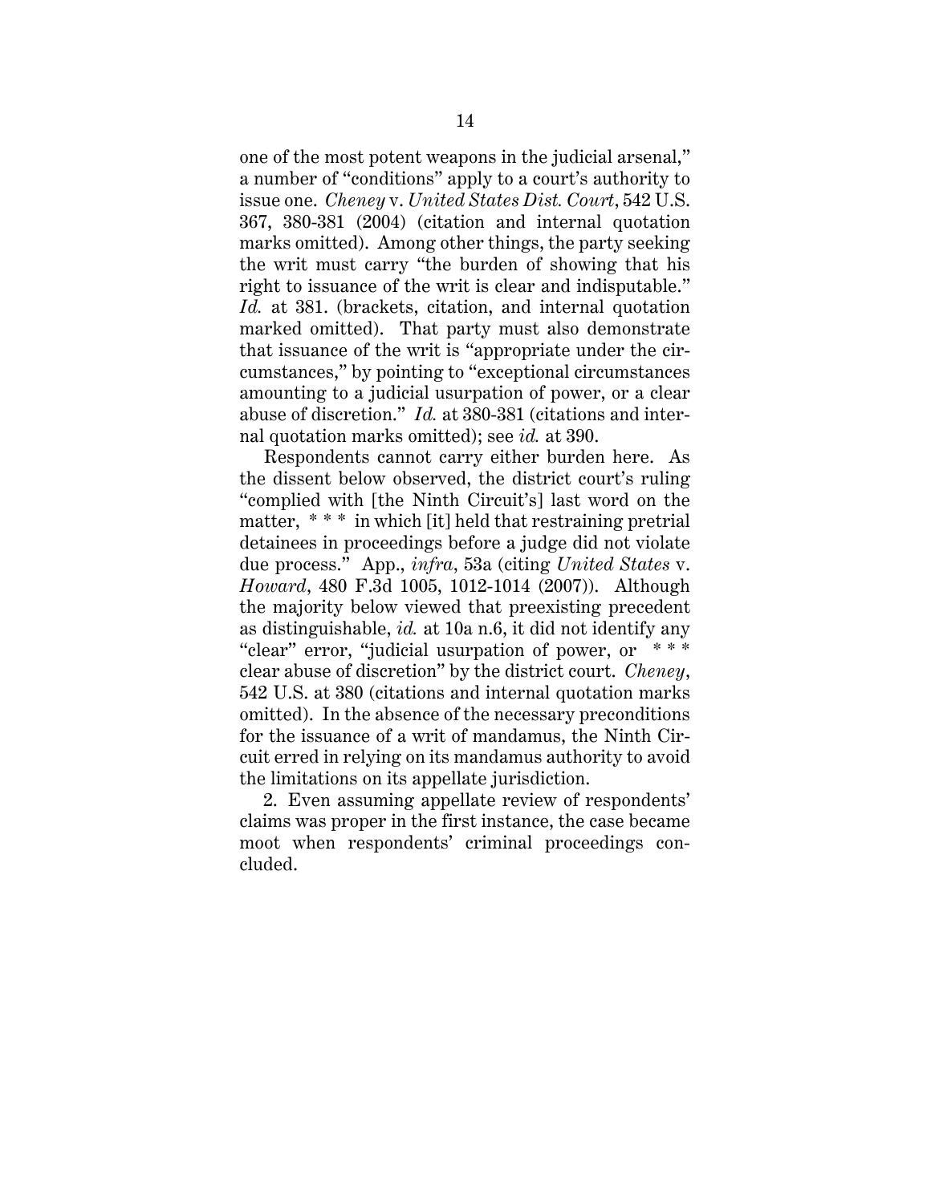one of the most potent weapons in the judicial arsenal," a number of "conditions" apply to a court's authority to issue one. *Cheney* v. *United States Dist. Court*, 542 U.S. 367, 380-381 (2004) (citation and internal quotation marks omitted). Among other things, the party seeking the writ must carry "the burden of showing that his right to issuance of the writ is clear and indisputable." *Id.* at 381. (brackets, citation, and internal quotation marked omitted). That party must also demonstrate that issuance of the writ is "appropriate under the circumstances," by pointing to "exceptional circumstances amounting to a judicial usurpation of power, or a clear abuse of discretion." *Id.* at 380-381 (citations and internal quotation marks omitted); see *id.* at 390.

Respondents cannot carry either burden here. As the dissent below observed, the district court's ruling "complied with [the Ninth Circuit's] last word on the matter, * * * in which [it] held that restraining pretrial detainees in proceedings before a judge did not violate due process." App., *infra*, 53a (citing *United States* v. *Howard*, 480 F.3d 1005, 1012-1014 (2007)). Although the majority below viewed that preexisting precedent as distinguishable, *id.* at 10a n.6, it did not identify any "clear" error, "judicial usurpation of power, or * * * clear abuse of discretion" by the district court. *Cheney*, 542 U.S. at 380 (citations and internal quotation marks omitted). In the absence of the necessary preconditions for the issuance of a writ of mandamus, the Ninth Circuit erred in relying on its mandamus authority to avoid the limitations on its appellate jurisdiction.

2. Even assuming appellate review of respondents' claims was proper in the first instance, the case became moot when respondents' criminal proceedings concluded.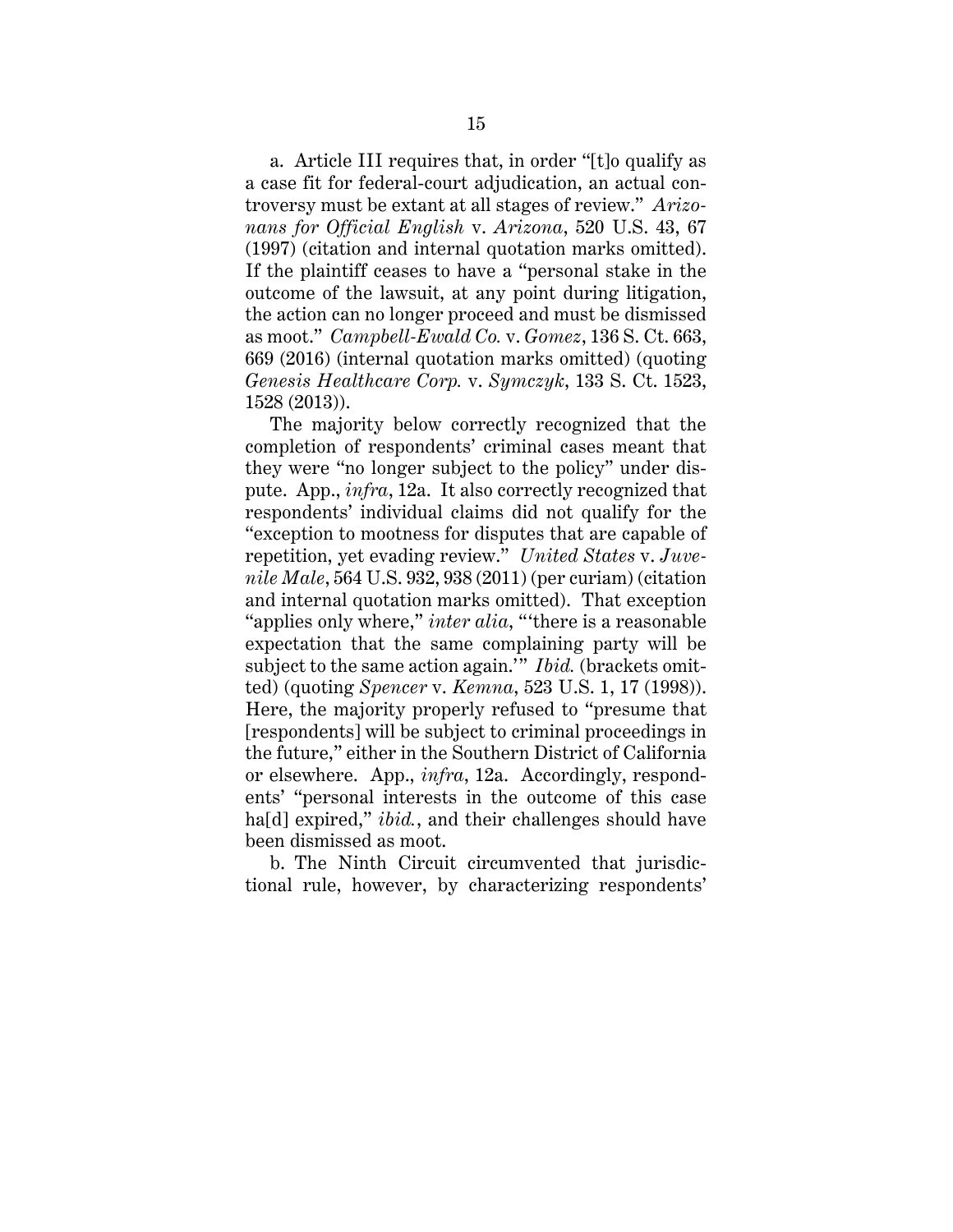a. Article III requires that, in order "[t]o qualify as a case fit for federal-court adjudication, an actual controversy must be extant at all stages of review." *Arizonans for Official English* v. *Arizona*, 520 U.S. 43, 67 (1997) (citation and internal quotation marks omitted). If the plaintiff ceases to have a "personal stake in the outcome of the lawsuit, at any point during litigation, the action can no longer proceed and must be dismissed as moot." *Campbell-Ewald Co.* v. *Gomez*, 136 S. Ct. 663, 669 (2016) (internal quotation marks omitted) (quoting *Genesis Healthcare Corp.* v. *Symczyk*, 133 S. Ct. 1523, 1528 (2013)).

The majority below correctly recognized that the completion of respondents' criminal cases meant that they were "no longer subject to the policy" under dispute. App., *infra*, 12a. It also correctly recognized that respondents' individual claims did not qualify for the "exception to mootness for disputes that are capable of repetition, yet evading review." *United States* v. *Juvenile Male*, 564 U.S. 932, 938 (2011) (per curiam) (citation and internal quotation marks omitted). That exception "applies only where," *inter alia*, "'there is a reasonable expectation that the same complaining party will be subject to the same action again.'" *Ibid.* (brackets omitted) (quoting *Spencer* v. *Kemna*, 523 U.S. 1, 17 (1998)). Here, the majority properly refused to "presume that [respondents] will be subject to criminal proceedings in the future," either in the Southern District of California or elsewhere. App., *infra*, 12a. Accordingly, respondents' "personal interests in the outcome of this case ha[d] expired," *ibid.*, and their challenges should have been dismissed as moot.

b. The Ninth Circuit circumvented that jurisdictional rule, however, by characterizing respondents'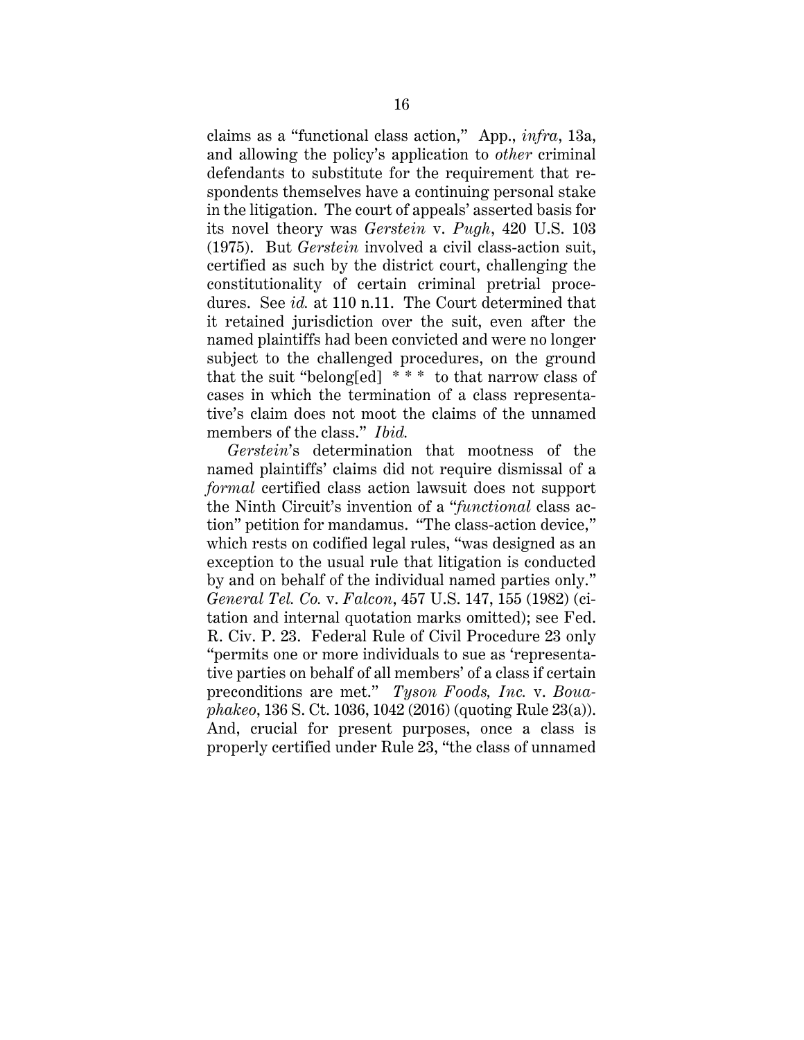claims as a "functional class action," App., *infra*, 13a, and allowing the policy's application to *other* criminal defendants to substitute for the requirement that respondents themselves have a continuing personal stake in the litigation. The court of appeals' asserted basis for its novel theory was *Gerstein* v. *Pugh*, 420 U.S. 103 (1975). But *Gerstein* involved a civil class-action suit, certified as such by the district court, challenging the constitutionality of certain criminal pretrial procedures. See *id.* at 110 n.11. The Court determined that it retained jurisdiction over the suit, even after the named plaintiffs had been convicted and were no longer subject to the challenged procedures, on the ground that the suit "belong[ed] * * * to that narrow class of cases in which the termination of a class representative's claim does not moot the claims of the unnamed members of the class." *Ibid.*

*Gerstein*'s determination that mootness of the named plaintiffs' claims did not require dismissal of a *formal* certified class action lawsuit does not support the Ninth Circuit's invention of a "*functional* class action" petition for mandamus. "The class-action device," which rests on codified legal rules, "was designed as an exception to the usual rule that litigation is conducted by and on behalf of the individual named parties only." *General Tel. Co.* v. *Falcon*, 457 U.S. 147, 155 (1982) (citation and internal quotation marks omitted); see Fed. R. Civ. P. 23. Federal Rule of Civil Procedure 23 only "permits one or more individuals to sue as 'representative parties on behalf of all members' of a class if certain preconditions are met." *Tyson Foods, Inc.* v. *Bouaphakeo*, 136 S. Ct. 1036, 1042 (2016) (quoting Rule 23(a)). And, crucial for present purposes, once a class is properly certified under Rule 23, "the class of unnamed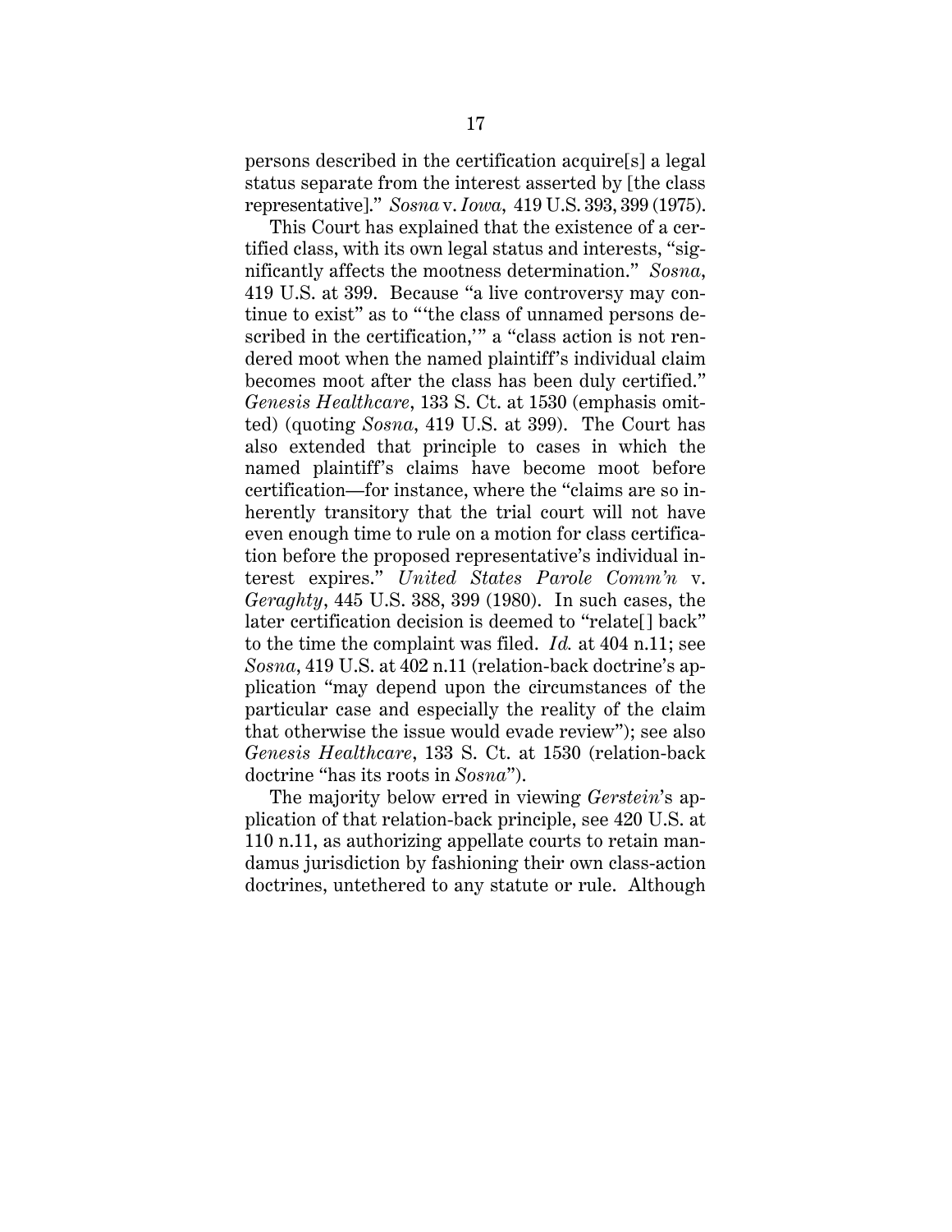persons described in the certification acquire[s] a legal status separate from the interest asserted by [the class representative]." *Sosna* v. *Iowa*, 419 U.S. 393, 399 (1975).

This Court has explained that the existence of a certified class, with its own legal status and interests, "significantly affects the mootness determination." *Sosna*, 419 U.S. at 399. Because "a live controversy may continue to exist" as to "'the class of unnamed persons described in the certification,'" a "class action is not rendered moot when the named plaintiff's individual claim becomes moot after the class has been duly certified." *Genesis Healthcare*, 133 S. Ct. at 1530 (emphasis omitted) (quoting *Sosna*, 419 U.S. at 399). The Court has also extended that principle to cases in which the named plaintiff's claims have become moot before certification—for instance, where the "claims are so inherently transitory that the trial court will not have even enough time to rule on a motion for class certification before the proposed representative's individual interest expires." *United States Parole Comm'n* v. *Geraghty*, 445 U.S. 388, 399 (1980). In such cases, the later certification decision is deemed to "relate[] back" to the time the complaint was filed. *Id.* at 404 n.11; see *Sosna*, 419 U.S. at 402 n.11 (relation-back doctrine's application "may depend upon the circumstances of the particular case and especially the reality of the claim that otherwise the issue would evade review"); see also *Genesis Healthcare*, 133 S. Ct. at 1530 (relation-back doctrine "has its roots in *Sosna*").

The majority below erred in viewing *Gerstein*'s application of that relation-back principle, see 420 U.S. at 110 n.11, as authorizing appellate courts to retain mandamus jurisdiction by fashioning their own class-action doctrines, untethered to any statute or rule. Although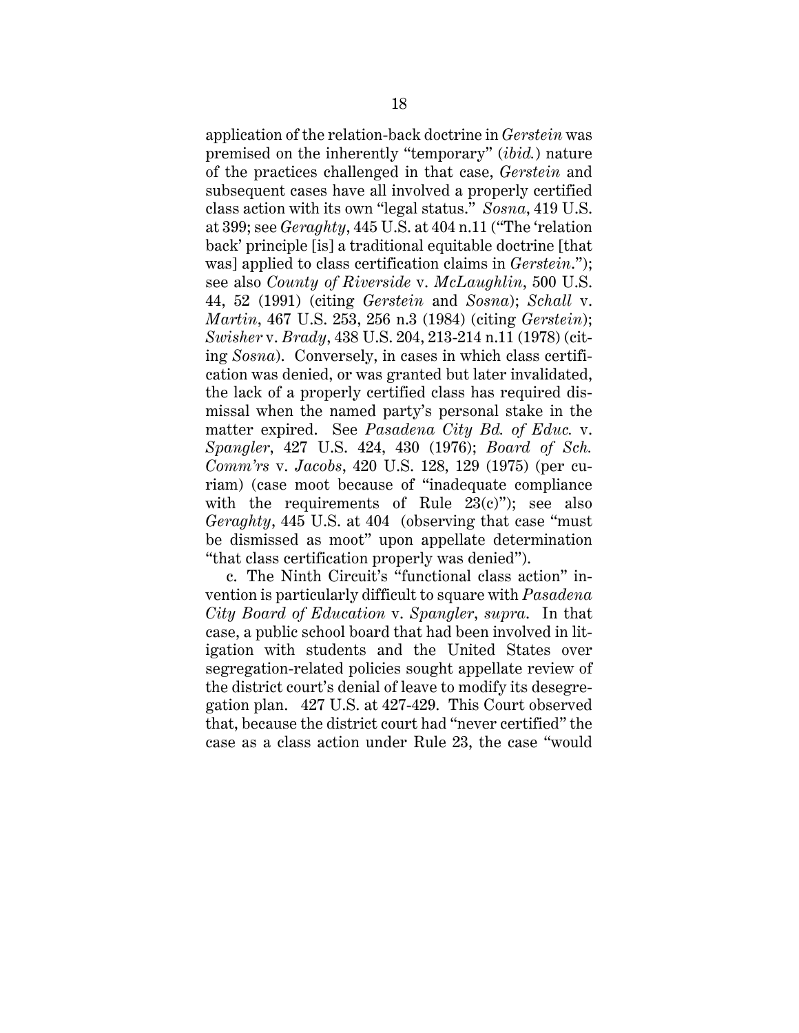application of the relation-back doctrine in *Gerstein* was premised on the inherently "temporary" (*ibid.*) nature of the practices challenged in that case, *Gerstein* and subsequent cases have all involved a properly certified class action with its own "legal status." *Sosna*, 419 U.S. at 399; see *Geraghty*, 445 U.S. at 404 n.11 ("The 'relation back' principle [is] a traditional equitable doctrine [that was] applied to class certification claims in *Gerstein*."); see also *County of Riverside* v. *McLaughlin*, 500 U.S. 44, 52 (1991) (citing *Gerstein* and *Sosna*); *Schall* v. *Martin*, 467 U.S. 253, 256 n.3 (1984) (citing *Gerstein*); *Swisher* v. *Brady*, 438 U.S. 204, 213-214 n.11 (1978) (citing *Sosna*). Conversely, in cases in which class certification was denied, or was granted but later invalidated, the lack of a properly certified class has required dismissal when the named party's personal stake in the matter expired. See *Pasadena City Bd. of Educ.* v. *Spangler*, 427 U.S. 424, 430 (1976); *Board of Sch. Comm'rs* v. *Jacobs*, 420 U.S. 128, 129 (1975) (per curiam) (case moot because of "inadequate compliance with the requirements of Rule 23(c)"); see also *Geraghty*, 445 U.S. at 404 (observing that case "must be dismissed as moot" upon appellate determination "that class certification properly was denied").

c. The Ninth Circuit's "functional class action" invention is particularly difficult to square with *Pasadena City Board of Education* v. *Spangler*, *supra*. In that case, a public school board that had been involved in litigation with students and the United States over segregation-related policies sought appellate review of the district court's denial of leave to modify its desegregation plan. 427 U.S. at 427-429. This Court observed that, because the district court had "never certified" the case as a class action under Rule 23, the case "would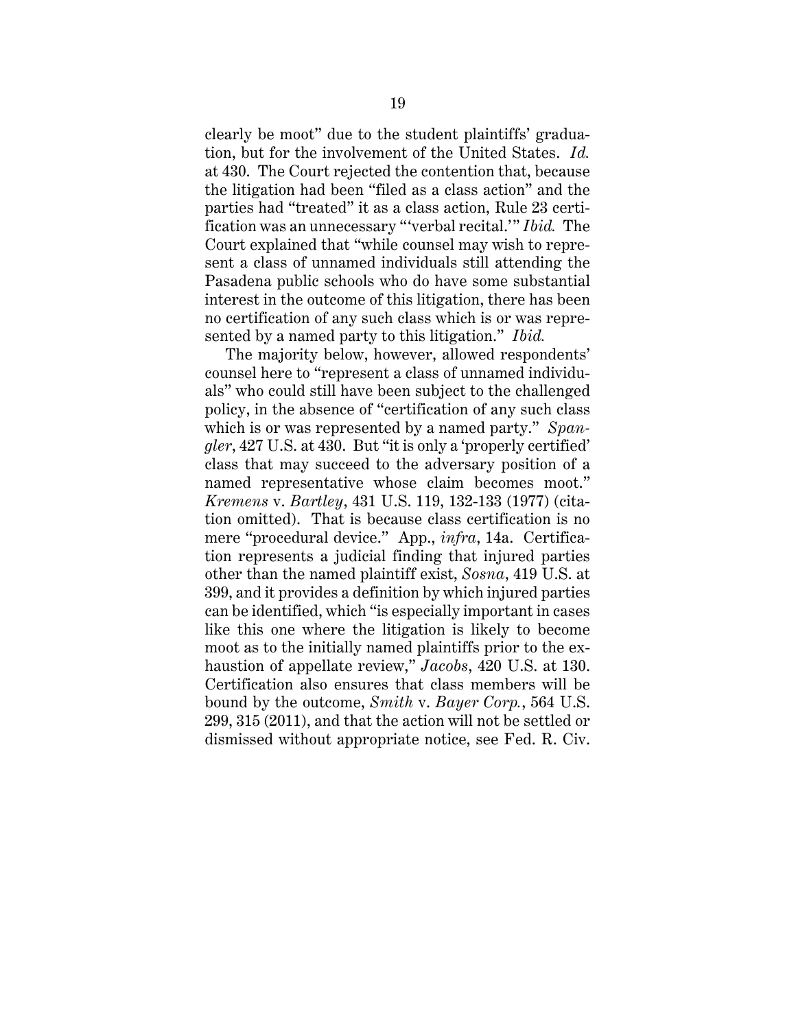clearly be moot" due to the student plaintiffs' graduation, but for the involvement of the United States. *Id.* at 430. The Court rejected the contention that, because the litigation had been "filed as a class action" and the parties had "treated" it as a class action, Rule 23 certification was an unnecessary "'verbal recital.'" *Ibid.* The Court explained that "while counsel may wish to represent a class of unnamed individuals still attending the Pasadena public schools who do have some substantial interest in the outcome of this litigation, there has been no certification of any such class which is or was represented by a named party to this litigation." *Ibid.*

The majority below, however, allowed respondents' counsel here to "represent a class of unnamed individuals" who could still have been subject to the challenged policy, in the absence of "certification of any such class which is or was represented by a named party." *Spangler*, 427 U.S. at 430. But "it is only a 'properly certified' class that may succeed to the adversary position of a named representative whose claim becomes moot." *Kremens* v. *Bartley*, 431 U.S. 119, 132-133 (1977) (citation omitted). That is because class certification is no mere "procedural device." App., *infra*, 14a. Certification represents a judicial finding that injured parties other than the named plaintiff exist, *Sosna*, 419 U.S. at 399, and it provides a definition by which injured parties can be identified, which "is especially important in cases like this one where the litigation is likely to become moot as to the initially named plaintiffs prior to the exhaustion of appellate review," *Jacobs*, 420 U.S. at 130. Certification also ensures that class members will be bound by the outcome, *Smith* v. *Bayer Corp.*, 564 U.S. 299, 315 (2011), and that the action will not be settled or dismissed without appropriate notice, see Fed. R. Civ.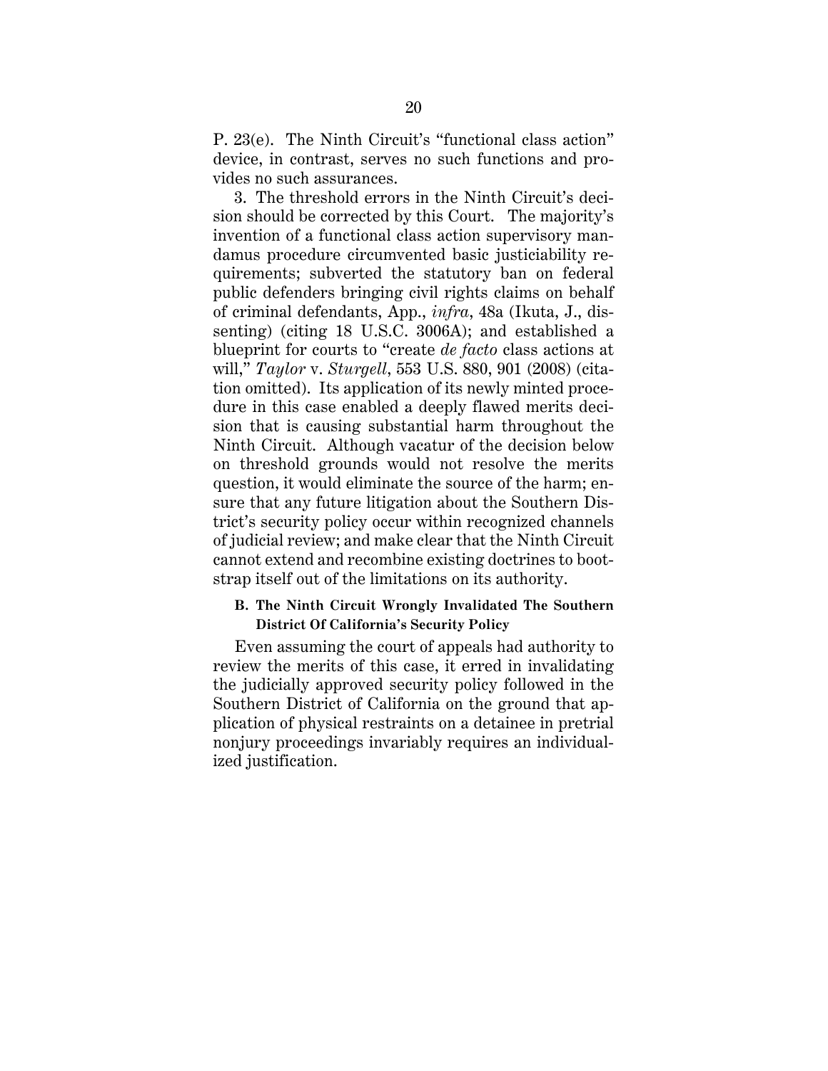P. 23(e). The Ninth Circuit's "functional class action" device, in contrast, serves no such functions and provides no such assurances.

3. The threshold errors in the Ninth Circuit's decision should be corrected by this Court. The majority's invention of a functional class action supervisory mandamus procedure circumvented basic justiciability requirements; subverted the statutory ban on federal public defenders bringing civil rights claims on behalf of criminal defendants, App., *infra*, 48a (Ikuta, J., dissenting) (citing 18 U.S.C. 3006A); and established a blueprint for courts to "create *de facto* class actions at will," *Taylor* v. *Sturgell*, 553 U.S. 880, 901 (2008) (citation omitted). Its application of its newly minted procedure in this case enabled a deeply flawed merits decision that is causing substantial harm throughout the Ninth Circuit. Although vacatur of the decision below on threshold grounds would not resolve the merits question, it would eliminate the source of the harm; ensure that any future litigation about the Southern District's security policy occur within recognized channels of judicial review; and make clear that the Ninth Circuit cannot extend and recombine existing doctrines to bootstrap itself out of the limitations on its authority.

### B. The Ninth Circuit Wrongly Invalidated The Southern District Of California's Security Policy

Even assuming the court of appeals had authority to review the merits of this case, it erred in invalidating the judicially approved security policy followed in the Southern District of California on the ground that application of physical restraints on a detainee in pretrial nonjury proceedings invariably requires an individualized justification.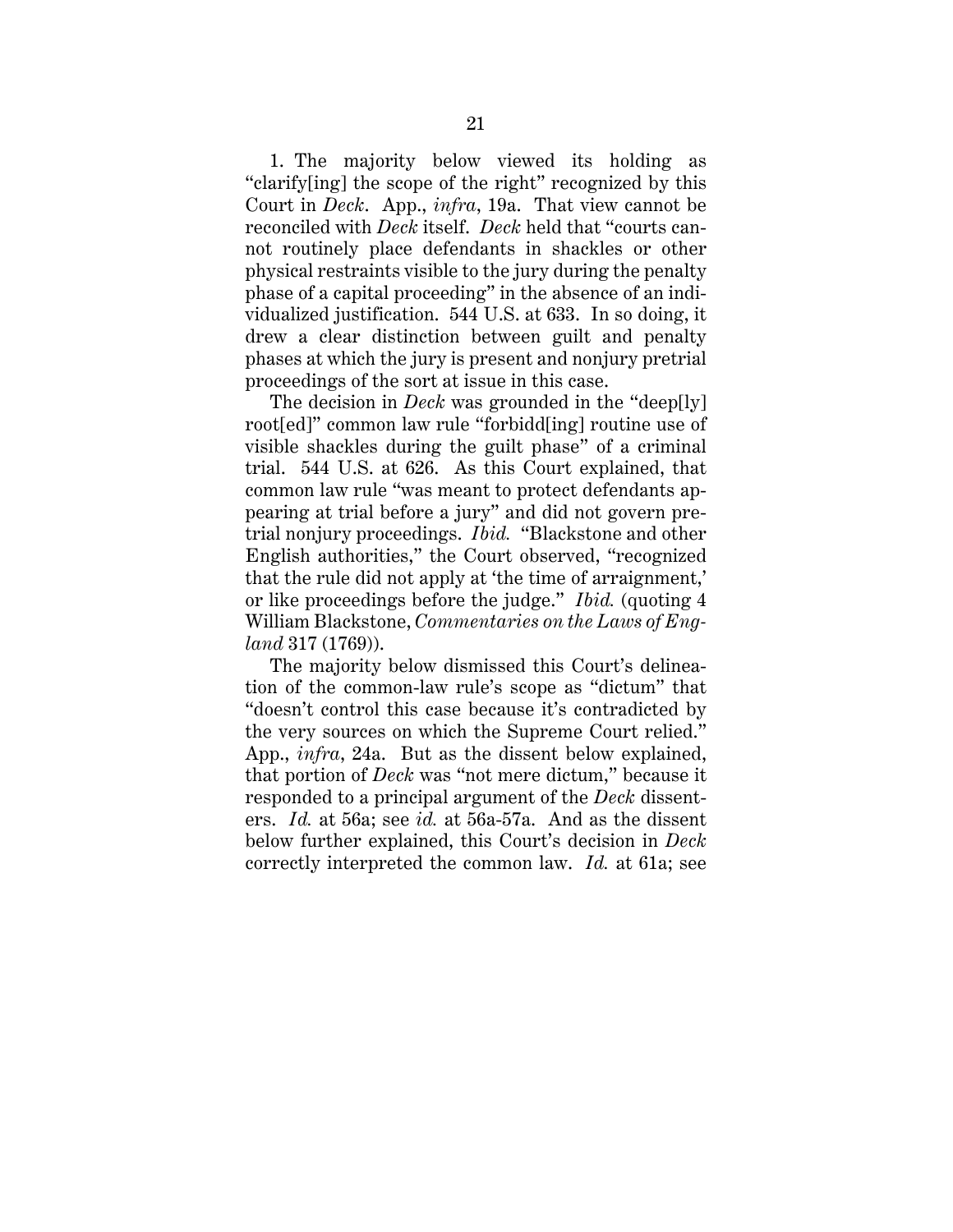1. The majority below viewed its holding as "clarify[ing] the scope of the right" recognized by this Court in *Deck*. App., *infra*, 19a. That view cannot be reconciled with *Deck* itself. *Deck* held that "courts cannot routinely place defendants in shackles or other physical restraints visible to the jury during the penalty phase of a capital proceeding" in the absence of an individualized justification. 544 U.S. at 633. In so doing, it drew a clear distinction between guilt and penalty phases at which the jury is present and nonjury pretrial proceedings of the sort at issue in this case.

The decision in *Deck* was grounded in the "deep[ly] root[ed]" common law rule "forbidd[ing] routine use of visible shackles during the guilt phase" of a criminal trial. 544 U.S. at 626. As this Court explained, that common law rule "was meant to protect defendants appearing at trial before a jury" and did not govern pretrial nonjury proceedings. *Ibid.* "Blackstone and other English authorities," the Court observed, "recognized that the rule did not apply at 'the time of arraignment,' or like proceedings before the judge." *Ibid.* (quoting 4 William Blackstone, *Commentaries on the Laws of England* 317 (1769)).

The majority below dismissed this Court's delineation of the common-law rule's scope as "dictum" that "doesn't control this case because it's contradicted by the very sources on which the Supreme Court relied." App., *infra*, 24a. But as the dissent below explained, that portion of *Deck* was "not mere dictum," because it responded to a principal argument of the *Deck* dissenters. *Id.* at 56a; see *id.* at 56a-57a. And as the dissent below further explained, this Court's decision in *Deck* correctly interpreted the common law. *Id.* at 61a; see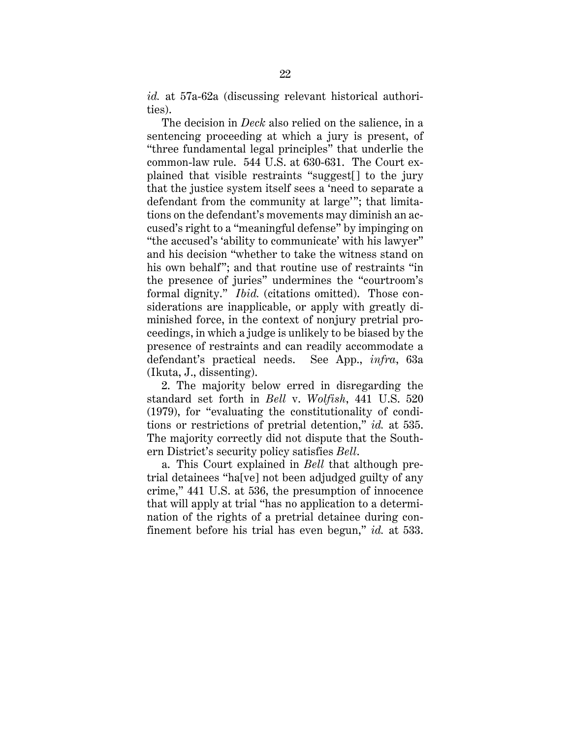*id.* at 57a-62a (discussing relevant historical authorities).

The decision in *Deck* also relied on the salience, in a sentencing proceeding at which a jury is present, of "three fundamental legal principles" that underlie the common-law rule. 544 U.S. at 630-631. The Court explained that visible restraints "suggest[] to the jury that the justice system itself sees a 'need to separate a defendant from the community at large'"; that limitations on the defendant's movements may diminish an accused's right to a "meaningful defense" by impinging on "the accused's 'ability to communicate' with his lawyer" and his decision "whether to take the witness stand on his own behalf"; and that routine use of restraints "in the presence of juries" undermines the "courtroom's formal dignity." *Ibid.* (citations omitted). Those considerations are inapplicable, or apply with greatly diminished force, in the context of nonjury pretrial proceedings, in which a judge is unlikely to be biased by the presence of restraints and can readily accommodate a defendant's practical needs. See App., *infra*, 63a (Ikuta, J., dissenting).

2. The majority below erred in disregarding the standard set forth in *Bell* v. *Wolfish*, 441 U.S. 520 (1979), for "evaluating the constitutionality of conditions or restrictions of pretrial detention," *id.* at 535. The majority correctly did not dispute that the Southern District's security policy satisfies *Bell*.

a. This Court explained in *Bell* that although pretrial detainees "ha[ve] not been adjudged guilty of any crime," 441 U.S. at 536, the presumption of innocence that will apply at trial "has no application to a determination of the rights of a pretrial detainee during confinement before his trial has even begun," *id.* at 533.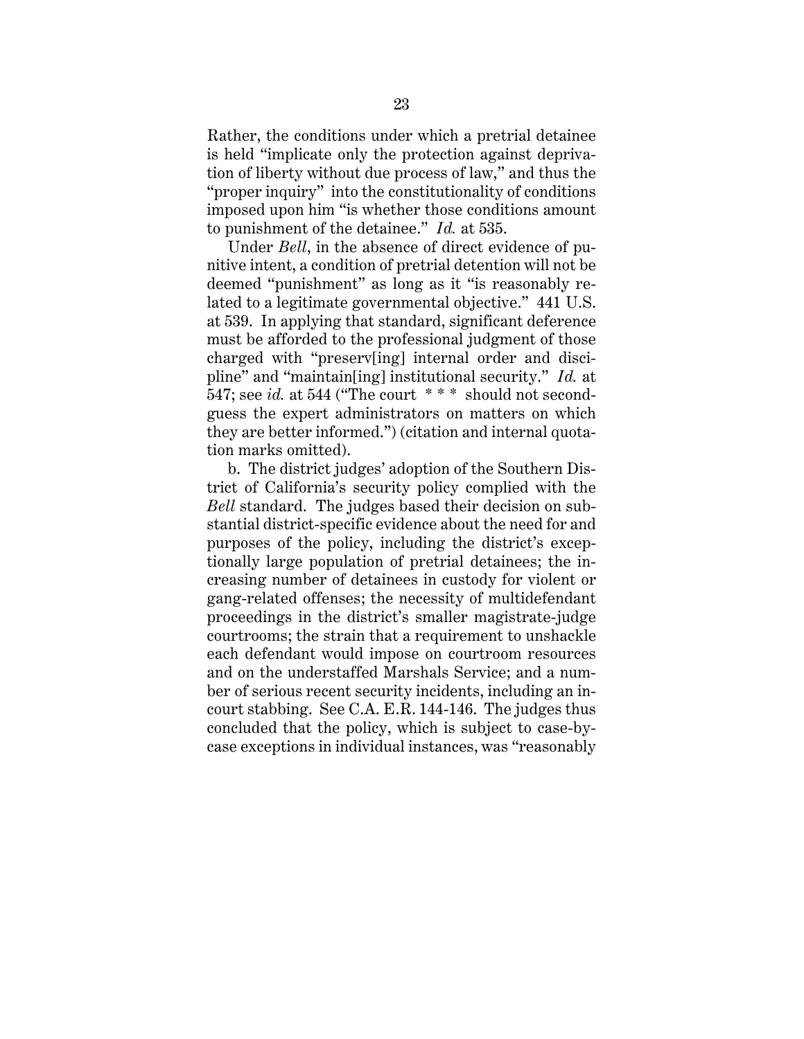Rather, the conditions under which a pretrial detainee is held "implicate only the protection against deprivation of liberty without due process of law," and thus the "proper inquiry" into the constitutionality of conditions imposed upon him "is whether those conditions amount to punishment of the detainee." *Id.* at 535.

Under *Bell*, in the absence of direct evidence of punitive intent, a condition of pretrial detention will not be deemed "punishment" as long as it "is reasonably related to a legitimate governmental objective." 441 U.S. at 539. In applying that standard, significant deference must be afforded to the professional judgment of those charged with "preserv[ing] internal order and discipline" and "maintain[ing] institutional security." *Id.* at 547; see *id.* at 544 ("The court * * * should not second-guess the expert administrators on matters on which they are better informed.") (citation and internal quotation marks omitted).

b. The district judges' adoption of the Southern District of California's security policy complied with the *Bell* standard. The judges based their decision on substantial district-specific evidence about the need for and purposes of the policy, including the district's exceptionally large population of pretrial detainees; the increasing number of detainees in custody for violent or gang-related offenses; the necessity of multidefendant proceedings in the district's smaller magistrate-judge courtrooms; the strain that a requirement to unshackle each defendant would impose on courtroom resources and on the understaffed Marshals Service; and a number of serious recent security incidents, including an in-court stabbing. See C.A. E.R. 144-146. The judges thus concluded that the policy, which is subject to case-by-case exceptions in individual instances, was "reasonably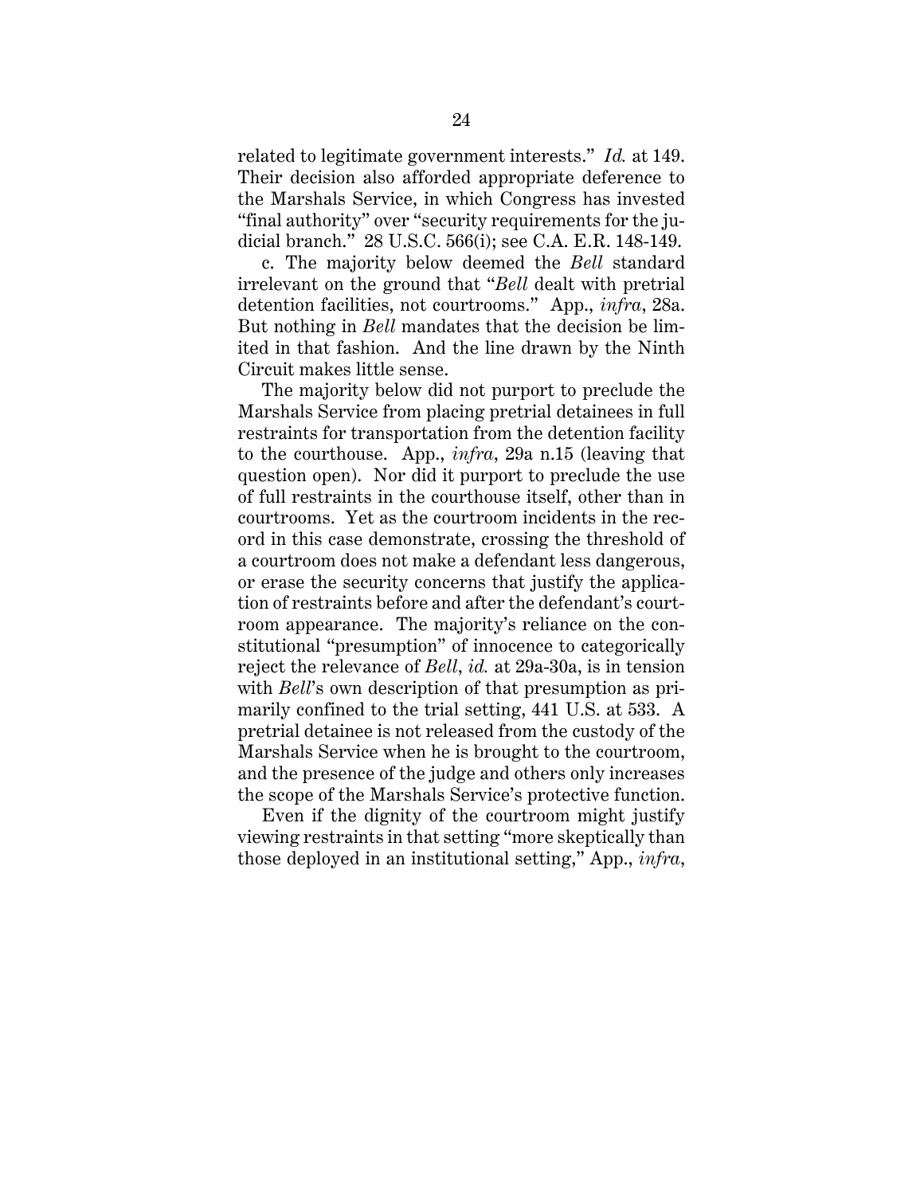related to legitimate government interests." *Id.* at 149. Their decision also afforded appropriate deference to the Marshals Service, in which Congress has invested "final authority" over "security requirements for the judicial branch." 28 U.S.C. 566(i); see C.A. E.R. 148-149.

c. The majority below deemed the *Bell* standard irrelevant on the ground that "*Bell* dealt with pretrial detention facilities, not courtrooms." App., *infra*, 28a. But nothing in *Bell* mandates that the decision be limited in that fashion. And the line drawn by the Ninth Circuit makes little sense.

The majority below did not purport to preclude the Marshals Service from placing pretrial detainees in full restraints for transportation from the detention facility to the courthouse. App., *infra*, 29a n.15 (leaving that question open). Nor did it purport to preclude the use of full restraints in the courthouse itself, other than in courtrooms. Yet as the courtroom incidents in the record in this case demonstrate, crossing the threshold of a courtroom does not make a defendant less dangerous, or erase the security concerns that justify the application of restraints before and after the defendant's courtroom appearance. The majority's reliance on the constitutional "presumption" of innocence to categorically reject the relevance of *Bell*, *id.* at 29a-30a, is in tension with *Bell*'s own description of that presumption as primarily confined to the trial setting, 441 U.S. at 533. A pretrial detainee is not released from the custody of the Marshals Service when he is brought to the courtroom, and the presence of the judge and others only increases the scope of the Marshals Service's protective function.

Even if the dignity of the courtroom might justify viewing restraints in that setting "more skeptically than those deployed in an institutional setting," App., *infra*,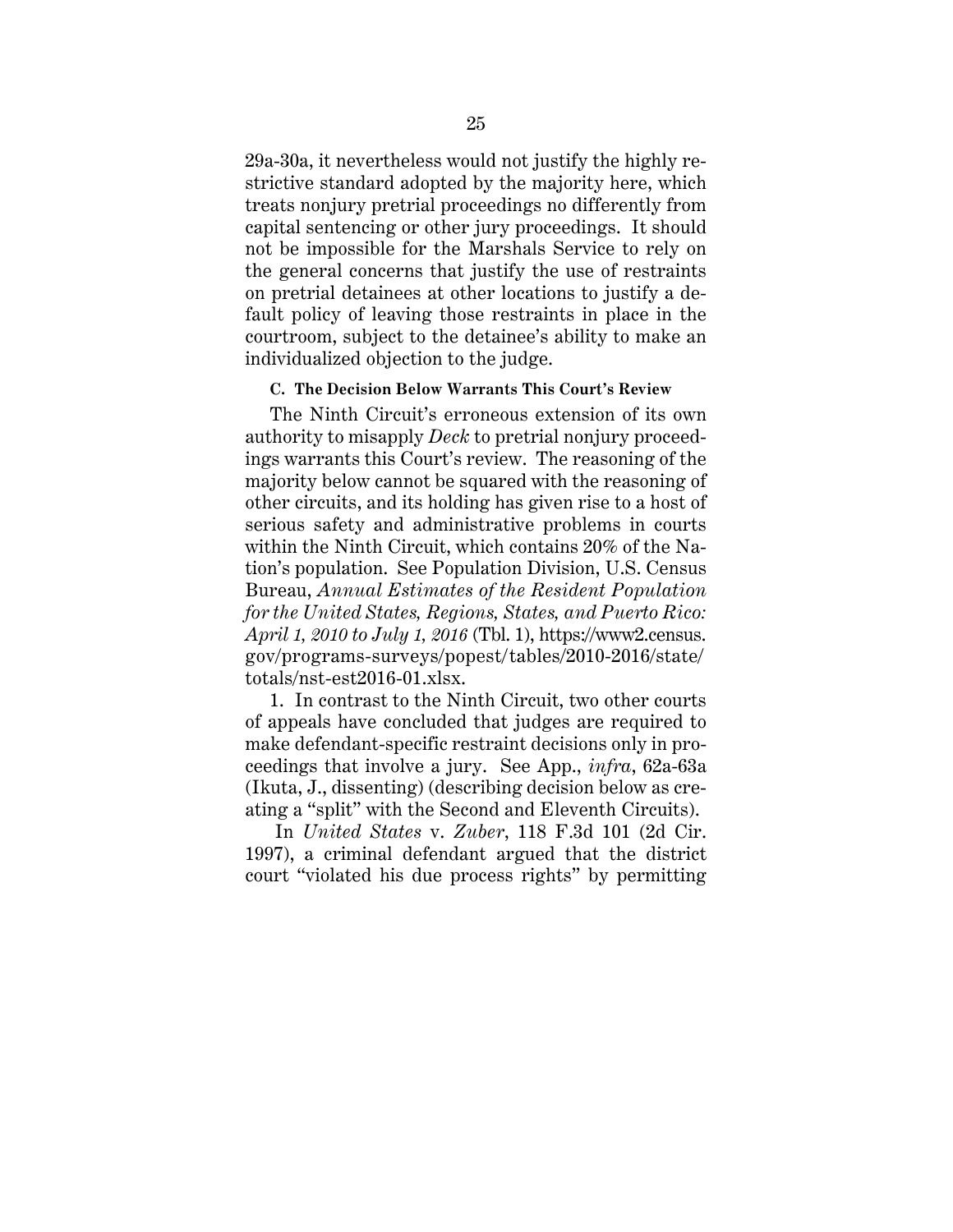29a-30a, it nevertheless would not justify the highly restrictive standard adopted by the majority here, which treats nonjury pretrial proceedings no differently from capital sentencing or other jury proceedings. It should not be impossible for the Marshals Service to rely on the general concerns that justify the use of restraints on pretrial detainees at other locations to justify a default policy of leaving those restraints in place in the courtroom, subject to the detainee's ability to make an individualized objection to the judge.

### C. The Decision Below Warrants This Court's Review

The Ninth Circuit's erroneous extension of its own authority to misapply *Deck* to pretrial nonjury proceedings warrants this Court's review. The reasoning of the majority below cannot be squared with the reasoning of other circuits, and its holding has given rise to a host of serious safety and administrative problems in courts within the Ninth Circuit, which contains 20% of the Nation's population. See Population Division, U.S. Census Bureau, *Annual Estimates of the Resident Population for the United States, Regions, States, and Puerto Rico: April 1, 2010 to July 1, 2016* (Tbl. 1), https://www2.census.gov/programs-surveys/popest/tables/2010-2016/state/totals/nst-est2016-01.xlsx.

1. In contrast to the Ninth Circuit, two other courts of appeals have concluded that judges are required to make defendant-specific restraint decisions only in proceedings that involve a jury. See App., *infra*, 62a-63a (Ikuta, J., dissenting) (describing decision below as creating a "split" with the Second and Eleventh Circuits).

In *United States* v. *Zuber*, 118 F.3d 101 (2d Cir. 1997), a criminal defendant argued that the district court "violated his due process rights" by permitting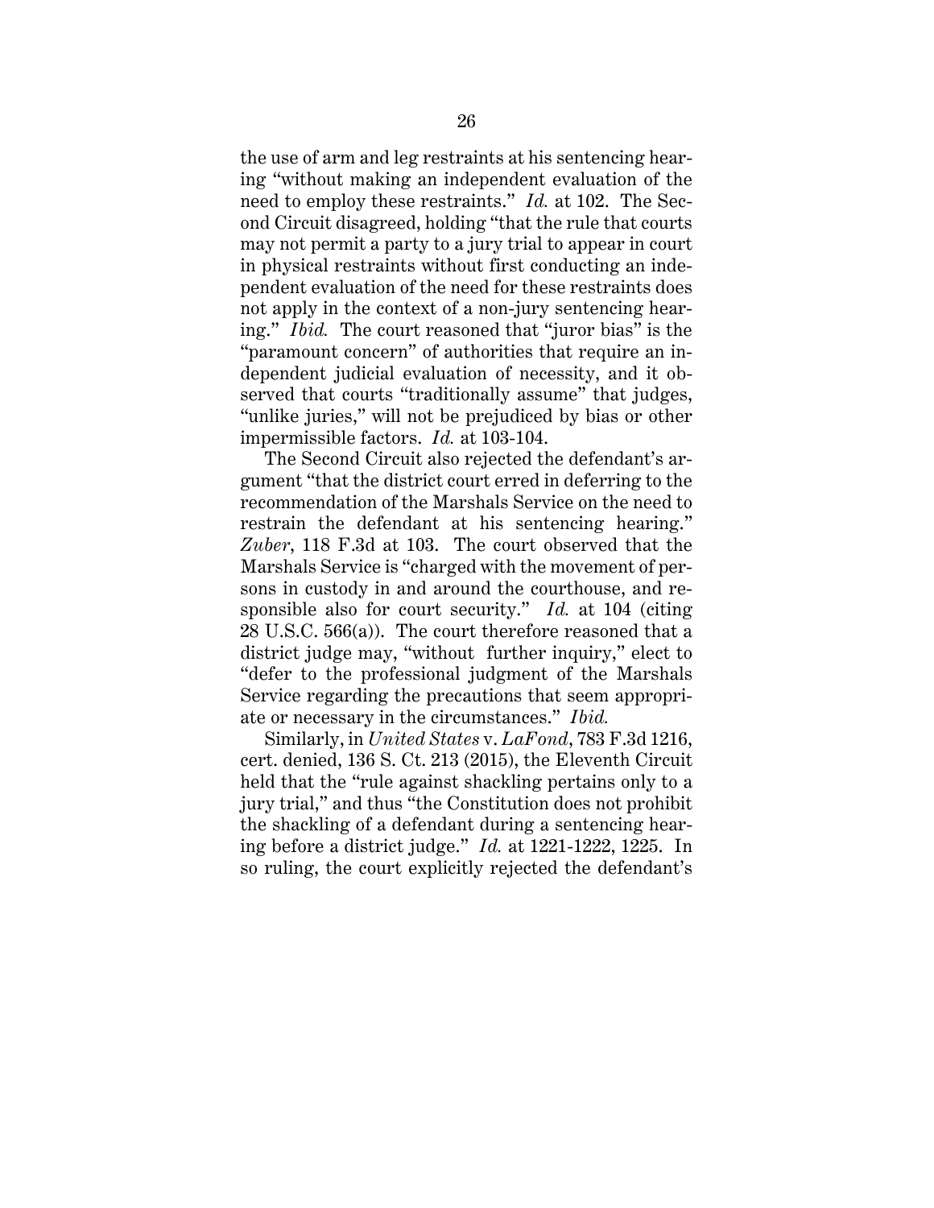the use of arm and leg restraints at his sentencing hearing "without making an independent evaluation of the need to employ these restraints." *Id.* at 102. The Second Circuit disagreed, holding "that the rule that courts may not permit a party to a jury trial to appear in court in physical restraints without first conducting an independent evaluation of the need for these restraints does not apply in the context of a non-jury sentencing hearing." *Ibid.* The court reasoned that "juror bias" is the "paramount concern" of authorities that require an independent judicial evaluation of necessity, and it observed that courts "traditionally assume" that judges, "unlike juries," will not be prejudiced by bias or other impermissible factors. *Id.* at 103-104.

The Second Circuit also rejected the defendant's argument "that the district court erred in deferring to the recommendation of the Marshals Service on the need to restrain the defendant at his sentencing hearing." *Zuber*, 118 F.3d at 103. The court observed that the Marshals Service is "charged with the movement of persons in custody in and around the courthouse, and responsible also for court security." *Id.* at 104 (citing 28 U.S.C. 566(a)). The court therefore reasoned that a district judge may, "without further inquiry," elect to "defer to the professional judgment of the Marshals Service regarding the precautions that seem appropriate or necessary in the circumstances." *Ibid.*

Similarly, in *United States* v. *LaFond*, 783 F.3d 1216, cert. denied, 136 S. Ct. 213 (2015), the Eleventh Circuit held that the "rule against shackling pertains only to a jury trial," and thus "the Constitution does not prohibit the shackling of a defendant during a sentencing hearing before a district judge." *Id.* at 1221-1222, 1225. In so ruling, the court explicitly rejected the defendant's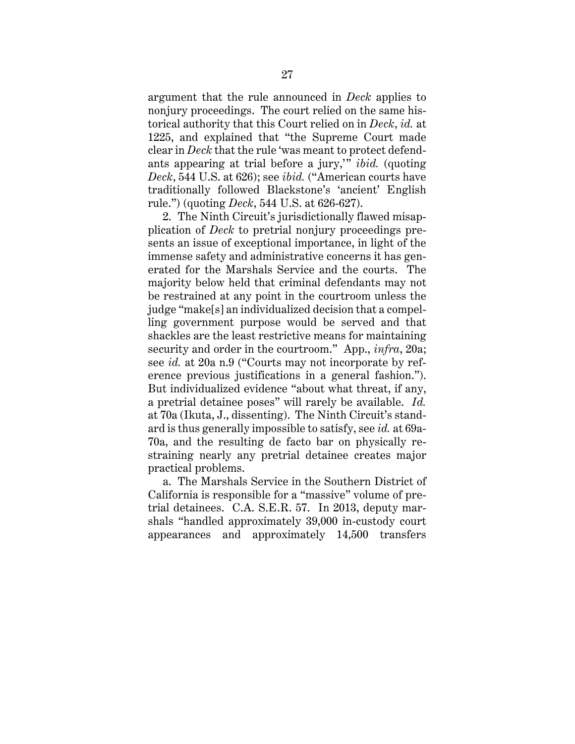argument that the rule announced in *Deck* applies to nonjury proceedings. The court relied on the same historical authority that this Court relied on in *Deck*, *id.* at 1225, and explained that "the Supreme Court made clear in *Deck* that the rule 'was meant to protect defendants appearing at trial before a jury,'" *ibid.* (quoting *Deck*, 544 U.S. at 626); see *ibid.* ("American courts have traditionally followed Blackstone's 'ancient' English rule.") (quoting *Deck*, 544 U.S. at 626-627).

2. The Ninth Circuit's jurisdictionally flawed misapplication of *Deck* to pretrial nonjury proceedings presents an issue of exceptional importance, in light of the immense safety and administrative concerns it has generated for the Marshals Service and the courts. The majority below held that criminal defendants may not be restrained at any point in the courtroom unless the judge "make[s] an individualized decision that a compelling government purpose would be served and that shackles are the least restrictive means for maintaining security and order in the courtroom." App., *infra*, 20a; see *id.* at 20a n.9 ("Courts may not incorporate by reference previous justifications in a general fashion."). But individualized evidence "about what threat, if any, a pretrial detainee poses" will rarely be available. *Id.* at 70a (Ikuta, J., dissenting). The Ninth Circuit's standard is thus generally impossible to satisfy, see *id.* at 69a-70a, and the resulting de facto bar on physically restraining nearly any pretrial detainee creates major practical problems.

a. The Marshals Service in the Southern District of California is responsible for a "massive" volume of pretrial detainees. C.A. S.E.R. 57. In 2013, deputy marshals "handled approximately 39,000 in-custody court appearances and approximately 14,500 transfers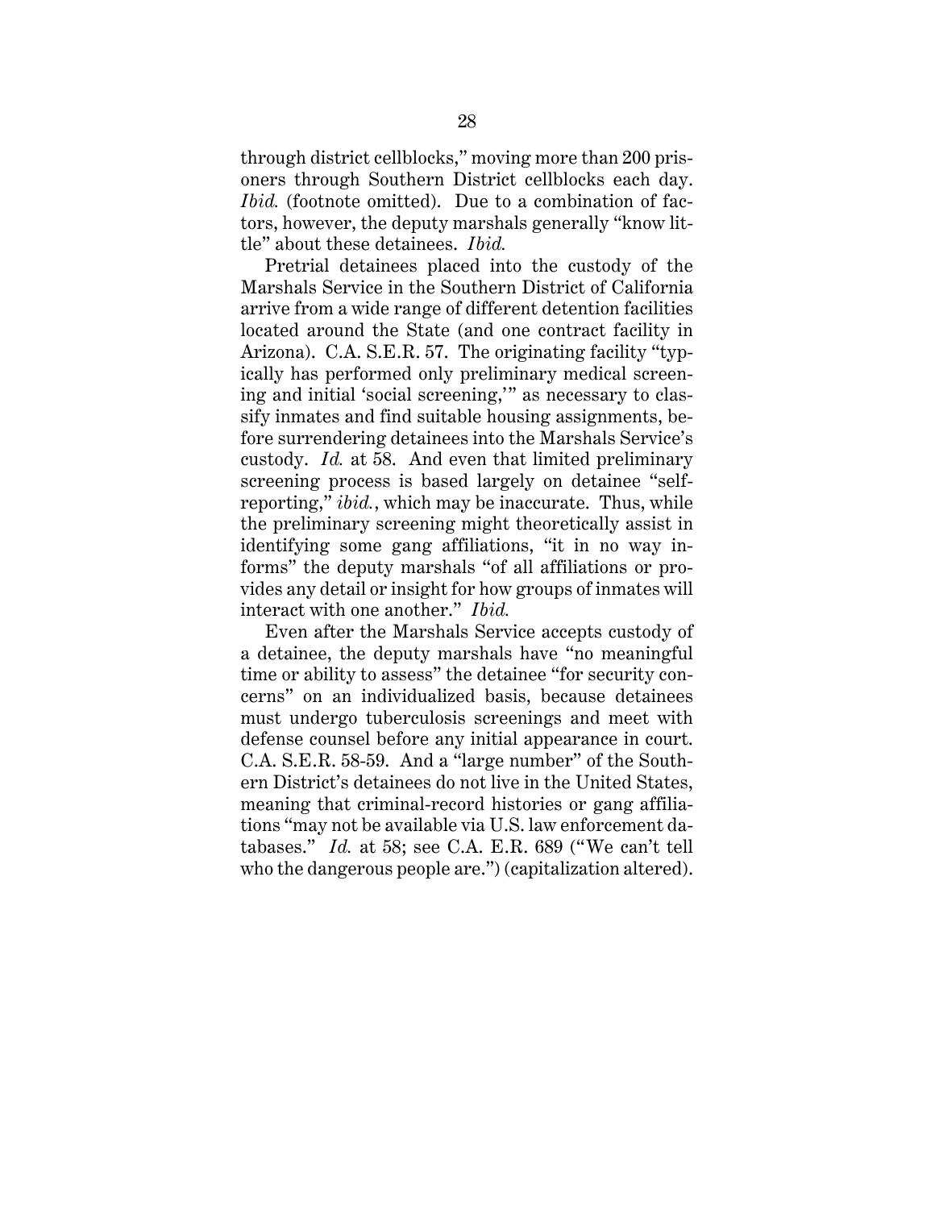through district cellblocks," moving more than 200 prisoners through Southern District cellblocks each day. *Ibid.* (footnote omitted). Due to a combination of factors, however, the deputy marshals generally "know little" about these detainees. *Ibid.*

Pretrial detainees placed into the custody of the Marshals Service in the Southern District of California arrive from a wide range of different detention facilities located around the State (and one contract facility in Arizona). C.A. S.E.R. 57. The originating facility "typically has performed only preliminary medical screening and initial 'social screening,'" as necessary to classify inmates and find suitable housing assignments, before surrendering detainees into the Marshals Service's custody. *Id.* at 58. And even that limited preliminary screening process is based largely on detainee "self-reporting," *ibid.*, which may be inaccurate. Thus, while the preliminary screening might theoretically assist in identifying some gang affiliations, "it in no way informs" the deputy marshals "of all affiliations or provides any detail or insight for how groups of inmates will interact with one another." *Ibid.*

Even after the Marshals Service accepts custody of a detainee, the deputy marshals have "no meaningful time or ability to assess" the detainee "for security concerns" on an individualized basis, because detainees must undergo tuberculosis screenings and meet with defense counsel before any initial appearance in court. C.A. S.E.R. 58-59. And a "large number" of the Southern District's detainees do not live in the United States, meaning that criminal-record histories or gang affiliations "may not be available via U.S. law enforcement databases." *Id.* at 58; see C.A. E.R. 689 ("We can't tell who the dangerous people are.") (capitalization altered).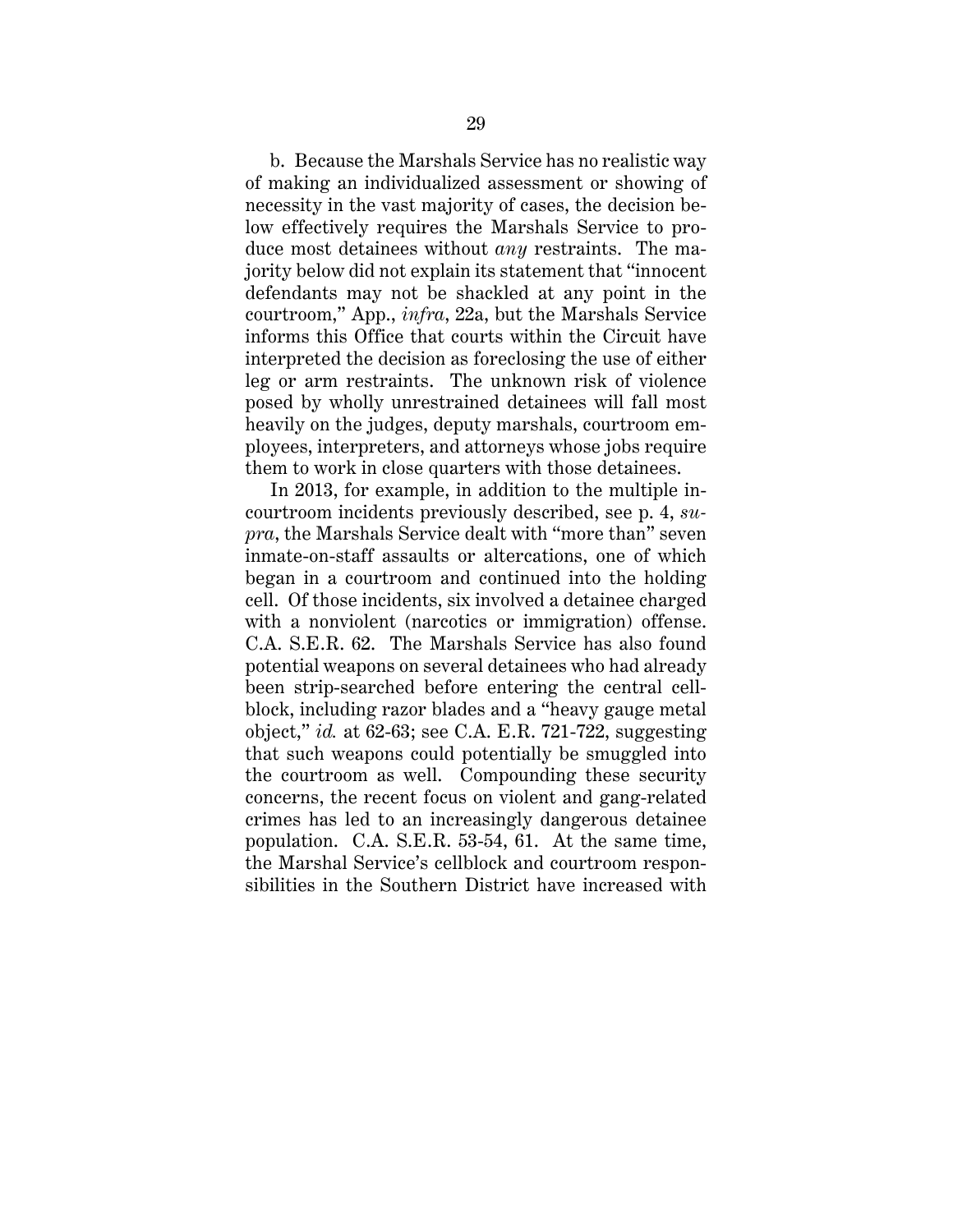b. Because the Marshals Service has no realistic way of making an individualized assessment or showing of necessity in the vast majority of cases, the decision below effectively requires the Marshals Service to produce most detainees without *any* restraints. The majority below did not explain its statement that "innocent defendants may not be shackled at any point in the courtroom," App., *infra*, 22a, but the Marshals Service informs this Office that courts within the Circuit have interpreted the decision as foreclosing the use of either leg or arm restraints. The unknown risk of violence posed by wholly unrestrained detainees will fall most heavily on the judges, deputy marshals, courtroom employees, interpreters, and attorneys whose jobs require them to work in close quarters with those detainees.

In 2013, for example, in addition to the multiple in-courtroom incidents previously described, see p. 4, *supra*, the Marshals Service dealt with "more than" seven inmate-on-staff assaults or altercations, one of which began in a courtroom and continued into the holding cell. Of those incidents, six involved a detainee charged with a nonviolent (narcotics or immigration) offense. C.A. S.E.R. 62. The Marshals Service has also found potential weapons on several detainees who had already been strip-searched before entering the central cellblock, including razor blades and a "heavy gauge metal object," *id.* at 62-63; see C.A. E.R. 721-722, suggesting that such weapons could potentially be smuggled into the courtroom as well. Compounding these security concerns, the recent focus on violent and gang-related crimes has led to an increasingly dangerous detainee population. C.A. S.E.R. 53-54, 61. At the same time, the Marshal Service's cellblock and courtroom responsibilities in the Southern District have increased with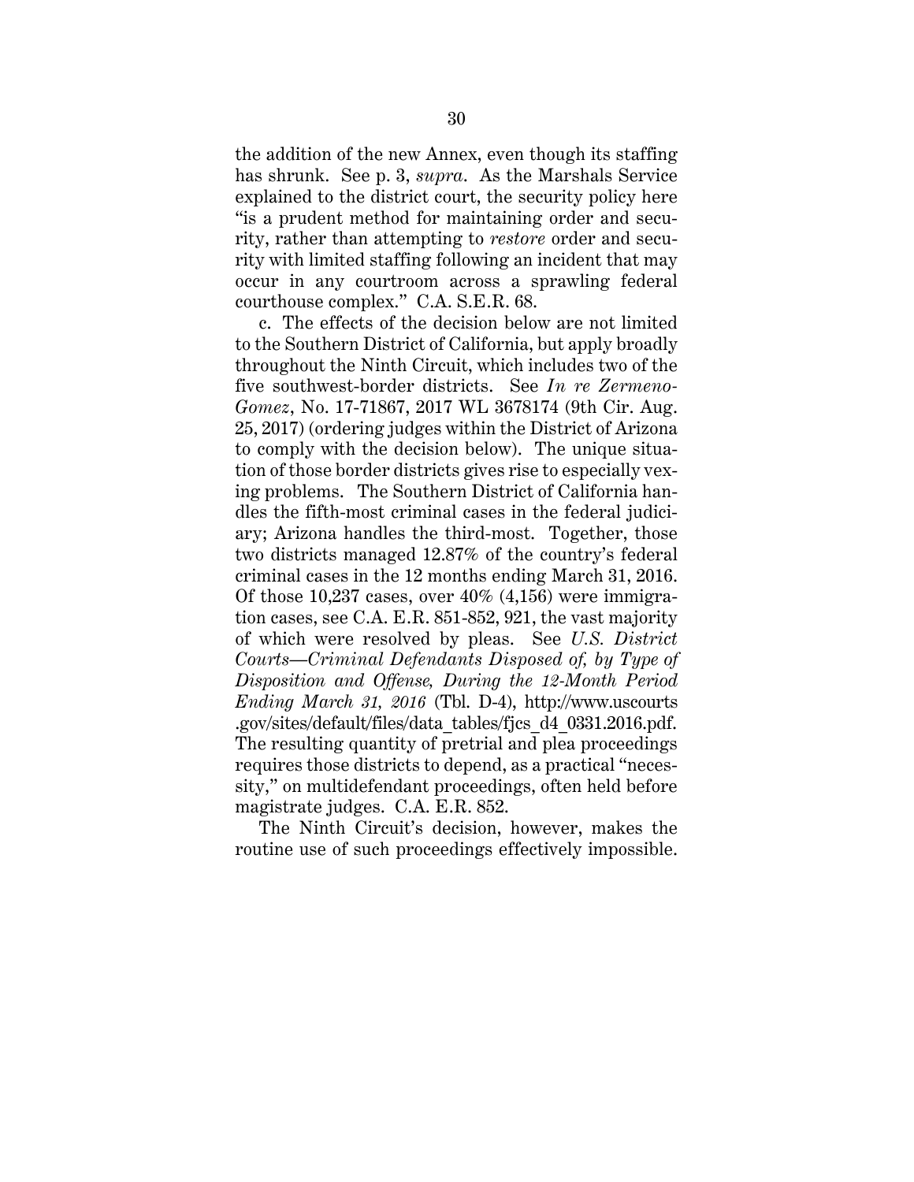the addition of the new Annex, even though its staffing has shrunk. See p. 3, *supra*. As the Marshals Service explained to the district court, the security policy here "is a prudent method for maintaining order and security, rather than attempting to *restore* order and security with limited staffing following an incident that may occur in any courtroom across a sprawling federal courthouse complex." C.A. S.E.R. 68.

c. The effects of the decision below are not limited to the Southern District of California, but apply broadly throughout the Ninth Circuit, which includes two of the five southwest-border districts. See *In re Zermeno-Gomez*, No. 17-71867, 2017 WL 3678174 (9th Cir. Aug. 25, 2017) (ordering judges within the District of Arizona to comply with the decision below). The unique situation of those border districts gives rise to especially vexing problems. The Southern District of California handles the fifth-most criminal cases in the federal judiciary; Arizona handles the third-most. Together, those two districts managed 12.87% of the country's federal criminal cases in the 12 months ending March 31, 2016. Of those 10,237 cases, over 40% (4,156) were immigration cases, see C.A. E.R. 851-852, 921, the vast majority of which were resolved by pleas. See *U.S. District Courts—Criminal Defendants Disposed of, by Type of Disposition and Offense, During the 12-Month Period Ending March 31, 2016* (Tbl. D-4), http://www.uscourts.gov/sites/default/files/data_tables/fjcs_d4_0331.2016.pdf. The resulting quantity of pretrial and plea proceedings requires those districts to depend, as a practical "necessity," on multidefendant proceedings, often held before magistrate judges. C.A. E.R. 852.

The Ninth Circuit's decision, however, makes the routine use of such proceedings effectively impossible.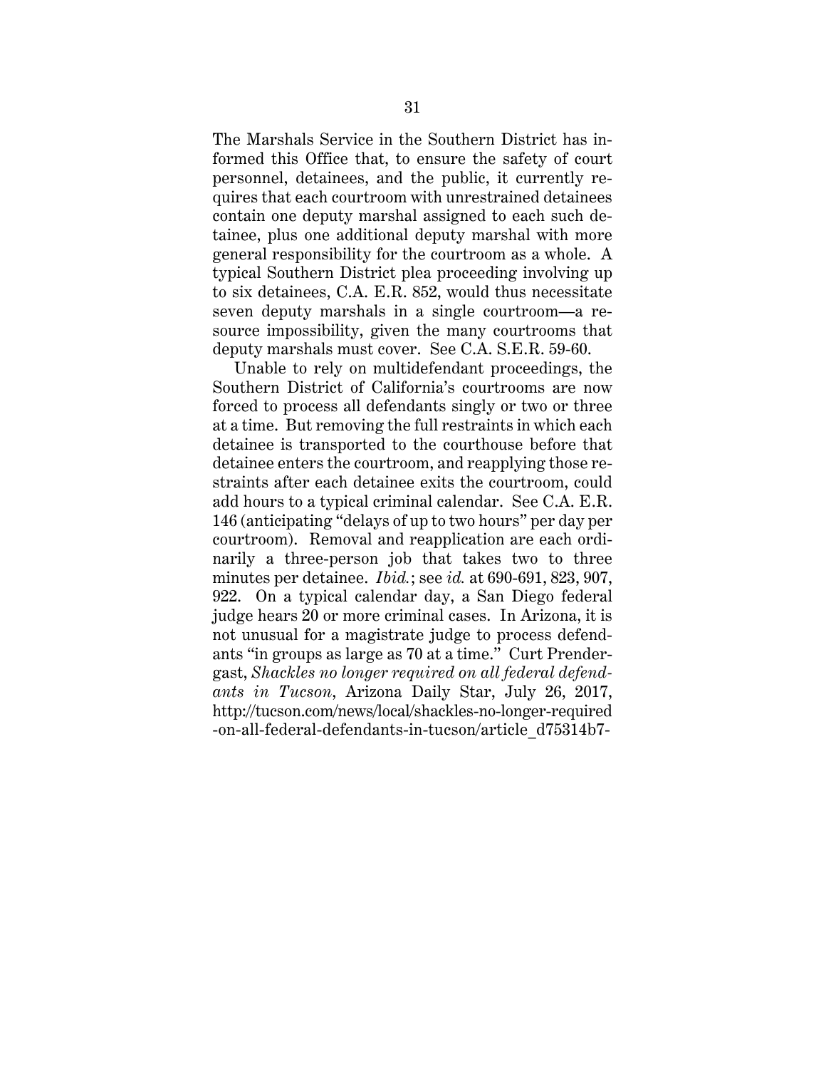The Marshals Service in the Southern District has informed this Office that, to ensure the safety of court personnel, detainees, and the public, it currently requires that each courtroom with unrestrained detainees contain one deputy marshal assigned to each such detainee, plus one additional deputy marshal with more general responsibility for the courtroom as a whole. A typical Southern District plea proceeding involving up to six detainees, C.A. E.R. 852, would thus necessitate seven deputy marshals in a single courtroom—a resource impossibility, given the many courtrooms that deputy marshals must cover. See C.A. S.E.R. 59-60.

Unable to rely on multidefendant proceedings, the Southern District of California's courtrooms are now forced to process all defendants singly or two or three at a time. But removing the full restraints in which each detainee is transported to the courthouse before that detainee enters the courtroom, and reapplying those restraints after each detainee exits the courtroom, could add hours to a typical criminal calendar. See C.A. E.R. 146 (anticipating "delays of up to two hours" per day per courtroom). Removal and reapplication are each ordinarily a three-person job that takes two to three minutes per detainee. *Ibid.*; see *id.* at 690-691, 823, 907, 922. On a typical calendar day, a San Diego federal judge hears 20 or more criminal cases. In Arizona, it is not unusual for a magistrate judge to process defendants "in groups as large as 70 at a time." Curt Prendergast, *Shackles no longer required on all federal defendants in Tucson*, Arizona Daily Star, July 26, 2017, http://tucson.com/news/local/shackles-no-longer-required-on-all-federal-defendants-in-tucson/article_d75314b7-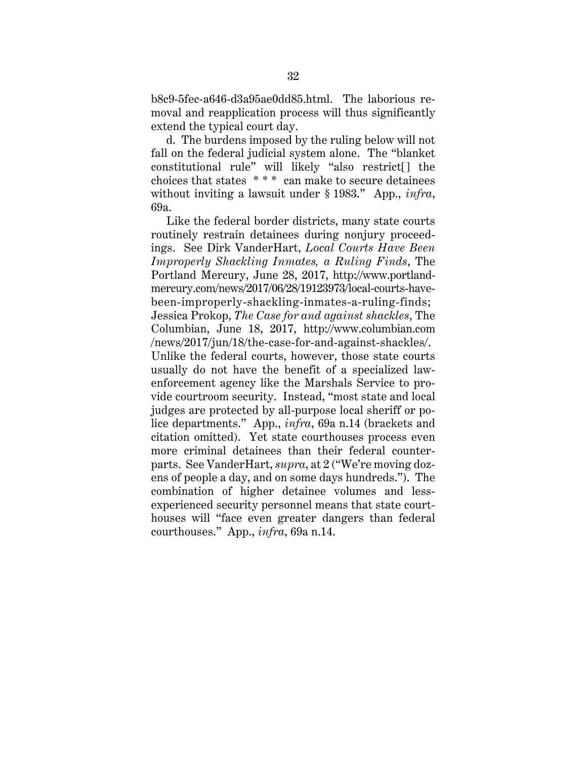b8c9-5fec-a646-d3a95ae0dd85.html. The laborious removal and reapplication process will thus significantly extend the typical court day.

d. The burdens imposed by the ruling below will not fall on the federal judicial system alone. The "blanket constitutional rule" will likely "also restrict[] the choices that states * * * can make to secure detainees without inviting a lawsuit under § 1983." App., *infra*, 69a.

Like the federal border districts, many state courts routinely restrain detainees during nonjury proceedings. See Dirk VanderHart, *Local Courts Have Been Improperly Shackling Inmates, a Ruling Finds*, The Portland Mercury, June 28, 2017, http://www.portlandmercury.com/news/2017/06/28/19123973/local-courts-have-been-improperly-shackling-inmates-a-ruling-finds; Jessica Prokop, *The Case for and against shackles*, The Columbian, June 18, 2017, http://www.columbian.com/news/2017/jun/18/the-case-for-and-against-shackles/. Unlike the federal courts, however, those state courts usually do not have the benefit of a specialized law-enforcement agency like the Marshals Service to provide courtroom security. Instead, "most state and local judges are protected by all-purpose local sheriff or police departments." App., *infra*, 69a n.14 (brackets and citation omitted). Yet state courthouses process even more criminal detainees than their federal counterparts. See VanderHart, *supra*, at 2 ("We're moving dozens of people a day, and on some days hundreds."). The combination of higher detainee volumes and less-experienced security personnel means that state courthouses will "face even greater dangers than federal courthouses." App., *infra*, 69a n.14.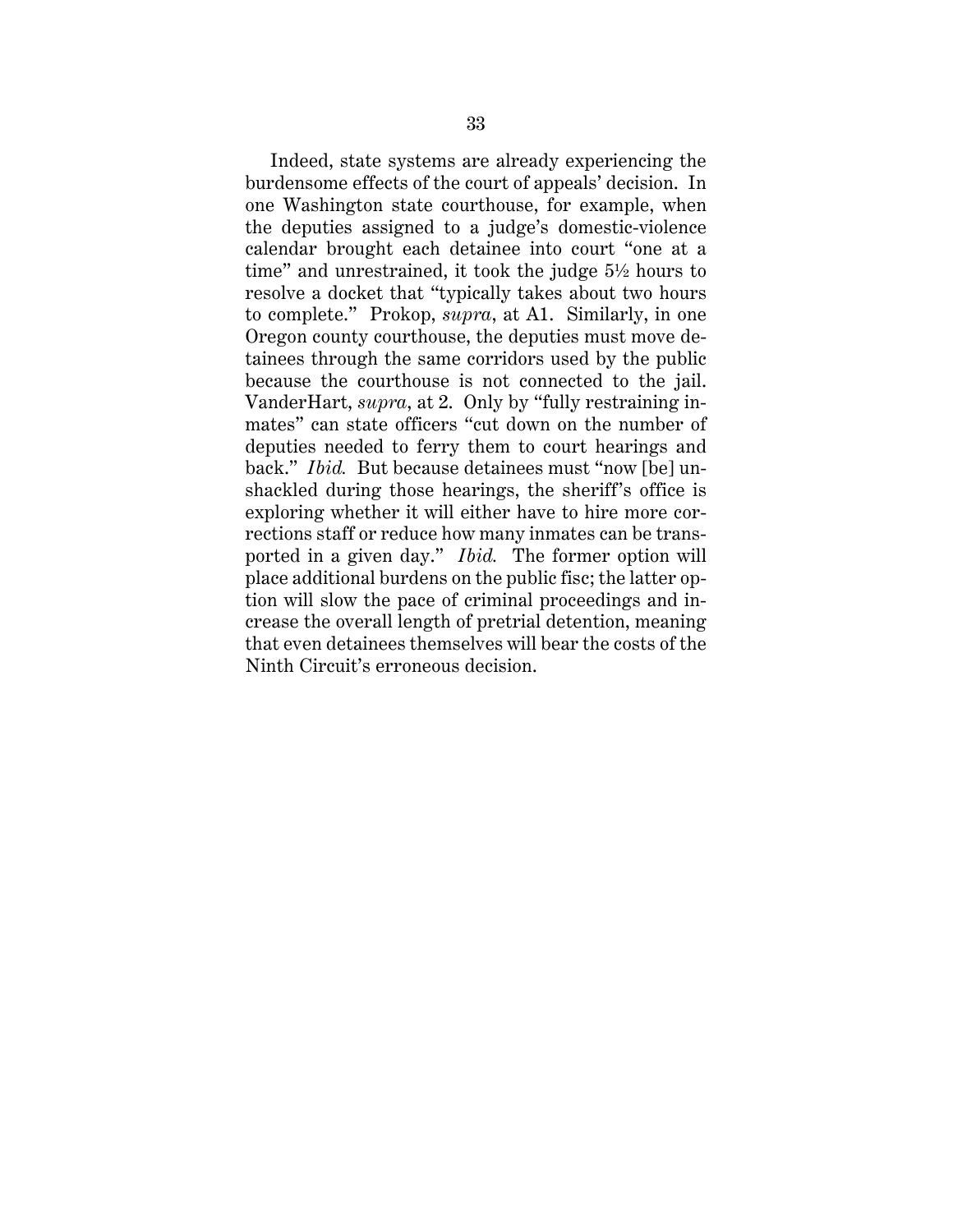Indeed, state systems are already experiencing the burdensome effects of the court of appeals' decision. In one Washington state courthouse, for example, when the deputies assigned to a judge's domestic-violence calendar brought each detainee into court "one at a time" and unrestrained, it took the judge 5½ hours to resolve a docket that "typically takes about two hours to complete." Prokop, *supra*, at A1. Similarly, in one Oregon county courthouse, the deputies must move detainees through the same corridors used by the public because the courthouse is not connected to the jail. VanderHart, *supra*, at 2. Only by "fully restraining inmates" can state officers "cut down on the number of deputies needed to ferry them to court hearings and back." *Ibid.* But because detainees must "now [be] unshackled during those hearings, the sheriff's office is exploring whether it will either have to hire more corrections staff or reduce how many inmates can be transported in a given day." *Ibid.* The former option will place additional burdens on the public fisc; the latter option will slow the pace of criminal proceedings and increase the overall length of pretrial detention, meaning that even detainees themselves will bear the costs of the Ninth Circuit's erroneous decision.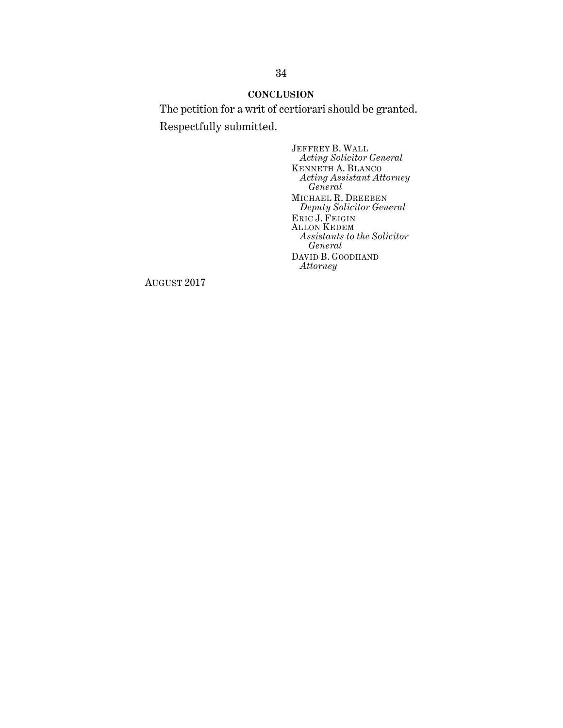## CONCLUSION

The petition for a writ of certiorari should be granted.

Respectfully submitted.

JEFFREY B. WALL
*Acting Solicitor General*
KENNETH A. BLANCO
*Acting Assistant Attorney General*
MICHAEL R. DREEBEN
*Deputy Solicitor General*
ERIC J. FEIGIN
ALLON KEDEM
*Assistants to the Solicitor General*
DAVID B. GOODHAND
*Attorney*

AUGUST 2017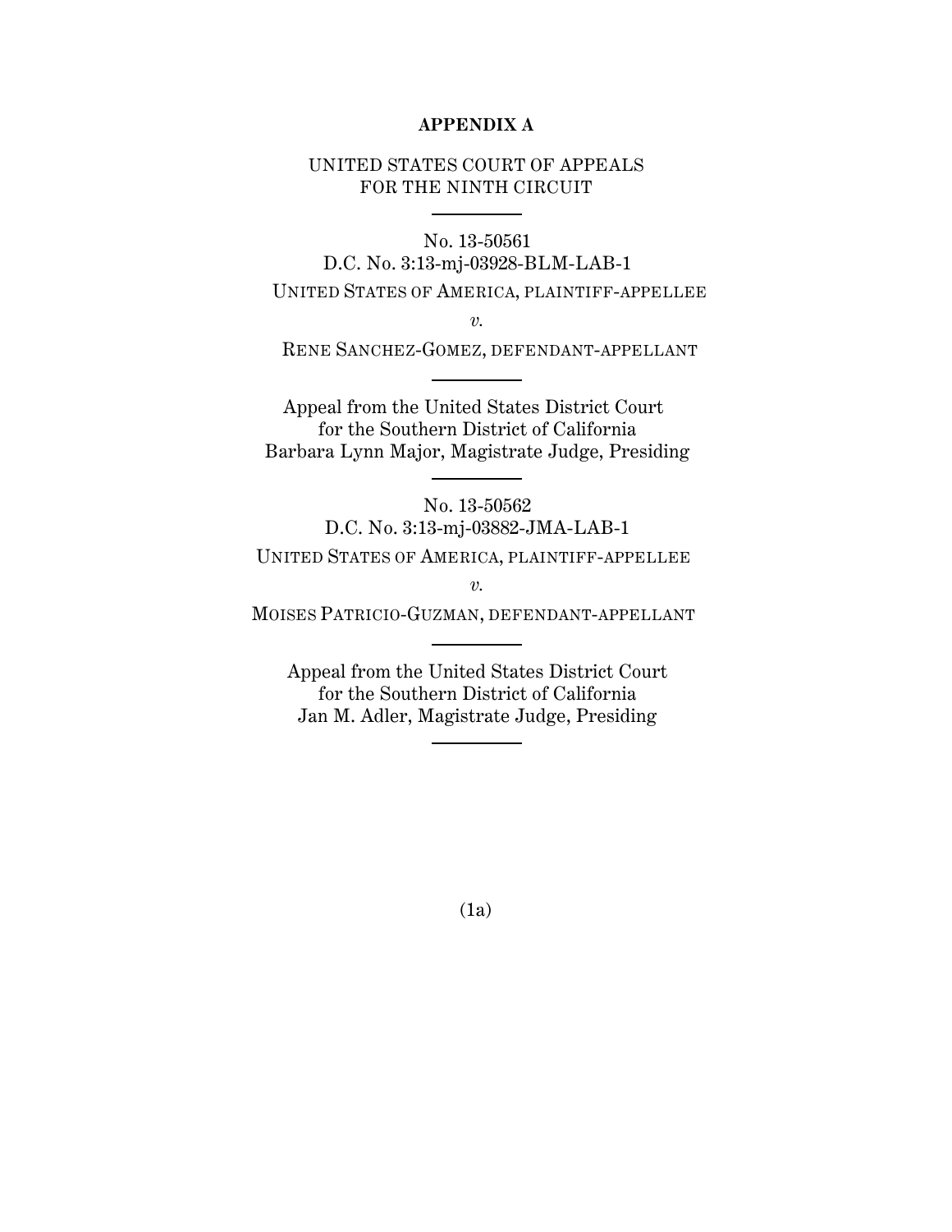## APPENDIX A

UNITED STATES COURT OF APPEALS
FOR THE NINTH CIRCUIT

---

No. 13-50561
D.C. No. 3:13-mj-03928-BLM-LAB-1

UNITED STATES OF AMERICA, PLAINTIFF-APPELLEE

*v.*

RENE SANCHEZ-GOMEZ, DEFENDANT-APPELLANT

---

Appeal from the United States District Court
for the Southern District of California
Barbara Lynn Major, Magistrate Judge, Presiding

---

No. 13-50562
D.C. No. 3:13-mj-03882-JMA-LAB-1

UNITED STATES OF AMERICA, PLAINTIFF-APPELLEE

*v.*

MOISES PATRICIO-GUZMAN, DEFENDANT-APPELLANT

---

Appeal from the United States District Court
for the Southern District of California
Jan M. Adler, Magistrate Judge, Presiding

---

(1a)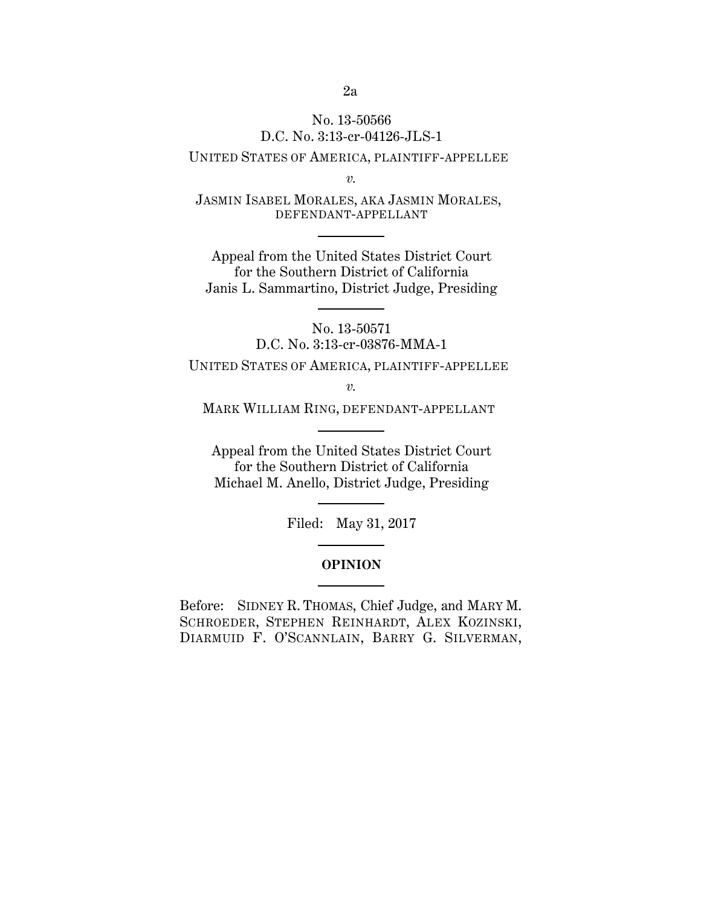No. 13-50566
D.C. No. 3:13-cr-04126-JLS-1

UNITED STATES OF AMERICA, PLAINTIFF-APPELLEE

*v.*

JASMIN ISABEL MORALES, AKA JASMIN MORALES, DEFENDANT-APPELLANT

---

Appeal from the United States District Court for the Southern District of California
Janis L. Sammartino, District Judge, Presiding

---

No. 13-50571
D.C. No. 3:13-cr-03876-MMA-1

UNITED STATES OF AMERICA, PLAINTIFF-APPELLEE

*v.*

MARK WILLIAM RING, DEFENDANT-APPELLANT

---

Appeal from the United States District Court for the Southern District of California
Michael M. Anello, District Judge, Presiding

---

Filed: May 31, 2017

---

**OPINION**

---

Before: SIDNEY R. THOMAS, Chief Judge, and MARY M. SCHROEDER, STEPHEN REINHARDT, ALEX KOZINSKI, DIARMUID F. O'SCANNLAIN, BARRY G. SILVERMAN,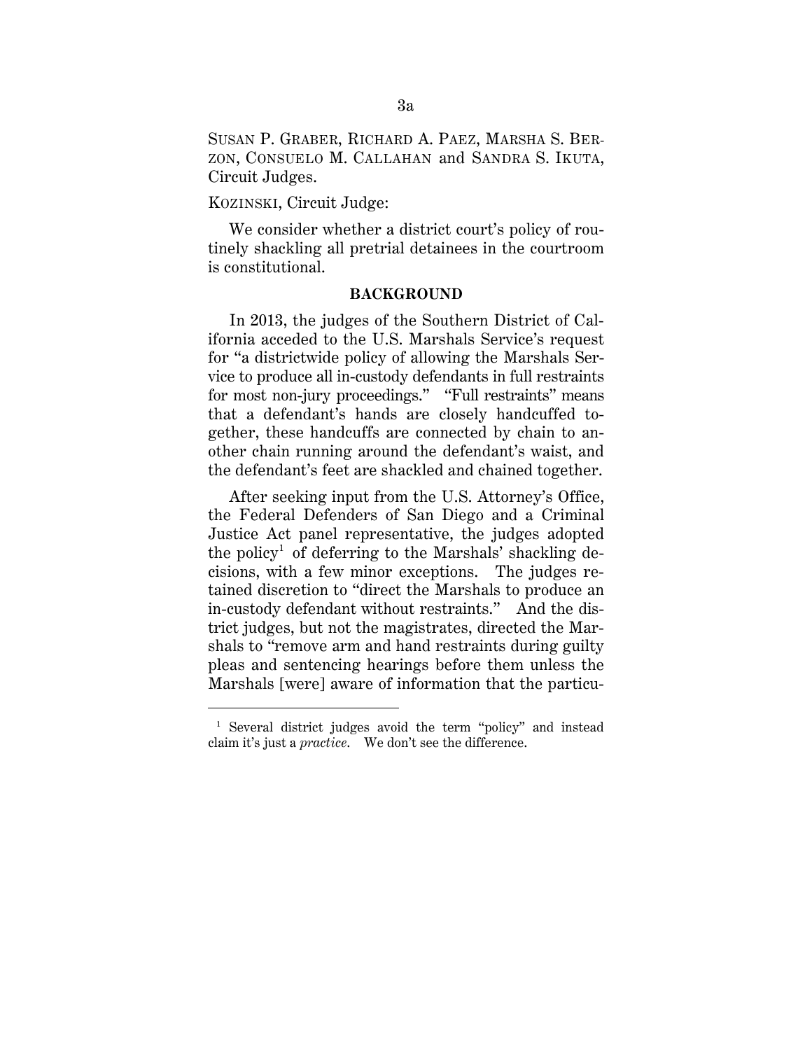SUSAN P. GRABER, RICHARD A. PAEZ, MARSHA S. BERZON, CONSUELO M. CALLAHAN and SANDRA S. IKUTA, Circuit Judges.

KOZINSKI, Circuit Judge:

We consider whether a district court's policy of routinely shackling all pretrial detainees in the courtroom is constitutional.

**BACKGROUND**

In 2013, the judges of the Southern District of California acceded to the U.S. Marshals Service's request for "a districtwide policy of allowing the Marshals Service to produce all in-custody defendants in full restraints for most non-jury proceedings." "Full restraints" means that a defendant's hands are closely handcuffed together, these handcuffs are connected by chain to another chain running around the defendant's waist, and the defendant's feet are shackled and chained together.

After seeking input from the U.S. Attorney's Office, the Federal Defenders of San Diego and a Criminal Justice Act panel representative, the judges adopted the policy[1] of deferring to the Marshals' shackling decisions, with a few minor exceptions. The judges retained discretion to "direct the Marshals to produce an in-custody defendant without restraints." And the district judges, but not the magistrates, directed the Marshals to "remove arm and hand restraints during guilty pleas and sentencing hearings before them unless the Marshals [were] aware of information that the particu-

[1] Several district judges avoid the term "policy" and instead claim it's just a *practice*. We don't see the difference.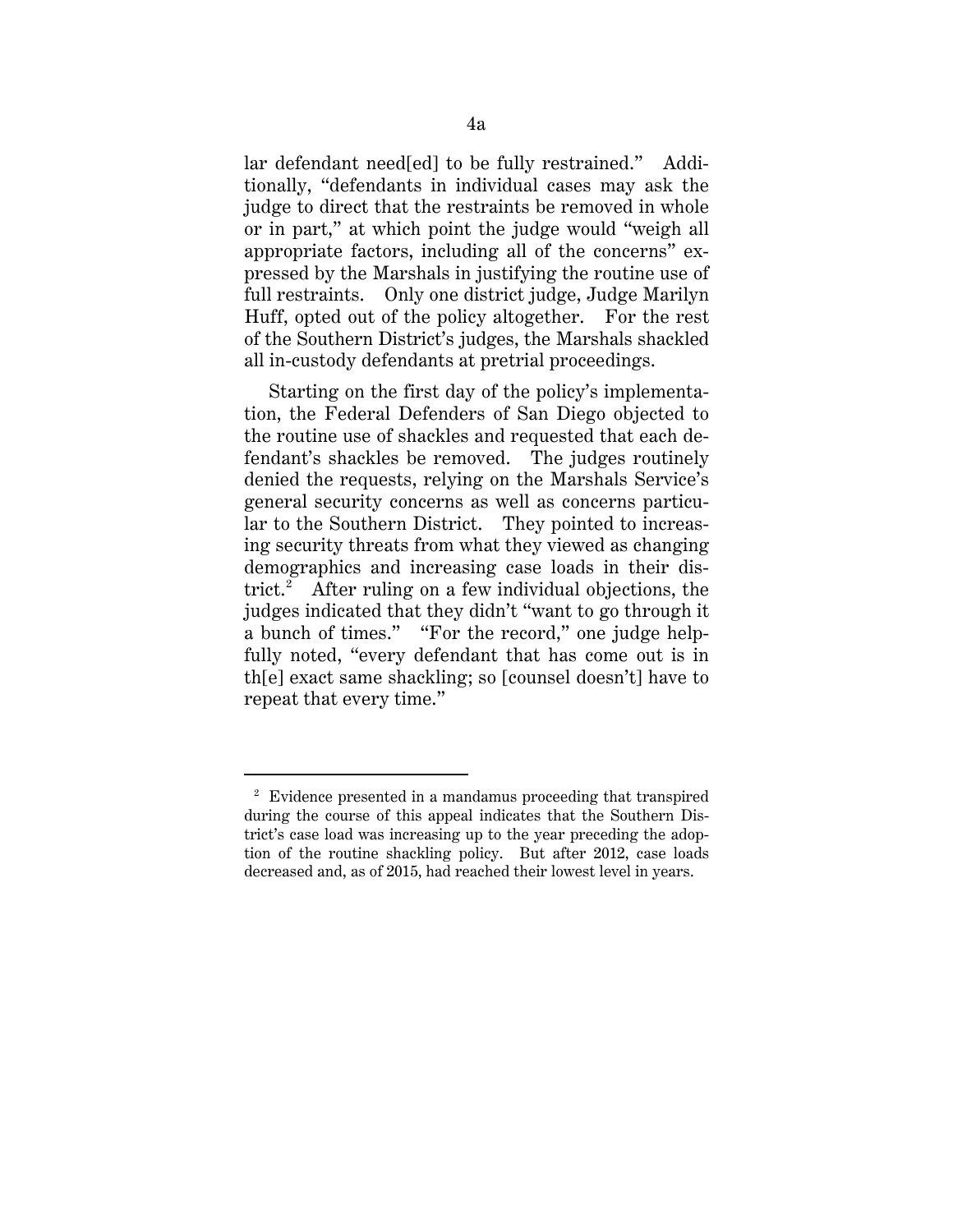lar defendant need[ed] to be fully restrained." Additionally, "defendants in individual cases may ask the judge to direct that the restraints be removed in whole or in part," at which point the judge would "weigh all appropriate factors, including all of the concerns" expressed by the Marshals in justifying the routine use of full restraints. Only one district judge, Judge Marilyn Huff, opted out of the policy altogether. For the rest of the Southern District's judges, the Marshals shackled all in-custody defendants at pretrial proceedings.

Starting on the first day of the policy's implementation, the Federal Defenders of San Diego objected to the routine use of shackles and requested that each defendant's shackles be removed. The judges routinely denied the requests, relying on the Marshals Service's general security concerns as well as concerns particular to the Southern District. They pointed to increasing security threats from what they viewed as changing demographics and increasing case loads in their district.[2] After ruling on a few individual objections, the judges indicated that they didn't "want to go through it a bunch of times." "For the record," one judge helpfully noted, "every defendant that has come out is in th[e] exact same shackling; so [counsel doesn't] have to repeat that every time."

---

[2] Evidence presented in a mandamus proceeding that transpired during the course of this appeal indicates that the Southern District's case load was increasing up to the year preceding the adoption of the routine shackling policy. But after 2012, case loads decreased and, as of 2015, had reached their lowest level in years.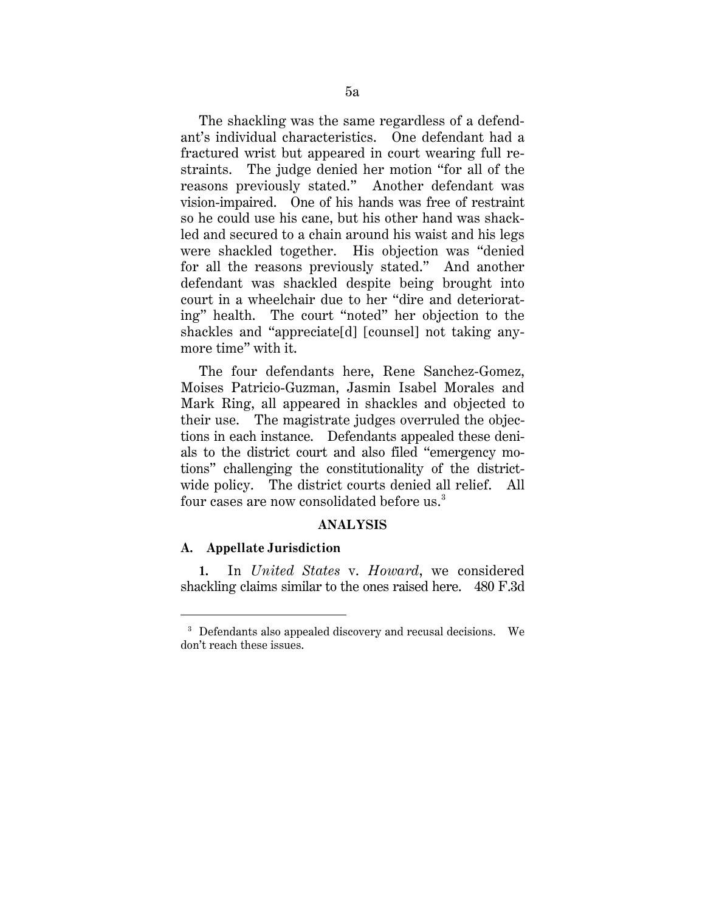The shackling was the same regardless of a defendant's individual characteristics. One defendant had a fractured wrist but appeared in court wearing full restraints. The judge denied her motion "for all of the reasons previously stated." Another defendant was vision-impaired. One of his hands was free of restraint so he could use his cane, but his other hand was shackled and secured to a chain around his waist and his legs were shackled together. His objection was "denied for all the reasons previously stated." And another defendant was shackled despite being brought into court in a wheelchair due to her "dire and deteriorating" health. The court "noted" her objection to the shackles and "appreciate[d] [counsel] not taking anymore time" with it.

The four defendants here, Rene Sanchez-Gomez, Moises Patricio-Guzman, Jasmin Isabel Morales and Mark Ring, all appeared in shackles and objected to their use. The magistrate judges overruled the objections in each instance. Defendants appealed these denials to the district court and also filed "emergency motions" challenging the constitutionality of the district-wide policy. The district courts denied all relief. All four cases are now consolidated before us.[3]

## ANALYSIS

### A. Appellate Jurisdiction

**1.** In *United States* v. *Howard*, we considered shackling claims similar to the ones raised here. 480 F.3d

[3] Defendants also appealed discovery and recusal decisions. We don't reach these issues.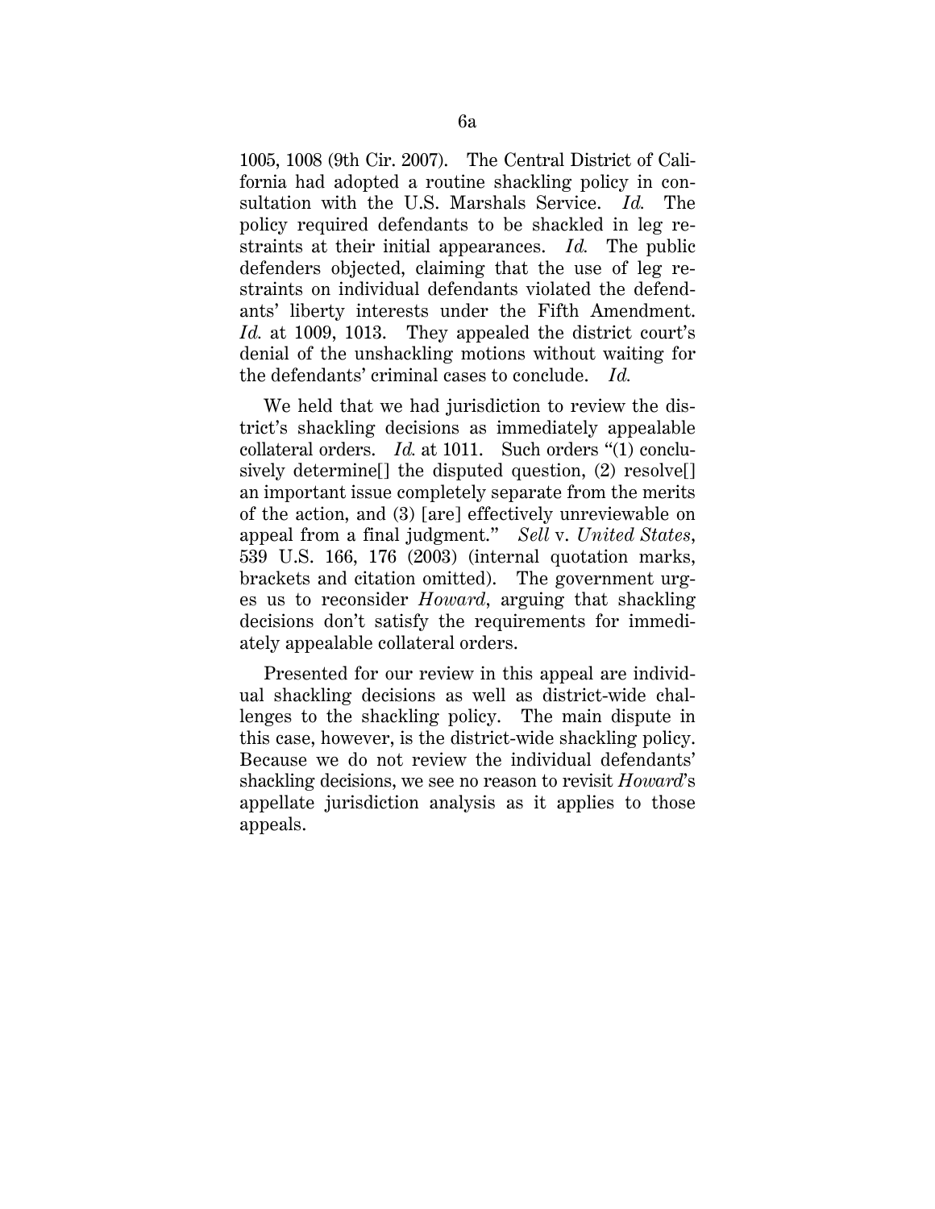1005, 1008 (9th Cir. 2007). The Central District of California had adopted a routine shackling policy in consultation with the U.S. Marshals Service. *Id.* The policy required defendants to be shackled in leg restraints at their initial appearances. *Id.* The public defenders objected, claiming that the use of leg restraints on individual defendants violated the defendants' liberty interests under the Fifth Amendment. *Id.* at 1009, 1013. They appealed the district court's denial of the unshackling motions without waiting for the defendants' criminal cases to conclude. *Id.*

We held that we had jurisdiction to review the district's shackling decisions as immediately appealable collateral orders. *Id.* at 1011. Such orders "(1) conclusively determine[] the disputed question, (2) resolve[] an important issue completely separate from the merits of the action, and (3) [are] effectively unreviewable on appeal from a final judgment." *Sell* v. *United States*, 539 U.S. 166, 176 (2003) (internal quotation marks, brackets and citation omitted). The government urges us to reconsider *Howard*, arguing that shackling decisions don't satisfy the requirements for immediately appealable collateral orders.

Presented for our review in this appeal are individual shackling decisions as well as district-wide challenges to the shackling policy. The main dispute in this case, however, is the district-wide shackling policy. Because we do not review the individual defendants' shackling decisions, we see no reason to revisit *Howard*'s appellate jurisdiction analysis as it applies to those appeals.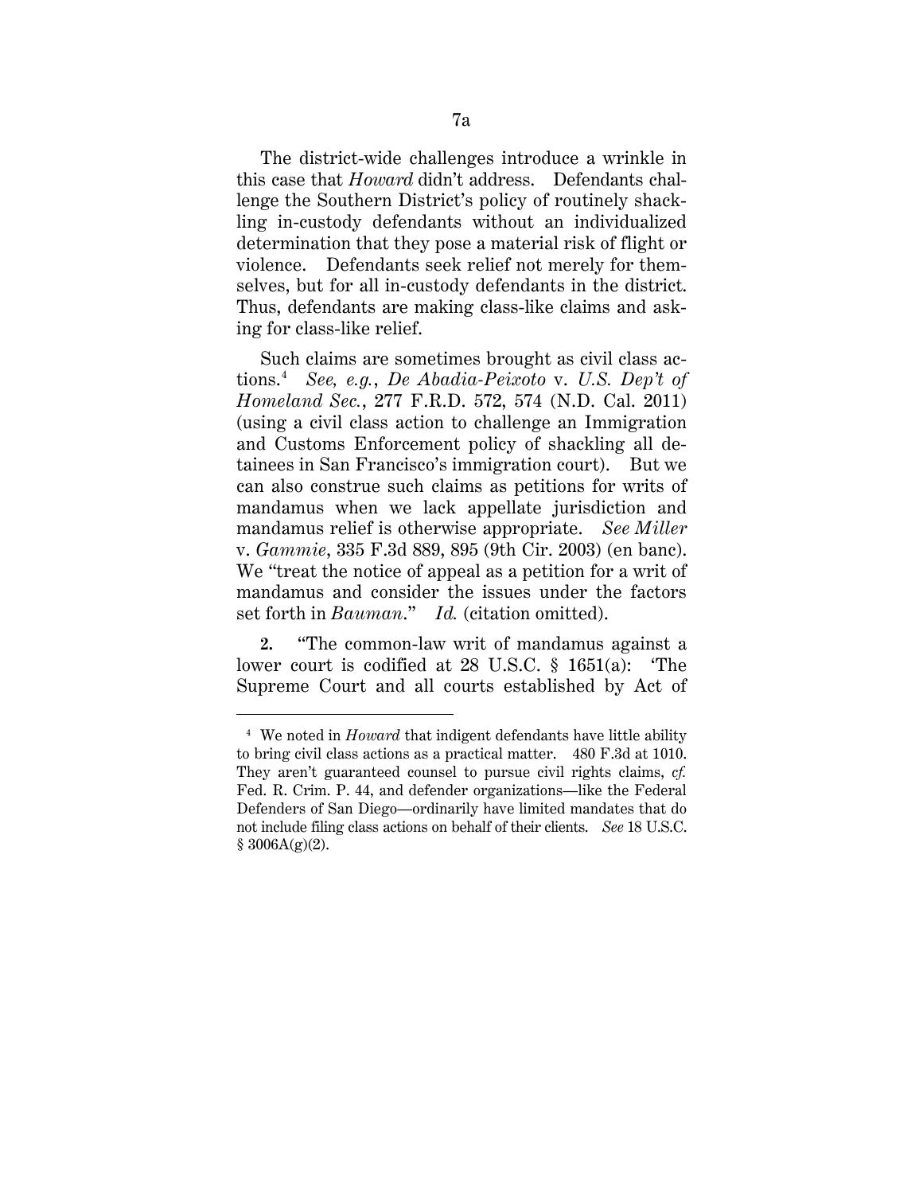The district-wide challenges introduce a wrinkle in this case that *Howard* didn't address. Defendants challenge the Southern District's policy of routinely shackling in-custody defendants without an individualized determination that they pose a material risk of flight or violence. Defendants seek relief not merely for themselves, but for all in-custody defendants in the district. Thus, defendants are making class-like claims and asking for class-like relief.

Such claims are sometimes brought as civil class actions.[4] *See, e.g.*, *De Abadia-Peixoto* v. *U.S. Dep't of Homeland Sec.*, 277 F.R.D. 572, 574 (N.D. Cal. 2011) (using a civil class action to challenge an Immigration and Customs Enforcement policy of shackling all detainees in San Francisco's immigration court). But we can also construe such claims as petitions for writs of mandamus when we lack appellate jurisdiction and mandamus relief is otherwise appropriate. *See Miller* v. *Gammie*, 335 F.3d 889, 895 (9th Cir. 2003) (en banc). We "treat the notice of appeal as a petition for a writ of mandamus and consider the issues under the factors set forth in *Bauman*." *Id.* (citation omitted).

**2.** "The common-law writ of mandamus against a lower court is codified at 28 U.S.C. § 1651(a): 'The Supreme Court and all courts established by Act of

---

[4] We noted in *Howard* that indigent defendants have little ability to bring civil class actions as a practical matter. 480 F.3d at 1010. They aren't guaranteed counsel to pursue civil rights claims, *cf.* Fed. R. Crim. P. 44, and defender organizations—like the Federal Defenders of San Diego—ordinarily have limited mandates that do not include filing class actions on behalf of their clients. *See* 18 U.S.C. § 3006A(g)(2).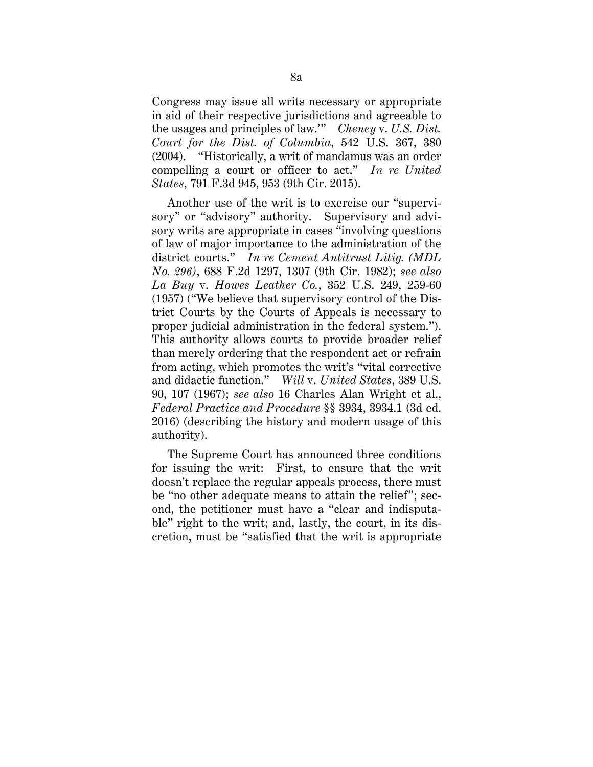Congress may issue all writs necessary or appropriate in aid of their respective jurisdictions and agreeable to the usages and principles of law.'" *Cheney* v. *U.S. Dist. Court for the Dist. of Columbia*, 542 U.S. 367, 380 (2004). "Historically, a writ of mandamus was an order compelling a court or officer to act." *In re United States*, 791 F.3d 945, 953 (9th Cir. 2015).

Another use of the writ is to exercise our "supervisory" or "advisory" authority. Supervisory and advisory writs are appropriate in cases "involving questions of law of major importance to the administration of the district courts." *In re Cement Antitrust Litig. (MDL No. 296)*, 688 F.2d 1297, 1307 (9th Cir. 1982); *see also La Buy* v. *Howes Leather Co.*, 352 U.S. 249, 259-60 (1957) ("We believe that supervisory control of the District Courts by the Courts of Appeals is necessary to proper judicial administration in the federal system."). This authority allows courts to provide broader relief than merely ordering that the respondent act or refrain from acting, which promotes the writ's "vital corrective and didactic function." *Will* v. *United States*, 389 U.S. 90, 107 (1967); *see also* 16 Charles Alan Wright et al., *Federal Practice and Procedure* §§ 3934, 3934.1 (3d ed. 2016) (describing the history and modern usage of this authority).

The Supreme Court has announced three conditions for issuing the writ: First, to ensure that the writ doesn't replace the regular appeals process, there must be "no other adequate means to attain the relief"; second, the petitioner must have a "clear and indisputable" right to the writ; and, lastly, the court, in its discretion, must be "satisfied that the writ is appropriate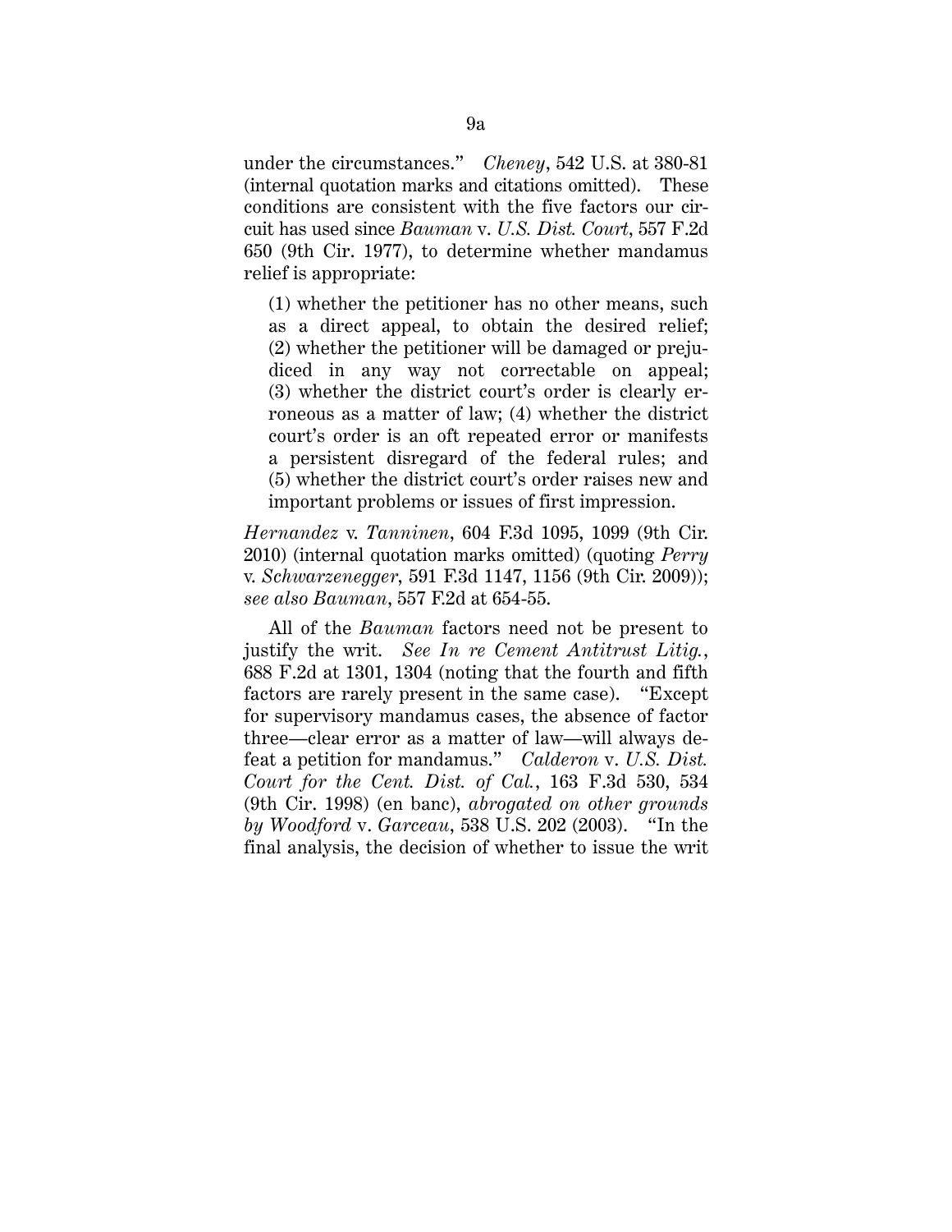under the circumstances." *Cheney*, 542 U.S. at 380-81 (internal quotation marks and citations omitted). These conditions are consistent with the five factors our circuit has used since *Bauman* v. *U.S. Dist. Court*, 557 F.2d 650 (9th Cir. 1977), to determine whether mandamus relief is appropriate:

> (1) whether the petitioner has no other means, such as a direct appeal, to obtain the desired relief; (2) whether the petitioner will be damaged or prejudiced in any way not correctable on appeal; (3) whether the district court's order is clearly erroneous as a matter of law; (4) whether the district court's order is an oft repeated error or manifests a persistent disregard of the federal rules; and (5) whether the district court's order raises new and important problems or issues of first impression.

*Hernandez* v. *Tanninen*, 604 F.3d 1095, 1099 (9th Cir. 2010) (internal quotation marks omitted) (quoting *Perry* v. *Schwarzenegger*, 591 F.3d 1147, 1156 (9th Cir. 2009)); *see also Bauman*, 557 F.2d at 654-55.

All of the *Bauman* factors need not be present to justify the writ. *See In re Cement Antitrust Litig.*, 688 F.2d at 1301, 1304 (noting that the fourth and fifth factors are rarely present in the same case). "Except for supervisory mandamus cases, the absence of factor three—clear error as a matter of law—will always defeat a petition for mandamus." *Calderon* v. *U.S. Dist. Court for the Cent. Dist. of Cal.*, 163 F.3d 530, 534 (9th Cir. 1998) (en banc), *abrogated on other grounds by Woodford* v. *Garceau*, 538 U.S. 202 (2003). "In the final analysis, the decision of whether to issue the writ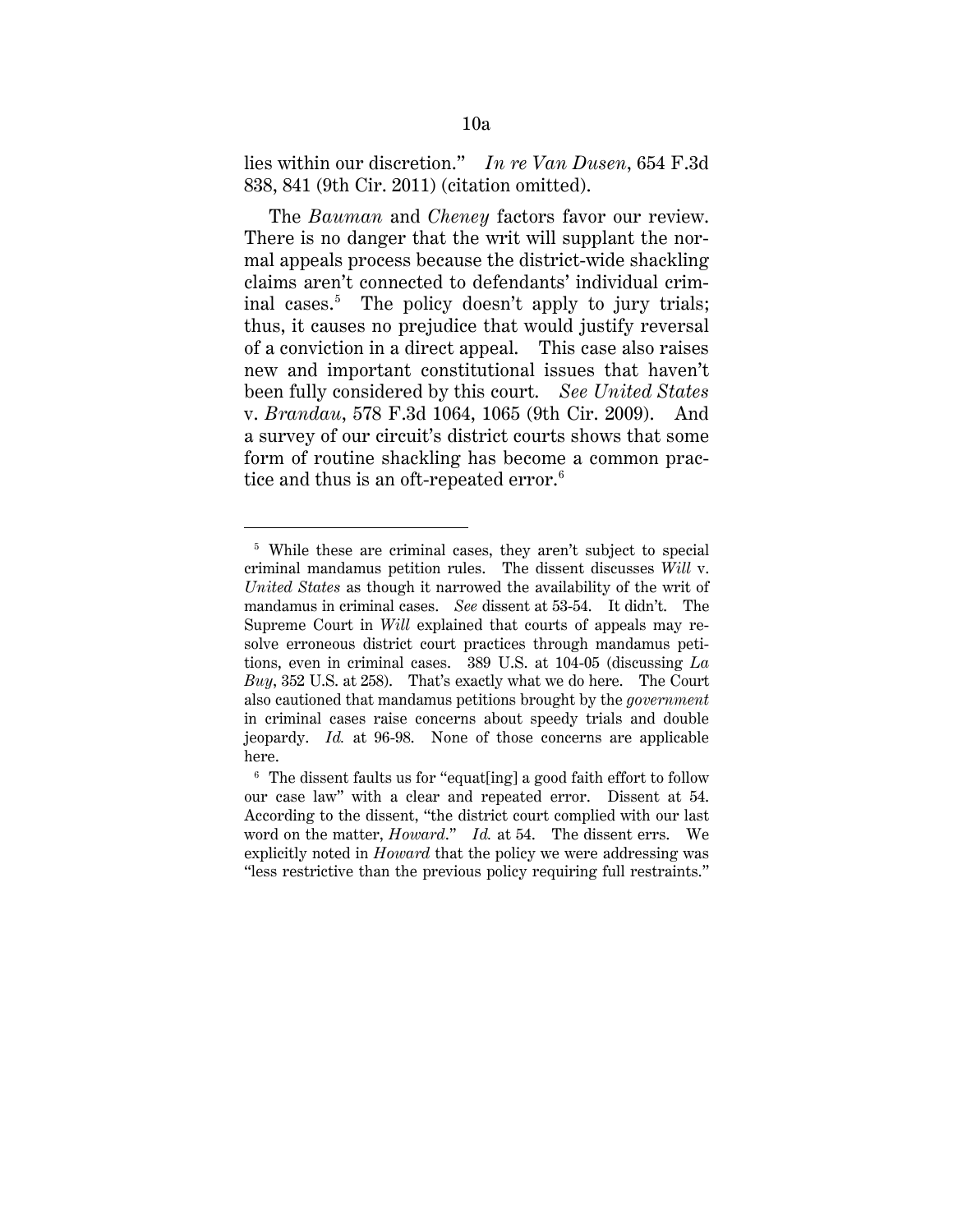lies within our discretion." *In re Van Dusen*, 654 F.3d 838, 841 (9th Cir. 2011) (citation omitted).

The *Bauman* and *Cheney* factors favor our review. There is no danger that the writ will supplant the normal appeals process because the district-wide shackling claims aren't connected to defendants' individual criminal cases.[5] The policy doesn't apply to jury trials; thus, it causes no prejudice that would justify reversal of a conviction in a direct appeal. This case also raises new and important constitutional issues that haven't been fully considered by this court. *See United States* v. *Brandau*, 578 F.3d 1064, 1065 (9th Cir. 2009). And a survey of our circuit's district courts shows that some form of routine shackling has become a common practice and thus is an oft-repeated error.[6]

---

[5] While these are criminal cases, they aren't subject to special criminal mandamus petition rules. The dissent discusses *Will* v. *United States* as though it narrowed the availability of the writ of mandamus in criminal cases. *See* dissent at 53-54. It didn't. The Supreme Court in *Will* explained that courts of appeals may resolve erroneous district court practices through mandamus petitions, even in criminal cases. 389 U.S. at 104-05 (discussing *La Buy*, 352 U.S. at 258). That's exactly what we do here. The Court also cautioned that mandamus petitions brought by the *government* in criminal cases raise concerns about speedy trials and double jeopardy. *Id.* at 96-98. None of those concerns are applicable here.

[6] The dissent faults us for "equat[ing] a good faith effort to follow our case law" with a clear and repeated error. Dissent at 54. According to the dissent, "the district court complied with our last word on the matter, *Howard*." *Id.* at 54. The dissent errs. We explicitly noted in *Howard* that the policy we were addressing was "less restrictive than the previous policy requiring full restraints."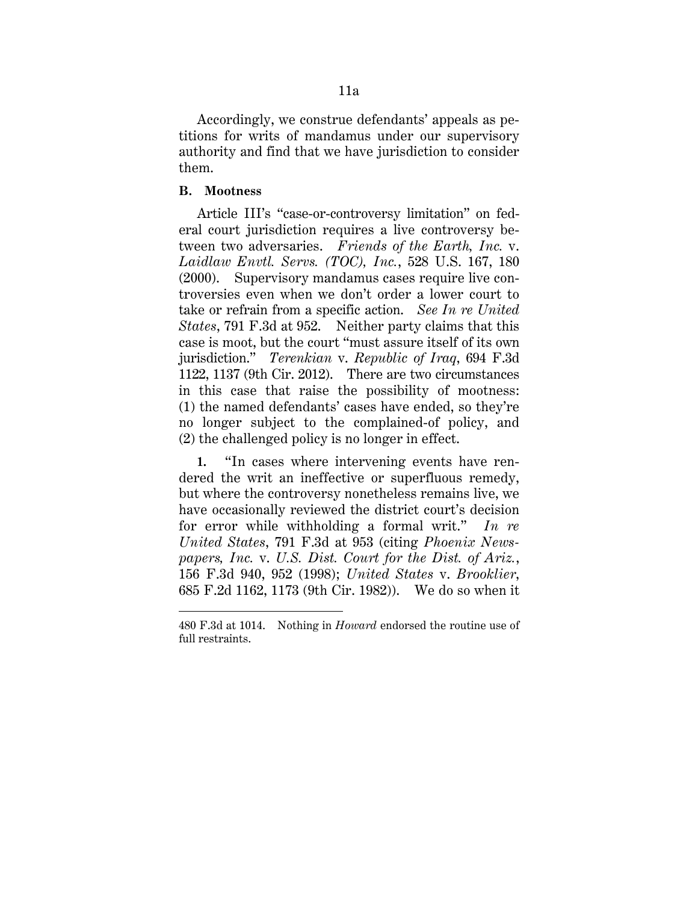Accordingly, we construe defendants' appeals as petitions for writs of mandamus under our supervisory authority and find that we have jurisdiction to consider them.

**B. Mootness**

Article III's "case-or-controversy limitation" on federal court jurisdiction requires a live controversy between two adversaries. *Friends of the Earth, Inc.* v. *Laidlaw Envtl. Servs. (TOC), Inc.*, 528 U.S. 167, 180 (2000). Supervisory mandamus cases require live controversies even when we don't order a lower court to take or refrain from a specific action. *See In re United States*, 791 F.3d at 952. Neither party claims that this case is moot, but the court "must assure itself of its own jurisdiction." *Terenkian* v. *Republic of Iraq*, 694 F.3d 1122, 1137 (9th Cir. 2012). There are two circumstances in this case that raise the possibility of mootness: (1) the named defendants' cases have ended, so they're no longer subject to the complained-of policy, and (2) the challenged policy is no longer in effect.

**1.** "In cases where intervening events have rendered the writ an ineffective or superfluous remedy, but where the controversy nonetheless remains live, we have occasionally reviewed the district court's decision for error while withholding a formal writ." *In re United States*, 791 F.3d at 953 (citing *Phoenix Newspapers, Inc.* v. *U.S. Dist. Court for the Dist. of Ariz.*, 156 F.3d 940, 952 (1998); *United States* v. *Brooklier*, 685 F.2d 1162, 1173 (9th Cir. 1982)). We do so when it

---

480 F.3d at 1014. Nothing in *Howard* endorsed the routine use of full restraints.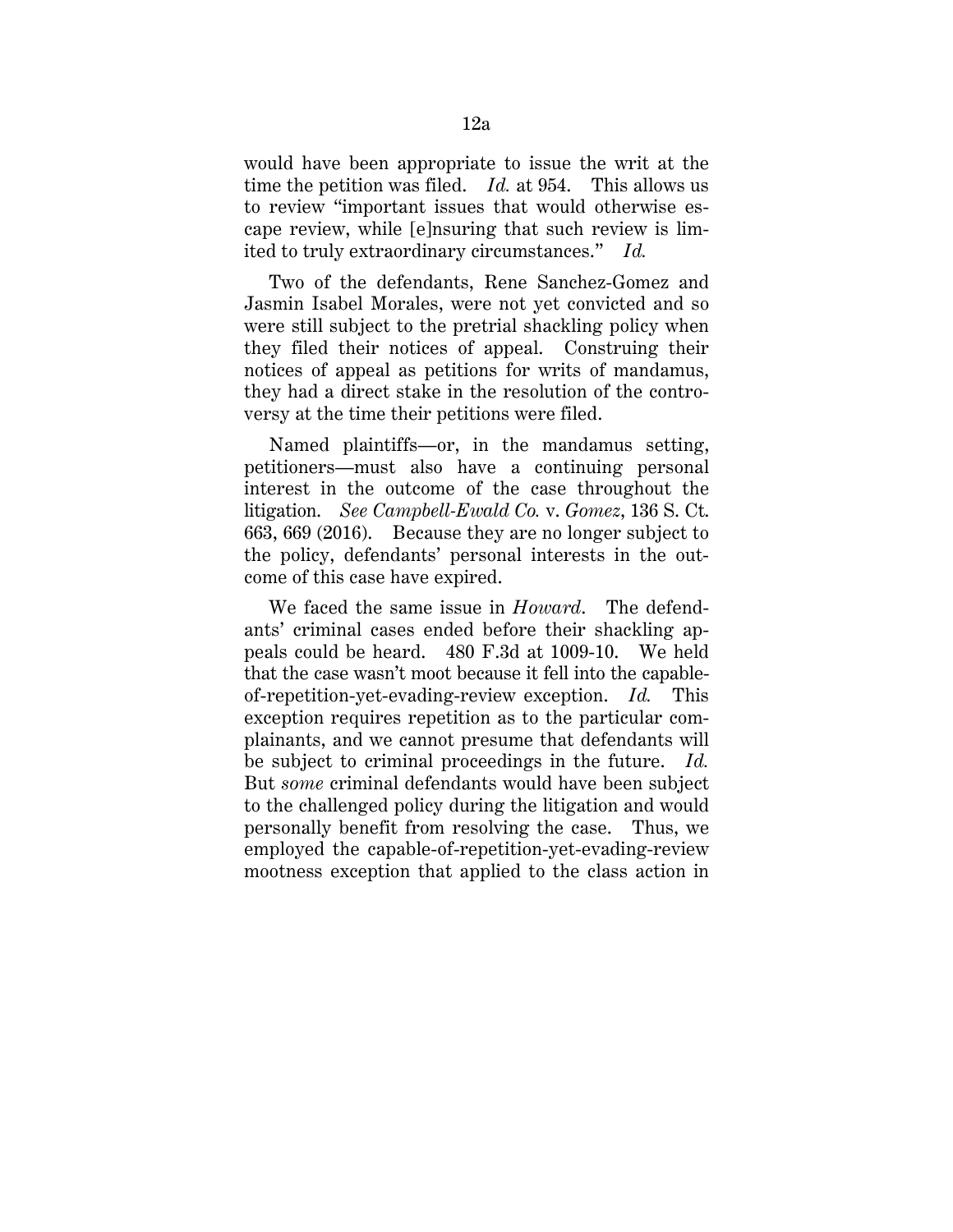would have been appropriate to issue the writ at the time the petition was filed. *Id.* at 954. This allows us to review "important issues that would otherwise escape review, while [e]nsuring that such review is limited to truly extraordinary circumstances." *Id.*

Two of the defendants, Rene Sanchez-Gomez and Jasmin Isabel Morales, were not yet convicted and so were still subject to the pretrial shackling policy when they filed their notices of appeal. Construing their notices of appeal as petitions for writs of mandamus, they had a direct stake in the resolution of the controversy at the time their petitions were filed.

Named plaintiffs—or, in the mandamus setting, petitioners—must also have a continuing personal interest in the outcome of the case throughout the litigation. *See Campbell-Ewald Co.* v. *Gomez*, 136 S. Ct. 663, 669 (2016). Because they are no longer subject to the policy, defendants' personal interests in the outcome of this case have expired.

We faced the same issue in *Howard*. The defendants' criminal cases ended before their shackling appeals could be heard. 480 F.3d at 1009-10. We held that the case wasn't moot because it fell into the capable-of-repetition-yet-evading-review exception. *Id.* This exception requires repetition as to the particular complainants, and we cannot presume that defendants will be subject to criminal proceedings in the future. *Id.* But *some* criminal defendants would have been subject to the challenged policy during the litigation and would personally benefit from resolving the case. Thus, we employed the capable-of-repetition-yet-evading-review mootness exception that applied to the class action in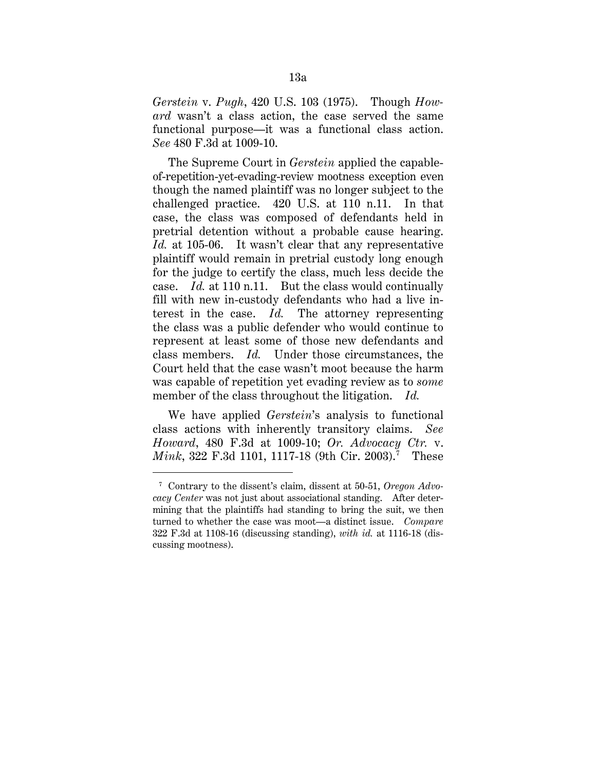*Gerstein* v. *Pugh*, 420 U.S. 103 (1975). Though *Howard* wasn't a class action, the case served the same functional purpose—it was a functional class action. *See* 480 F.3d at 1009-10.

The Supreme Court in *Gerstein* applied the capable-of-repetition-yet-evading-review mootness exception even though the named plaintiff was no longer subject to the challenged practice. 420 U.S. at 110 n.11. In that case, the class was composed of defendants held in pretrial detention without a probable cause hearing. *Id.* at 105-06. It wasn't clear that any representative plaintiff would remain in pretrial custody long enough for the judge to certify the class, much less decide the case. *Id.* at 110 n.11. But the class would continually fill with new in-custody defendants who had a live interest in the case. *Id.* The attorney representing the class was a public defender who would continue to represent at least some of those new defendants and class members. *Id.* Under those circumstances, the Court held that the case wasn't moot because the harm was capable of repetition yet evading review as to *some* member of the class throughout the litigation. *Id.*

We have applied *Gerstein*'s analysis to functional class actions with inherently transitory claims. *See Howard*, 480 F.3d at 1009-10; *Or. Advocacy Ctr.* v. *Mink*, 322 F.3d 1101, 1117-18 (9th Cir. 2003).[7] These

---

[7] Contrary to the dissent's claim, dissent at 50-51, *Oregon Advocacy Center* was not just about associational standing. After determining that the plaintiffs had standing to bring the suit, we then turned to whether the case was moot—a distinct issue. *Compare* 322 F.3d at 1108-16 (discussing standing), *with id.* at 1116-18 (discussing mootness).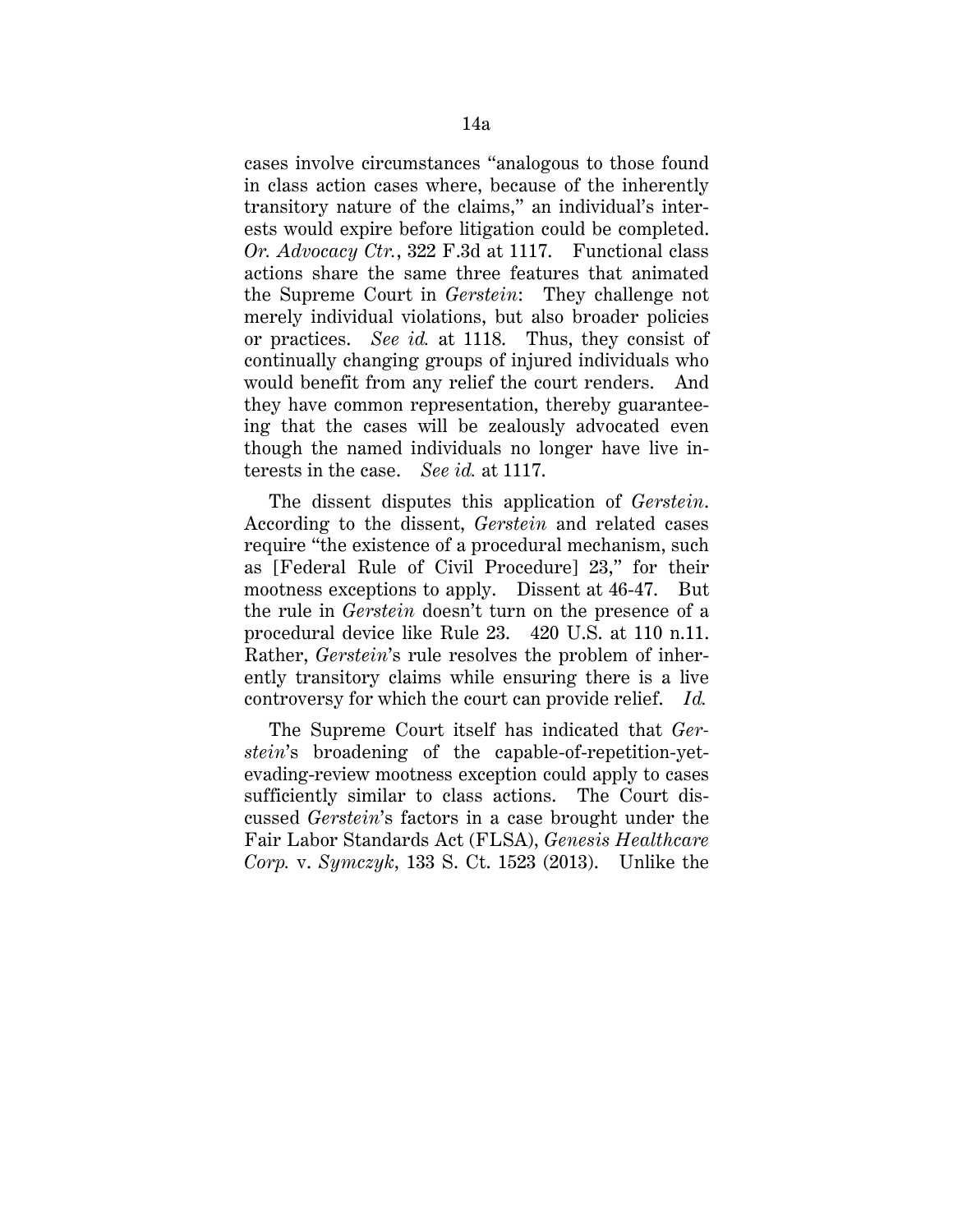cases involve circumstances "analogous to those found in class action cases where, because of the inherently transitory nature of the claims," an individual's interests would expire before litigation could be completed. *Or. Advocacy Ctr.*, 322 F.3d at 1117. Functional class actions share the same three features that animated the Supreme Court in *Gerstein*: They challenge not merely individual violations, but also broader policies or practices. *See id.* at 1118. Thus, they consist of continually changing groups of injured individuals who would benefit from any relief the court renders. And they have common representation, thereby guaranteeing that the cases will be zealously advocated even though the named individuals no longer have live interests in the case. *See id.* at 1117.

The dissent disputes this application of *Gerstein*. According to the dissent, *Gerstein* and related cases require "the existence of a procedural mechanism, such as [Federal Rule of Civil Procedure] 23," for their mootness exceptions to apply. Dissent at 46-47. But the rule in *Gerstein* doesn't turn on the presence of a procedural device like Rule 23. 420 U.S. at 110 n.11. Rather, *Gerstein*'s rule resolves the problem of inherently transitory claims while ensuring there is a live controversy for which the court can provide relief. *Id.*

The Supreme Court itself has indicated that *Gerstein*'s broadening of the capable-of-repetition-yet-evading-review mootness exception could apply to cases sufficiently similar to class actions. The Court discussed *Gerstein*'s factors in a case brought under the Fair Labor Standards Act (FLSA), *Genesis Healthcare Corp.* v. *Symczyk*, 133 S. Ct. 1523 (2013). Unlike the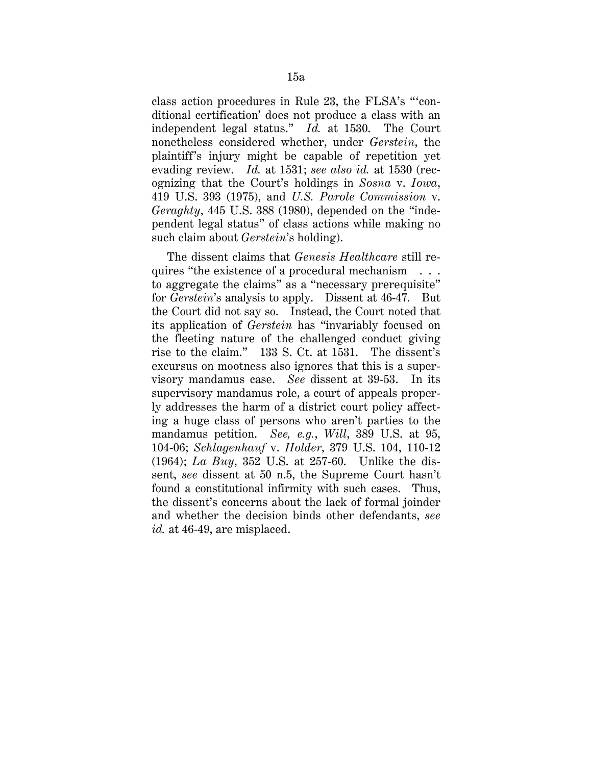class action procedures in Rule 23, the FLSA's "'conditional certification' does not produce a class with an independent legal status." *Id.* at 1530. The Court nonetheless considered whether, under *Gerstein*, the plaintiff's injury might be capable of repetition yet evading review. *Id.* at 1531; *see also id.* at 1530 (recognizing that the Court's holdings in *Sosna* v. *Iowa*, 419 U.S. 393 (1975), and *U.S. Parole Commission* v. *Geraghty*, 445 U.S. 388 (1980), depended on the "independent legal status" of class actions while making no such claim about *Gerstein*'s holding).

The dissent claims that *Genesis Healthcare* still requires "the existence of a procedural mechanism . . . to aggregate the claims" as a "necessary prerequisite" for *Gerstein*'s analysis to apply. Dissent at 46-47. But the Court did not say so. Instead, the Court noted that its application of *Gerstein* has "invariably focused on the fleeting nature of the challenged conduct giving rise to the claim." 133 S. Ct. at 1531. The dissent's excursus on mootness also ignores that this is a supervisory mandamus case. *See* dissent at 39-53. In its supervisory mandamus role, a court of appeals properly addresses the harm of a district court policy affecting a huge class of persons who aren't parties to the mandamus petition. *See, e.g.*, *Will*, 389 U.S. at 95, 104-06; *Schlagenhauf* v. *Holder*, 379 U.S. 104, 110-12 (1964); *La Buy*, 352 U.S. at 257-60. Unlike the dissent, *see* dissent at 50 n.5, the Supreme Court hasn't found a constitutional infirmity with such cases. Thus, the dissent's concerns about the lack of formal joinder and whether the decision binds other defendants, *see id.* at 46-49, are misplaced.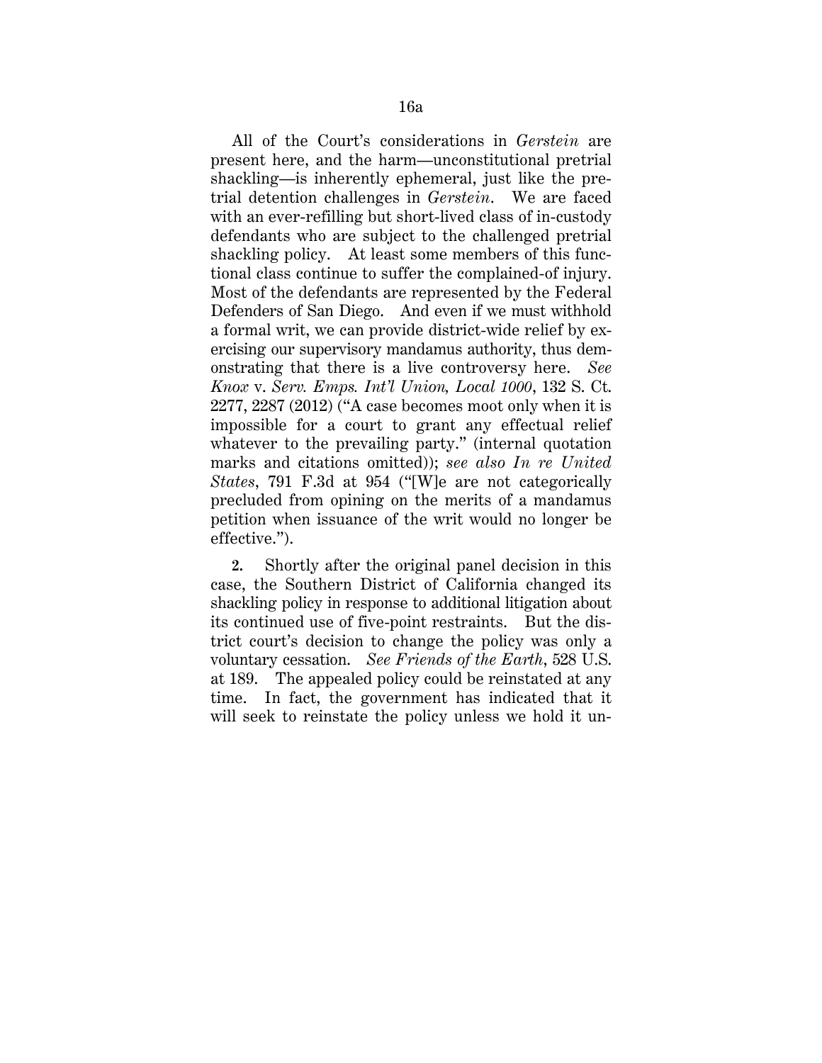All of the Court's considerations in *Gerstein* are present here, and the harm—unconstitutional pretrial shackling—is inherently ephemeral, just like the pretrial detention challenges in *Gerstein*. We are faced with an ever-refilling but short-lived class of in-custody defendants who are subject to the challenged pretrial shackling policy. At least some members of this functional class continue to suffer the complained-of injury. Most of the defendants are represented by the Federal Defenders of San Diego. And even if we must withhold a formal writ, we can provide district-wide relief by exercising our supervisory mandamus authority, thus demonstrating that there is a live controversy here. *See Knox* v. *Serv. Emps. Int'l Union, Local 1000*, 132 S. Ct. 2277, 2287 (2012) ("A case becomes moot only when it is impossible for a court to grant any effectual relief whatever to the prevailing party." (internal quotation marks and citations omitted)); *see also In re United States*, 791 F.3d at 954 ("[W]e are not categorically precluded from opining on the merits of a mandamus petition when issuance of the writ would no longer be effective.").

**2.** Shortly after the original panel decision in this case, the Southern District of California changed its shackling policy in response to additional litigation about its continued use of five-point restraints. But the district court's decision to change the policy was only a voluntary cessation. *See Friends of the Earth*, 528 U.S. at 189. The appealed policy could be reinstated at any time. In fact, the government has indicated that it will seek to reinstate the policy unless we hold it un-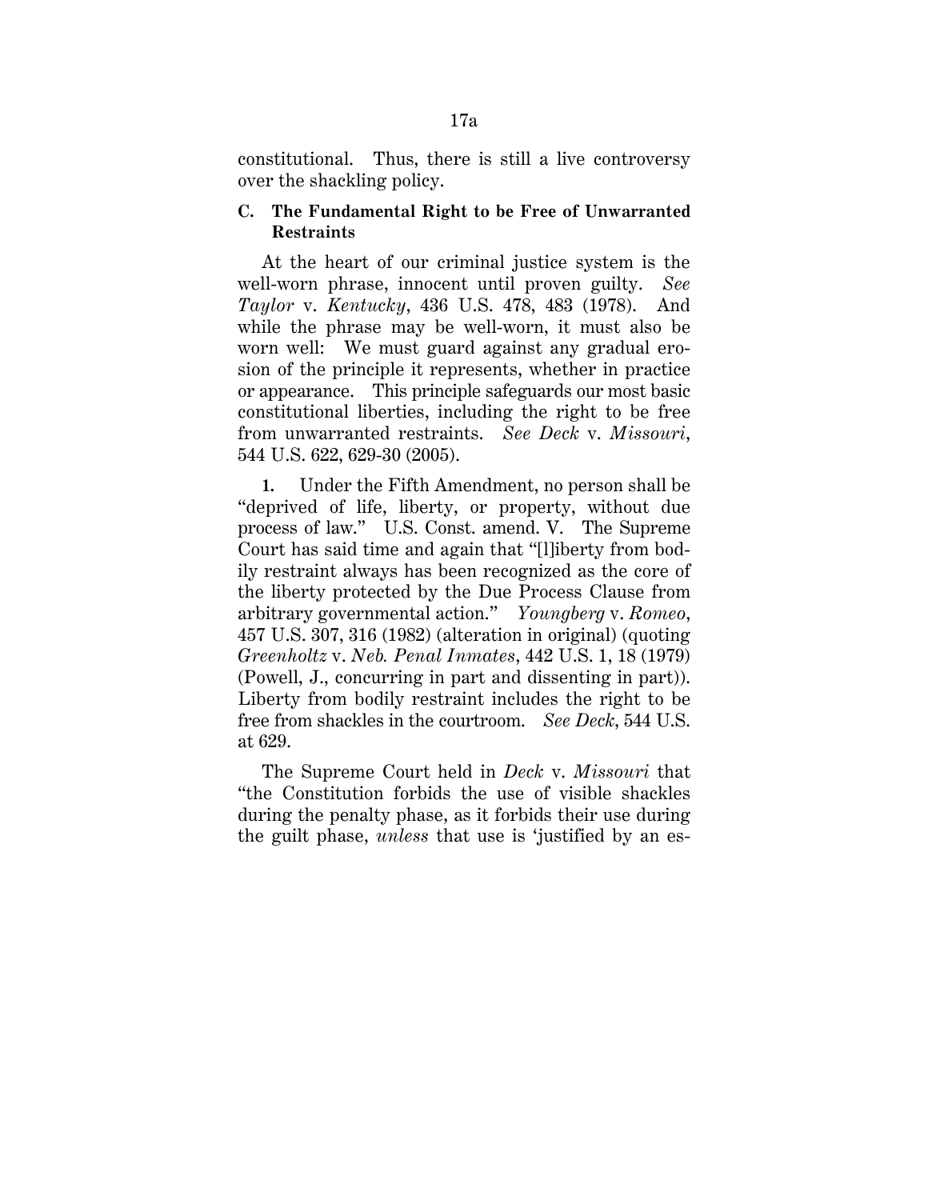constitutional. Thus, there is still a live controversy over the shackling policy.

### C. The Fundamental Right to be Free of Unwarranted Restraints

At the heart of our criminal justice system is the well-worn phrase, innocent until proven guilty. *See Taylor* v. *Kentucky*, 436 U.S. 478, 483 (1978). And while the phrase may be well-worn, it must also be worn well: We must guard against any gradual erosion of the principle it represents, whether in practice or appearance. This principle safeguards our most basic constitutional liberties, including the right to be free from unwarranted restraints. *See Deck* v. *Missouri*, 544 U.S. 622, 629-30 (2005).

**1.** Under the Fifth Amendment, no person shall be "deprived of life, liberty, or property, without due process of law." U.S. Const. amend. V. The Supreme Court has said time and again that "[l]iberty from bodily restraint always has been recognized as the core of the liberty protected by the Due Process Clause from arbitrary governmental action." *Youngberg* v. *Romeo*, 457 U.S. 307, 316 (1982) (alteration in original) (quoting *Greenholtz* v. *Neb. Penal Inmates*, 442 U.S. 1, 18 (1979) (Powell, J., concurring in part and dissenting in part)). Liberty from bodily restraint includes the right to be free from shackles in the courtroom. *See Deck*, 544 U.S. at 629.

The Supreme Court held in *Deck* v. *Missouri* that "the Constitution forbids the use of visible shackles during the penalty phase, as it forbids their use during the guilt phase, *unless* that use is 'justified by an es-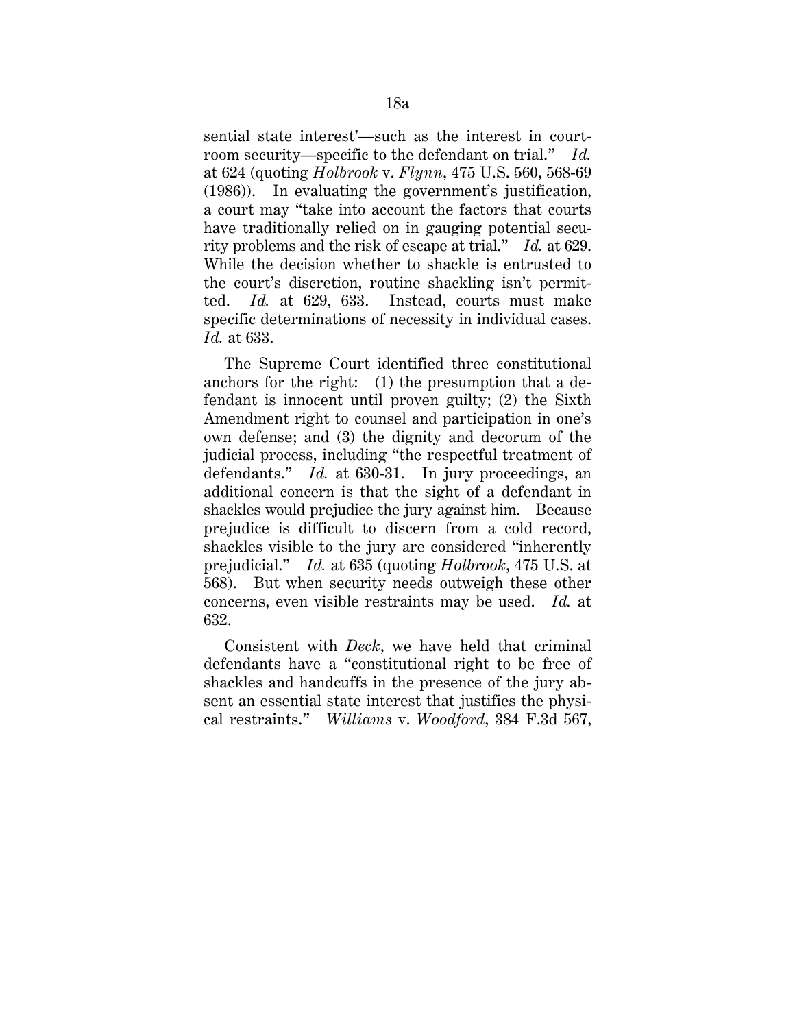sential state interest'—such as the interest in courtroom security—specific to the defendant on trial." *Id.* at 624 (quoting *Holbrook* v. *Flynn*, 475 U.S. 560, 568-69 (1986)). In evaluating the government's justification, a court may "take into account the factors that courts have traditionally relied on in gauging potential security problems and the risk of escape at trial." *Id.* at 629. While the decision whether to shackle is entrusted to the court's discretion, routine shackling isn't permitted. *Id.* at 629, 633. Instead, courts must make specific determinations of necessity in individual cases. *Id.* at 633.

The Supreme Court identified three constitutional anchors for the right: (1) the presumption that a defendant is innocent until proven guilty; (2) the Sixth Amendment right to counsel and participation in one's own defense; and (3) the dignity and decorum of the judicial process, including "the respectful treatment of defendants." *Id.* at 630-31. In jury proceedings, an additional concern is that the sight of a defendant in shackles would prejudice the jury against him. Because prejudice is difficult to discern from a cold record, shackles visible to the jury are considered "inherently prejudicial." *Id.* at 635 (quoting *Holbrook*, 475 U.S. at 568). But when security needs outweigh these other concerns, even visible restraints may be used. *Id.* at 632.

Consistent with *Deck*, we have held that criminal defendants have a "constitutional right to be free of shackles and handcuffs in the presence of the jury absent an essential state interest that justifies the physical restraints." *Williams* v. *Woodford*, 384 F.3d 567,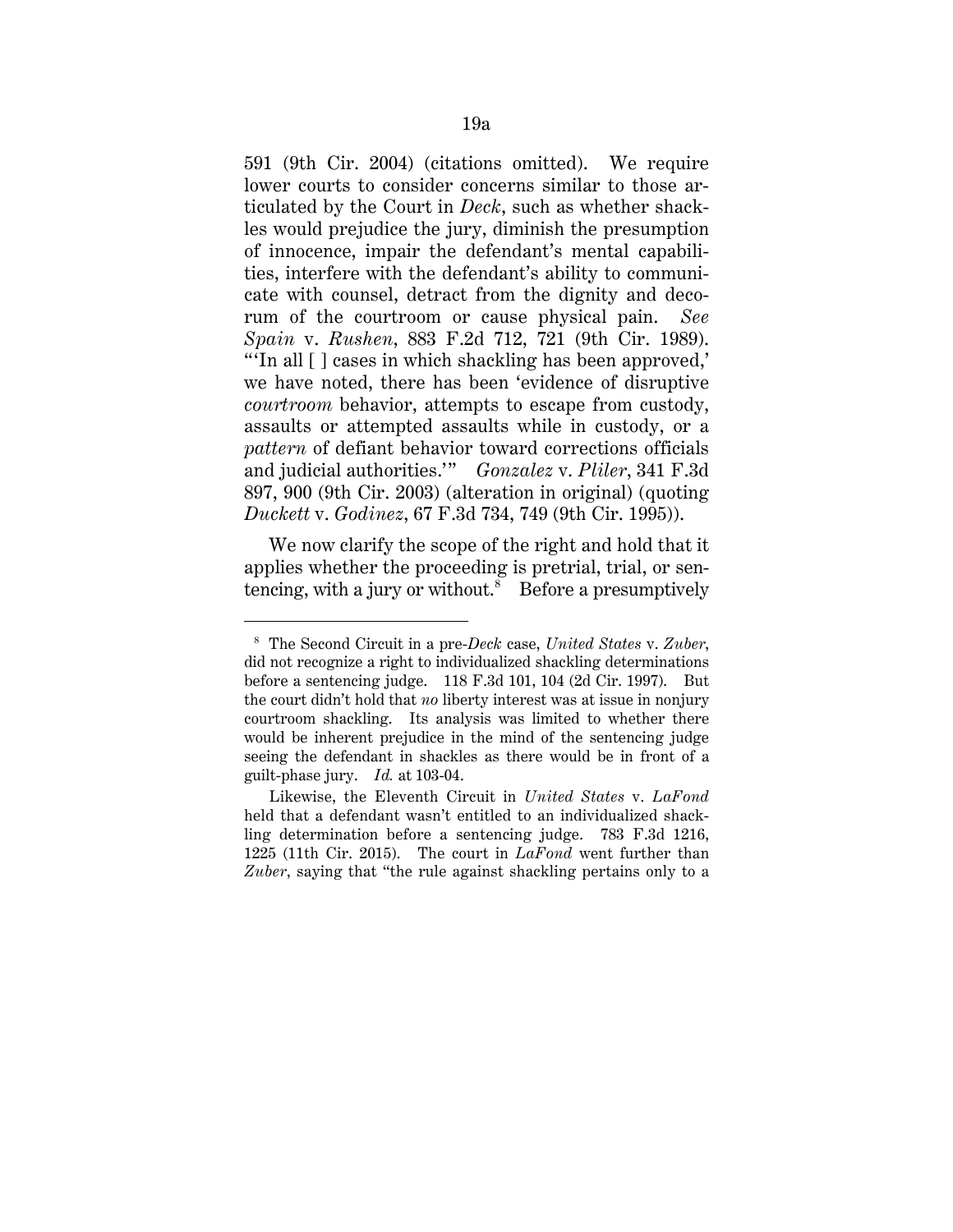591 (9th Cir. 2004) (citations omitted). We require lower courts to consider concerns similar to those articulated by the Court in *Deck*, such as whether shackles would prejudice the jury, diminish the presumption of innocence, impair the defendant's mental capabilities, interfere with the defendant's ability to communicate with counsel, detract from the dignity and decorum of the courtroom or cause physical pain. *See Spain* v. *Rushen*, 883 F.2d 712, 721 (9th Cir. 1989). "'In all [ ] cases in which shackling has been approved,' we have noted, there has been 'evidence of disruptive *courtroom* behavior, attempts to escape from custody, assaults or attempted assaults while in custody, or a *pattern* of defiant behavior toward corrections officials and judicial authorities.'" *Gonzalez* v. *Pliler*, 341 F.3d 897, 900 (9th Cir. 2003) (alteration in original) (quoting *Duckett* v. *Godinez*, 67 F.3d 734, 749 (9th Cir. 1995)).

We now clarify the scope of the right and hold that it applies whether the proceeding is pretrial, trial, or sentencing, with a jury or without.[8] Before a presumptively

---

[8] The Second Circuit in a pre-*Deck* case, *United States* v. *Zuber*, did not recognize a right to individualized shackling determinations before a sentencing judge. 118 F.3d 101, 104 (2d Cir. 1997). But the court didn't hold that *no* liberty interest was at issue in nonjury courtroom shackling. Its analysis was limited to whether there would be inherent prejudice in the mind of the sentencing judge seeing the defendant in shackles as there would be in front of a guilt-phase jury. *Id.* at 103-04.

Likewise, the Eleventh Circuit in *United States* v. *LaFond* held that a defendant wasn't entitled to an individualized shackling determination before a sentencing judge. 783 F.3d 1216, 1225 (11th Cir. 2015). The court in *LaFond* went further than *Zuber*, saying that "the rule against shackling pertains only to a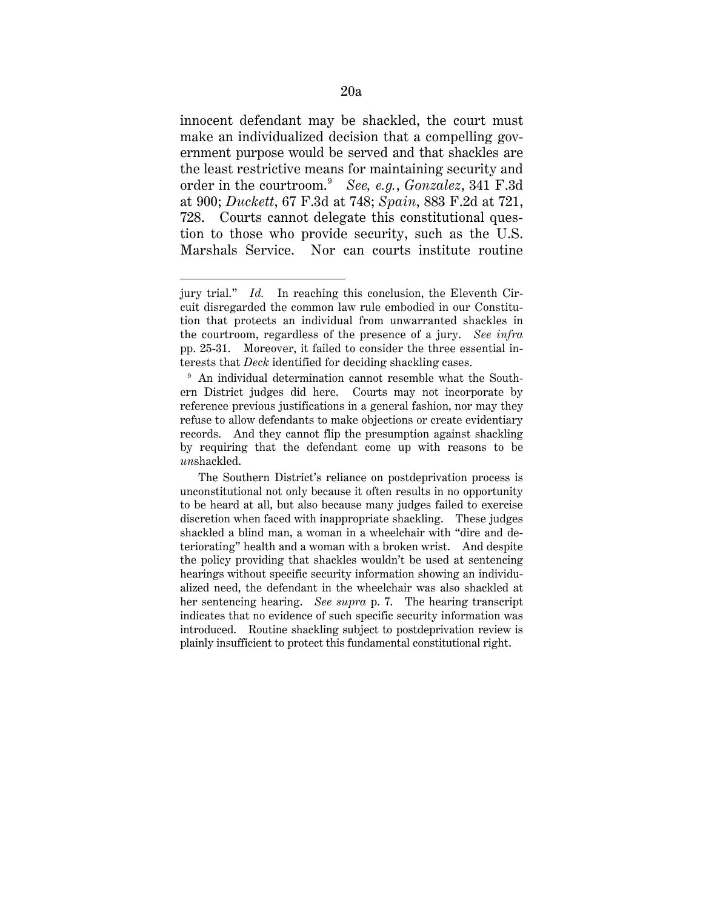innocent defendant may be shackled, the court must make an individualized decision that a compelling government purpose would be served and that shackles are the least restrictive means for maintaining security and order in the courtroom.[9] *See, e.g.*, *Gonzalez*, 341 F.3d at 900; *Duckett*, 67 F.3d at 748; *Spain*, 883 F.2d at 721, 728. Courts cannot delegate this constitutional question to those who provide security, such as the U.S. Marshals Service. Nor can courts institute routine

---

jury trial." *Id.* In reaching this conclusion, the Eleventh Circuit disregarded the common law rule embodied in our Constitution that protects an individual from unwarranted shackles in the courtroom, regardless of the presence of a jury. *See infra* pp. 25-31. Moreover, it failed to consider the three essential interests that *Deck* identified for deciding shackling cases.

[9] An individual determination cannot resemble what the Southern District judges did here. Courts may not incorporate by reference previous justifications in a general fashion, nor may they refuse to allow defendants to make objections or create evidentiary records. And they cannot flip the presumption against shackling by requiring that the defendant come up with reasons to be *un*shackled.

The Southern District's reliance on postdeprivation process is unconstitutional not only because it often results in no opportunity to be heard at all, but also because many judges failed to exercise discretion when faced with inappropriate shackling. These judges shackled a blind man, a woman in a wheelchair with "dire and deteriorating" health and a woman with a broken wrist. And despite the policy providing that shackles wouldn't be used at sentencing hearings without specific security information showing an individualized need, the defendant in the wheelchair was also shackled at her sentencing hearing. *See supra* p. 7. The hearing transcript indicates that no evidence of such specific security information was introduced. Routine shackling subject to postdeprivation review is plainly insufficient to protect this fundamental constitutional right.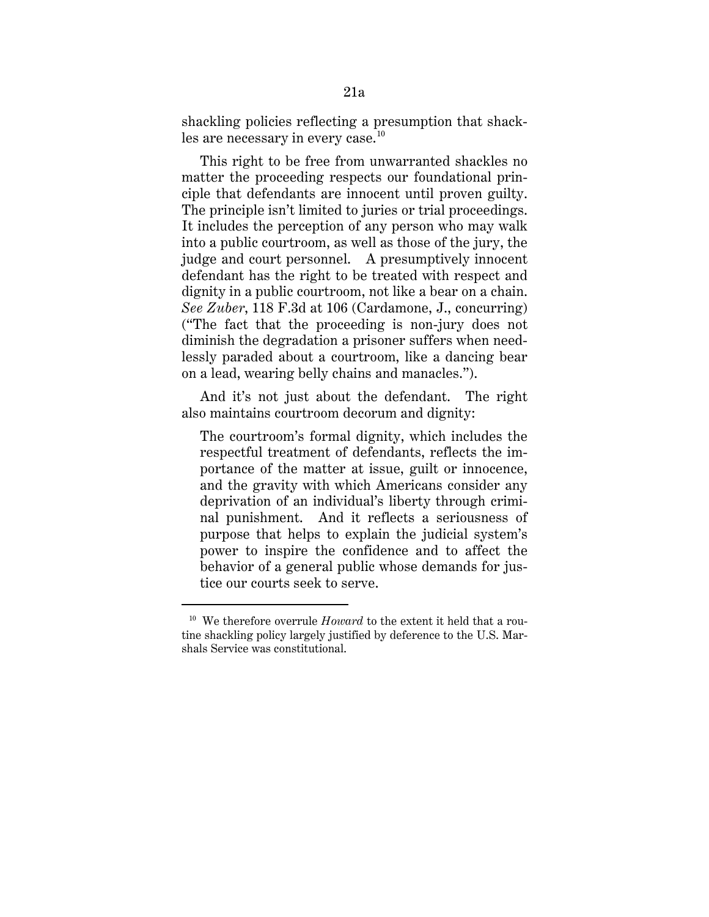shackling policies reflecting a presumption that shackles are necessary in every case.[10]

This right to be free from unwarranted shackles no matter the proceeding respects our foundational principle that defendants are innocent until proven guilty. The principle isn't limited to juries or trial proceedings. It includes the perception of any person who may walk into a public courtroom, as well as those of the jury, the judge and court personnel. A presumptively innocent defendant has the right to be treated with respect and dignity in a public courtroom, not like a bear on a chain. *See Zuber*, 118 F.3d at 106 (Cardamone, J., concurring) ("The fact that the proceeding is non-jury does not diminish the degradation a prisoner suffers when needlessly paraded about a courtroom, like a dancing bear on a lead, wearing belly chains and manacles.").

And it's not just about the defendant. The right also maintains courtroom decorum and dignity:

> The courtroom's formal dignity, which includes the respectful treatment of defendants, reflects the importance of the matter at issue, guilt or innocence, and the gravity with which Americans consider any deprivation of an individual's liberty through criminal punishment. And it reflects a seriousness of purpose that helps to explain the judicial system's power to inspire the confidence and to affect the behavior of a general public whose demands for justice our courts seek to serve.

---

[10] We therefore overrule *Howard* to the extent it held that a routine shackling policy largely justified by deference to the U.S. Marshals Service was constitutional.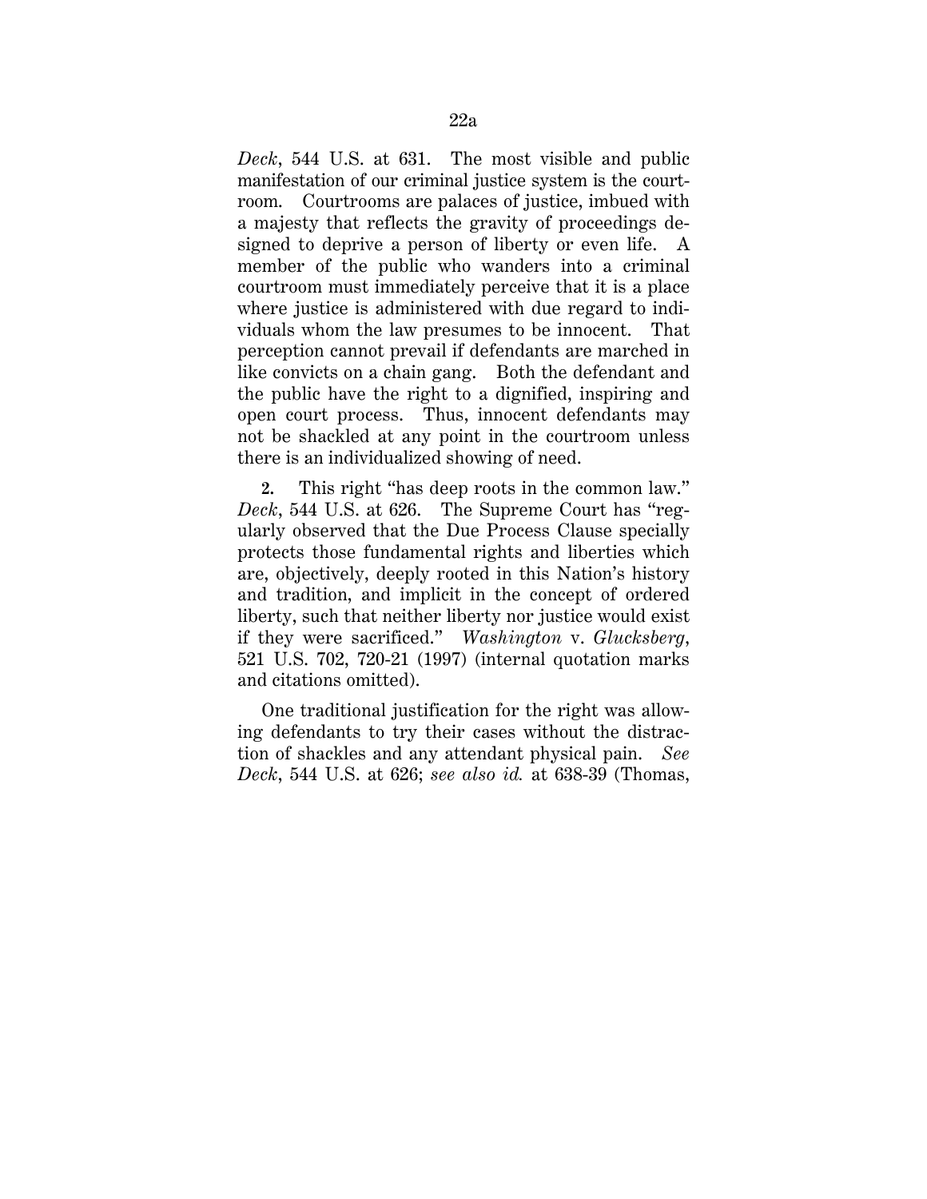*Deck*, 544 U.S. at 631. The most visible and public manifestation of our criminal justice system is the courtroom. Courtrooms are palaces of justice, imbued with a majesty that reflects the gravity of proceedings designed to deprive a person of liberty or even life. A member of the public who wanders into a criminal courtroom must immediately perceive that it is a place where justice is administered with due regard to individuals whom the law presumes to be innocent. That perception cannot prevail if defendants are marched in like convicts on a chain gang. Both the defendant and the public have the right to a dignified, inspiring and open court process. Thus, innocent defendants may not be shackled at any point in the courtroom unless there is an individualized showing of need.

**2.** This right "has deep roots in the common law." *Deck*, 544 U.S. at 626. The Supreme Court has "regularly observed that the Due Process Clause specially protects those fundamental rights and liberties which are, objectively, deeply rooted in this Nation's history and tradition, and implicit in the concept of ordered liberty, such that neither liberty nor justice would exist if they were sacrificed." *Washington* v. *Glucksberg*, 521 U.S. 702, 720-21 (1997) (internal quotation marks and citations omitted).

One traditional justification for the right was allowing defendants to try their cases without the distraction of shackles and any attendant physical pain. *See Deck*, 544 U.S. at 626; *see also id.* at 638-39 (Thomas,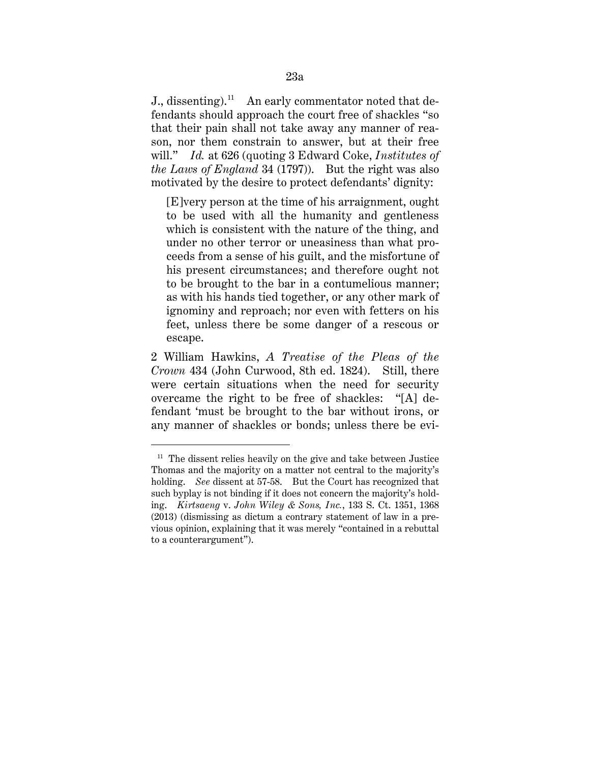J., dissenting).[11] An early commentator noted that defendants should approach the court free of shackles "so that their pain shall not take away any manner of reason, nor them constrain to answer, but at their free will." *Id.* at 626 (quoting 3 Edward Coke, *Institutes of the Laws of England* 34 (1797)). But the right was also motivated by the desire to protect defendants' dignity:

> [E]very person at the time of his arraignment, ought to be used with all the humanity and gentleness which is consistent with the nature of the thing, and under no other terror or uneasiness than what proceeds from a sense of his guilt, and the misfortune of his present circumstances; and therefore ought not to be brought to the bar in a contumelious manner; as with his hands tied together, or any other mark of ignominy and reproach; nor even with fetters on his feet, unless there be some danger of a rescous or escape.

2 William Hawkins, *A Treatise of the Pleas of the Crown* 434 (John Curwood, 8th ed. 1824). Still, there were certain situations when the need for security overcame the right to be free of shackles: "[A] defendant 'must be brought to the bar without irons, or any manner of shackles or bonds; unless there be evi-

---

[11] The dissent relies heavily on the give and take between Justice Thomas and the majority on a matter not central to the majority's holding. *See* dissent at 57-58. But the Court has recognized that such byplay is not binding if it does not concern the majority's holding. *Kirtsaeng* v. *John Wiley & Sons, Inc.*, 133 S. Ct. 1351, 1368 (2013) (dismissing as dictum a contrary statement of law in a previous opinion, explaining that it was merely "contained in a rebuttal to a counterargument").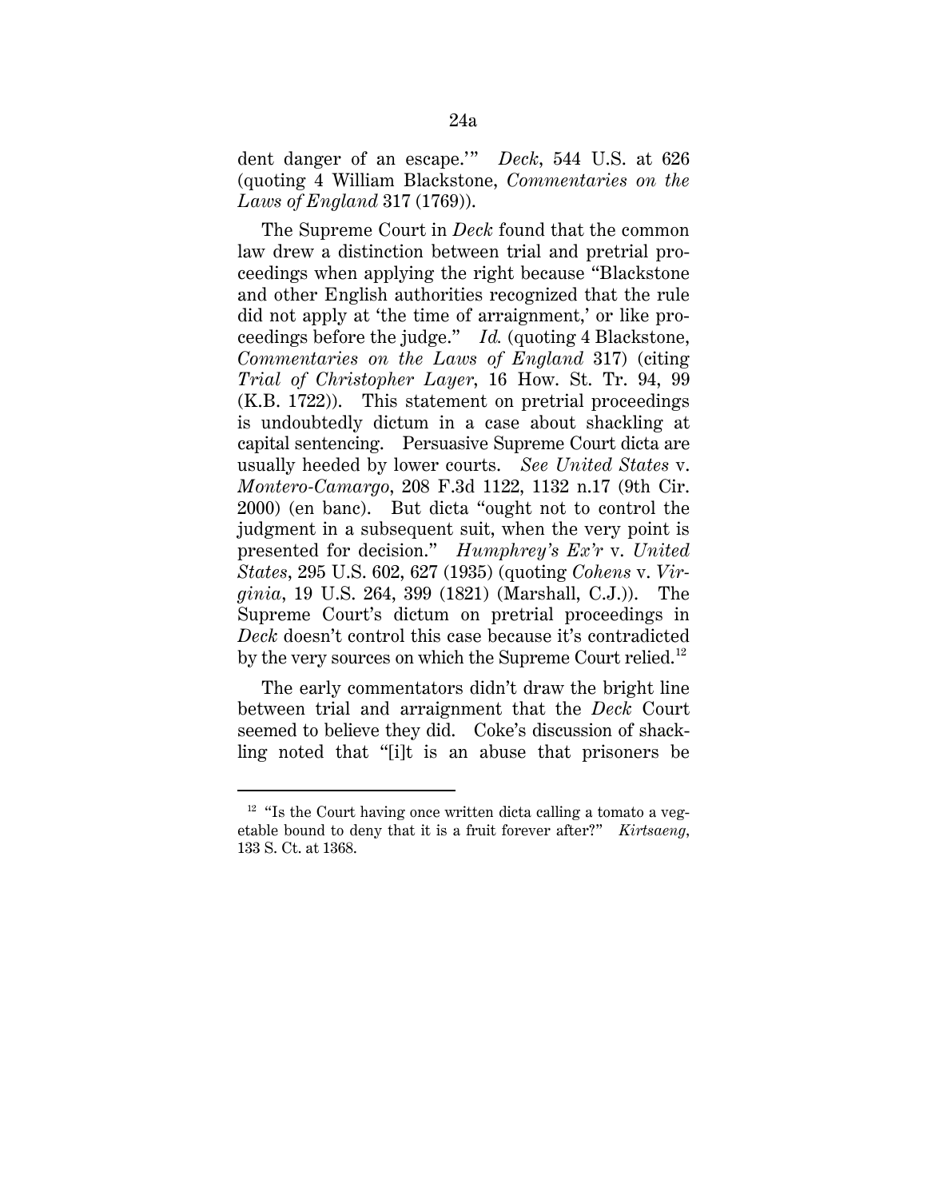dent danger of an escape.'" *Deck*, 544 U.S. at 626 (quoting 4 William Blackstone, *Commentaries on the Laws of England* 317 (1769)).

The Supreme Court in *Deck* found that the common law drew a distinction between trial and pretrial proceedings when applying the right because "Blackstone and other English authorities recognized that the rule did not apply at 'the time of arraignment,' or like proceedings before the judge." *Id.* (quoting 4 Blackstone, *Commentaries on the Laws of England* 317) (citing *Trial of Christopher Layer*, 16 How. St. Tr. 94, 99 (K.B. 1722)). This statement on pretrial proceedings is undoubtedly dictum in a case about shackling at capital sentencing. Persuasive Supreme Court dicta are usually heeded by lower courts. *See United States* v. *Montero-Camargo*, 208 F.3d 1122, 1132 n.17 (9th Cir. 2000) (en banc). But dicta "ought not to control the judgment in a subsequent suit, when the very point is presented for decision." *Humphrey's Ex'r* v. *United States*, 295 U.S. 602, 627 (1935) (quoting *Cohens* v. *Virginia*, 19 U.S. 264, 399 (1821) (Marshall, C.J.)). The Supreme Court's dictum on pretrial proceedings in *Deck* doesn't control this case because it's contradicted by the very sources on which the Supreme Court relied.[12]

The early commentators didn't draw the bright line between trial and arraignment that the *Deck* Court seemed to believe they did. Coke's discussion of shackling noted that "[i]t is an abuse that prisoners be

---

[12] "Is the Court having once written dicta calling a tomato a vegetable bound to deny that it is a fruit forever after?" *Kirtsaeng*, 133 S. Ct. at 1368.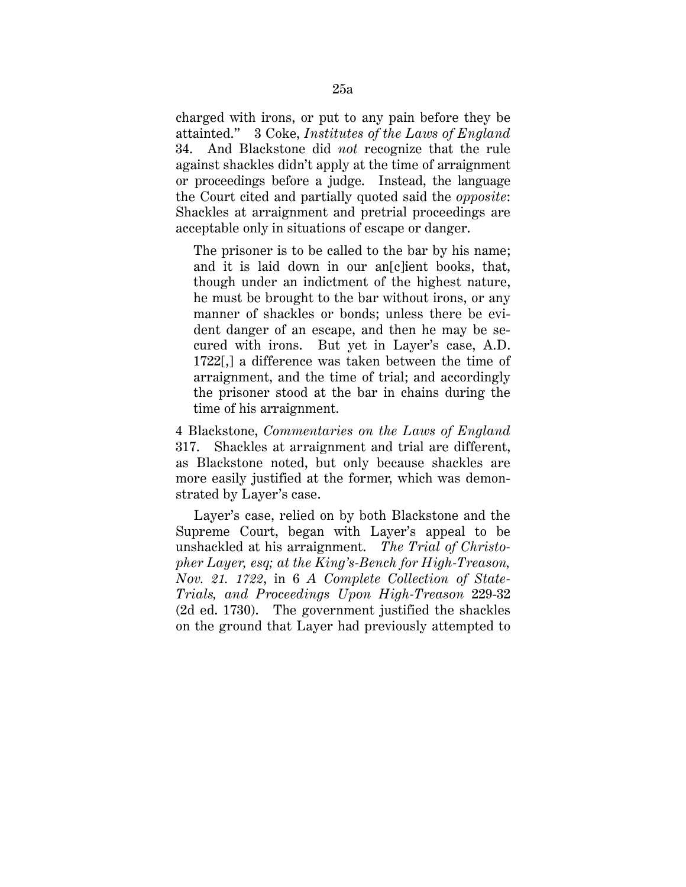charged with irons, or put to any pain before they be attainted." 3 Coke, *Institutes of the Laws of England* 34. And Blackstone did *not* recognize that the rule against shackles didn't apply at the time of arraignment or proceedings before a judge. Instead, the language the Court cited and partially quoted said the *opposite*: Shackles at arraignment and pretrial proceedings are acceptable only in situations of escape or danger.

> The prisoner is to be called to the bar by his name; and it is laid down in our an[c]ient books, that, though under an indictment of the highest nature, he must be brought to the bar without irons, or any manner of shackles or bonds; unless there be evident danger of an escape, and then he may be secured with irons. But yet in Layer's case, A.D. 1722[,] a difference was taken between the time of arraignment, and the time of trial; and accordingly the prisoner stood at the bar in chains during the time of his arraignment.

4 Blackstone, *Commentaries on the Laws of England* 317. Shackles at arraignment and trial are different, as Blackstone noted, but only because shackles are more easily justified at the former, which was demonstrated by Layer's case.

Layer's case, relied on by both Blackstone and the Supreme Court, began with Layer's appeal to be unshackled at his arraignment. *The Trial of Christopher Layer, esq; at the King's-Bench for High-Treason, Nov. 21. 1722*, in 6 *A Complete Collection of State-Trials, and Proceedings Upon High-Treason* 229-32 (2d ed. 1730). The government justified the shackles on the ground that Layer had previously attempted to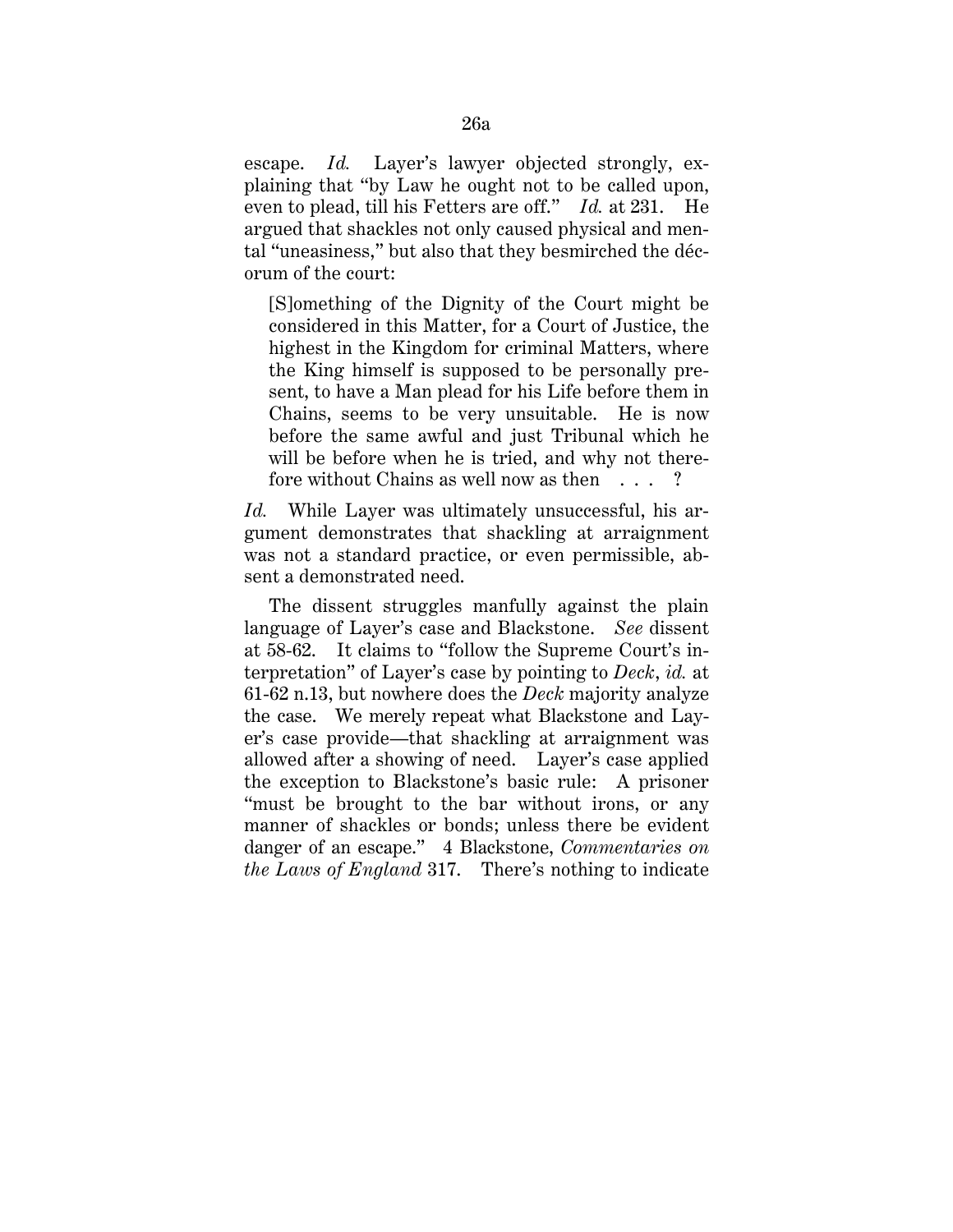escape. *Id.* Layer's lawyer objected strongly, explaining that "by Law he ought not to be called upon, even to plead, till his Fetters are off." *Id.* at 231. He argued that shackles not only caused physical and mental "uneasiness," but also that they besmirched the décorum of the court:

> [S]omething of the Dignity of the Court might be considered in this Matter, for a Court of Justice, the highest in the Kingdom for criminal Matters, where the King himself is supposed to be personally present, to have a Man plead for his Life before them in Chains, seems to be very unsuitable. He is now before the same awful and just Tribunal which he will be before when he is tried, and why not therefore without Chains as well now as then . . . ?

*Id.* While Layer was ultimately unsuccessful, his argument demonstrates that shackling at arraignment was not a standard practice, or even permissible, absent a demonstrated need.

The dissent struggles manfully against the plain language of Layer's case and Blackstone. *See* dissent at 58-62. It claims to "follow the Supreme Court's interpretation" of Layer's case by pointing to *Deck*, *id.* at 61-62 n.13, but nowhere does the *Deck* majority analyze the case. We merely repeat what Blackstone and Layer's case provide—that shackling at arraignment was allowed after a showing of need. Layer's case applied the exception to Blackstone's basic rule: A prisoner "must be brought to the bar without irons, or any manner of shackles or bonds; unless there be evident danger of an escape." 4 Blackstone, *Commentaries on the Laws of England* 317. There's nothing to indicate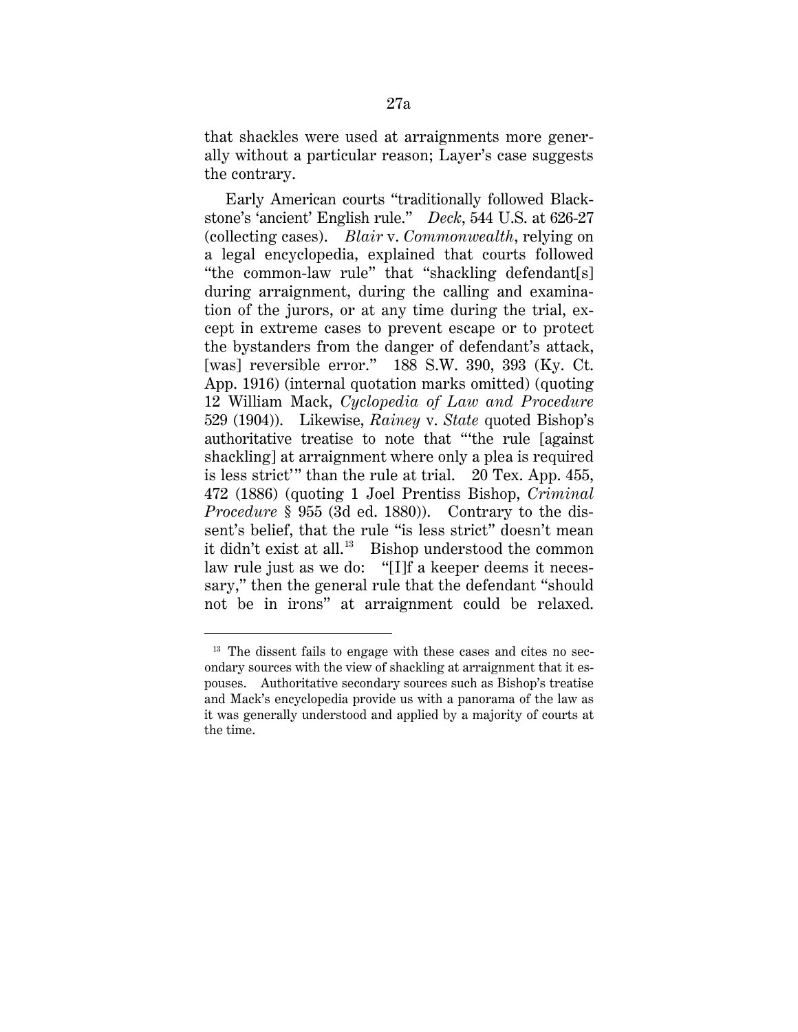that shackles were used at arraignments more generally without a particular reason; Layer's case suggests the contrary.

Early American courts "traditionally followed Blackstone's 'ancient' English rule." *Deck*, 544 U.S. at 626-27 (collecting cases). *Blair* v. *Commonwealth*, relying on a legal encyclopedia, explained that courts followed "the common-law rule" that "shackling defendant[s] during arraignment, during the calling and examination of the jurors, or at any time during the trial, except in extreme cases to prevent escape or to protect the bystanders from the danger of defendant's attack, [was] reversible error." 188 S.W. 390, 393 (Ky. Ct. App. 1916) (internal quotation marks omitted) (quoting 12 William Mack, *Cyclopedia of Law and Procedure* 529 (1904)). Likewise, *Rainey* v. *State* quoted Bishop's authoritative treatise to note that "'the rule [against shackling] at arraignment where only a plea is required is less strict'" than the rule at trial. 20 Tex. App. 455, 472 (1886) (quoting 1 Joel Prentiss Bishop, *Criminal Procedure* § 955 (3d ed. 1880)). Contrary to the dissent's belief, that the rule "is less strict" doesn't mean it didn't exist at all.[13] Bishop understood the common law rule just as we do: "[I]f a keeper deems it necessary," then the general rule that the defendant "should not be in irons" at arraignment could be relaxed.

---

[13] The dissent fails to engage with these cases and cites no secondary sources with the view of shackling at arraignment that it espouses. Authoritative secondary sources such as Bishop's treatise and Mack's encyclopedia provide us with a panorama of the law as it was generally understood and applied by a majority of courts at the time.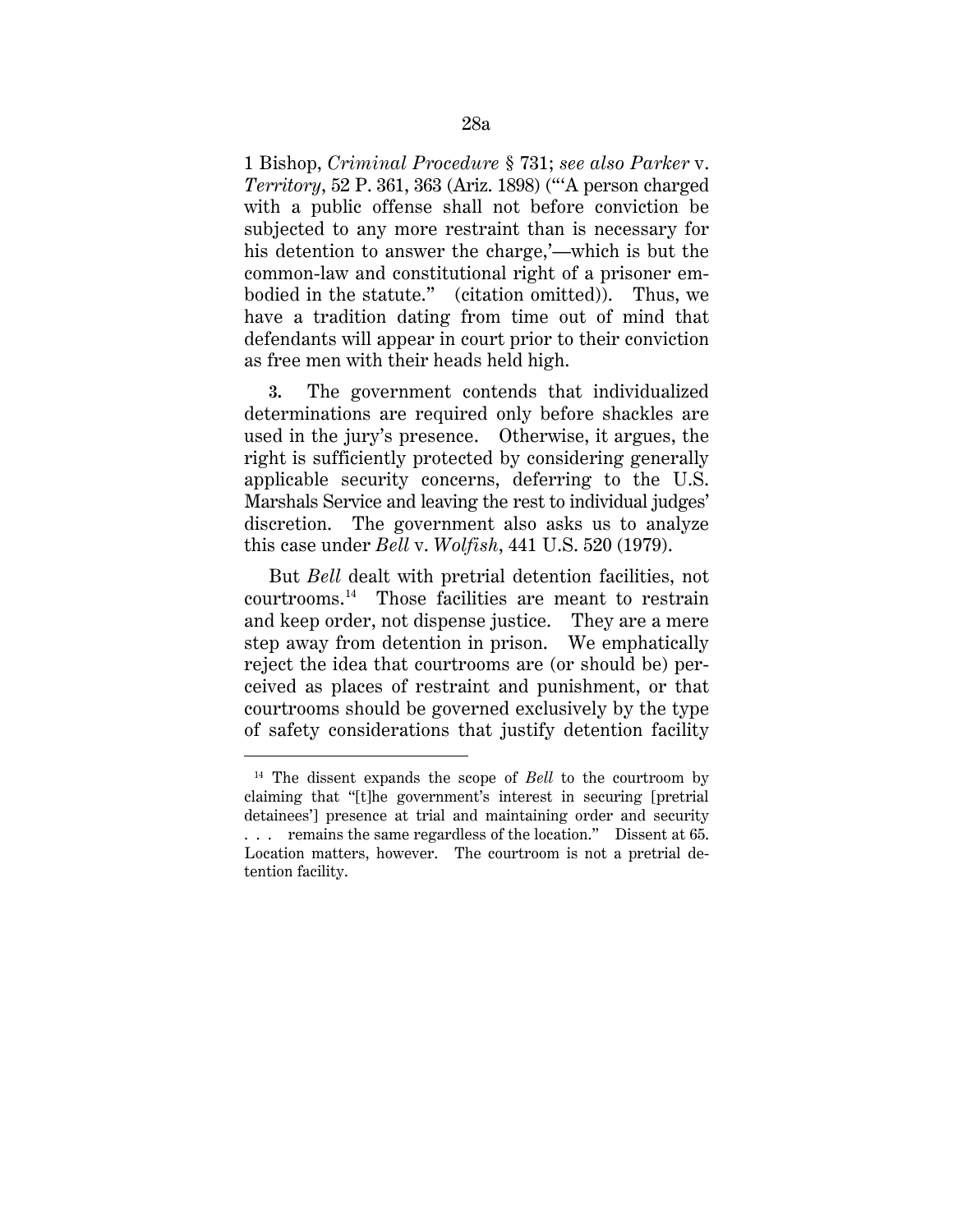1 Bishop, *Criminal Procedure* § 731; *see also Parker* v. *Territory*, 52 P. 361, 363 (Ariz. 1898) ("'A person charged with a public offense shall not before conviction be subjected to any more restraint than is necessary for his detention to answer the charge,'—which is but the common-law and constitutional right of a prisoner embodied in the statute." (citation omitted)). Thus, we have a tradition dating from time out of mind that defendants will appear in court prior to their conviction as free men with their heads held high.

**3.** The government contends that individualized determinations are required only before shackles are used in the jury's presence. Otherwise, it argues, the right is sufficiently protected by considering generally applicable security concerns, deferring to the U.S. Marshals Service and leaving the rest to individual judges' discretion. The government also asks us to analyze this case under *Bell* v. *Wolfish*, 441 U.S. 520 (1979).

But *Bell* dealt with pretrial detention facilities, not courtrooms.[14] Those facilities are meant to restrain and keep order, not dispense justice. They are a mere step away from detention in prison. We emphatically reject the idea that courtrooms are (or should be) perceived as places of restraint and punishment, or that courtrooms should be governed exclusively by the type of safety considerations that justify detention facility

---

[14] The dissent expands the scope of *Bell* to the courtroom by claiming that "[t]he government's interest in securing [pretrial detainees'] presence at trial and maintaining order and security . . . remains the same regardless of the location." Dissent at 65. Location matters, however. The courtroom is not a pretrial detention facility.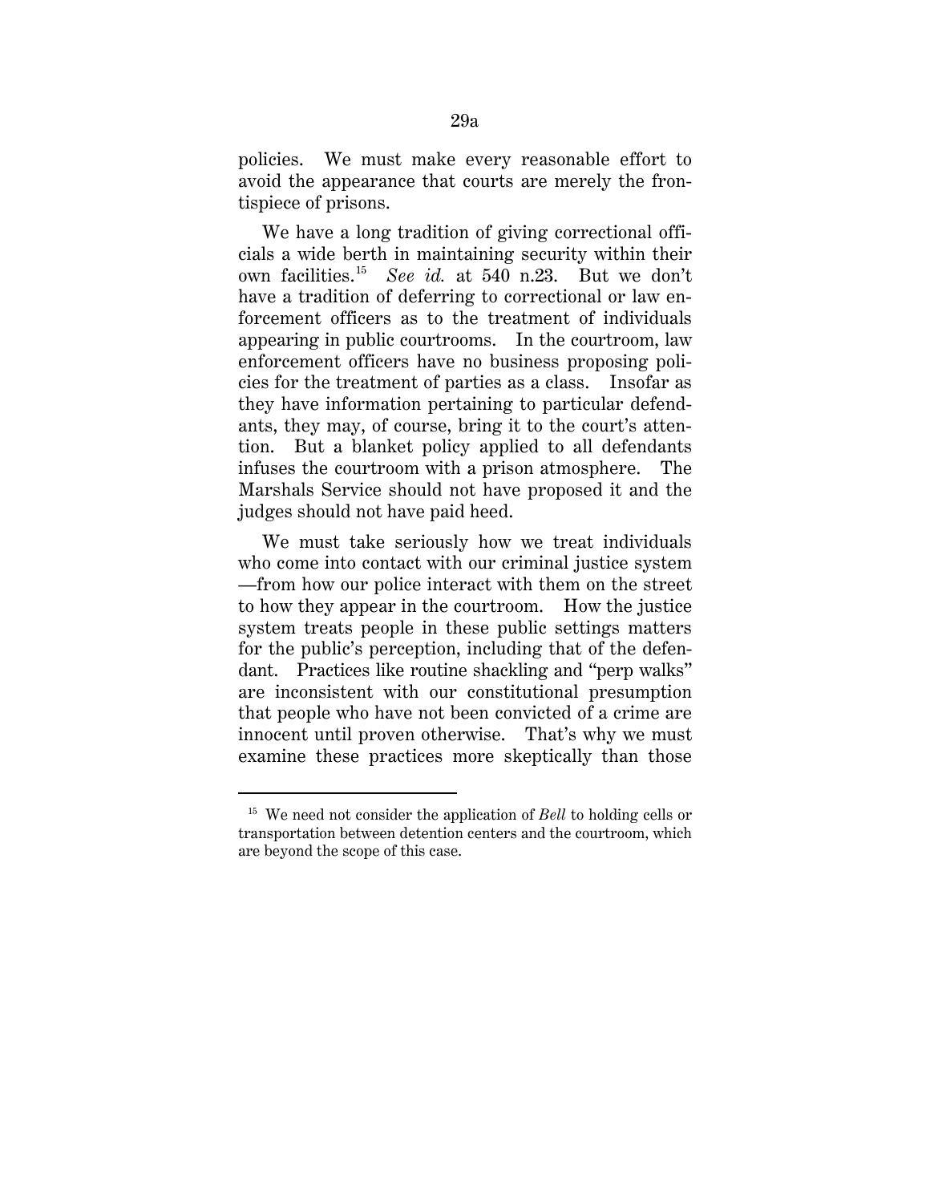policies. We must make every reasonable effort to avoid the appearance that courts are merely the frontispiece of prisons.

We have a long tradition of giving correctional officials a wide berth in maintaining security within their own facilities.[15] *See id.* at 540 n.23. But we don't have a tradition of deferring to correctional or law enforcement officers as to the treatment of individuals appearing in public courtrooms. In the courtroom, law enforcement officers have no business proposing policies for the treatment of parties as a class. Insofar as they have information pertaining to particular defendants, they may, of course, bring it to the court's attention. But a blanket policy applied to all defendants infuses the courtroom with a prison atmosphere. The Marshals Service should not have proposed it and the judges should not have paid heed.

We must take seriously how we treat individuals who come into contact with our criminal justice system—from how our police interact with them on the street to how they appear in the courtroom. How the justice system treats people in these public settings matters for the public's perception, including that of the defendant. Practices like routine shackling and "perp walks" are inconsistent with our constitutional presumption that people who have not been convicted of a crime are innocent until proven otherwise. That's why we must examine these practices more skeptically than those

---

[15] We need not consider the application of *Bell* to holding cells or transportation between detention centers and the courtroom, which are beyond the scope of this case.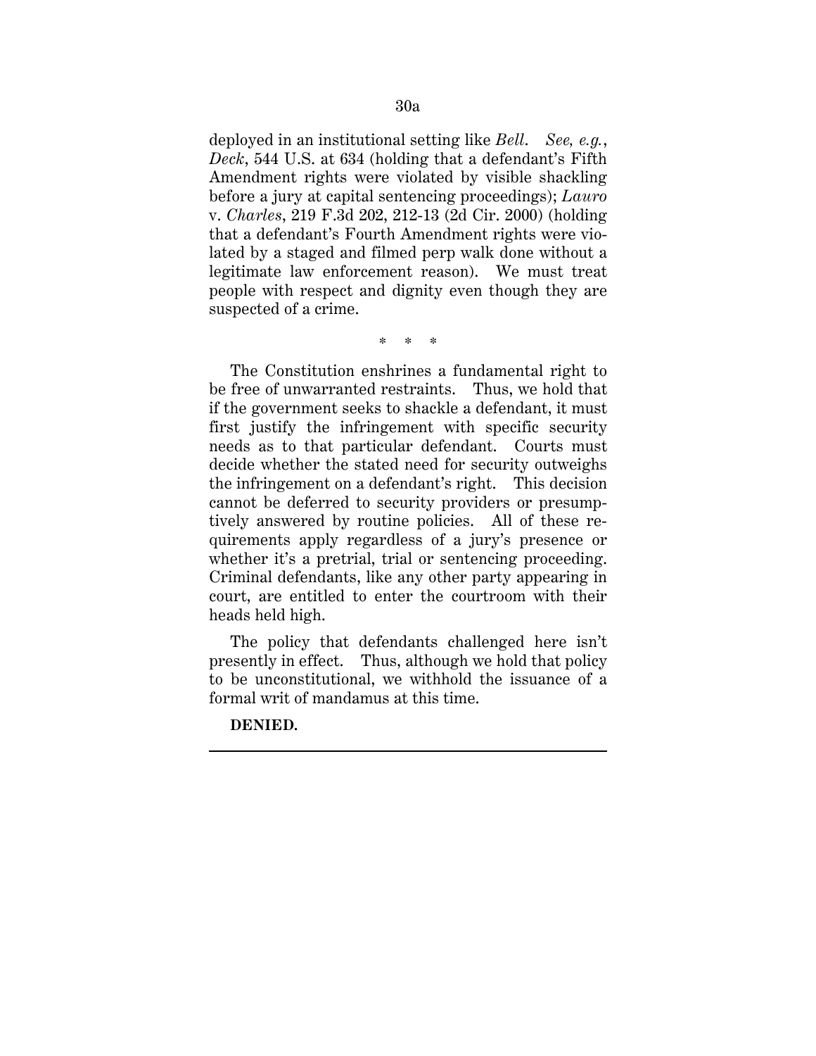deployed in an institutional setting like *Bell*. *See, e.g.*, *Deck*, 544 U.S. at 634 (holding that a defendant's Fifth Amendment rights were violated by visible shackling before a jury at capital sentencing proceedings); *Lauro* v. *Charles*, 219 F.3d 202, 212-13 (2d Cir. 2000) (holding that a defendant's Fourth Amendment rights were violated by a staged and filmed perp walk done without a legitimate law enforcement reason). We must treat people with respect and dignity even though they are suspected of a crime.

\* \* \*

The Constitution enshrines a fundamental right to be free of unwarranted restraints. Thus, we hold that if the government seeks to shackle a defendant, it must first justify the infringement with specific security needs as to that particular defendant. Courts must decide whether the stated need for security outweighs the infringement on a defendant's right. This decision cannot be deferred to security providers or presumptively answered by routine policies. All of these requirements apply regardless of a jury's presence or whether it's a pretrial, trial or sentencing proceeding. Criminal defendants, like any other party appearing in court, are entitled to enter the courtroom with their heads held high.

The policy that defendants challenged here isn't presently in effect. Thus, although we hold that policy to be unconstitutional, we withhold the issuance of a formal writ of mandamus at this time.

**DENIED.**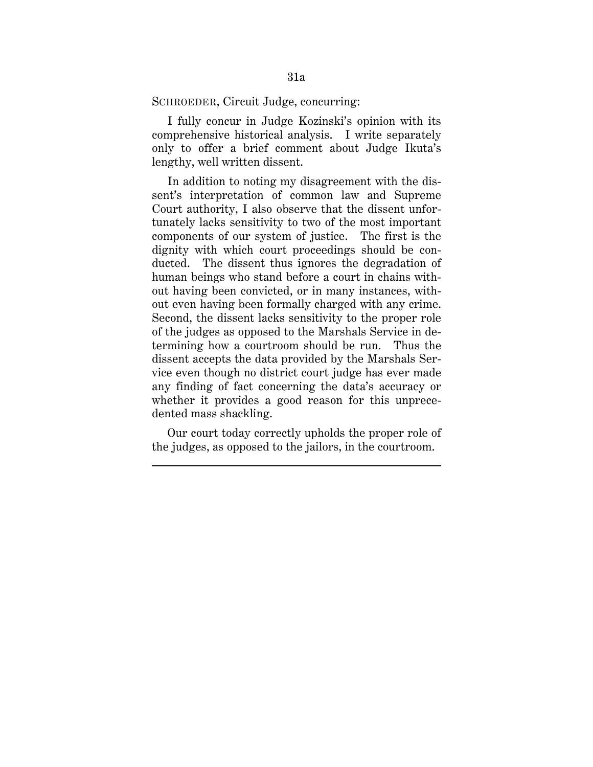SCHROEDER, Circuit Judge, concurring:

I fully concur in Judge Kozinski's opinion with its comprehensive historical analysis. I write separately only to offer a brief comment about Judge Ikuta's lengthy, well written dissent.

In addition to noting my disagreement with the dissent's interpretation of common law and Supreme Court authority, I also observe that the dissent unfortunately lacks sensitivity to two of the most important components of our system of justice. The first is the dignity with which court proceedings should be conducted. The dissent thus ignores the degradation of human beings who stand before a court in chains without having been convicted, or in many instances, without even having been formally charged with any crime. Second, the dissent lacks sensitivity to the proper role of the judges as opposed to the Marshals Service in determining how a courtroom should be run. Thus the dissent accepts the data provided by the Marshals Service even though no district court judge has ever made any finding of fact concerning the data's accuracy or whether it provides a good reason for this unprecedented mass shackling.

Our court today correctly upholds the proper role of the judges, as opposed to the jailors, in the courtroom.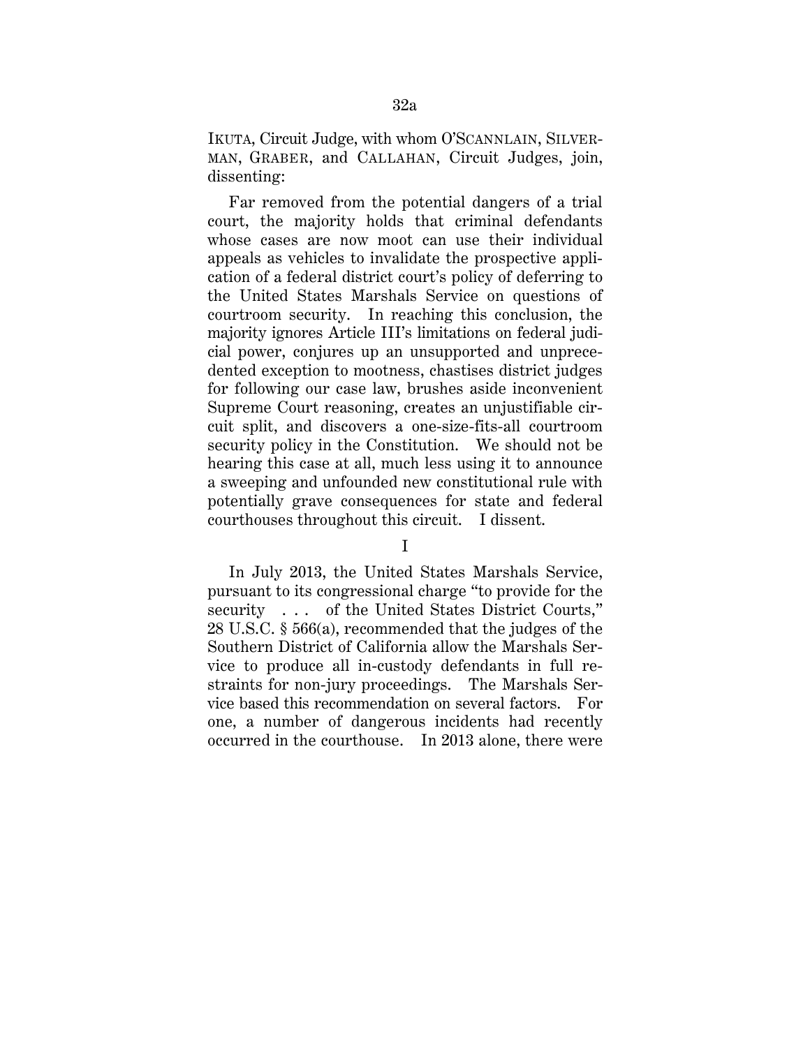IKUTA, Circuit Judge, with whom O'SCANNLAIN, SILVERMAN, GRABER, and CALLAHAN, Circuit Judges, join, dissenting:

Far removed from the potential dangers of a trial court, the majority holds that criminal defendants whose cases are now moot can use their individual appeals as vehicles to invalidate the prospective application of a federal district court's policy of deferring to the United States Marshals Service on questions of courtroom security. In reaching this conclusion, the majority ignores Article III's limitations on federal judicial power, conjures up an unsupported and unprecedented exception to mootness, chastises district judges for following our case law, brushes aside inconvenient Supreme Court reasoning, creates an unjustifiable circuit split, and discovers a one-size-fits-all courtroom security policy in the Constitution. We should not be hearing this case at all, much less using it to announce a sweeping and unfounded new constitutional rule with potentially grave consequences for state and federal courthouses throughout this circuit. I dissent.

I

In July 2013, the United States Marshals Service, pursuant to its congressional charge "to provide for the security . . . of the United States District Courts," 28 U.S.C. § 566(a), recommended that the judges of the Southern District of California allow the Marshals Service to produce all in-custody defendants in full restraints for non-jury proceedings. The Marshals Service based this recommendation on several factors. For one, a number of dangerous incidents had recently occurred in the courthouse. In 2013 alone, there were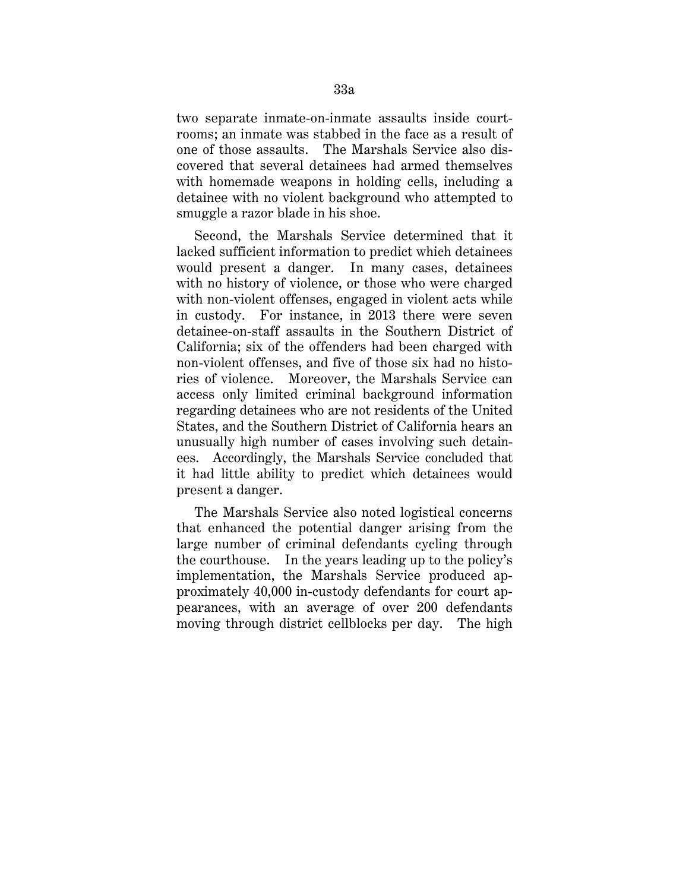two separate inmate-on-inmate assaults inside courtrooms; an inmate was stabbed in the face as a result of one of those assaults. The Marshals Service also discovered that several detainees had armed themselves with homemade weapons in holding cells, including a detainee with no violent background who attempted to smuggle a razor blade in his shoe.

Second, the Marshals Service determined that it lacked sufficient information to predict which detainees would present a danger. In many cases, detainees with no history of violence, or those who were charged with non-violent offenses, engaged in violent acts while in custody. For instance, in 2013 there were seven detainee-on-staff assaults in the Southern District of California; six of the offenders had been charged with non-violent offenses, and five of those six had no histories of violence. Moreover, the Marshals Service can access only limited criminal background information regarding detainees who are not residents of the United States, and the Southern District of California hears an unusually high number of cases involving such detainees. Accordingly, the Marshals Service concluded that it had little ability to predict which detainees would present a danger.

The Marshals Service also noted logistical concerns that enhanced the potential danger arising from the large number of criminal defendants cycling through the courthouse. In the years leading up to the policy's implementation, the Marshals Service produced approximately 40,000 in-custody defendants for court appearances, with an average of over 200 defendants moving through district cellblocks per day. The high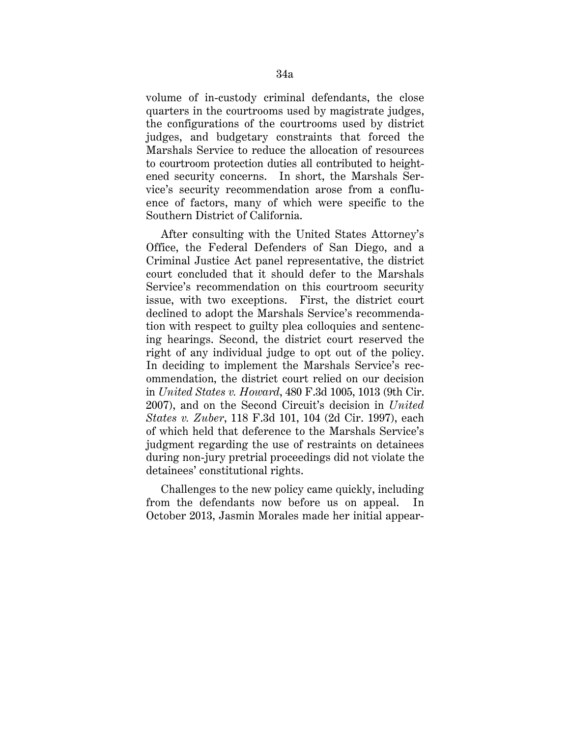volume of in-custody criminal defendants, the close quarters in the courtrooms used by magistrate judges, the configurations of the courtrooms used by district judges, and budgetary constraints that forced the Marshals Service to reduce the allocation of resources to courtroom protection duties all contributed to heightened security concerns. In short, the Marshals Service's security recommendation arose from a confluence of factors, many of which were specific to the Southern District of California.

After consulting with the United States Attorney's Office, the Federal Defenders of San Diego, and a Criminal Justice Act panel representative, the district court concluded that it should defer to the Marshals Service's recommendation on this courtroom security issue, with two exceptions. First, the district court declined to adopt the Marshals Service's recommendation with respect to guilty plea colloquies and sentencing hearings. Second, the district court reserved the right of any individual judge to opt out of the policy. In deciding to implement the Marshals Service's recommendation, the district court relied on our decision in *United States v. Howard*, 480 F.3d 1005, 1013 (9th Cir. 2007), and on the Second Circuit's decision in *United States v. Zuber*, 118 F.3d 101, 104 (2d Cir. 1997), each of which held that deference to the Marshals Service's judgment regarding the use of restraints on detainees during non-jury pretrial proceedings did not violate the detainees' constitutional rights.

Challenges to the new policy came quickly, including from the defendants now before us on appeal. In October 2013, Jasmin Morales made her initial appear-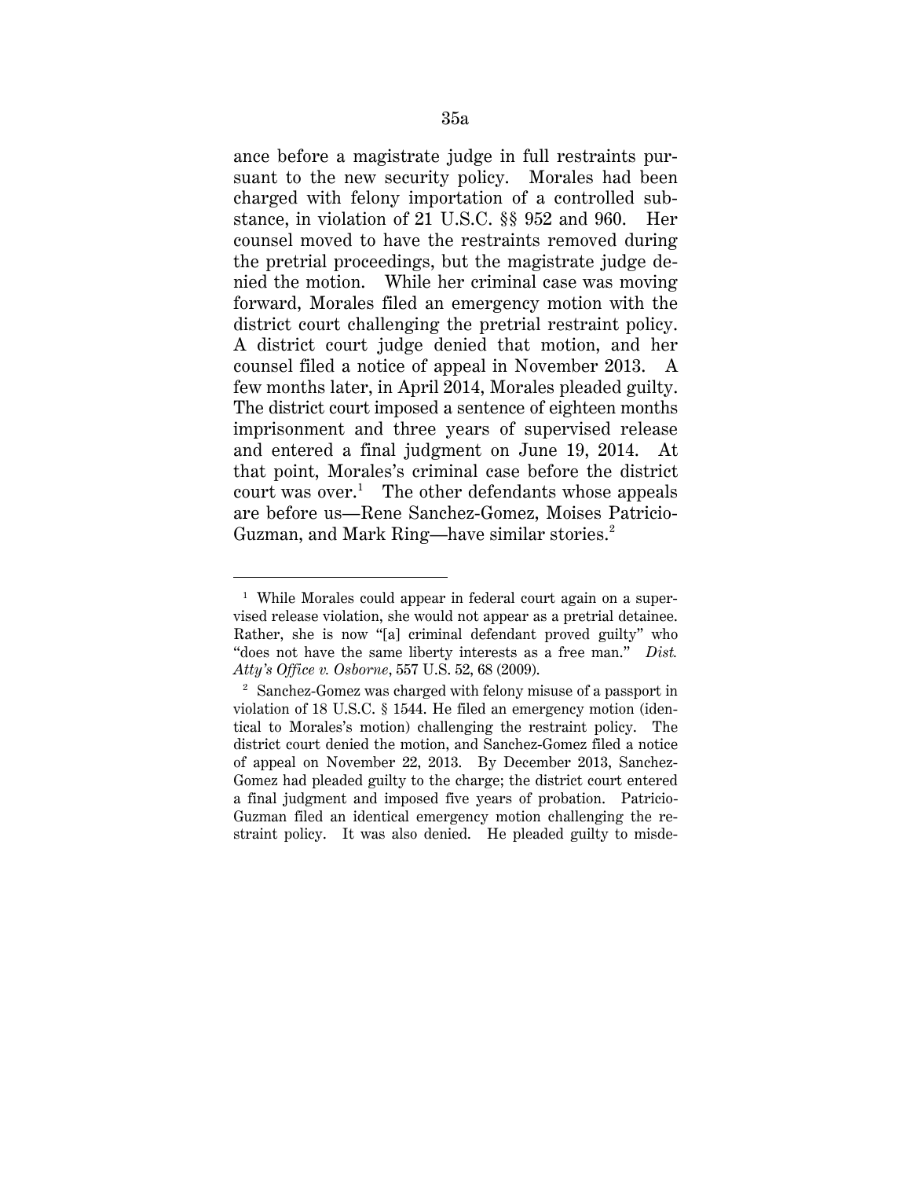ance before a magistrate judge in full restraints pursuant to the new security policy. Morales had been charged with felony importation of a controlled substance, in violation of 21 U.S.C. §§ 952 and 960. Her counsel moved to have the restraints removed during the pretrial proceedings, but the magistrate judge denied the motion. While her criminal case was moving forward, Morales filed an emergency motion with the district court challenging the pretrial restraint policy. A district court judge denied that motion, and her counsel filed a notice of appeal in November 2013. A few months later, in April 2014, Morales pleaded guilty. The district court imposed a sentence of eighteen months imprisonment and three years of supervised release and entered a final judgment on June 19, 2014. At that point, Morales's criminal case before the district court was over.[1] The other defendants whose appeals are before us—Rene Sanchez-Gomez, Moises Patricio-Guzman, and Mark Ring—have similar stories.[2]

---

[1] While Morales could appear in federal court again on a supervised release violation, she would not appear as a pretrial detainee. Rather, she is now "[a] criminal defendant proved guilty" who "does not have the same liberty interests as a free man." *Dist. Atty's Office v. Osborne*, 557 U.S. 52, 68 (2009).

[2] Sanchez-Gomez was charged with felony misuse of a passport in violation of 18 U.S.C. § 1544. He filed an emergency motion (identical to Morales's motion) challenging the restraint policy. The district court denied the motion, and Sanchez-Gomez filed a notice of appeal on November 22, 2013. By December 2013, Sanchez-Gomez had pleaded guilty to the charge; the district court entered a final judgment and imposed five years of probation. Patricio-Guzman filed an identical emergency motion challenging the restraint policy. It was also denied. He pleaded guilty to misde-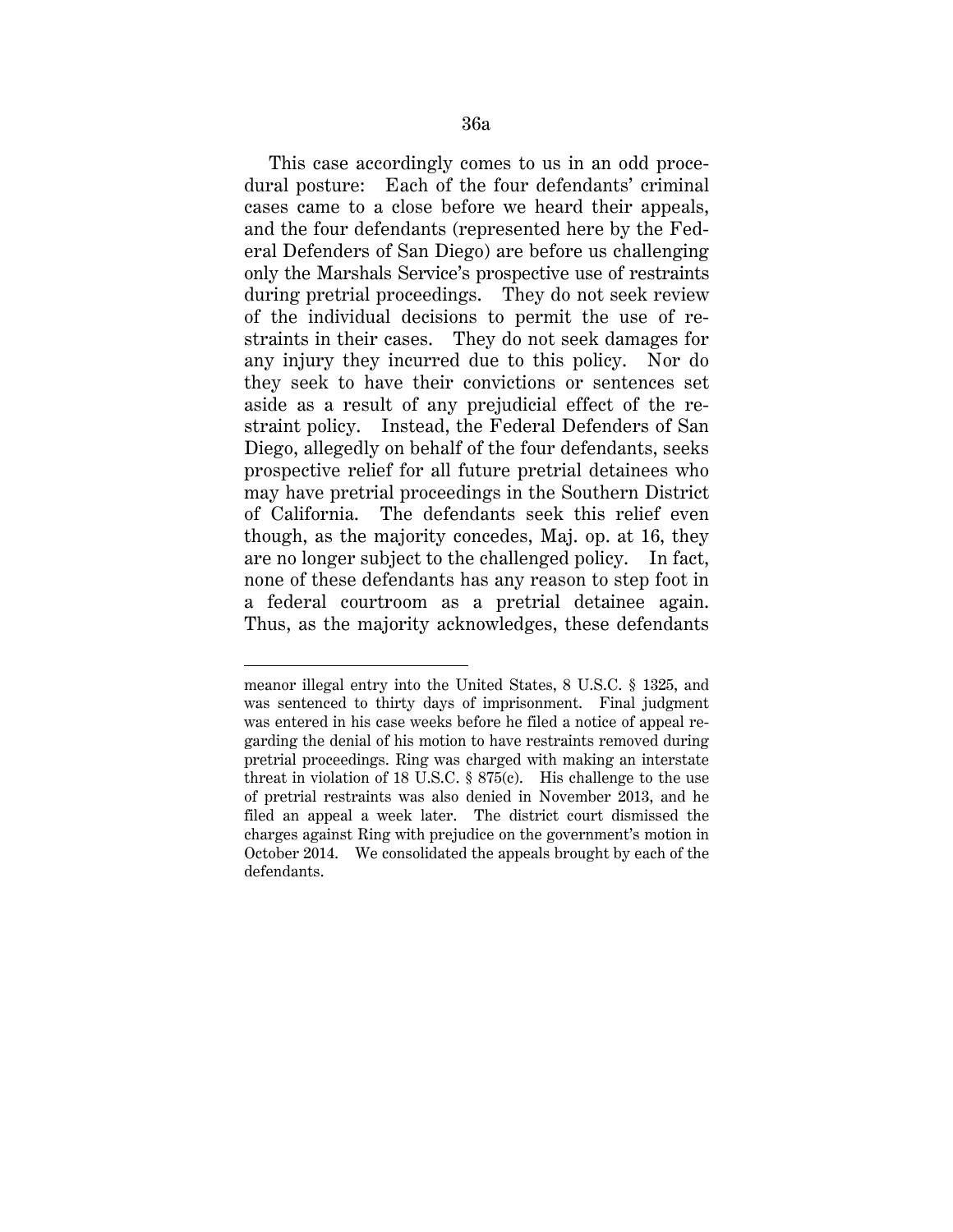This case accordingly comes to us in an odd procedural posture: Each of the four defendants' criminal cases came to a close before we heard their appeals, and the four defendants (represented here by the Federal Defenders of San Diego) are before us challenging only the Marshals Service's prospective use of restraints during pretrial proceedings. They do not seek review of the individual decisions to permit the use of restraints in their cases. They do not seek damages for any injury they incurred due to this policy. Nor do they seek to have their convictions or sentences set aside as a result of any prejudicial effect of the restraint policy. Instead, the Federal Defenders of San Diego, allegedly on behalf of the four defendants, seeks prospective relief for all future pretrial detainees who may have pretrial proceedings in the Southern District of California. The defendants seek this relief even though, as the majority concedes, Maj. op. at 16, they are no longer subject to the challenged policy. In fact, none of these defendants has any reason to step foot in a federal courtroom as a pretrial detainee again. Thus, as the majority acknowledges, these defendants

---

meanor illegal entry into the United States, 8 U.S.C. § 1325, and was sentenced to thirty days of imprisonment. Final judgment was entered in his case weeks before he filed a notice of appeal regarding the denial of his motion to have restraints removed during pretrial proceedings. Ring was charged with making an interstate threat in violation of 18 U.S.C. § 875(c). His challenge to the use of pretrial restraints was also denied in November 2013, and he filed an appeal a week later. The district court dismissed the charges against Ring with prejudice on the government's motion in October 2014. We consolidated the appeals brought by each of the defendants.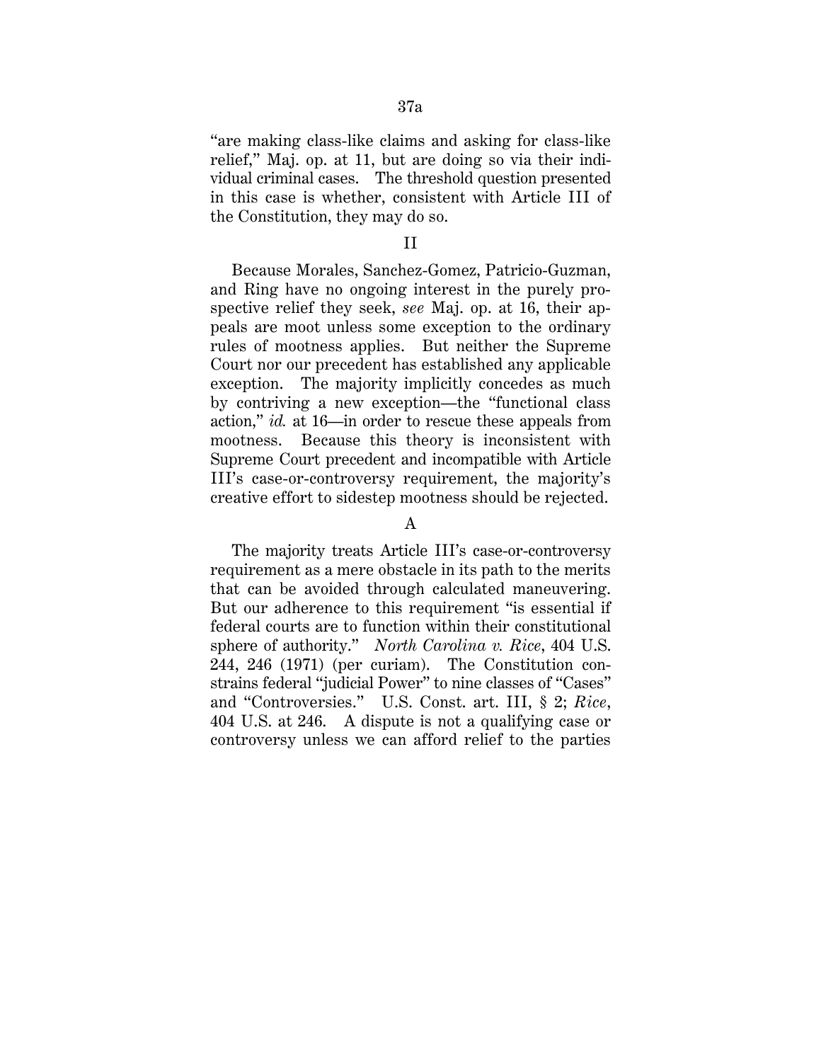"are making class-like claims and asking for class-like relief," Maj. op. at 11, but are doing so via their individual criminal cases. The threshold question presented in this case is whether, consistent with Article III of the Constitution, they may do so.

## II

Because Morales, Sanchez-Gomez, Patricio-Guzman, and Ring have no ongoing interest in the purely prospective relief they seek, *see* Maj. op. at 16, their appeals are moot unless some exception to the ordinary rules of mootness applies. But neither the Supreme Court nor our precedent has established any applicable exception. The majority implicitly concedes as much by contriving a new exception—the "functional class action," *id.* at 16—in order to rescue these appeals from mootness. Because this theory is inconsistent with Supreme Court precedent and incompatible with Article III's case-or-controversy requirement, the majority's creative effort to sidestep mootness should be rejected.

### A

The majority treats Article III's case-or-controversy requirement as a mere obstacle in its path to the merits that can be avoided through calculated maneuvering. But our adherence to this requirement "is essential if federal courts are to function within their constitutional sphere of authority." *North Carolina v. Rice*, 404 U.S. 244, 246 (1971) (per curiam). The Constitution constrains federal "judicial Power" to nine classes of "Cases" and "Controversies." U.S. Const. art. III, § 2; *Rice*, 404 U.S. at 246. A dispute is not a qualifying case or controversy unless we can afford relief to the parties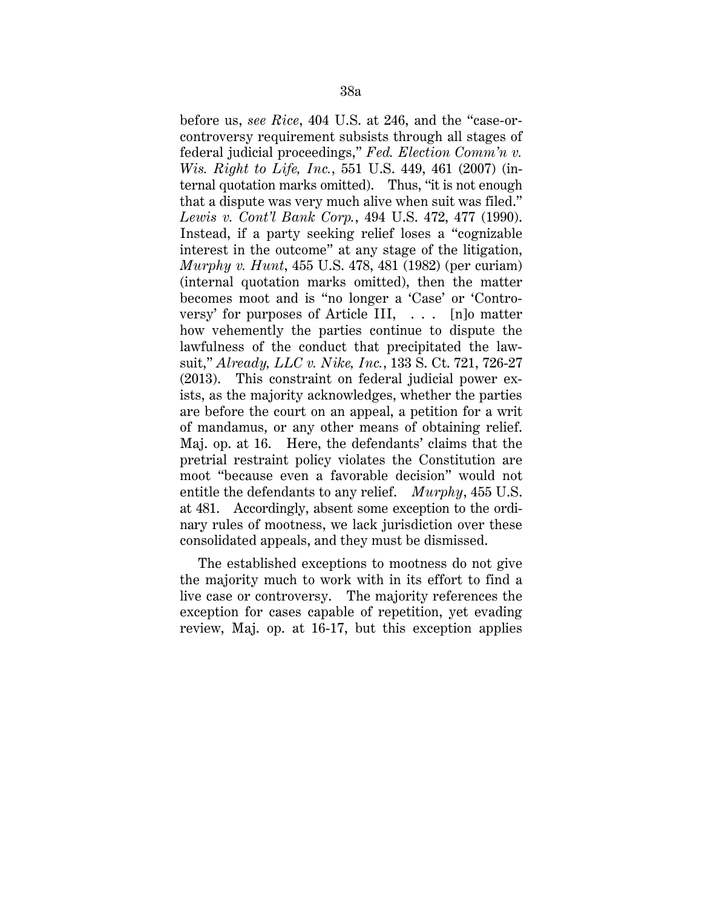before us, *see Rice*, 404 U.S. at 246, and the "case-or-controversy requirement subsists through all stages of federal judicial proceedings," *Fed. Election Comm'n v. Wis. Right to Life, Inc.*, 551 U.S. 449, 461 (2007) (internal quotation marks omitted). Thus, "it is not enough that a dispute was very much alive when suit was filed." *Lewis v. Cont'l Bank Corp.*, 494 U.S. 472, 477 (1990). Instead, if a party seeking relief loses a "cognizable interest in the outcome" at any stage of the litigation, *Murphy v. Hunt*, 455 U.S. 478, 481 (1982) (per curiam) (internal quotation marks omitted), then the matter becomes moot and is "no longer a 'Case' or 'Controversy' for purposes of Article III, . . . [n]o matter how vehemently the parties continue to dispute the lawfulness of the conduct that precipitated the lawsuit," *Already, LLC v. Nike, Inc.*, 133 S. Ct. 721, 726-27 (2013). This constraint on federal judicial power exists, as the majority acknowledges, whether the parties are before the court on an appeal, a petition for a writ of mandamus, or any other means of obtaining relief. Maj. op. at 16. Here, the defendants' claims that the pretrial restraint policy violates the Constitution are moot "because even a favorable decision" would not entitle the defendants to any relief. *Murphy*, 455 U.S. at 481. Accordingly, absent some exception to the ordinary rules of mootness, we lack jurisdiction over these consolidated appeals, and they must be dismissed.

The established exceptions to mootness do not give the majority much to work with in its effort to find a live case or controversy. The majority references the exception for cases capable of repetition, yet evading review, Maj. op. at 16-17, but this exception applies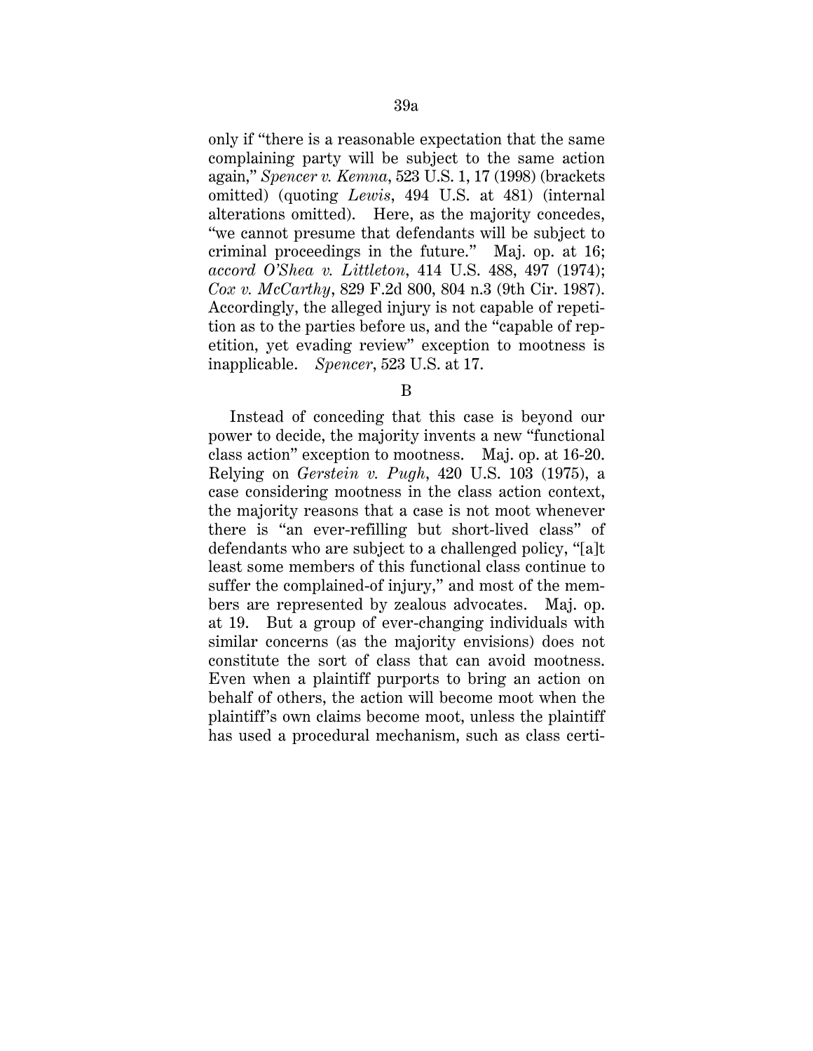only if "there is a reasonable expectation that the same complaining party will be subject to the same action again," *Spencer v. Kemna*, 523 U.S. 1, 17 (1998) (brackets omitted) (quoting *Lewis*, 494 U.S. at 481) (internal alterations omitted). Here, as the majority concedes, "we cannot presume that defendants will be subject to criminal proceedings in the future." Maj. op. at 16; *accord O'Shea v. Littleton*, 414 U.S. 488, 497 (1974); *Cox v. McCarthy*, 829 F.2d 800, 804 n.3 (9th Cir. 1987). Accordingly, the alleged injury is not capable of repetition as to the parties before us, and the "capable of repetition, yet evading review" exception to mootness is inapplicable. *Spencer*, 523 U.S. at 17.

B

Instead of conceding that this case is beyond our power to decide, the majority invents a new "functional class action" exception to mootness. Maj. op. at 16-20. Relying on *Gerstein v. Pugh*, 420 U.S. 103 (1975), a case considering mootness in the class action context, the majority reasons that a case is not moot whenever there is "an ever-refilling but short-lived class" of defendants who are subject to a challenged policy, "[a]t least some members of this functional class continue to suffer the complained-of injury," and most of the members are represented by zealous advocates. Maj. op. at 19. But a group of ever-changing individuals with similar concerns (as the majority envisions) does not constitute the sort of class that can avoid mootness. Even when a plaintiff purports to bring an action on behalf of others, the action will become moot when the plaintiff's own claims become moot, unless the plaintiff has used a procedural mechanism, such as class certi-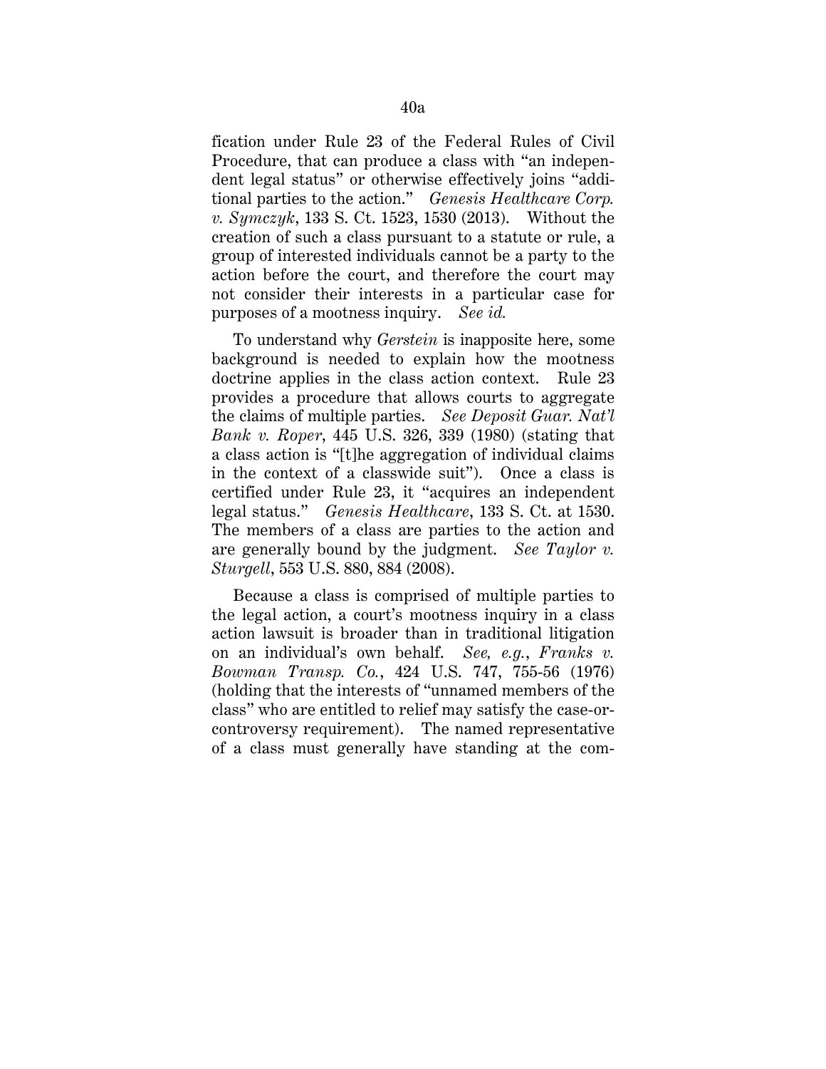fication under Rule 23 of the Federal Rules of Civil Procedure, that can produce a class with "an independent legal status" or otherwise effectively joins "additional parties to the action." *Genesis Healthcare Corp. v. Symczyk*, 133 S. Ct. 1523, 1530 (2013). Without the creation of such a class pursuant to a statute or rule, a group of interested individuals cannot be a party to the action before the court, and therefore the court may not consider their interests in a particular case for purposes of a mootness inquiry. *See id.*

To understand why *Gerstein* is inapposite here, some background is needed to explain how the mootness doctrine applies in the class action context. Rule 23 provides a procedure that allows courts to aggregate the claims of multiple parties. *See Deposit Guar. Nat'l Bank v. Roper*, 445 U.S. 326, 339 (1980) (stating that a class action is "[t]he aggregation of individual claims in the context of a classwide suit"). Once a class is certified under Rule 23, it "acquires an independent legal status." *Genesis Healthcare*, 133 S. Ct. at 1530. The members of a class are parties to the action and are generally bound by the judgment. *See Taylor v. Sturgell*, 553 U.S. 880, 884 (2008).

Because a class is comprised of multiple parties to the legal action, a court's mootness inquiry in a class action lawsuit is broader than in traditional litigation on an individual's own behalf. *See, e.g.*, *Franks v. Bowman Transp. Co.*, 424 U.S. 747, 755-56 (1976) (holding that the interests of "unnamed members of the class" who are entitled to relief may satisfy the case-or-controversy requirement). The named representative of a class must generally have standing at the com-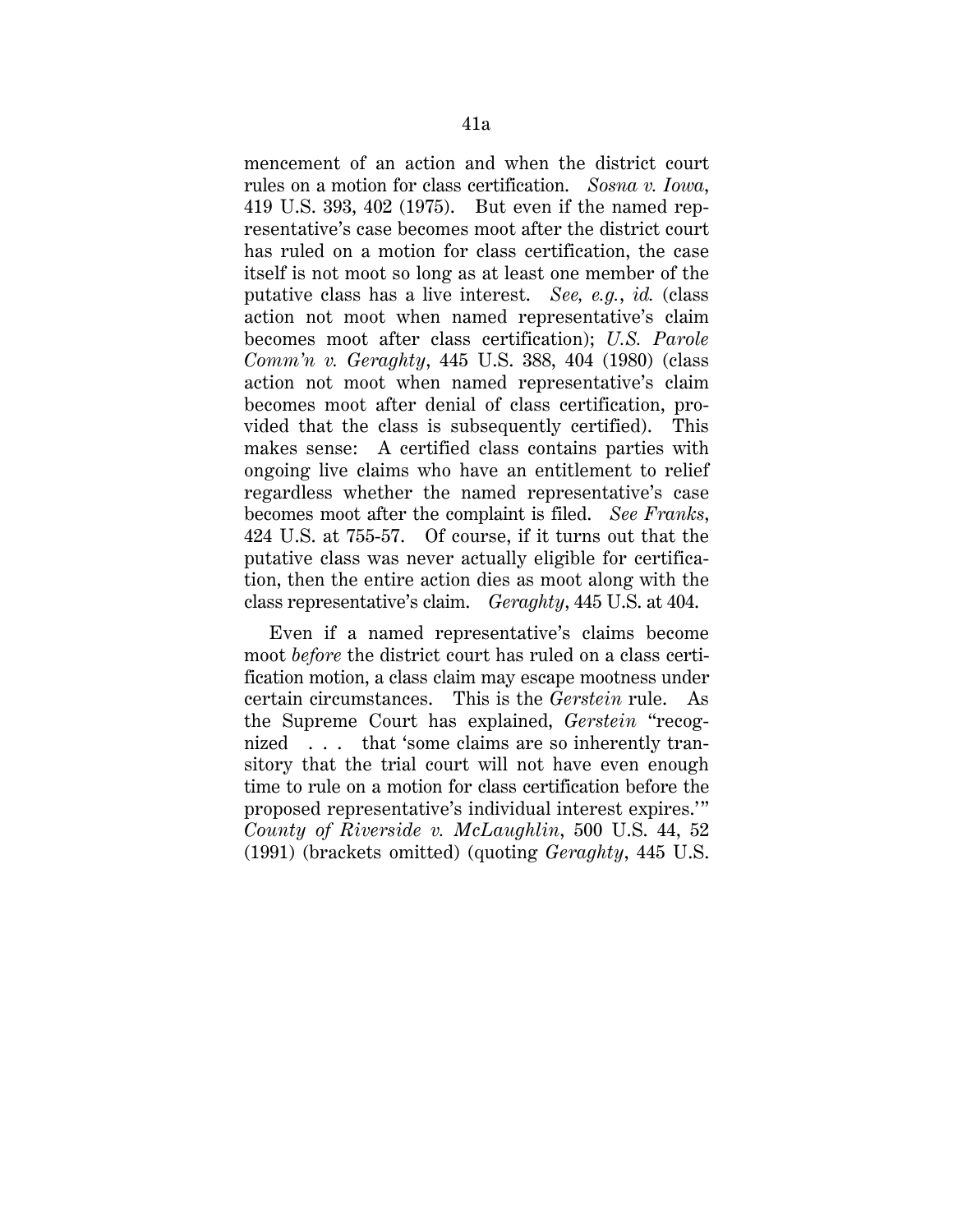mencement of an action and when the district court rules on a motion for class certification. *Sosna v. Iowa*, 419 U.S. 393, 402 (1975). But even if the named representative's case becomes moot after the district court has ruled on a motion for class certification, the case itself is not moot so long as at least one member of the putative class has a live interest. *See, e.g.*, *id.* (class action not moot when named representative's claim becomes moot after class certification); *U.S. Parole Comm'n v. Geraghty*, 445 U.S. 388, 404 (1980) (class action not moot when named representative's claim becomes moot after denial of class certification, provided that the class is subsequently certified). This makes sense: A certified class contains parties with ongoing live claims who have an entitlement to relief regardless whether the named representative's case becomes moot after the complaint is filed. *See Franks*, 424 U.S. at 755-57. Of course, if it turns out that the putative class was never actually eligible for certification, then the entire action dies as moot along with the class representative's claim. *Geraghty*, 445 U.S. at 404.

Even if a named representative's claims become moot *before* the district court has ruled on a class certification motion, a class claim may escape mootness under certain circumstances. This is the *Gerstein* rule. As the Supreme Court has explained, *Gerstein* "recognized . . . that 'some claims are so inherently transitory that the trial court will not have even enough time to rule on a motion for class certification before the proposed representative's individual interest expires.'" *County of Riverside v. McLaughlin*, 500 U.S. 44, 52 (1991) (brackets omitted) (quoting *Geraghty*, 445 U.S.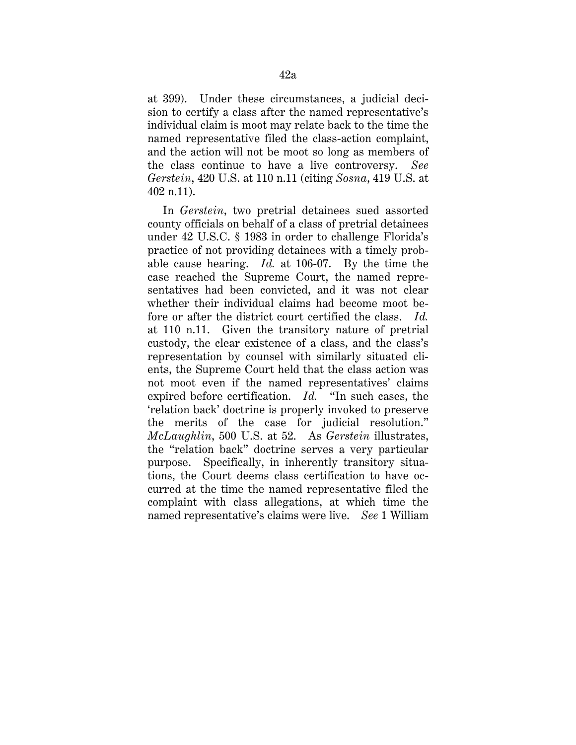at 399). Under these circumstances, a judicial decision to certify a class after the named representative's individual claim is moot may relate back to the time the named representative filed the class-action complaint, and the action will not be moot so long as members of the class continue to have a live controversy. *See Gerstein*, 420 U.S. at 110 n.11 (citing *Sosna*, 419 U.S. at 402 n.11).

In *Gerstein*, two pretrial detainees sued assorted county officials on behalf of a class of pretrial detainees under 42 U.S.C. § 1983 in order to challenge Florida's practice of not providing detainees with a timely probable cause hearing. *Id.* at 106-07. By the time the case reached the Supreme Court, the named representatives had been convicted, and it was not clear whether their individual claims had become moot before or after the district court certified the class. *Id.* at 110 n.11. Given the transitory nature of pretrial custody, the clear existence of a class, and the class's representation by counsel with similarly situated clients, the Supreme Court held that the class action was not moot even if the named representatives' claims expired before certification. *Id.* "In such cases, the 'relation back' doctrine is properly invoked to preserve the merits of the case for judicial resolution." *McLaughlin*, 500 U.S. at 52. As *Gerstein* illustrates, the "relation back" doctrine serves a very particular purpose. Specifically, in inherently transitory situations, the Court deems class certification to have occurred at the time the named representative filed the complaint with class allegations, at which time the named representative's claims were live. *See* 1 William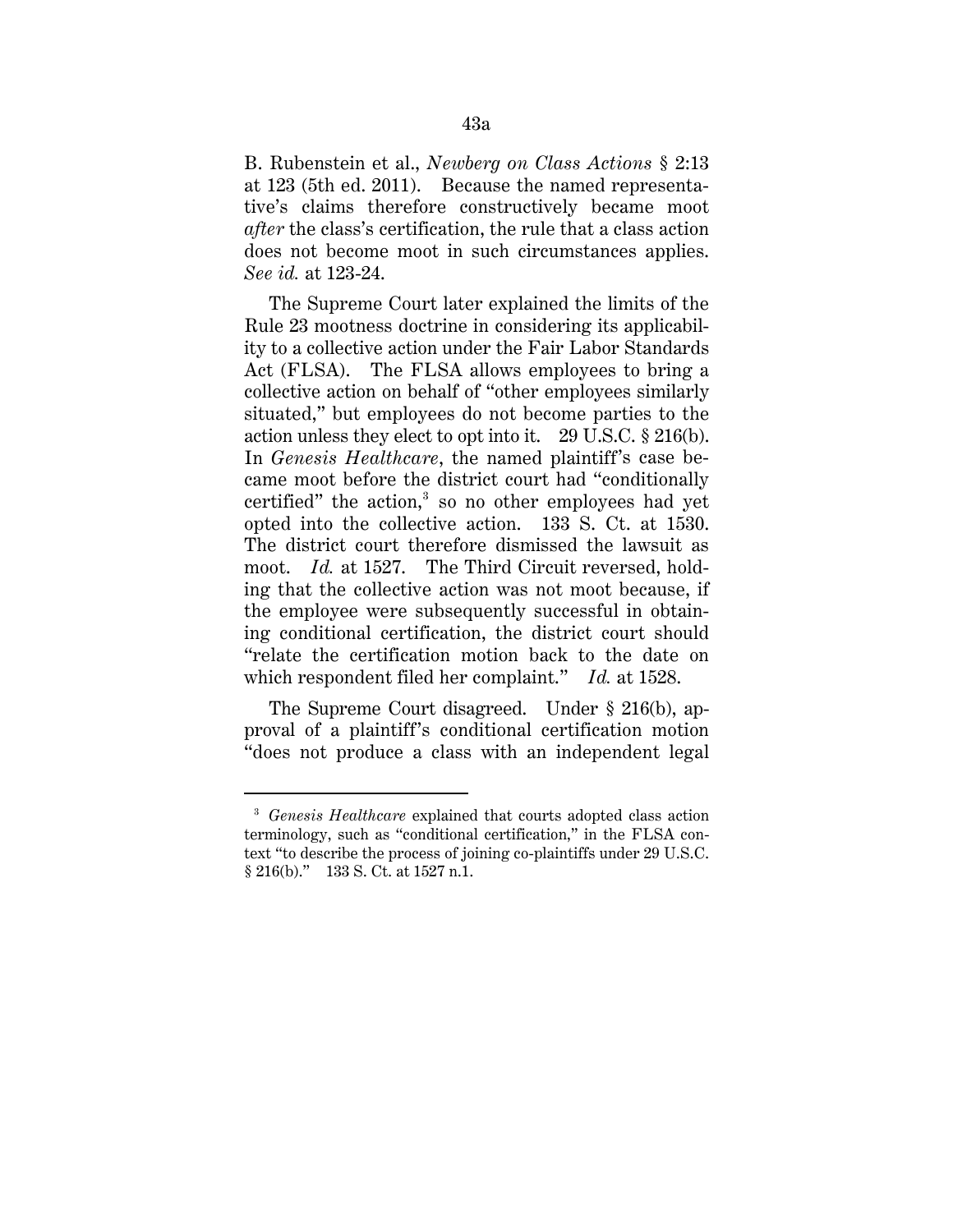B. Rubenstein et al., *Newberg on Class Actions* § 2:13 at 123 (5th ed. 2011). Because the named representative's claims therefore constructively became moot *after* the class's certification, the rule that a class action does not become moot in such circumstances applies. *See id.* at 123-24.

The Supreme Court later explained the limits of the Rule 23 mootness doctrine in considering its applicability to a collective action under the Fair Labor Standards Act (FLSA). The FLSA allows employees to bring a collective action on behalf of "other employees similarly situated," but employees do not become parties to the action unless they elect to opt into it. 29 U.S.C. § 216(b). In *Genesis Healthcare*, the named plaintiff's case became moot before the district court had "conditionally certified" the action,[3] so no other employees had yet opted into the collective action. 133 S. Ct. at 1530. The district court therefore dismissed the lawsuit as moot. *Id.* at 1527. The Third Circuit reversed, holding that the collective action was not moot because, if the employee were subsequently successful in obtaining conditional certification, the district court should "relate the certification motion back to the date on which respondent filed her complaint." *Id.* at 1528.

The Supreme Court disagreed. Under § 216(b), approval of a plaintiff's conditional certification motion "does not produce a class with an independent legal

[3] *Genesis Healthcare* explained that courts adopted class action terminology, such as "conditional certification," in the FLSA context "to describe the process of joining co-plaintiffs under 29 U.S.C. § 216(b)." 133 S. Ct. at 1527 n.1.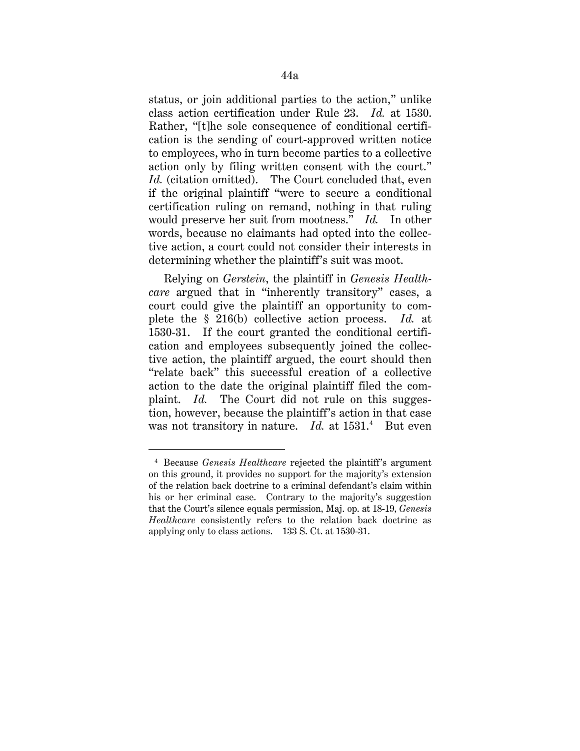status, or join additional parties to the action," unlike class action certification under Rule 23. *Id.* at 1530. Rather, "[t]he sole consequence of conditional certification is the sending of court-approved written notice to employees, who in turn become parties to a collective action only by filing written consent with the court." *Id.* (citation omitted). The Court concluded that, even if the original plaintiff "were to secure a conditional certification ruling on remand, nothing in that ruling would preserve her suit from mootness." *Id.* In other words, because no claimants had opted into the collective action, a court could not consider their interests in determining whether the plaintiff's suit was moot.

Relying on *Gerstein*, the plaintiff in *Genesis Healthcare* argued that in "inherently transitory" cases, a court could give the plaintiff an opportunity to complete the § 216(b) collective action process. *Id.* at 1530-31. If the court granted the conditional certification and employees subsequently joined the collective action, the plaintiff argued, the court should then "relate back" this successful creation of a collective action to the date the original plaintiff filed the complaint. *Id.* The Court did not rule on this suggestion, however, because the plaintiff's action in that case was not transitory in nature. *Id.* at 1531.[4] But even

---

[4] Because *Genesis Healthcare* rejected the plaintiff's argument on this ground, it provides no support for the majority's extension of the relation back doctrine to a criminal defendant's claim within his or her criminal case. Contrary to the majority's suggestion that the Court's silence equals permission, Maj. op. at 18-19, *Genesis Healthcare* consistently refers to the relation back doctrine as applying only to class actions. 133 S. Ct. at 1530-31.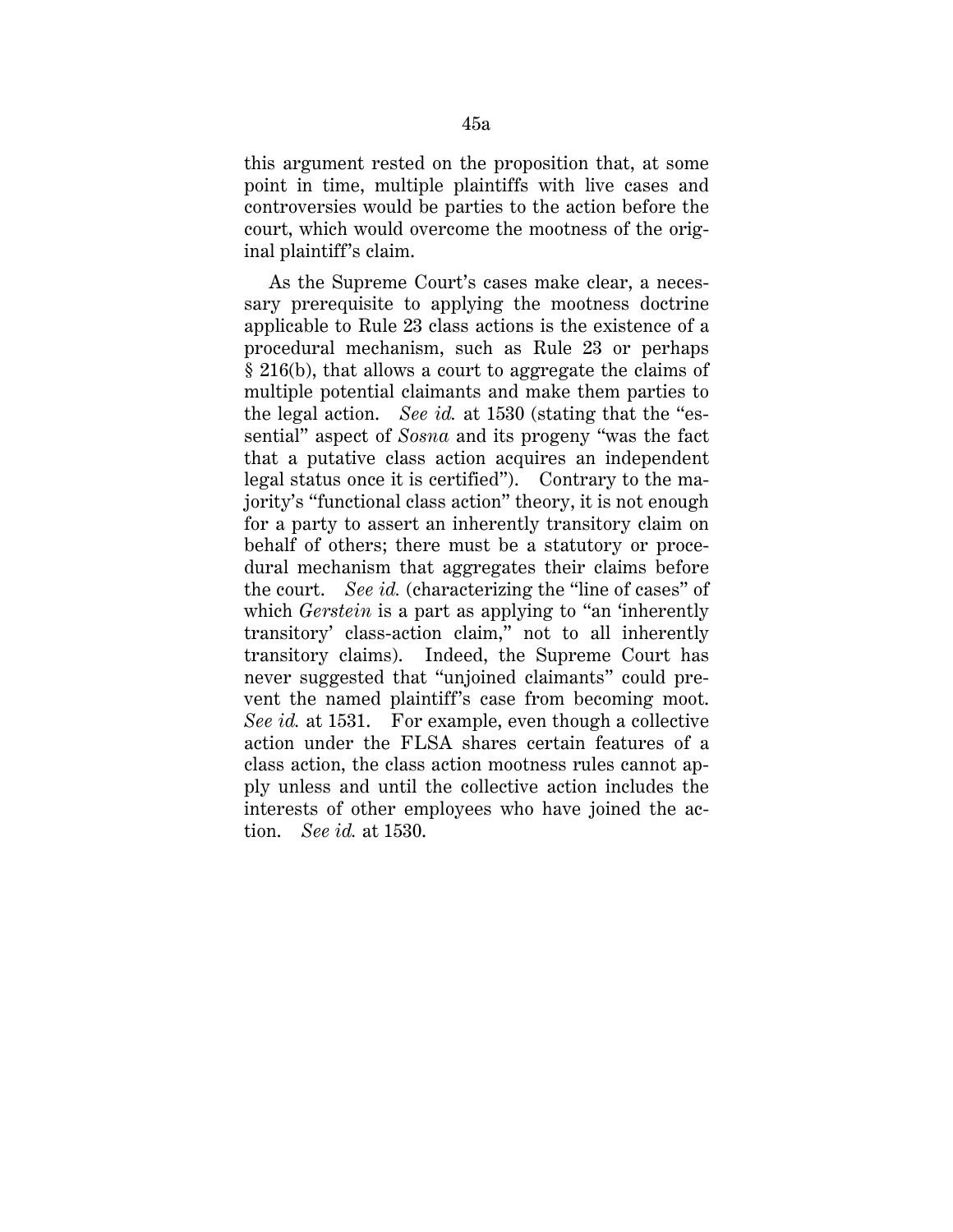this argument rested on the proposition that, at some point in time, multiple plaintiffs with live cases and controversies would be parties to the action before the court, which would overcome the mootness of the original plaintiff's claim.

As the Supreme Court's cases make clear, a necessary prerequisite to applying the mootness doctrine applicable to Rule 23 class actions is the existence of a procedural mechanism, such as Rule 23 or perhaps § 216(b), that allows a court to aggregate the claims of multiple potential claimants and make them parties to the legal action. *See id.* at 1530 (stating that the "essential" aspect of *Sosna* and its progeny "was the fact that a putative class action acquires an independent legal status once it is certified"). Contrary to the majority's "functional class action" theory, it is not enough for a party to assert an inherently transitory claim on behalf of others; there must be a statutory or procedural mechanism that aggregates their claims before the court. *See id.* (characterizing the "line of cases" of which *Gerstein* is a part as applying to "an 'inherently transitory' class-action claim," not to all inherently transitory claims). Indeed, the Supreme Court has never suggested that "unjoined claimants" could prevent the named plaintiff's case from becoming moot. *See id.* at 1531. For example, even though a collective action under the FLSA shares certain features of a class action, the class action mootness rules cannot apply unless and until the collective action includes the interests of other employees who have joined the action. *See id.* at 1530.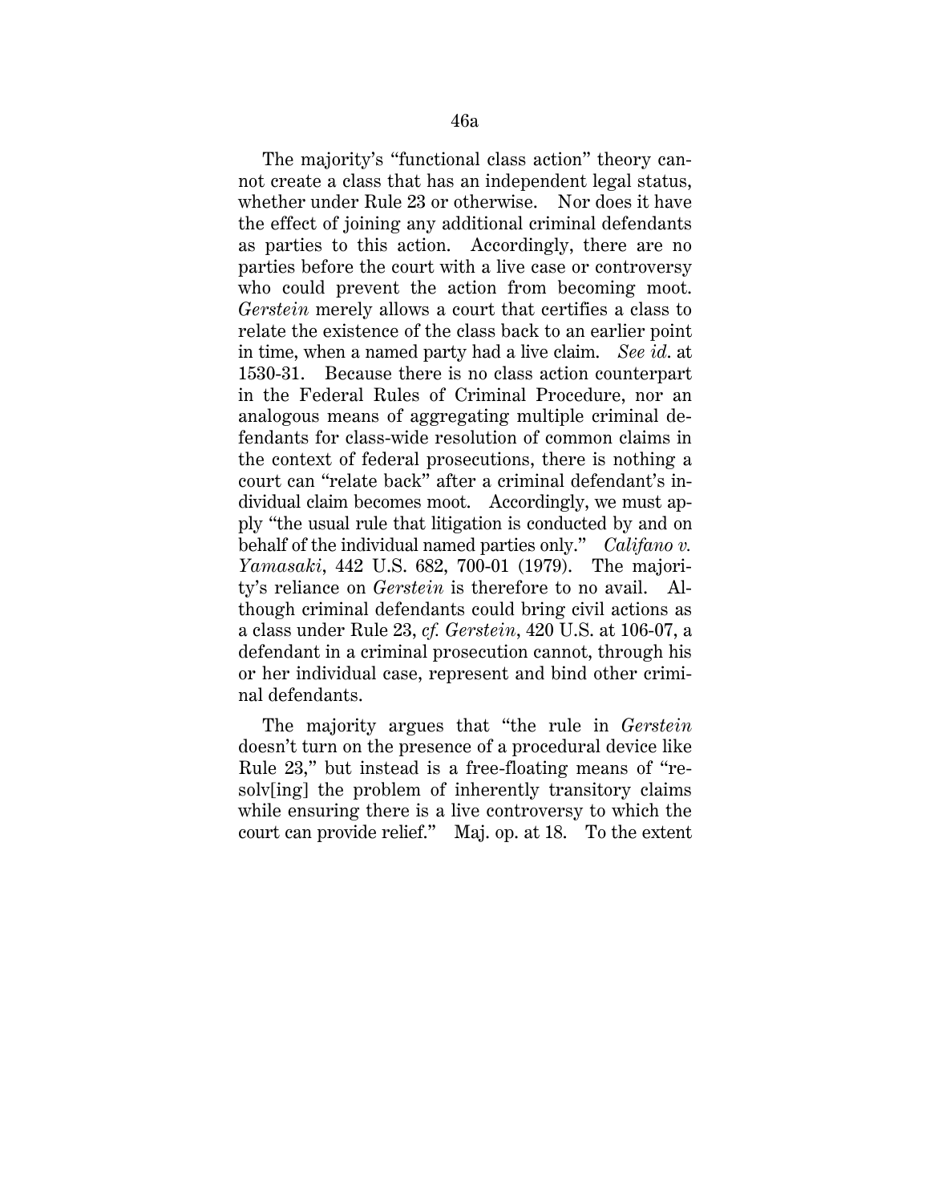The majority's "functional class action" theory cannot create a class that has an independent legal status, whether under Rule 23 or otherwise. Nor does it have the effect of joining any additional criminal defendants as parties to this action. Accordingly, there are no parties before the court with a live case or controversy who could prevent the action from becoming moot. *Gerstein* merely allows a court that certifies a class to relate the existence of the class back to an earlier point in time, when a named party had a live claim. *See id*. at 1530-31. Because there is no class action counterpart in the Federal Rules of Criminal Procedure, nor an analogous means of aggregating multiple criminal defendants for class-wide resolution of common claims in the context of federal prosecutions, there is nothing a court can "relate back" after a criminal defendant's individual claim becomes moot. Accordingly, we must apply "the usual rule that litigation is conducted by and on behalf of the individual named parties only." *Califano v. Yamasaki*, 442 U.S. 682, 700-01 (1979). The majority's reliance on *Gerstein* is therefore to no avail. Although criminal defendants could bring civil actions as a class under Rule 23, *cf. Gerstein*, 420 U.S. at 106-07, a defendant in a criminal prosecution cannot, through his or her individual case, represent and bind other criminal defendants.

The majority argues that "the rule in *Gerstein* doesn't turn on the presence of a procedural device like Rule 23," but instead is a free-floating means of "resolv[ing] the problem of inherently transitory claims while ensuring there is a live controversy to which the court can provide relief." Maj. op. at 18. To the extent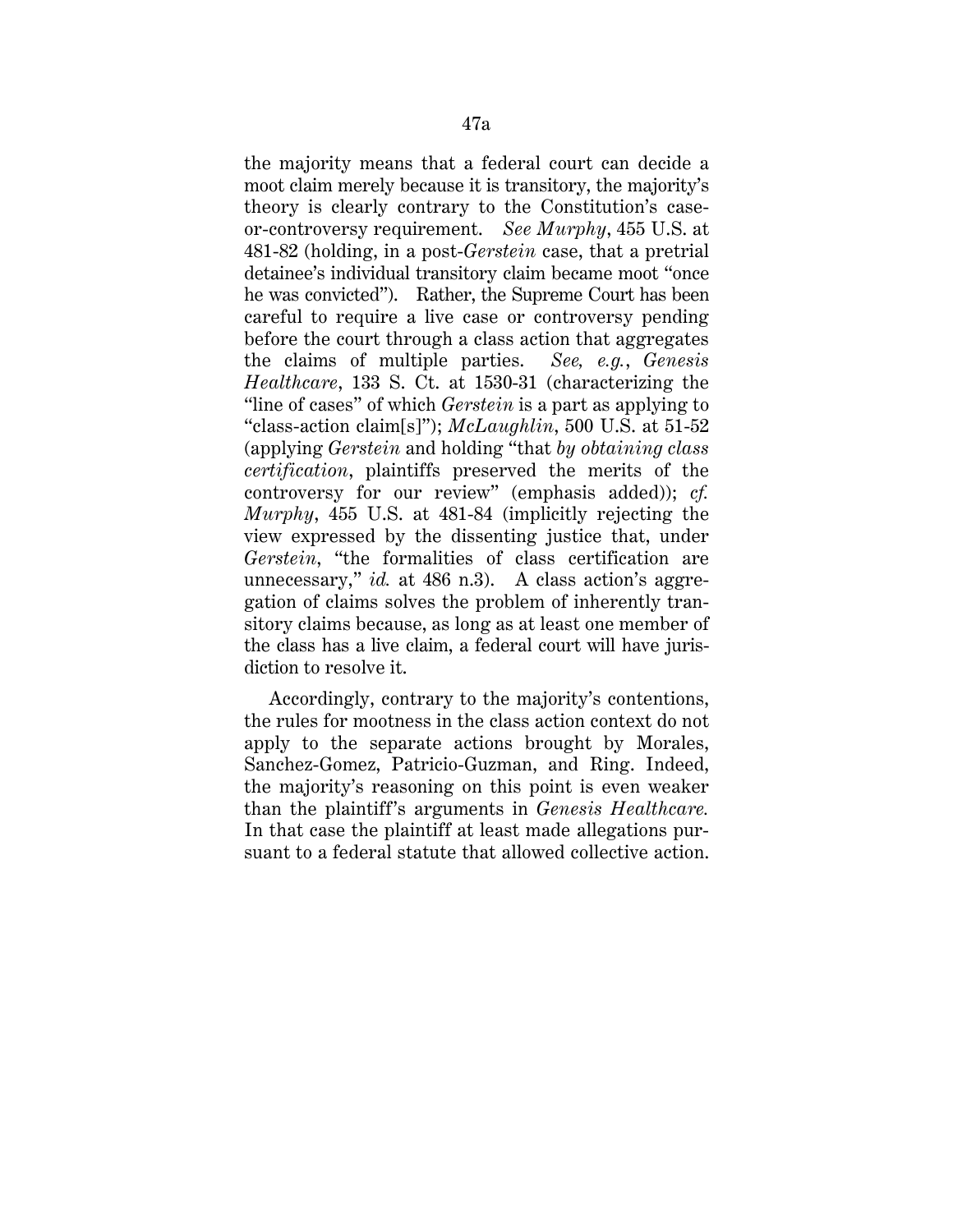the majority means that a federal court can decide a moot claim merely because it is transitory, the majority's theory is clearly contrary to the Constitution's case-or-controversy requirement. *See Murphy*, 455 U.S. at 481-82 (holding, in a post-*Gerstein* case, that a pretrial detainee's individual transitory claim became moot "once he was convicted"). Rather, the Supreme Court has been careful to require a live case or controversy pending before the court through a class action that aggregates the claims of multiple parties. *See, e.g.*, *Genesis Healthcare*, 133 S. Ct. at 1530-31 (characterizing the "line of cases" of which *Gerstein* is a part as applying to "class-action claim[s]"); *McLaughlin*, 500 U.S. at 51-52 (applying *Gerstein* and holding "that *by obtaining class certification*, plaintiffs preserved the merits of the controversy for our review" (emphasis added)); *cf. Murphy*, 455 U.S. at 481-84 (implicitly rejecting the view expressed by the dissenting justice that, under *Gerstein*, "the formalities of class certification are unnecessary," *id.* at 486 n.3). A class action's aggregation of claims solves the problem of inherently transitory claims because, as long as at least one member of the class has a live claim, a federal court will have jurisdiction to resolve it.

Accordingly, contrary to the majority's contentions, the rules for mootness in the class action context do not apply to the separate actions brought by Morales, Sanchez-Gomez, Patricio-Guzman, and Ring. Indeed, the majority's reasoning on this point is even weaker than the plaintiff's arguments in *Genesis Healthcare.* In that case the plaintiff at least made allegations pursuant to a federal statute that allowed collective action.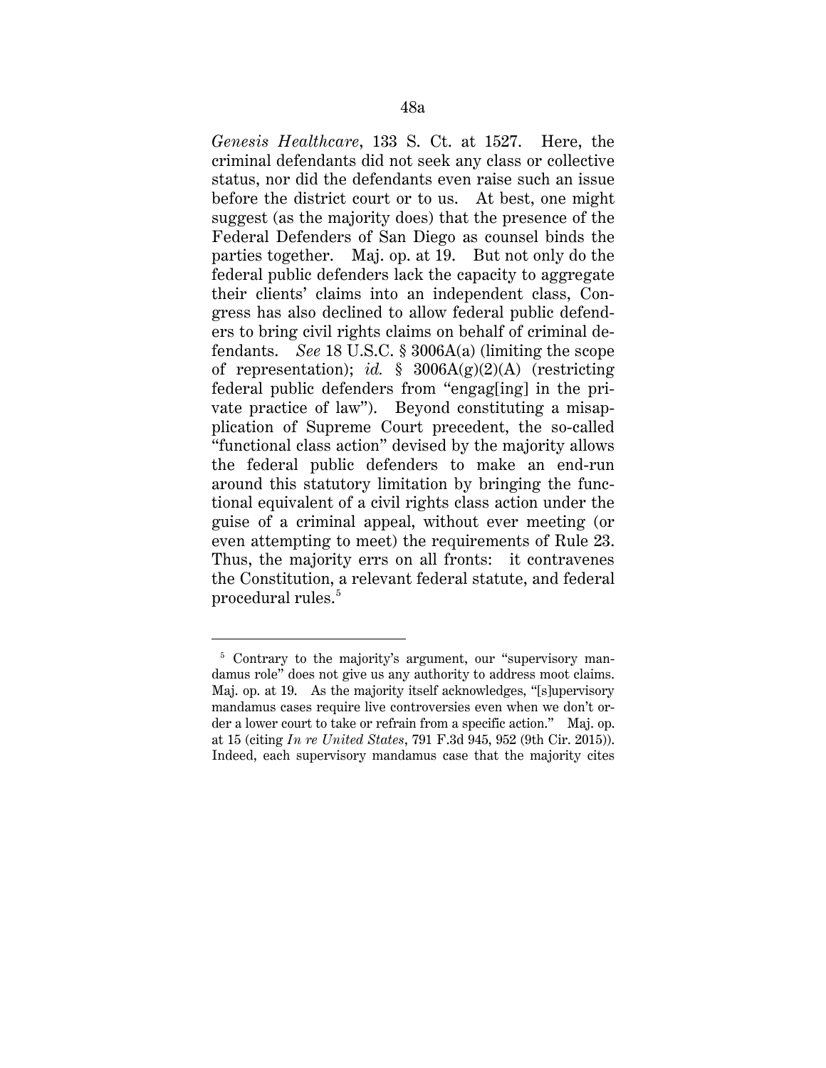*Genesis Healthcare*, 133 S. Ct. at 1527. Here, the criminal defendants did not seek any class or collective status, nor did the defendants even raise such an issue before the district court or to us. At best, one might suggest (as the majority does) that the presence of the Federal Defenders of San Diego as counsel binds the parties together. Maj. op. at 19. But not only do the federal public defenders lack the capacity to aggregate their clients' claims into an independent class, Congress has also declined to allow federal public defenders to bring civil rights claims on behalf of criminal defendants. *See* 18 U.S.C. § 3006A(a) (limiting the scope of representation); *id.* § 3006A(g)(2)(A) (restricting federal public defenders from "engag[ing] in the private practice of law"). Beyond constituting a misapplication of Supreme Court precedent, the so-called "functional class action" devised by the majority allows the federal public defenders to make an end-run around this statutory limitation by bringing the functional equivalent of a civil rights class action under the guise of a criminal appeal, without ever meeting (or even attempting to meet) the requirements of Rule 23. Thus, the majority errs on all fronts: it contravenes the Constitution, a relevant federal statute, and federal procedural rules.[5]

[5] Contrary to the majority's argument, our "supervisory mandamus role" does not give us any authority to address moot claims. Maj. op. at 19. As the majority itself acknowledges, "[s]upervisory mandamus cases require live controversies even when we don't order a lower court to take or refrain from a specific action." Maj. op. at 15 (citing *In re United States*, 791 F.3d 945, 952 (9th Cir. 2015)). Indeed, each supervisory mandamus case that the majority cites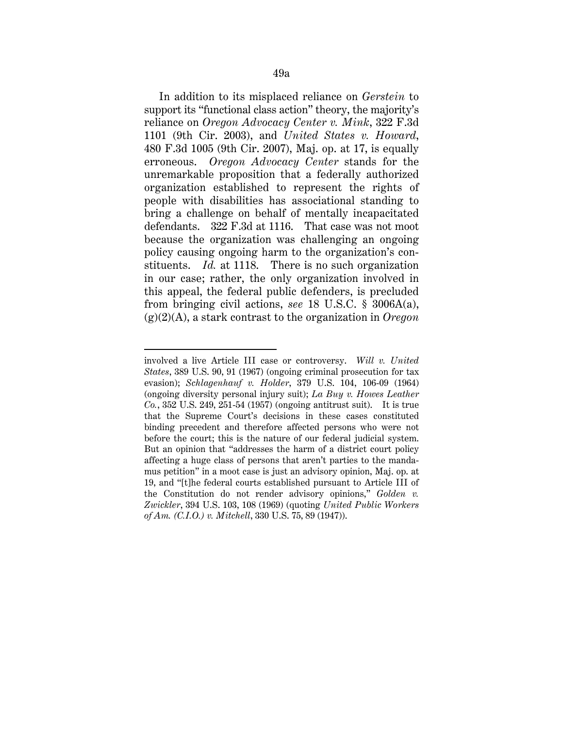In addition to its misplaced reliance on *Gerstein* to support its "functional class action" theory, the majority's reliance on *Oregon Advocacy Center v. Mink*, 322 F.3d 1101 (9th Cir. 2003), and *United States v. Howard*, 480 F.3d 1005 (9th Cir. 2007), Maj. op. at 17, is equally erroneous. *Oregon Advocacy Center* stands for the unremarkable proposition that a federally authorized organization established to represent the rights of people with disabilities has associational standing to bring a challenge on behalf of mentally incapacitated defendants. 322 F.3d at 1116. That case was not moot because the organization was challenging an ongoing policy causing ongoing harm to the organization's constituents. *Id.* at 1118. There is no such organization in our case; rather, the only organization involved in this appeal, the federal public defenders, is precluded from bringing civil actions, *see* 18 U.S.C. § 3006A(a), (g)(2)(A), a stark contrast to the organization in *Oregon*

---

involved a live Article III case or controversy. *Will v. United States*, 389 U.S. 90, 91 (1967) (ongoing criminal prosecution for tax evasion); *Schlagenhauf v. Holder*, 379 U.S. 104, 106-09 (1964) (ongoing diversity personal injury suit); *La Buy v. Howes Leather Co.*, 352 U.S. 249, 251-54 (1957) (ongoing antitrust suit). It is true that the Supreme Court's decisions in these cases constituted binding precedent and therefore affected persons who were not before the court; this is the nature of our federal judicial system. But an opinion that "addresses the harm of a district court policy affecting a huge class of persons that aren't parties to the mandamus petition" in a moot case is just an advisory opinion, Maj. op. at 19, and "[t]he federal courts established pursuant to Article III of the Constitution do not render advisory opinions," *Golden v. Zwickler*, 394 U.S. 103, 108 (1969) (quoting *United Public Workers of Am. (C.I.O.) v. Mitchell*, 330 U.S. 75, 89 (1947)).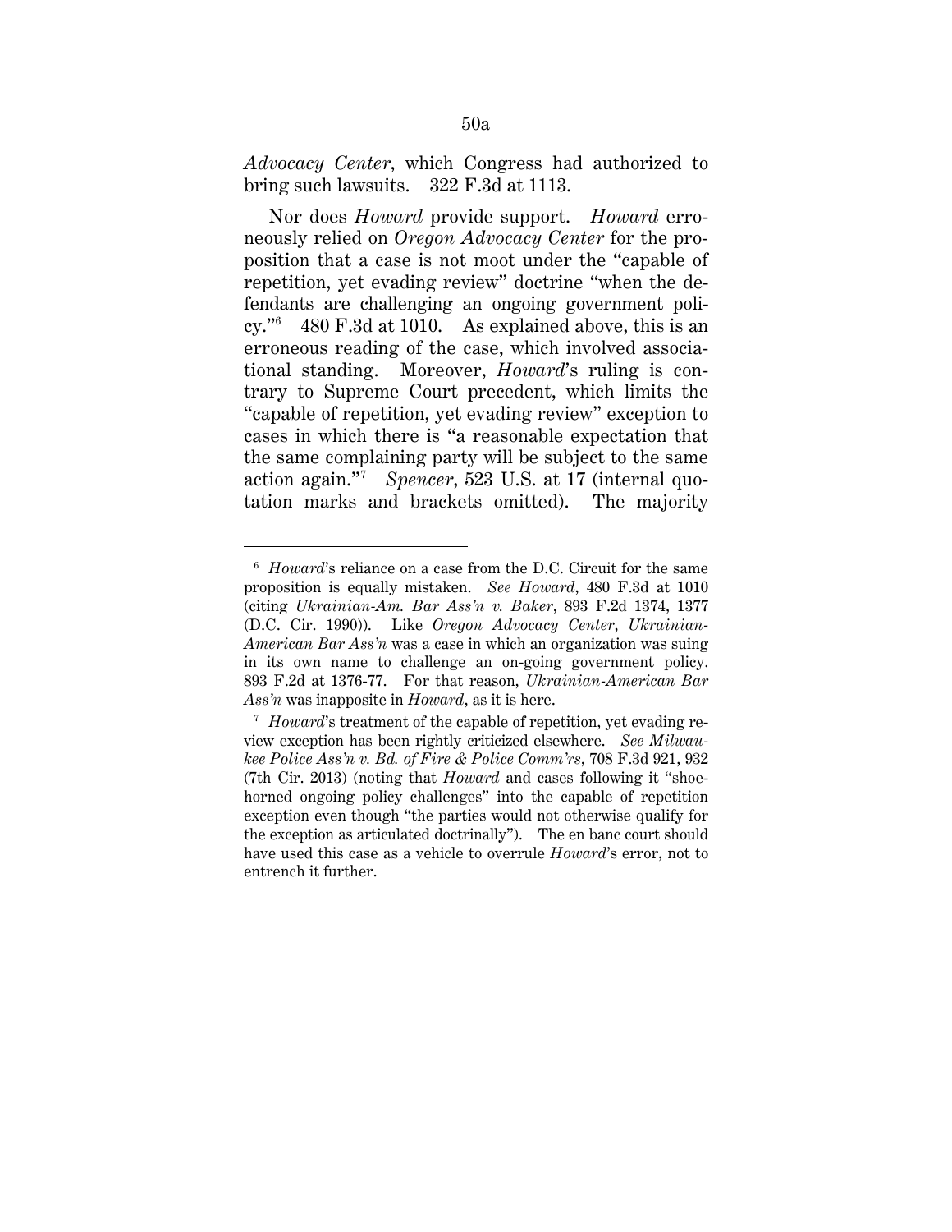*Advocacy Center*, which Congress had authorized to bring such lawsuits. 322 F.3d at 1113.

Nor does *Howard* provide support. *Howard* erroneously relied on *Oregon Advocacy Center* for the proposition that a case is not moot under the "capable of repetition, yet evading review" doctrine "when the defendants are challenging an ongoing government policy."[6] 480 F.3d at 1010. As explained above, this is an erroneous reading of the case, which involved associational standing. Moreover, *Howard*'s ruling is contrary to Supreme Court precedent, which limits the "capable of repetition, yet evading review" exception to cases in which there is "a reasonable expectation that the same complaining party will be subject to the same action again."[7] *Spencer*, 523 U.S. at 17 (internal quotation marks and brackets omitted). The majority

---

[6] *Howard*'s reliance on a case from the D.C. Circuit for the same proposition is equally mistaken. *See Howard*, 480 F.3d at 1010 (citing *Ukrainian-Am. Bar Ass'n v. Baker*, 893 F.2d 1374, 1377 (D.C. Cir. 1990)). Like *Oregon Advocacy Center*, *Ukrainian-American Bar Ass'n* was a case in which an organization was suing in its own name to challenge an on-going government policy. 893 F.2d at 1376-77. For that reason, *Ukrainian-American Bar Ass'n* was inapposite in *Howard*, as it is here.

[7] *Howard*'s treatment of the capable of repetition, yet evading review exception has been rightly criticized elsewhere. *See Milwaukee Police Ass'n v. Bd. of Fire & Police Comm'rs*, 708 F.3d 921, 932 (7th Cir. 2013) (noting that *Howard* and cases following it "shoehorned ongoing policy challenges" into the capable of repetition exception even though "the parties would not otherwise qualify for the exception as articulated doctrinally"). The en banc court should have used this case as a vehicle to overrule *Howard*'s error, not to entrench it further.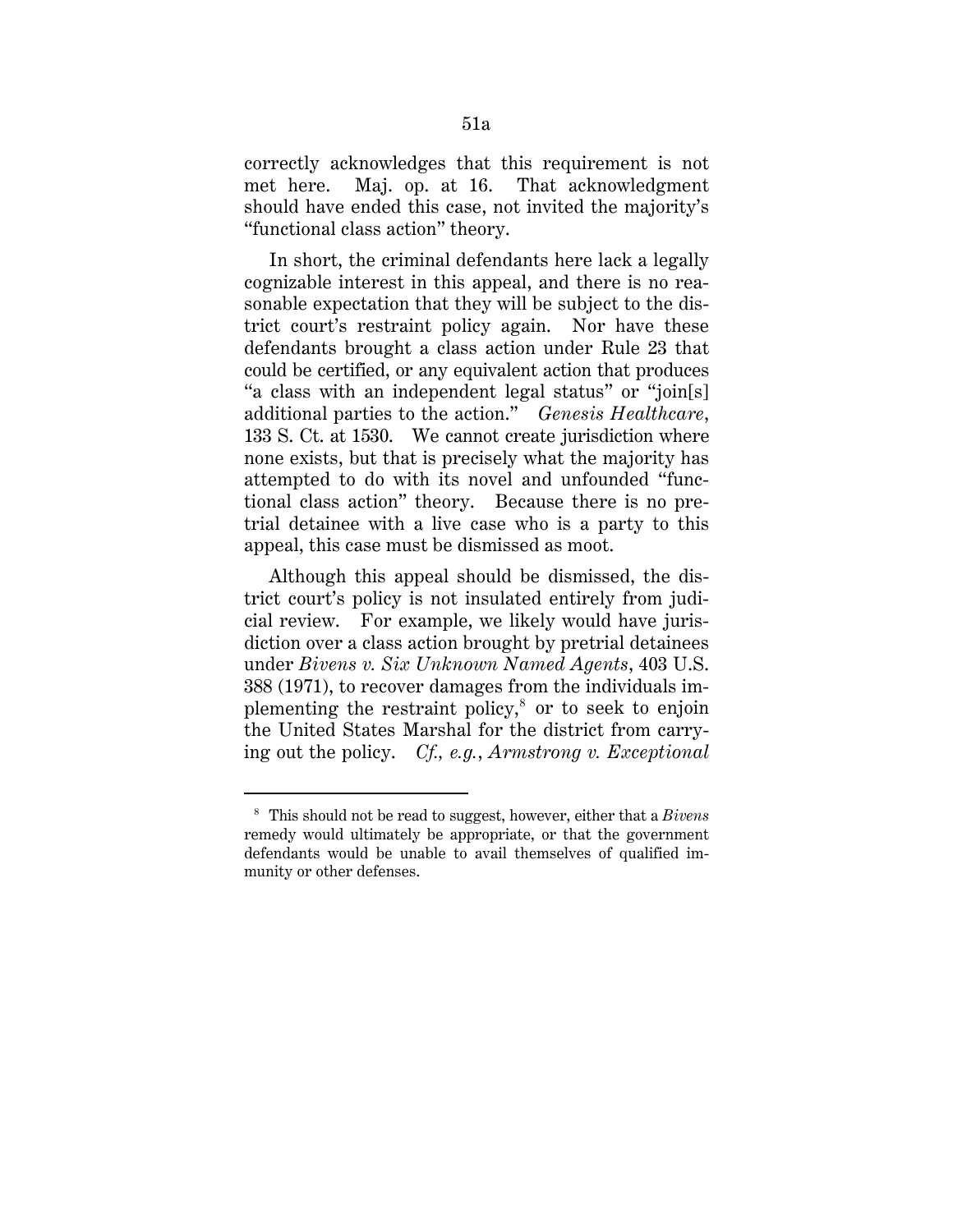correctly acknowledges that this requirement is not met here. Maj. op. at 16. That acknowledgment should have ended this case, not invited the majority's "functional class action" theory.

In short, the criminal defendants here lack a legally cognizable interest in this appeal, and there is no reasonable expectation that they will be subject to the district court's restraint policy again. Nor have these defendants brought a class action under Rule 23 that could be certified, or any equivalent action that produces "a class with an independent legal status" or "join[s] additional parties to the action." *Genesis Healthcare*, 133 S. Ct. at 1530. We cannot create jurisdiction where none exists, but that is precisely what the majority has attempted to do with its novel and unfounded "functional class action" theory. Because there is no pretrial detainee with a live case who is a party to this appeal, this case must be dismissed as moot.

Although this appeal should be dismissed, the district court's policy is not insulated entirely from judicial review. For example, we likely would have jurisdiction over a class action brought by pretrial detainees under *Bivens v. Six Unknown Named Agents*, 403 U.S. 388 (1971), to recover damages from the individuals implementing the restraint policy,[8] or to seek to enjoin the United States Marshal for the district from carrying out the policy. *Cf., e.g.*, *Armstrong v. Exceptional*

---

[8] This should not be read to suggest, however, either that a *Bivens* remedy would ultimately be appropriate, or that the government defendants would be unable to avail themselves of qualified immunity or other defenses.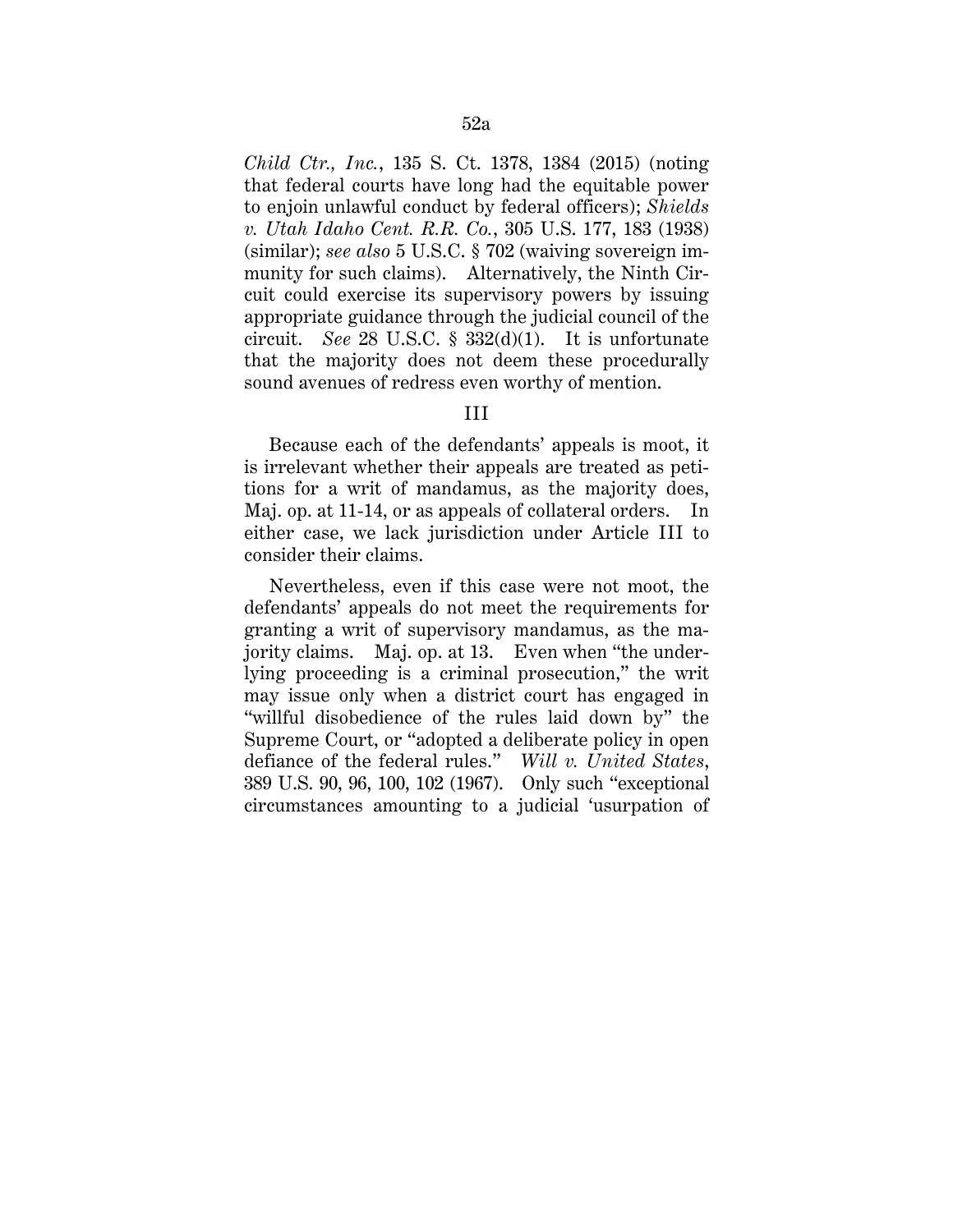*Child Ctr., Inc.*, 135 S. Ct. 1378, 1384 (2015) (noting that federal courts have long had the equitable power to enjoin unlawful conduct by federal officers); *Shields v. Utah Idaho Cent. R.R. Co.*, 305 U.S. 177, 183 (1938) (similar); *see also* 5 U.S.C. § 702 (waiving sovereign immunity for such claims). Alternatively, the Ninth Circuit could exercise its supervisory powers by issuing appropriate guidance through the judicial council of the circuit. *See* 28 U.S.C. § 332(d)(1). It is unfortunate that the majority does not deem these procedurally sound avenues of redress even worthy of mention.

## III

Because each of the defendants' appeals is moot, it is irrelevant whether their appeals are treated as petitions for a writ of mandamus, as the majority does, Maj. op. at 11-14, or as appeals of collateral orders. In either case, we lack jurisdiction under Article III to consider their claims.

Nevertheless, even if this case were not moot, the defendants' appeals do not meet the requirements for granting a writ of supervisory mandamus, as the majority claims. Maj. op. at 13. Even when "the underlying proceeding is a criminal prosecution," the writ may issue only when a district court has engaged in "willful disobedience of the rules laid down by" the Supreme Court, or "adopted a deliberate policy in open defiance of the federal rules." *Will v. United States*, 389 U.S. 90, 96, 100, 102 (1967). Only such "exceptional circumstances amounting to a judicial 'usurpation of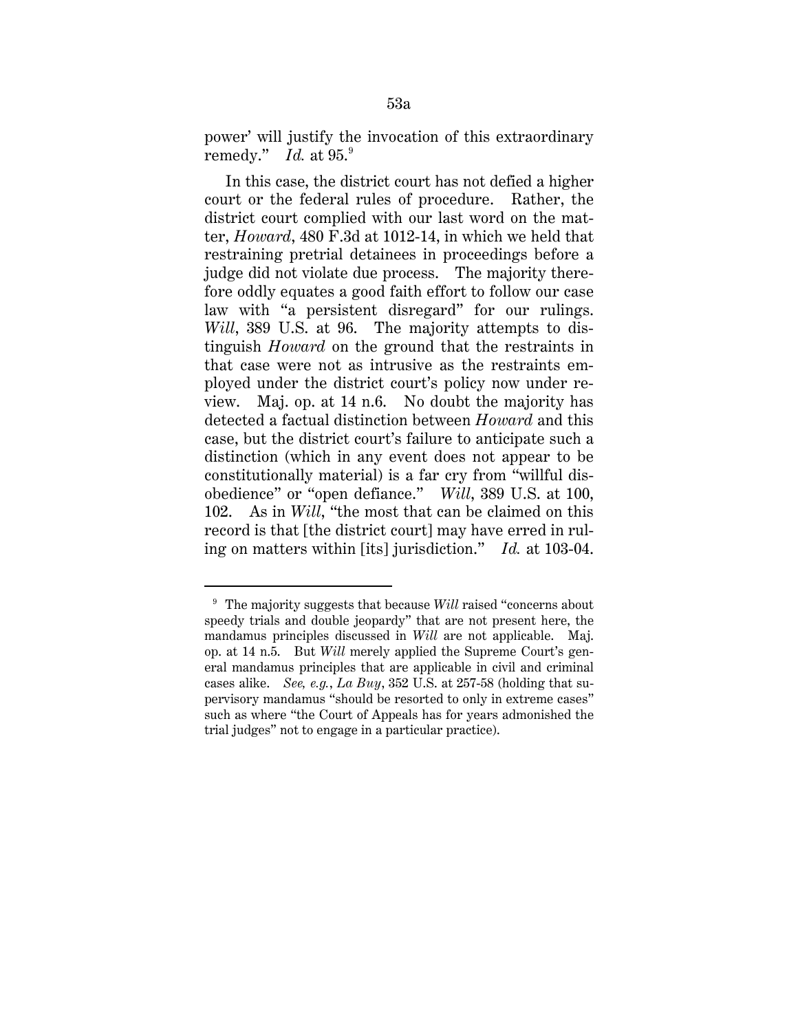power' will justify the invocation of this extraordinary remedy." *Id.* at 95.[9]

In this case, the district court has not defied a higher court or the federal rules of procedure. Rather, the district court complied with our last word on the matter, *Howard*, 480 F.3d at 1012-14, in which we held that restraining pretrial detainees in proceedings before a judge did not violate due process. The majority therefore oddly equates a good faith effort to follow our case law with "a persistent disregard" for our rulings. *Will*, 389 U.S. at 96. The majority attempts to distinguish *Howard* on the ground that the restraints in that case were not as intrusive as the restraints employed under the district court's policy now under review. Maj. op. at 14 n.6. No doubt the majority has detected a factual distinction between *Howard* and this case, but the district court's failure to anticipate such a distinction (which in any event does not appear to be constitutionally material) is a far cry from "willful disobedience" or "open defiance." *Will*, 389 U.S. at 100, 102. As in *Will*, "the most that can be claimed on this record is that [the district court] may have erred in ruling on matters within [its] jurisdiction." *Id.* at 103-04.

[9] The majority suggests that because *Will* raised "concerns about speedy trials and double jeopardy" that are not present here, the mandamus principles discussed in *Will* are not applicable. Maj. op. at 14 n.5. But *Will* merely applied the Supreme Court's general mandamus principles that are applicable in civil and criminal cases alike. *See, e.g.*, *La Buy*, 352 U.S. at 257-58 (holding that supervisory mandamus "should be resorted to only in extreme cases" such as where "the Court of Appeals has for years admonished the trial judges" not to engage in a particular practice).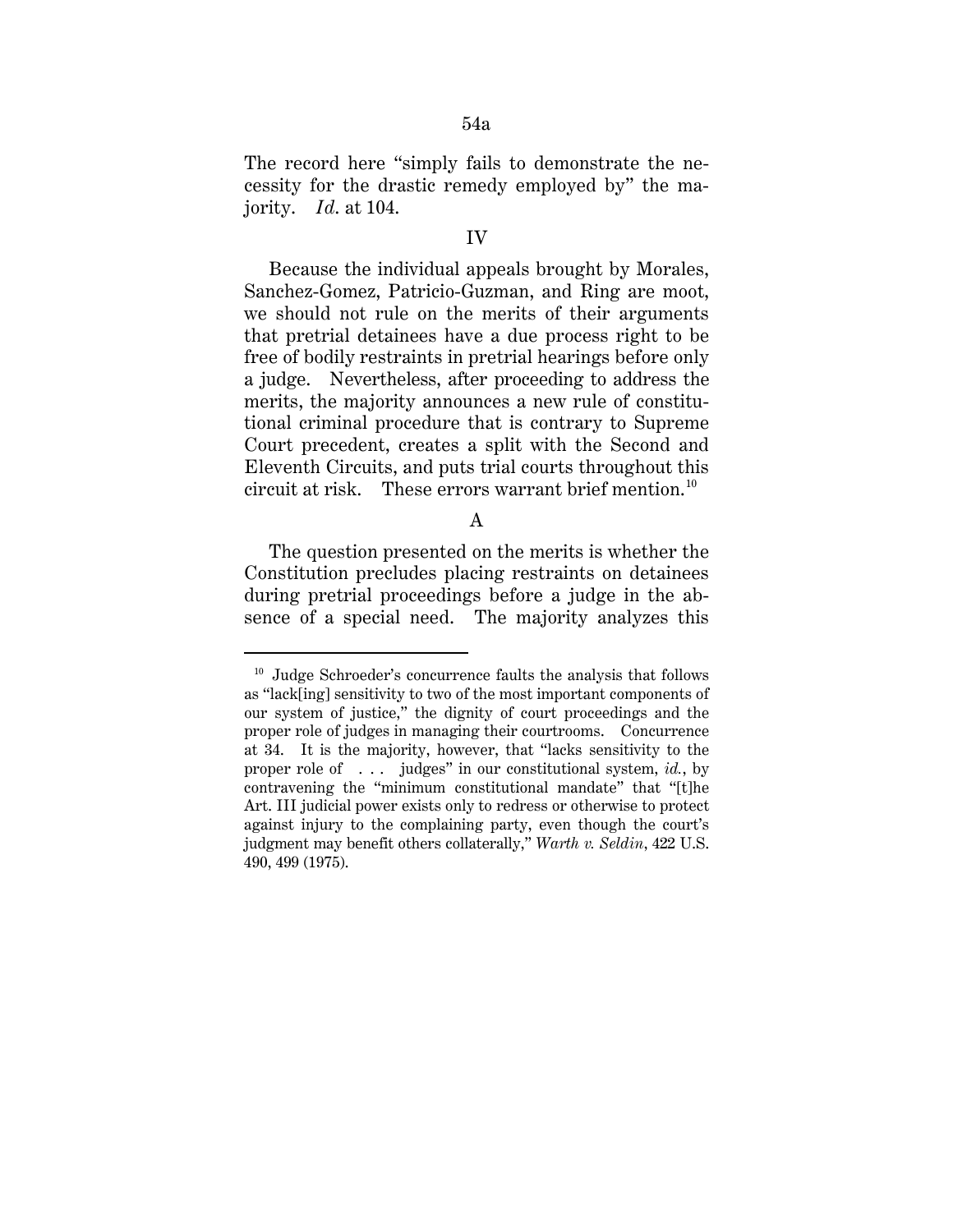The record here "simply fails to demonstrate the necessity for the drastic remedy employed by" the majority. *Id.* at 104.

## IV

Because the individual appeals brought by Morales, Sanchez-Gomez, Patricio-Guzman, and Ring are moot, we should not rule on the merits of their arguments that pretrial detainees have a due process right to be free of bodily restraints in pretrial hearings before only a judge. Nevertheless, after proceeding to address the merits, the majority announces a new rule of constitutional criminal procedure that is contrary to Supreme Court precedent, creates a split with the Second and Eleventh Circuits, and puts trial courts throughout this circuit at risk. These errors warrant brief mention.[10]

### A

The question presented on the merits is whether the Constitution precludes placing restraints on detainees during pretrial proceedings before a judge in the absence of a special need. The majority analyzes this

---

[10] Judge Schroeder's concurrence faults the analysis that follows as "lack[ing] sensitivity to two of the most important components of our system of justice," the dignity of court proceedings and the proper role of judges in managing their courtrooms. Concurrence at 34. It is the majority, however, that "lacks sensitivity to the proper role of . . . judges" in our constitutional system, *id.*, by contravening the "minimum constitutional mandate" that "[t]he Art. III judicial power exists only to redress or otherwise to protect against injury to the complaining party, even though the court's judgment may benefit others collaterally," *Warth v. Seldin*, 422 U.S. 490, 499 (1975).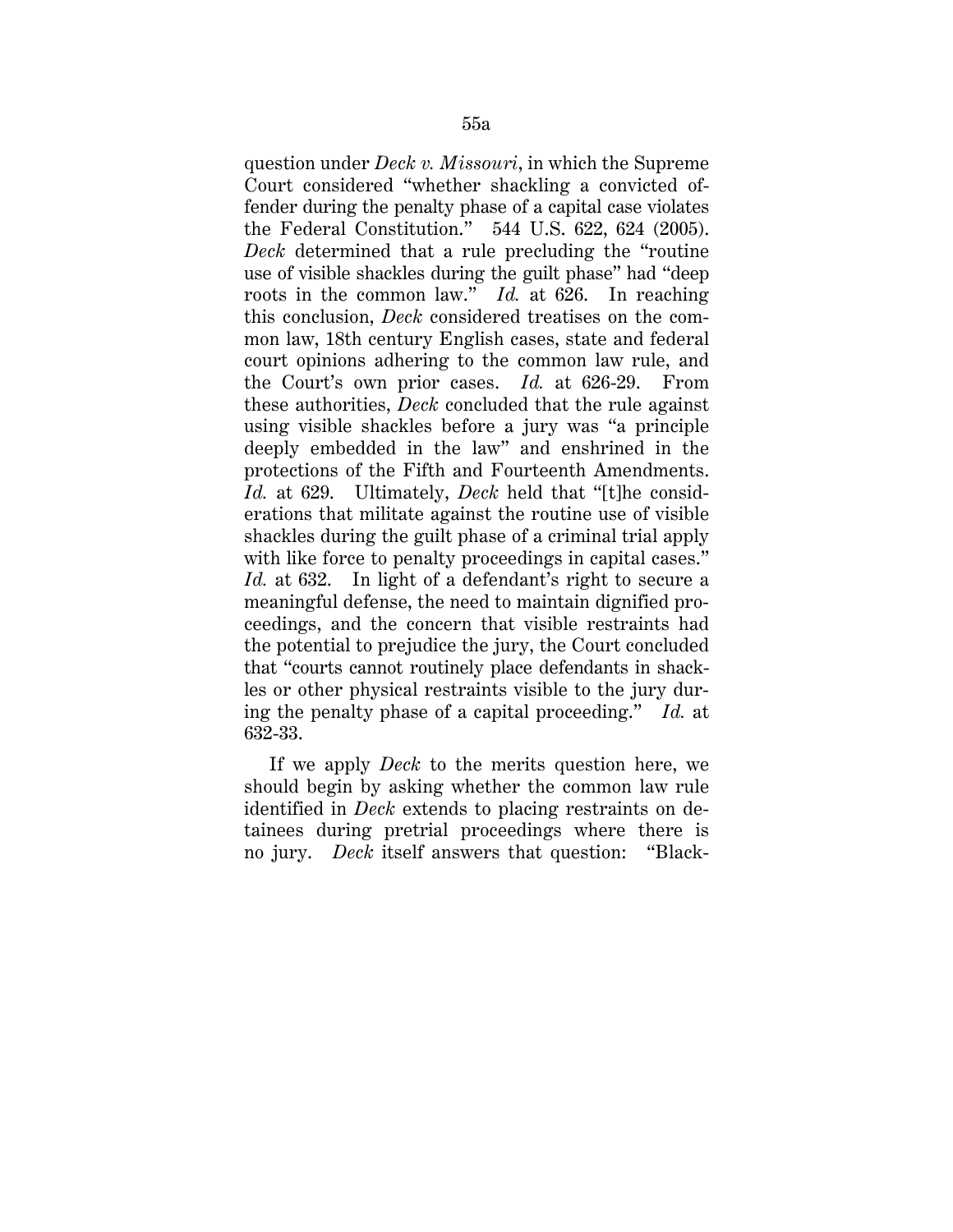question under *Deck v. Missouri*, in which the Supreme Court considered "whether shackling a convicted offender during the penalty phase of a capital case violates the Federal Constitution." 544 U.S. 622, 624 (2005). *Deck* determined that a rule precluding the "routine use of visible shackles during the guilt phase" had "deep roots in the common law." *Id.* at 626. In reaching this conclusion, *Deck* considered treatises on the common law, 18th century English cases, state and federal court opinions adhering to the common law rule, and the Court's own prior cases. *Id.* at 626-29. From these authorities, *Deck* concluded that the rule against using visible shackles before a jury was "a principle deeply embedded in the law" and enshrined in the protections of the Fifth and Fourteenth Amendments. *Id.* at 629. Ultimately, *Deck* held that "[t]he considerations that militate against the routine use of visible shackles during the guilt phase of a criminal trial apply with like force to penalty proceedings in capital cases." *Id.* at 632. In light of a defendant's right to secure a meaningful defense, the need to maintain dignified proceedings, and the concern that visible restraints had the potential to prejudice the jury, the Court concluded that "courts cannot routinely place defendants in shackles or other physical restraints visible to the jury during the penalty phase of a capital proceeding." *Id.* at 632-33.

If we apply *Deck* to the merits question here, we should begin by asking whether the common law rule identified in *Deck* extends to placing restraints on detainees during pretrial proceedings where there is no jury. *Deck* itself answers that question: "Black-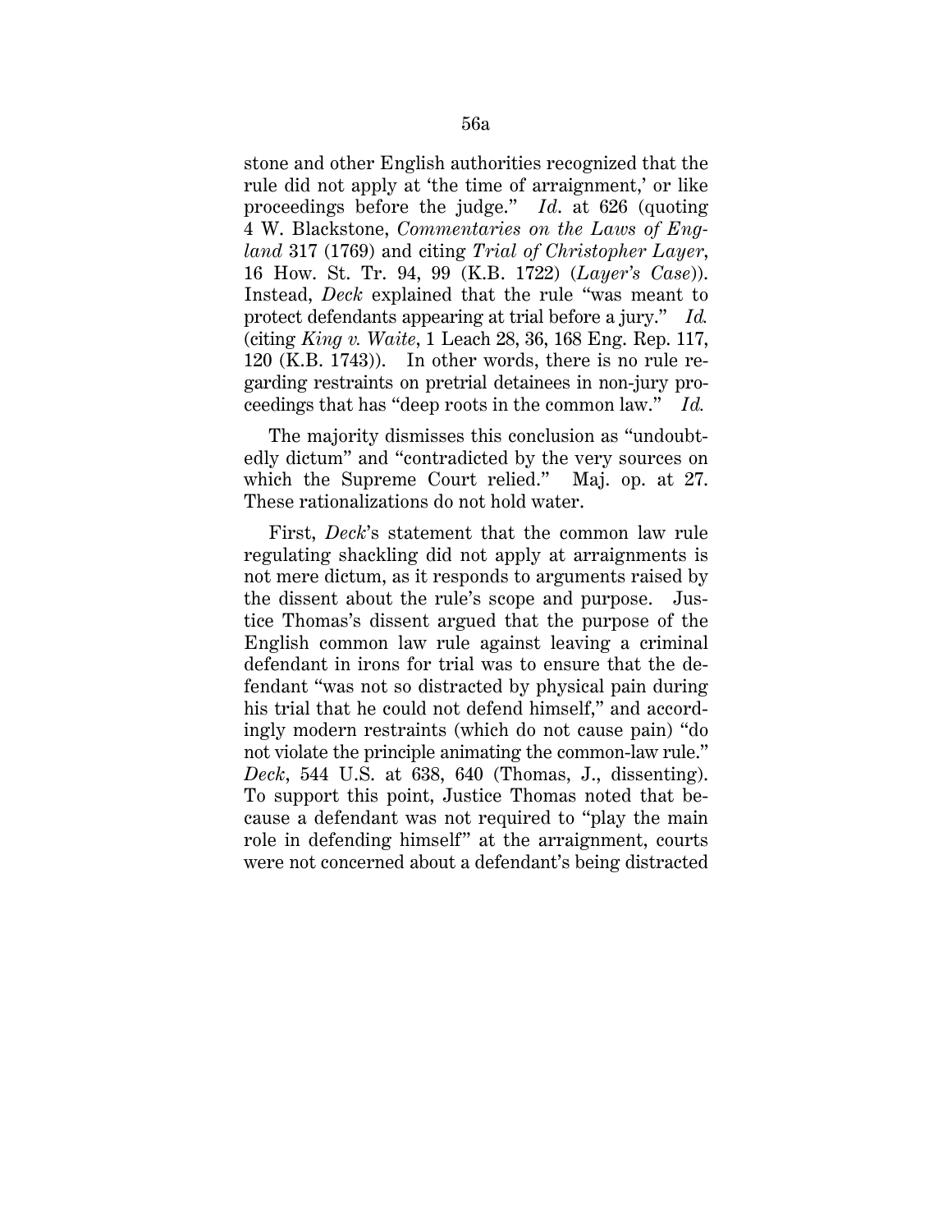stone and other English authorities recognized that the rule did not apply at 'the time of arraignment,' or like proceedings before the judge." *Id*. at 626 (quoting 4 W. Blackstone, *Commentaries on the Laws of England* 317 (1769) and citing *Trial of Christopher Layer*, 16 How. St. Tr. 94, 99 (K.B. 1722) (*Layer's Case*)). Instead, *Deck* explained that the rule "was meant to protect defendants appearing at trial before a jury." *Id.* (citing *King v. Waite*, 1 Leach 28, 36, 168 Eng. Rep. 117, 120 (K.B. 1743)). In other words, there is no rule regarding restraints on pretrial detainees in non-jury proceedings that has "deep roots in the common law." *Id.*

The majority dismisses this conclusion as "undoubtedly dictum" and "contradicted by the very sources on which the Supreme Court relied." Maj. op. at 27. These rationalizations do not hold water.

First, *Deck*'s statement that the common law rule regulating shackling did not apply at arraignments is not mere dictum, as it responds to arguments raised by the dissent about the rule's scope and purpose. Justice Thomas's dissent argued that the purpose of the English common law rule against leaving a criminal defendant in irons for trial was to ensure that the defendant "was not so distracted by physical pain during his trial that he could not defend himself," and accordingly modern restraints (which do not cause pain) "do not violate the principle animating the common-law rule." *Deck*, 544 U.S. at 638, 640 (Thomas, J., dissenting). To support this point, Justice Thomas noted that because a defendant was not required to "play the main role in defending himself" at the arraignment, courts were not concerned about a defendant's being distracted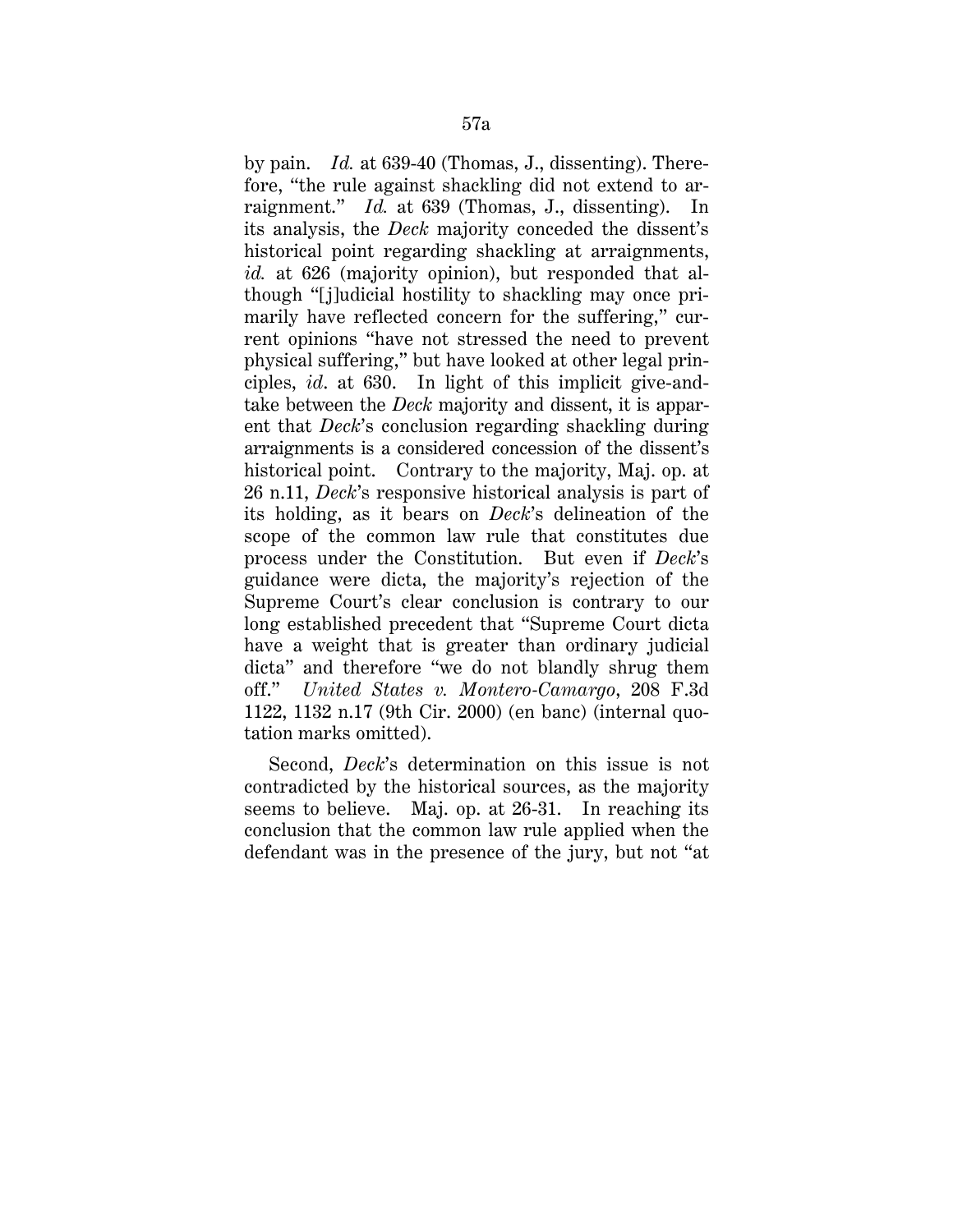by pain. *Id.* at 639-40 (Thomas, J., dissenting). Therefore, "the rule against shackling did not extend to arraignment." *Id.* at 639 (Thomas, J., dissenting). In its analysis, the *Deck* majority conceded the dissent's historical point regarding shackling at arraignments, *id.* at 626 (majority opinion), but responded that although "[j]udicial hostility to shackling may once primarily have reflected concern for the suffering," current opinions "have not stressed the need to prevent physical suffering," but have looked at other legal principles, *id*. at 630. In light of this implicit give-and-take between the *Deck* majority and dissent, it is apparent that *Deck*'s conclusion regarding shackling during arraignments is a considered concession of the dissent's historical point. Contrary to the majority, Maj. op. at 26 n.11, *Deck*'s responsive historical analysis is part of its holding, as it bears on *Deck*'s delineation of the scope of the common law rule that constitutes due process under the Constitution. But even if *Deck*'s guidance were dicta, the majority's rejection of the Supreme Court's clear conclusion is contrary to our long established precedent that "Supreme Court dicta have a weight that is greater than ordinary judicial dicta" and therefore "we do not blandly shrug them off." *United States v. Montero-Camargo*, 208 F.3d 1122, 1132 n.17 (9th Cir. 2000) (en banc) (internal quotation marks omitted).

Second, *Deck*'s determination on this issue is not contradicted by the historical sources, as the majority seems to believe. Maj. op. at 26-31. In reaching its conclusion that the common law rule applied when the defendant was in the presence of the jury, but not "at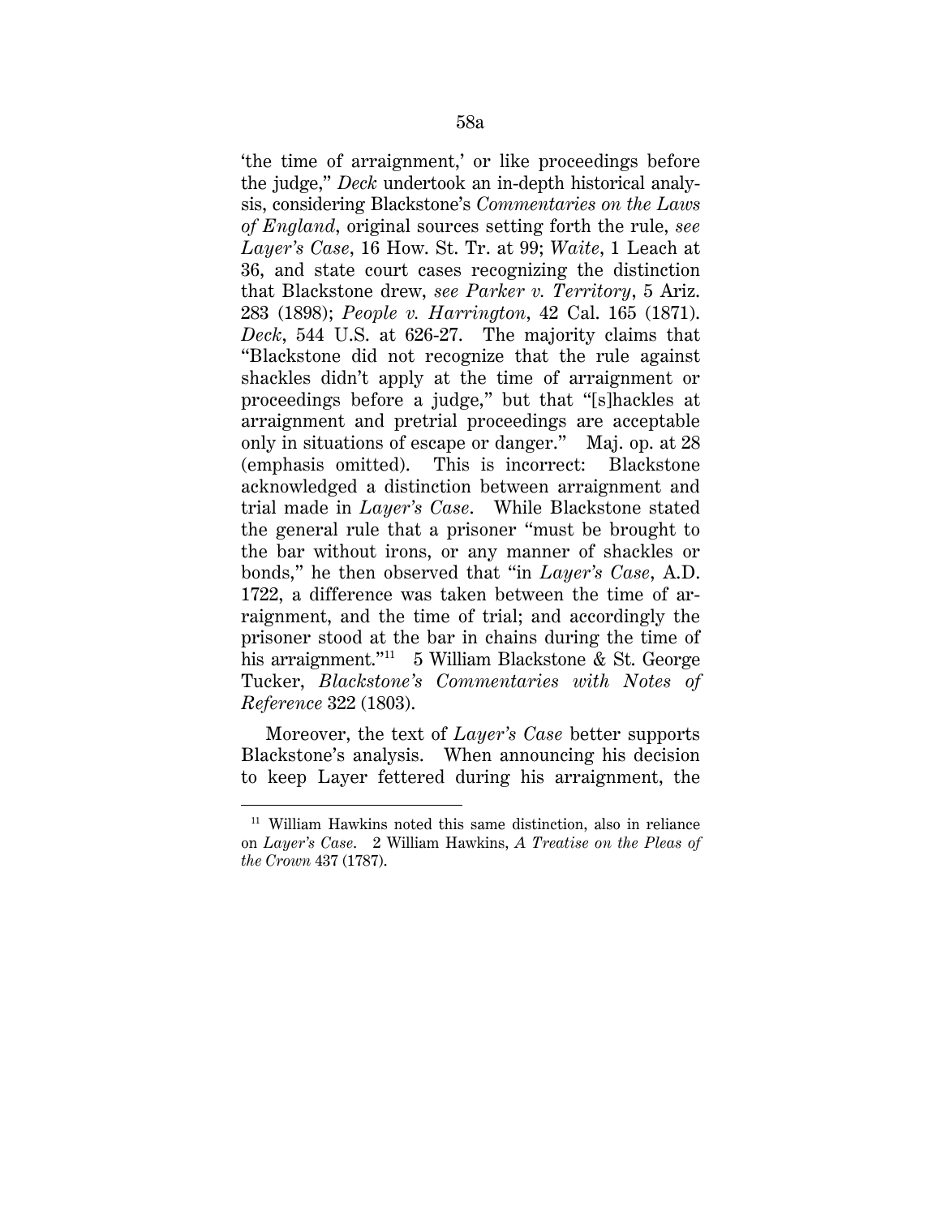'the time of arraignment,' or like proceedings before the judge," *Deck* undertook an in-depth historical analysis, considering Blackstone's *Commentaries on the Laws of England*, original sources setting forth the rule, *see Layer's Case*, 16 How. St. Tr. at 99; *Waite*, 1 Leach at 36, and state court cases recognizing the distinction that Blackstone drew, *see Parker v. Territory*, 5 Ariz. 283 (1898); *People v. Harrington*, 42 Cal. 165 (1871). *Deck*, 544 U.S. at 626-27. The majority claims that "Blackstone did not recognize that the rule against shackles didn't apply at the time of arraignment or proceedings before a judge," but that "[s]hackles at arraignment and pretrial proceedings are acceptable only in situations of escape or danger." Maj. op. at 28 (emphasis omitted). This is incorrect: Blackstone acknowledged a distinction between arraignment and trial made in *Layer's Case*. While Blackstone stated the general rule that a prisoner "must be brought to the bar without irons, or any manner of shackles or bonds," he then observed that "in *Layer's Case*, A.D. 1722, a difference was taken between the time of arraignment, and the time of trial; and accordingly the prisoner stood at the bar in chains during the time of his arraignment."[11] 5 William Blackstone & St. George Tucker, *Blackstone's Commentaries with Notes of Reference* 322 (1803).

Moreover, the text of *Layer's Case* better supports Blackstone's analysis. When announcing his decision to keep Layer fettered during his arraignment, the

[11] William Hawkins noted this same distinction, also in reliance on *Layer's Case*. 2 William Hawkins, *A Treatise on the Pleas of the Crown* 437 (1787).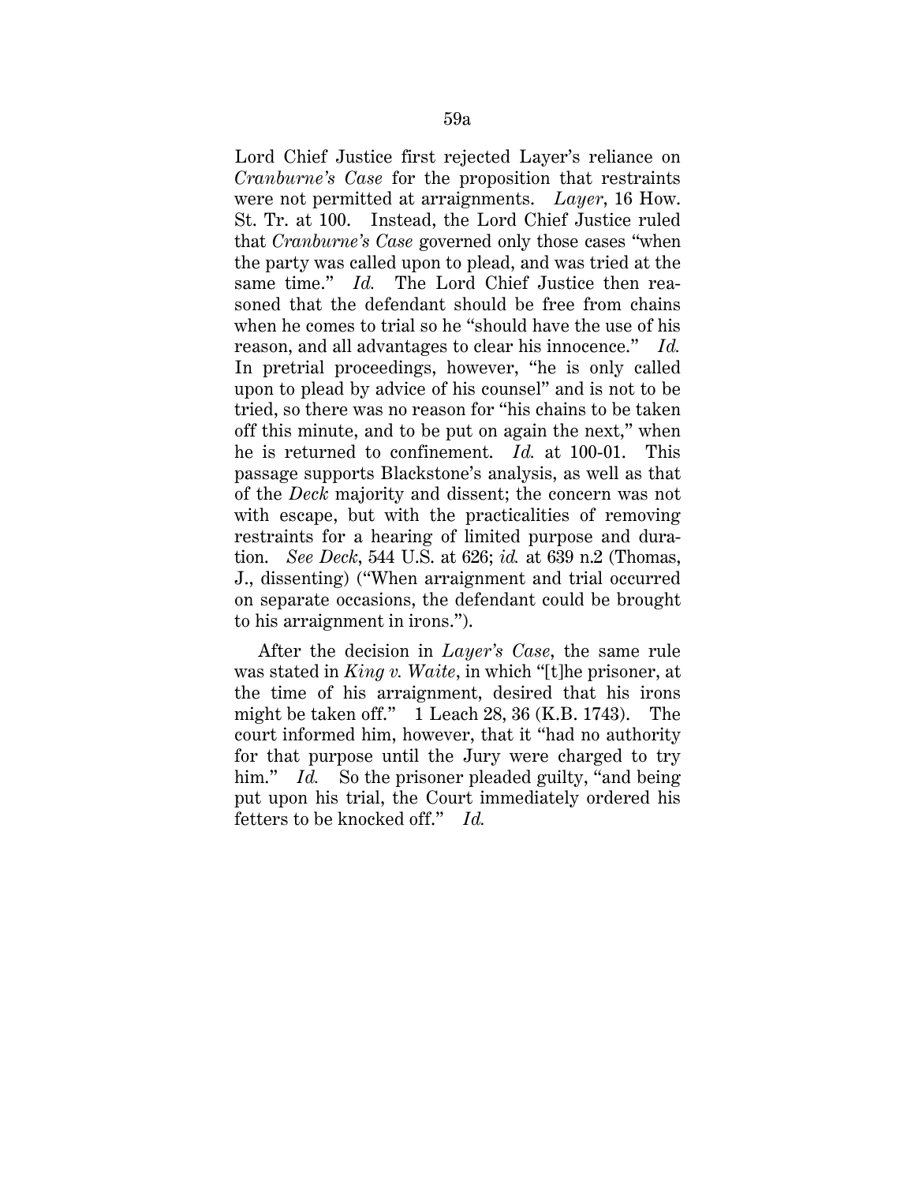Lord Chief Justice first rejected Layer's reliance on *Cranburne's Case* for the proposition that restraints were not permitted at arraignments. *Layer*, 16 How. St. Tr. at 100. Instead, the Lord Chief Justice ruled that *Cranburne's Case* governed only those cases "when the party was called upon to plead, and was tried at the same time." *Id.* The Lord Chief Justice then reasoned that the defendant should be free from chains when he comes to trial so he "should have the use of his reason, and all advantages to clear his innocence." *Id.* In pretrial proceedings, however, "he is only called upon to plead by advice of his counsel" and is not to be tried, so there was no reason for "his chains to be taken off this minute, and to be put on again the next," when he is returned to confinement. *Id.* at 100-01. This passage supports Blackstone's analysis, as well as that of the *Deck* majority and dissent; the concern was not with escape, but with the practicalities of removing restraints for a hearing of limited purpose and duration. *See Deck*, 544 U.S. at 626; *id.* at 639 n.2 (Thomas, J., dissenting) ("When arraignment and trial occurred on separate occasions, the defendant could be brought to his arraignment in irons.").

After the decision in *Layer's Case*, the same rule was stated in *King v. Waite*, in which "[t]he prisoner, at the time of his arraignment, desired that his irons might be taken off." 1 Leach 28, 36 (K.B. 1743). The court informed him, however, that it "had no authority for that purpose until the Jury were charged to try him." *Id.* So the prisoner pleaded guilty, "and being put upon his trial, the Court immediately ordered his fetters to be knocked off." *Id.*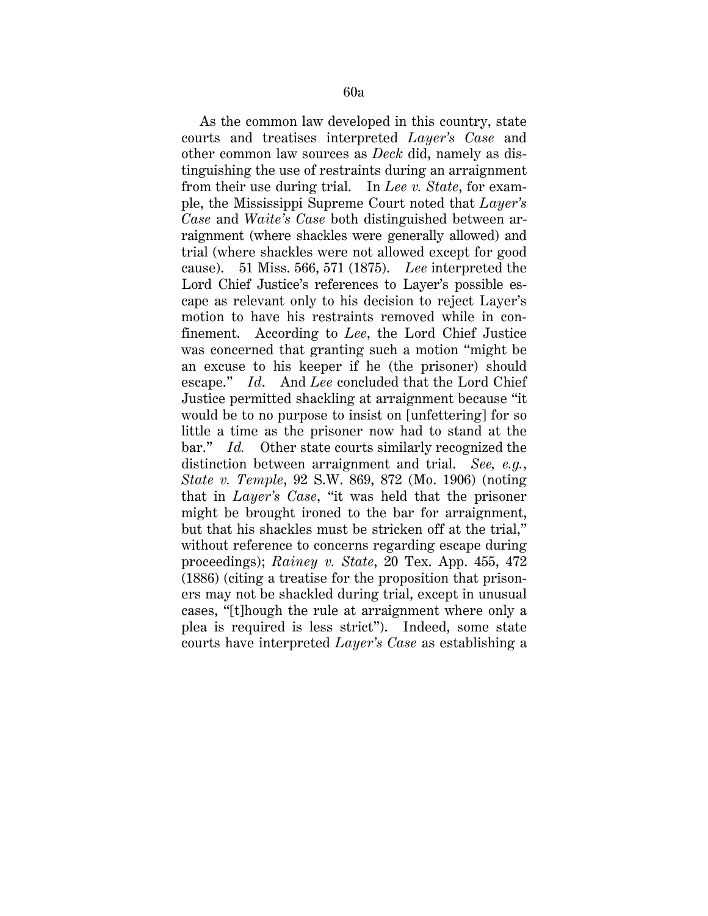As the common law developed in this country, state courts and treatises interpreted *Layer's Case* and other common law sources as *Deck* did, namely as distinguishing the use of restraints during an arraignment from their use during trial. In *Lee v. State*, for example, the Mississippi Supreme Court noted that *Layer's Case* and *Waite's Case* both distinguished between arraignment (where shackles were generally allowed) and trial (where shackles were not allowed except for good cause). 51 Miss. 566, 571 (1875). *Lee* interpreted the Lord Chief Justice's references to Layer's possible escape as relevant only to his decision to reject Layer's motion to have his restraints removed while in confinement. According to *Lee*, the Lord Chief Justice was concerned that granting such a motion "might be an excuse to his keeper if he (the prisoner) should escape." *Id*. And *Lee* concluded that the Lord Chief Justice permitted shackling at arraignment because "it would be to no purpose to insist on [unfettering] for so little a time as the prisoner now had to stand at the bar." *Id.* Other state courts similarly recognized the distinction between arraignment and trial. *See, e.g.*, *State v. Temple*, 92 S.W. 869, 872 (Mo. 1906) (noting that in *Layer's Case*, "it was held that the prisoner might be brought ironed to the bar for arraignment, but that his shackles must be stricken off at the trial," without reference to concerns regarding escape during proceedings); *Rainey v. State*, 20 Tex. App. 455, 472 (1886) (citing a treatise for the proposition that prisoners may not be shackled during trial, except in unusual cases, "[t]hough the rule at arraignment where only a plea is required is less strict"). Indeed, some state courts have interpreted *Layer's Case* as establishing a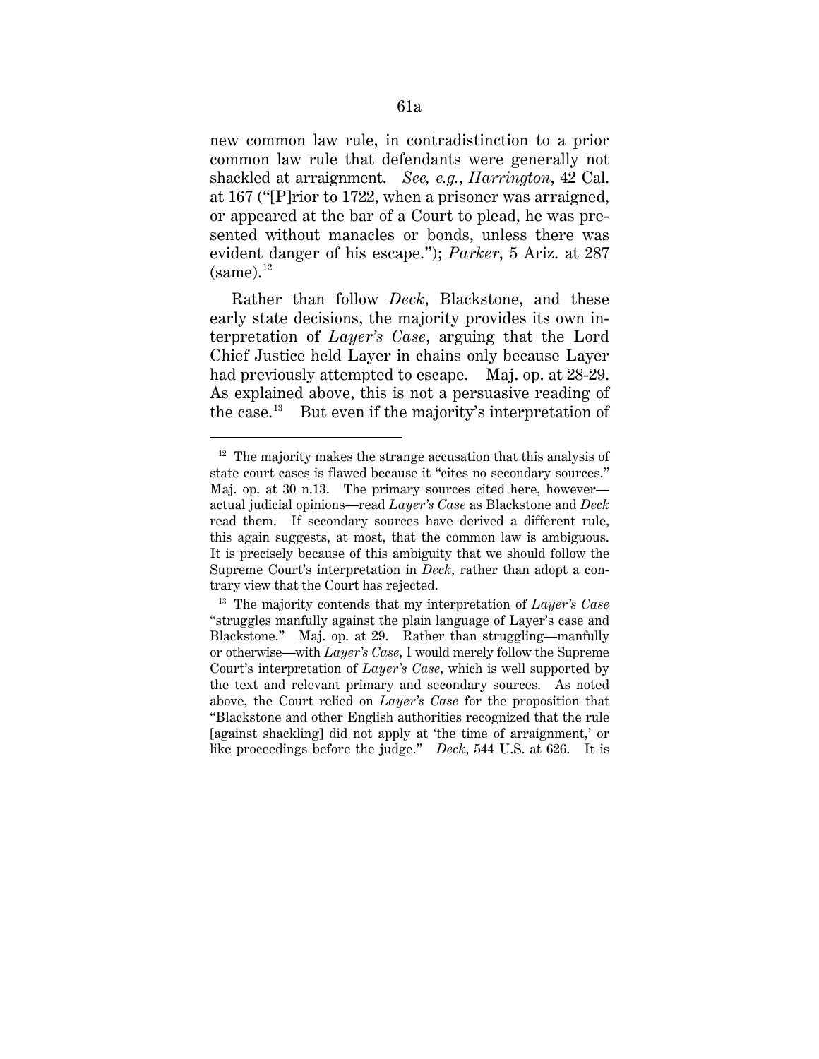new common law rule, in contradistinction to a prior common law rule that defendants were generally not shackled at arraignment. *See, e.g.*, *Harrington*, 42 Cal. at 167 ("[P]rior to 1722, when a prisoner was arraigned, or appeared at the bar of a Court to plead, he was presented without manacles or bonds, unless there was evident danger of his escape."); *Parker*, 5 Ariz. at 287 (same).[12]

Rather than follow *Deck*, Blackstone, and these early state decisions, the majority provides its own interpretation of *Layer's Case*, arguing that the Lord Chief Justice held Layer in chains only because Layer had previously attempted to escape. Maj. op. at 28-29. As explained above, this is not a persuasive reading of the case.[13] But even if the majority's interpretation of

---

[12] The majority makes the strange accusation that this analysis of state court cases is flawed because it "cites no secondary sources." Maj. op. at 30 n.13. The primary sources cited here, however—actual judicial opinions—read *Layer's Case* as Blackstone and *Deck* read them. If secondary sources have derived a different rule, this again suggests, at most, that the common law is ambiguous. It is precisely because of this ambiguity that we should follow the Supreme Court's interpretation in *Deck*, rather than adopt a contrary view that the Court has rejected.

[13] The majority contends that my interpretation of *Layer's Case* "struggles manfully against the plain language of Layer's case and Blackstone." Maj. op. at 29. Rather than struggling—manfully or otherwise—with *Layer's Case*, I would merely follow the Supreme Court's interpretation of *Layer's Case*, which is well supported by the text and relevant primary and secondary sources. As noted above, the Court relied on *Layer's Case* for the proposition that "Blackstone and other English authorities recognized that the rule [against shackling] did not apply at 'the time of arraignment,' or like proceedings before the judge." *Deck*, 544 U.S. at 626. It is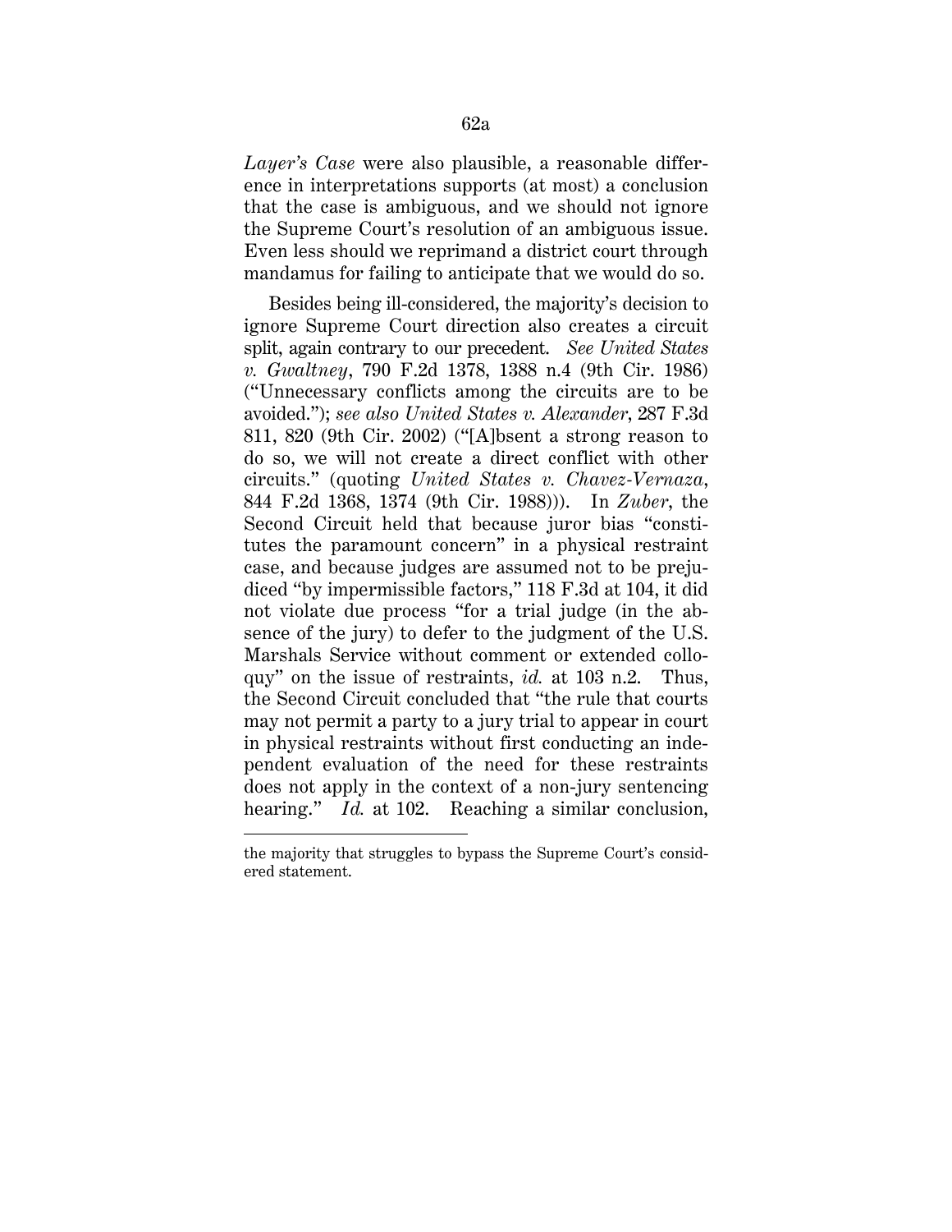*Layer's Case* were also plausible, a reasonable difference in interpretations supports (at most) a conclusion that the case is ambiguous, and we should not ignore the Supreme Court's resolution of an ambiguous issue. Even less should we reprimand a district court through mandamus for failing to anticipate that we would do so.

Besides being ill-considered, the majority's decision to ignore Supreme Court direction also creates a circuit split, again contrary to our precedent. *See United States v. Gwaltney*, 790 F.2d 1378, 1388 n.4 (9th Cir. 1986) ("Unnecessary conflicts among the circuits are to be avoided."); *see also United States v. Alexander*, 287 F.3d 811, 820 (9th Cir. 2002) ("[A]bsent a strong reason to do so, we will not create a direct conflict with other circuits." (quoting *United States v. Chavez-Vernaza*, 844 F.2d 1368, 1374 (9th Cir. 1988))). In *Zuber*, the Second Circuit held that because juror bias "constitutes the paramount concern" in a physical restraint case, and because judges are assumed not to be prejudiced "by impermissible factors," 118 F.3d at 104, it did not violate due process "for a trial judge (in the absence of the jury) to defer to the judgment of the U.S. Marshals Service without comment or extended colloquy" on the issue of restraints, *id.* at 103 n.2. Thus, the Second Circuit concluded that "the rule that courts may not permit a party to a jury trial to appear in court in physical restraints without first conducting an independent evaluation of the need for these restraints does not apply in the context of a non-jury sentencing hearing." *Id.* at 102. Reaching a similar conclusion,

---

the majority that struggles to bypass the Supreme Court's considered statement.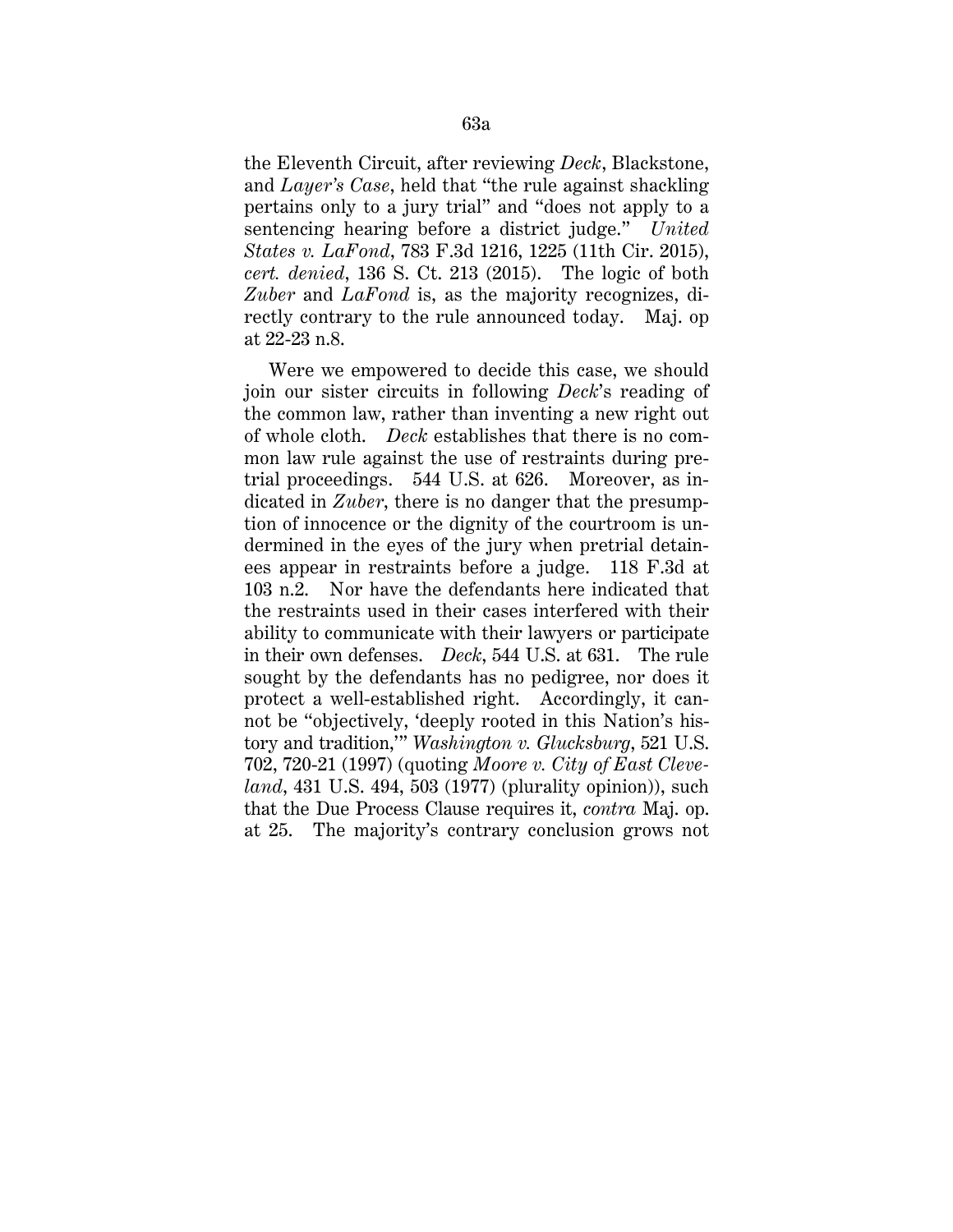the Eleventh Circuit, after reviewing *Deck*, Blackstone, and *Layer's Case*, held that "the rule against shackling pertains only to a jury trial" and "does not apply to a sentencing hearing before a district judge." *United States v. LaFond*, 783 F.3d 1216, 1225 (11th Cir. 2015), *cert. denied*, 136 S. Ct. 213 (2015). The logic of both *Zuber* and *LaFond* is, as the majority recognizes, directly contrary to the rule announced today. Maj. op at 22-23 n.8.

Were we empowered to decide this case, we should join our sister circuits in following *Deck*'s reading of the common law, rather than inventing a new right out of whole cloth. *Deck* establishes that there is no common law rule against the use of restraints during pretrial proceedings. 544 U.S. at 626. Moreover, as indicated in *Zuber*, there is no danger that the presumption of innocence or the dignity of the courtroom is undermined in the eyes of the jury when pretrial detainees appear in restraints before a judge. 118 F.3d at 103 n.2. Nor have the defendants here indicated that the restraints used in their cases interfered with their ability to communicate with their lawyers or participate in their own defenses. *Deck*, 544 U.S. at 631. The rule sought by the defendants has no pedigree, nor does it protect a well-established right. Accordingly, it cannot be "objectively, 'deeply rooted in this Nation's history and tradition,'" *Washington v. Glucksburg*, 521 U.S. 702, 720-21 (1997) (quoting *Moore v. City of East Cleveland*, 431 U.S. 494, 503 (1977) (plurality opinion)), such that the Due Process Clause requires it, *contra* Maj. op. at 25. The majority's contrary conclusion grows not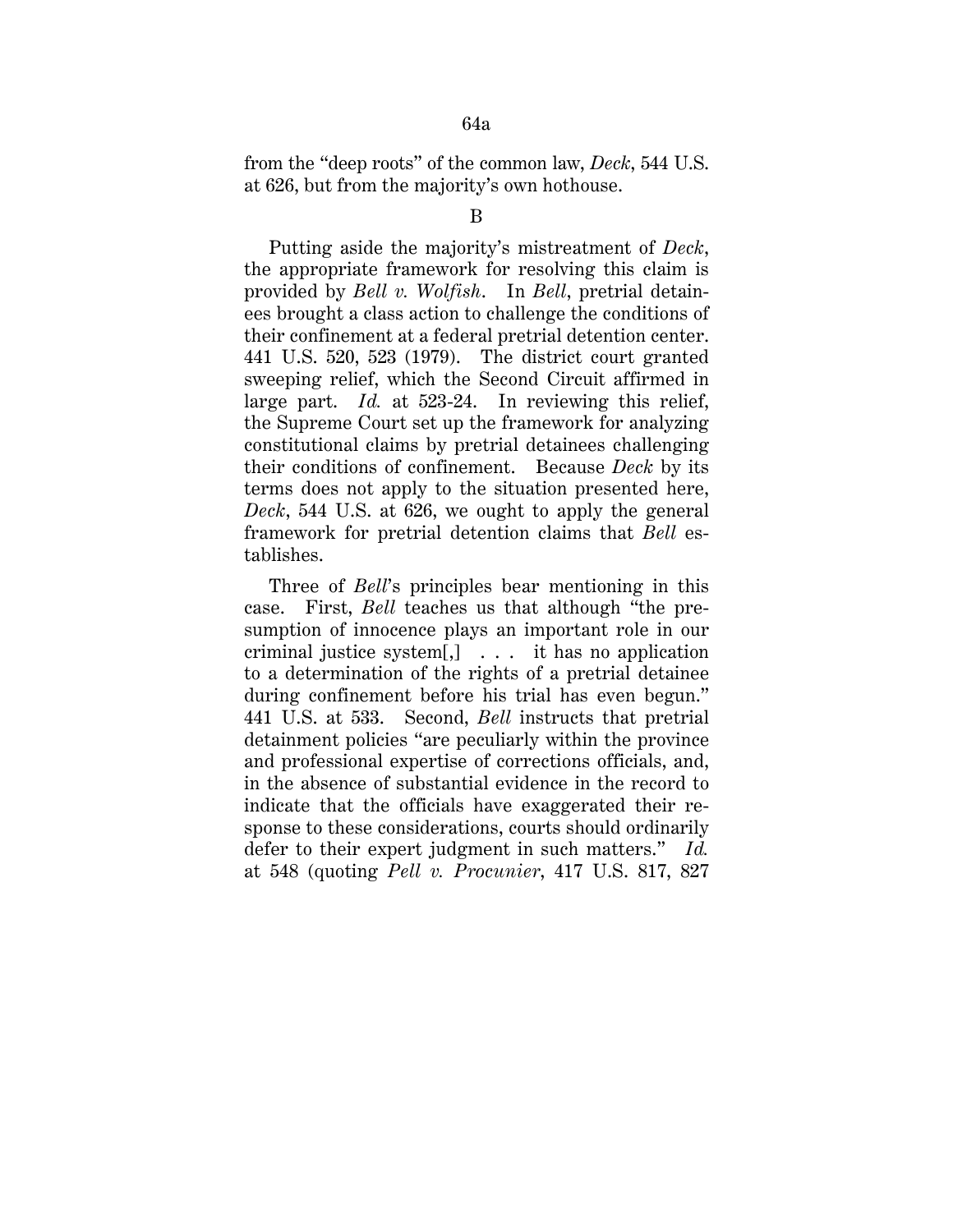from the "deep roots" of the common law, *Deck*, 544 U.S. at 626, but from the majority's own hothouse.

B

Putting aside the majority's mistreatment of *Deck*, the appropriate framework for resolving this claim is provided by *Bell v. Wolfish*. In *Bell*, pretrial detainees brought a class action to challenge the conditions of their confinement at a federal pretrial detention center. 441 U.S. 520, 523 (1979). The district court granted sweeping relief, which the Second Circuit affirmed in large part. *Id.* at 523-24. In reviewing this relief, the Supreme Court set up the framework for analyzing constitutional claims by pretrial detainees challenging their conditions of confinement. Because *Deck* by its terms does not apply to the situation presented here, *Deck*, 544 U.S. at 626, we ought to apply the general framework for pretrial detention claims that *Bell* establishes.

Three of *Bell*'s principles bear mentioning in this case. First, *Bell* teaches us that although "the presumption of innocence plays an important role in our criminal justice system[,] . . . it has no application to a determination of the rights of a pretrial detainee during confinement before his trial has even begun." 441 U.S. at 533. Second, *Bell* instructs that pretrial detainment policies "are peculiarly within the province and professional expertise of corrections officials, and, in the absence of substantial evidence in the record to indicate that the officials have exaggerated their response to these considerations, courts should ordinarily defer to their expert judgment in such matters." *Id.* at 548 (quoting *Pell v. Procunier*, 417 U.S. 817, 827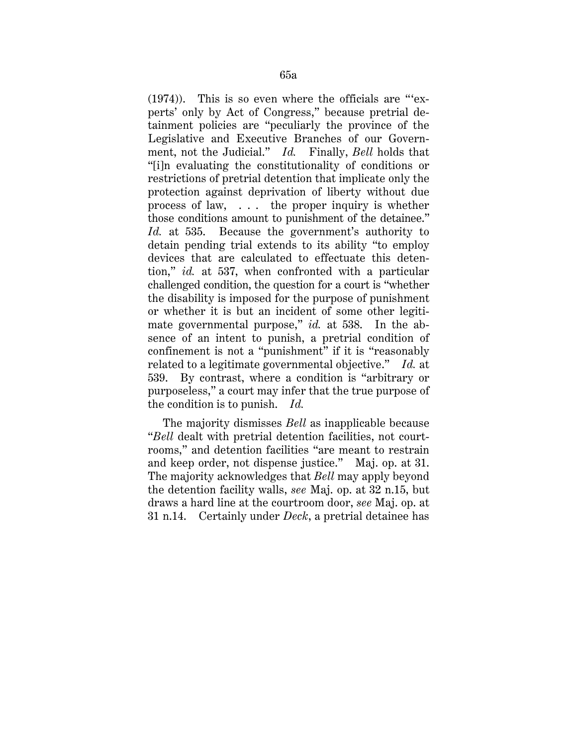(1974)). This is so even where the officials are "'experts' only by Act of Congress," because pretrial detainment policies are "peculiarly the province of the Legislative and Executive Branches of our Government, not the Judicial." *Id.* Finally, *Bell* holds that "[i]n evaluating the constitutionality of conditions or restrictions of pretrial detention that implicate only the protection against deprivation of liberty without due process of law, . . . the proper inquiry is whether those conditions amount to punishment of the detainee." *Id.* at 535. Because the government's authority to detain pending trial extends to its ability "to employ devices that are calculated to effectuate this detention," *id.* at 537, when confronted with a particular challenged condition, the question for a court is "whether the disability is imposed for the purpose of punishment or whether it is but an incident of some other legitimate governmental purpose," *id.* at 538. In the absence of an intent to punish, a pretrial condition of confinement is not a "punishment" if it is "reasonably related to a legitimate governmental objective." *Id.* at 539. By contrast, where a condition is "arbitrary or purposeless," a court may infer that the true purpose of the condition is to punish. *Id.*

The majority dismisses *Bell* as inapplicable because "*Bell* dealt with pretrial detention facilities, not courtrooms," and detention facilities "are meant to restrain and keep order, not dispense justice." Maj. op. at 31. The majority acknowledges that *Bell* may apply beyond the detention facility walls, *see* Maj. op. at 32 n.15, but draws a hard line at the courtroom door, *see* Maj. op. at 31 n.14. Certainly under *Deck*, a pretrial detainee has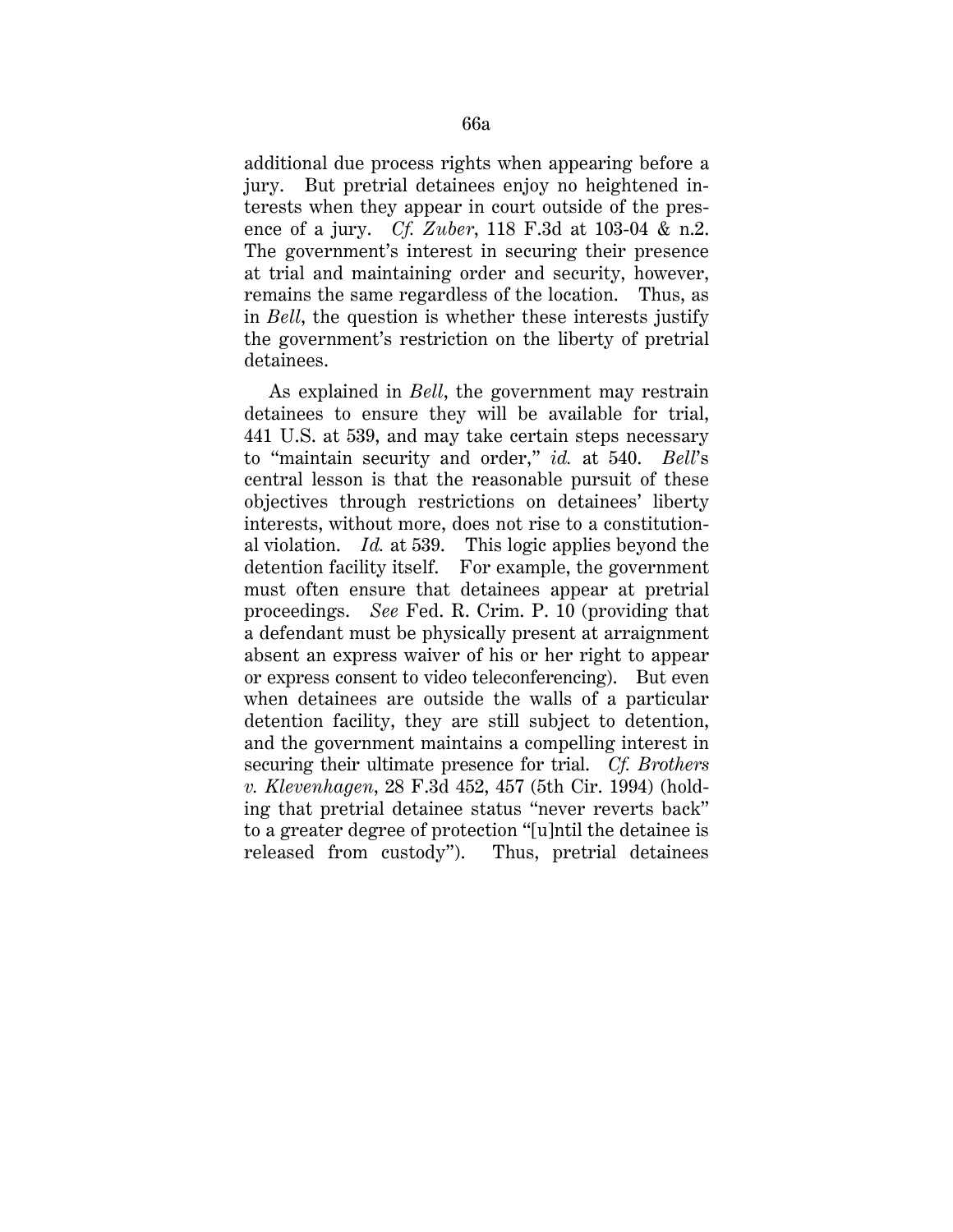additional due process rights when appearing before a jury. But pretrial detainees enjoy no heightened interests when they appear in court outside of the presence of a jury. *Cf. Zuber*, 118 F.3d at 103-04 & n.2. The government's interest in securing their presence at trial and maintaining order and security, however, remains the same regardless of the location. Thus, as in *Bell*, the question is whether these interests justify the government's restriction on the liberty of pretrial detainees.

As explained in *Bell*, the government may restrain detainees to ensure they will be available for trial, 441 U.S. at 539, and may take certain steps necessary to "maintain security and order," *id.* at 540. *Bell*'s central lesson is that the reasonable pursuit of these objectives through restrictions on detainees' liberty interests, without more, does not rise to a constitutional violation. *Id.* at 539. This logic applies beyond the detention facility itself. For example, the government must often ensure that detainees appear at pretrial proceedings. *See* Fed. R. Crim. P. 10 (providing that a defendant must be physically present at arraignment absent an express waiver of his or her right to appear or express consent to video teleconferencing). But even when detainees are outside the walls of a particular detention facility, they are still subject to detention, and the government maintains a compelling interest in securing their ultimate presence for trial. *Cf. Brothers v. Klevenhagen*, 28 F.3d 452, 457 (5th Cir. 1994) (holding that pretrial detainee status "never reverts back" to a greater degree of protection "[u]ntil the detainee is released from custody"). Thus, pretrial detainees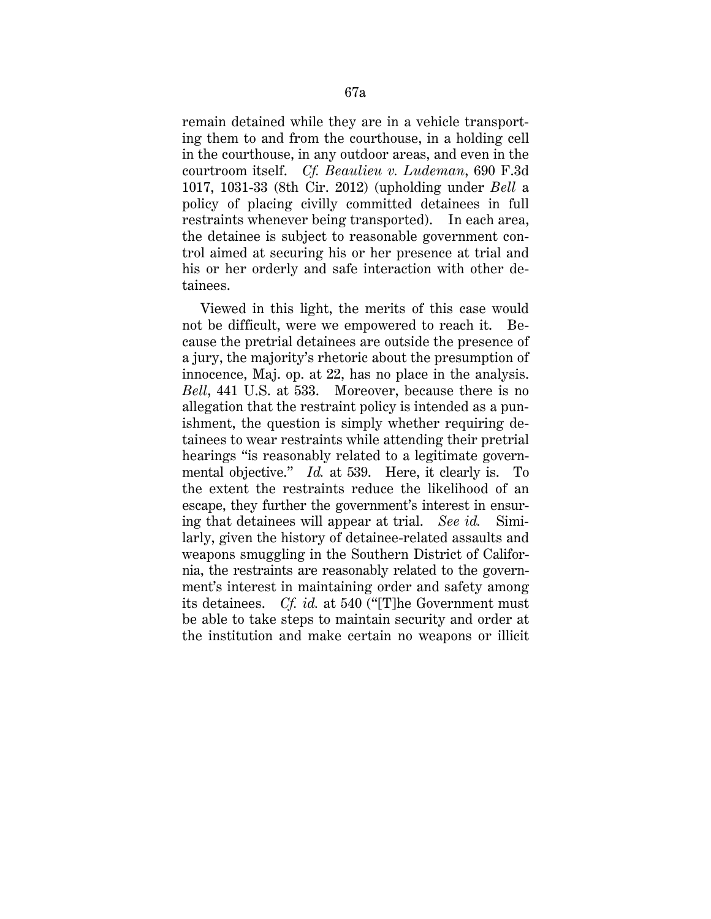remain detained while they are in a vehicle transporting them to and from the courthouse, in a holding cell in the courthouse, in any outdoor areas, and even in the courtroom itself. *Cf. Beaulieu v. Ludeman*, 690 F.3d 1017, 1031-33 (8th Cir. 2012) (upholding under *Bell* a policy of placing civilly committed detainees in full restraints whenever being transported). In each area, the detainee is subject to reasonable government control aimed at securing his or her presence at trial and his or her orderly and safe interaction with other detainees.

Viewed in this light, the merits of this case would not be difficult, were we empowered to reach it. Because the pretrial detainees are outside the presence of a jury, the majority's rhetoric about the presumption of innocence, Maj. op. at 22, has no place in the analysis. *Bell*, 441 U.S. at 533. Moreover, because there is no allegation that the restraint policy is intended as a punishment, the question is simply whether requiring detainees to wear restraints while attending their pretrial hearings "is reasonably related to a legitimate governmental objective." *Id.* at 539. Here, it clearly is. To the extent the restraints reduce the likelihood of an escape, they further the government's interest in ensuring that detainees will appear at trial. *See id.* Similarly, given the history of detainee-related assaults and weapons smuggling in the Southern District of California, the restraints are reasonably related to the government's interest in maintaining order and safety among its detainees. *Cf. id.* at 540 ("[T]he Government must be able to take steps to maintain security and order at the institution and make certain no weapons or illicit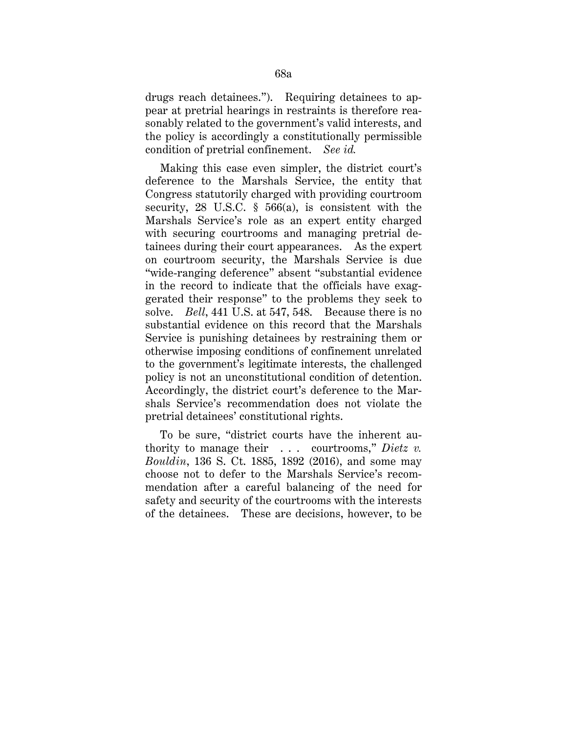drugs reach detainees."). Requiring detainees to appear at pretrial hearings in restraints is therefore reasonably related to the government's valid interests, and the policy is accordingly a constitutionally permissible condition of pretrial confinement. *See id.*

Making this case even simpler, the district court's deference to the Marshals Service, the entity that Congress statutorily charged with providing courtroom security, 28 U.S.C. § 566(a), is consistent with the Marshals Service's role as an expert entity charged with securing courtrooms and managing pretrial detainees during their court appearances. As the expert on courtroom security, the Marshals Service is due "wide-ranging deference" absent "substantial evidence in the record to indicate that the officials have exaggerated their response" to the problems they seek to solve. *Bell*, 441 U.S. at 547, 548. Because there is no substantial evidence on this record that the Marshals Service is punishing detainees by restraining them or otherwise imposing conditions of confinement unrelated to the government's legitimate interests, the challenged policy is not an unconstitutional condition of detention. Accordingly, the district court's deference to the Marshals Service's recommendation does not violate the pretrial detainees' constitutional rights.

To be sure, "district courts have the inherent authority to manage their . . . courtrooms," *Dietz v. Bouldin*, 136 S. Ct. 1885, 1892 (2016), and some may choose not to defer to the Marshals Service's recommendation after a careful balancing of the need for safety and security of the courtrooms with the interests of the detainees. These are decisions, however, to be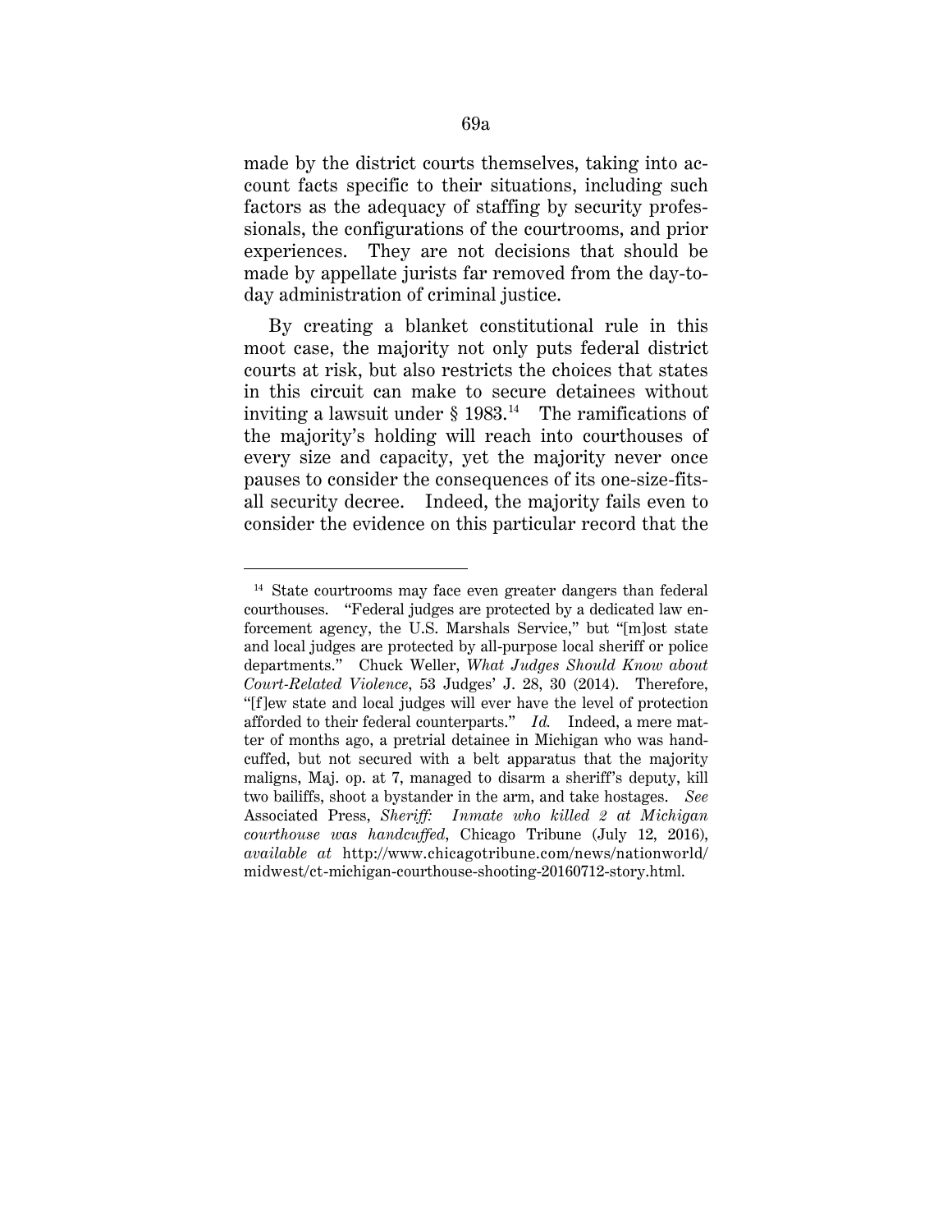made by the district courts themselves, taking into account facts specific to their situations, including such factors as the adequacy of staffing by security professionals, the configurations of the courtrooms, and prior experiences. They are not decisions that should be made by appellate jurists far removed from the day-to-day administration of criminal justice.

By creating a blanket constitutional rule in this moot case, the majority not only puts federal district courts at risk, but also restricts the choices that states in this circuit can make to secure detainees without inviting a lawsuit under § 1983.[14] The ramifications of the majority's holding will reach into courthouses of every size and capacity, yet the majority never once pauses to consider the consequences of its one-size-fits-all security decree. Indeed, the majority fails even to consider the evidence on this particular record that the

---

[14] State courtrooms may face even greater dangers than federal courthouses. "Federal judges are protected by a dedicated law enforcement agency, the U.S. Marshals Service," but "[m]ost state and local judges are protected by all-purpose local sheriff or police departments." Chuck Weller, *What Judges Should Know about Court-Related Violence*, 53 Judges' J. 28, 30 (2014). Therefore, "[f]ew state and local judges will ever have the level of protection afforded to their federal counterparts." *Id.* Indeed, a mere matter of months ago, a pretrial detainee in Michigan who was handcuffed, but not secured with a belt apparatus that the majority maligns, Maj. op. at 7, managed to disarm a sheriff's deputy, kill two bailiffs, shoot a bystander in the arm, and take hostages. *See* Associated Press, *Sheriff: Inmate who killed 2 at Michigan courthouse was handcuffed*, Chicago Tribune (July 12, 2016), *available at* http://www.chicagotribune.com/news/nationworld/midwest/ct-michigan-courthouse-shooting-20160712-story.html.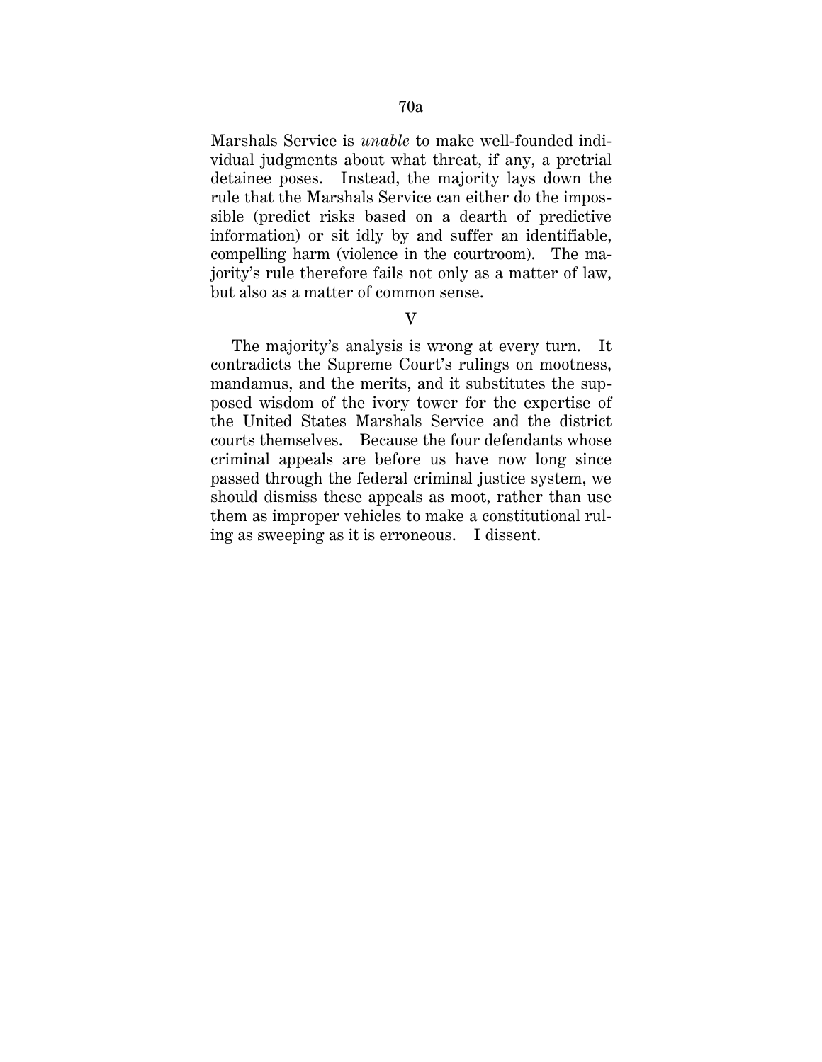Marshals Service is *unable* to make well-founded individual judgments about what threat, if any, a pretrial detainee poses. Instead, the majority lays down the rule that the Marshals Service can either do the impossible (predict risks based on a dearth of predictive information) or sit idly by and suffer an identifiable, compelling harm (violence in the courtroom). The majority's rule therefore fails not only as a matter of law, but also as a matter of common sense.

## V

The majority's analysis is wrong at every turn. It contradicts the Supreme Court's rulings on mootness, mandamus, and the merits, and it substitutes the supposed wisdom of the ivory tower for the expertise of the United States Marshals Service and the district courts themselves. Because the four defendants whose criminal appeals are before us have now long since passed through the federal criminal justice system, we should dismiss these appeals as moot, rather than use them as improper vehicles to make a constitutional ruling as sweeping as it is erroneous. I dissent.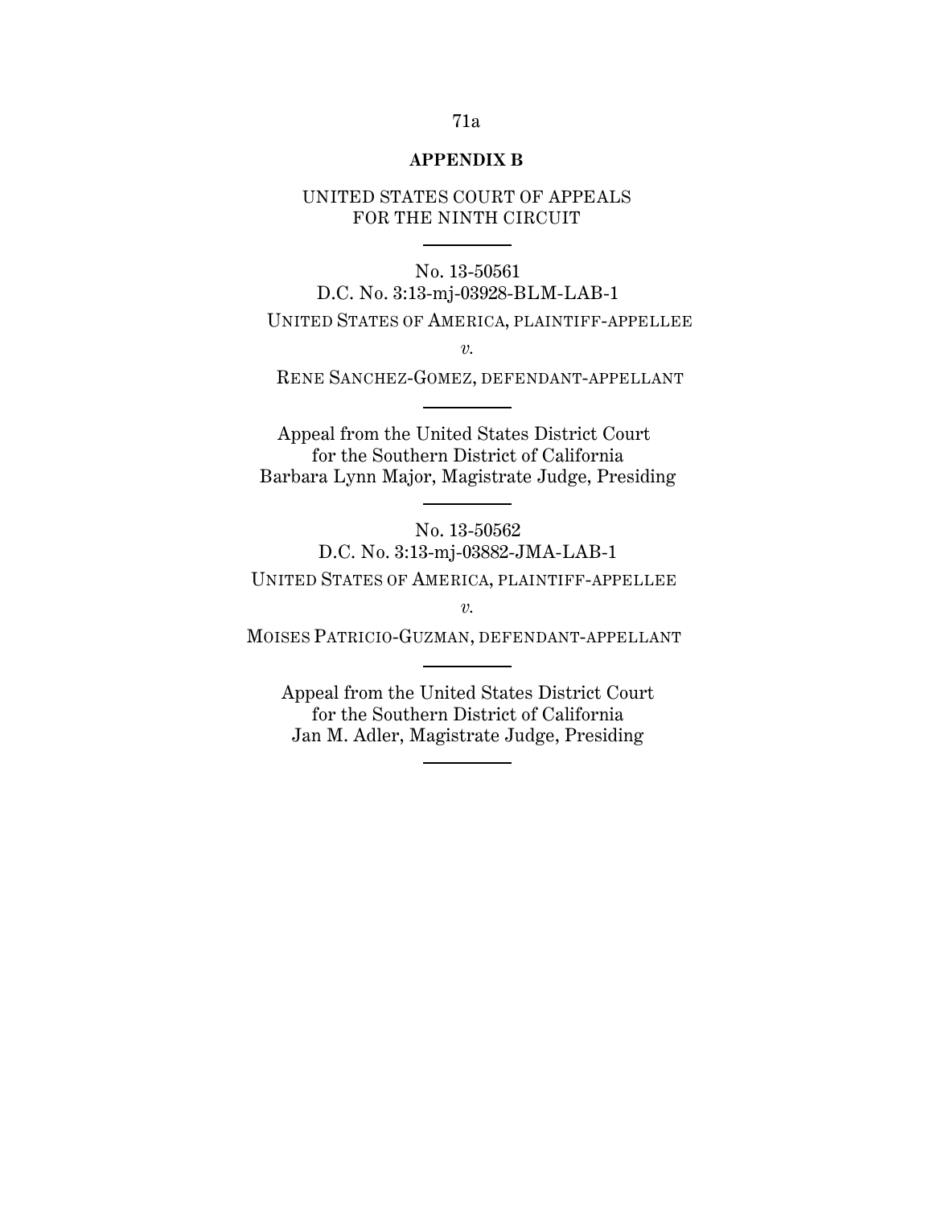## APPENDIX B

UNITED STATES COURT OF APPEALS
FOR THE NINTH CIRCUIT

---

No. 13-50561
D.C. No. 3:13-mj-03928-BLM-LAB-1

UNITED STATES OF AMERICA, PLAINTIFF-APPELLEE

*v.*

RENE SANCHEZ-GOMEZ, DEFENDANT-APPELLANT

---

Appeal from the United States District Court
for the Southern District of California
Barbara Lynn Major, Magistrate Judge, Presiding

---

No. 13-50562
D.C. No. 3:13-mj-03882-JMA-LAB-1

UNITED STATES OF AMERICA, PLAINTIFF-APPELLEE

*v.*

MOISES PATRICIO-GUZMAN, DEFENDANT-APPELLANT

---

Appeal from the United States District Court
for the Southern District of California
Jan M. Adler, Magistrate Judge, Presiding

---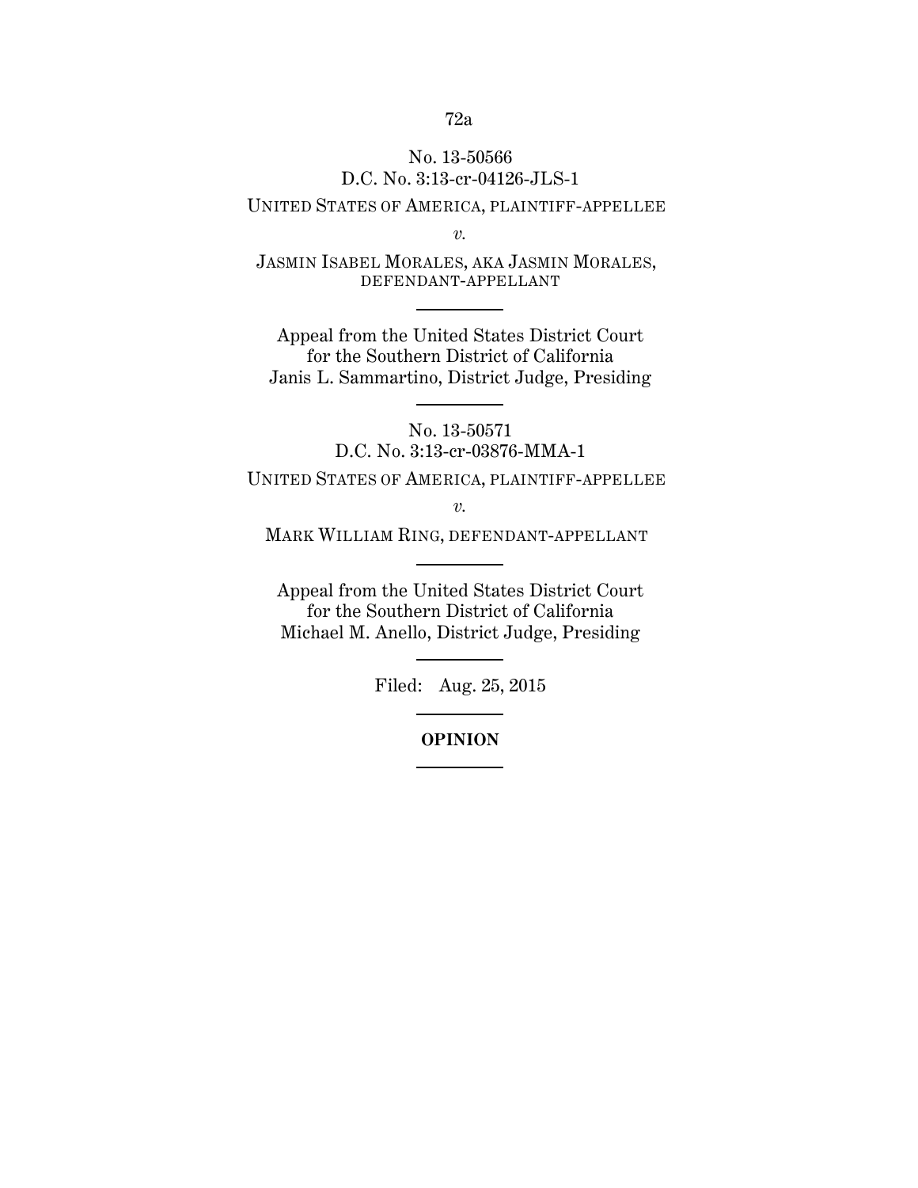No. 13-50566
D.C. No. 3:13-cr-04126-JLS-1

UNITED STATES OF AMERICA, PLAINTIFF-APPELLEE

*v.*

JASMIN ISABEL MORALES, AKA JASMIN MORALES, DEFENDANT-APPELLANT

---

Appeal from the United States District Court
for the Southern District of California
Janis L. Sammartino, District Judge, Presiding

---

No. 13-50571
D.C. No. 3:13-cr-03876-MMA-1

UNITED STATES OF AMERICA, PLAINTIFF-APPELLEE

*v.*

MARK WILLIAM RING, DEFENDANT-APPELLANT

---

Appeal from the United States District Court
for the Southern District of California
Michael M. Anello, District Judge, Presiding

---

Filed: Aug. 25, 2015

---

**OPINION**

---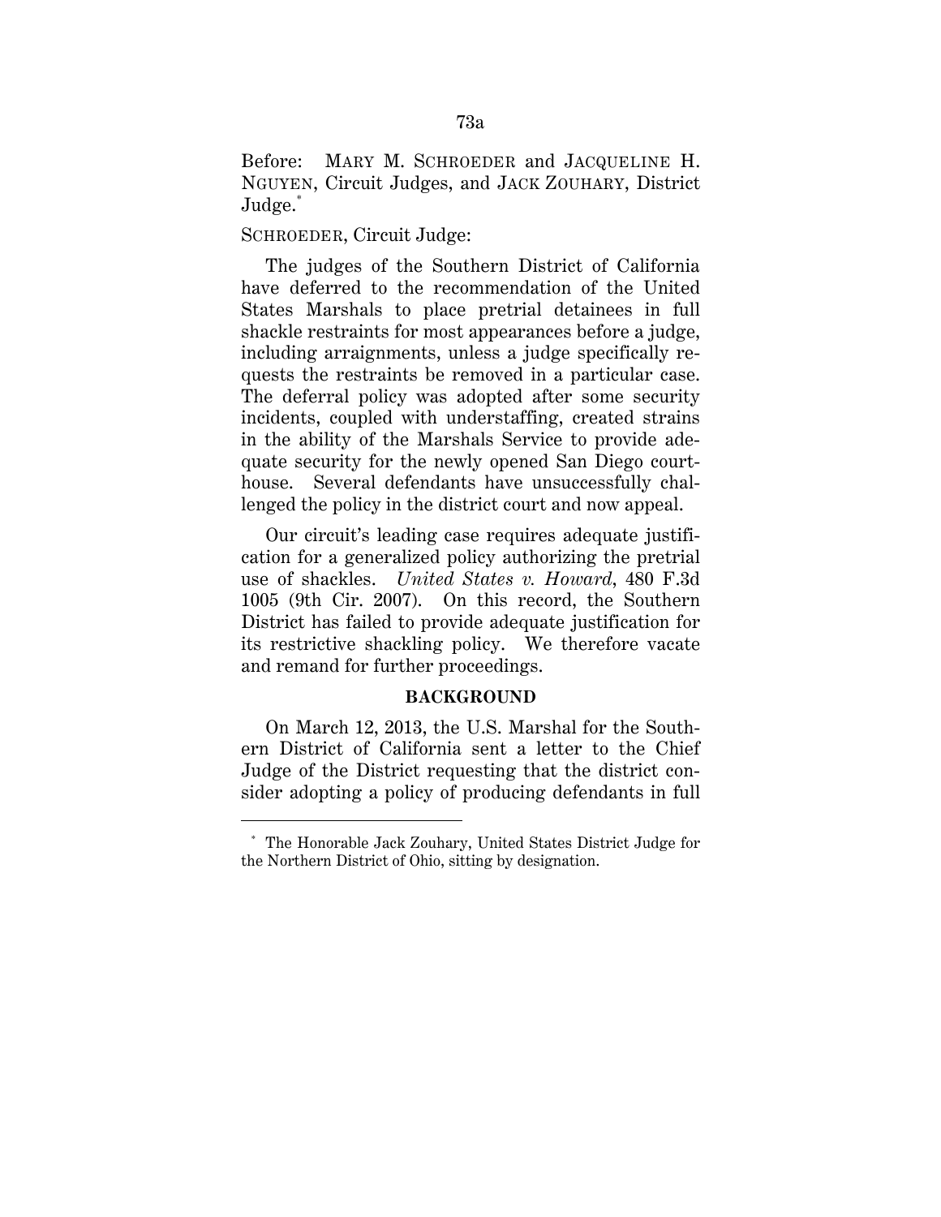Before: MARY M. SCHROEDER and JACQUELINE H. NGUYEN, Circuit Judges, and JACK ZOUHARY, District Judge.*

SCHROEDER, Circuit Judge:

The judges of the Southern District of California have deferred to the recommendation of the United States Marshals to place pretrial detainees in full shackle restraints for most appearances before a judge, including arraignments, unless a judge specifically requests the restraints be removed in a particular case. The deferral policy was adopted after some security incidents, coupled with understaffing, created strains in the ability of the Marshals Service to provide adequate security for the newly opened San Diego courthouse. Several defendants have unsuccessfully challenged the policy in the district court and now appeal.

Our circuit's leading case requires adequate justification for a generalized policy authorizing the pretrial use of shackles. *United States v. Howard*, 480 F.3d 1005 (9th Cir. 2007). On this record, the Southern District has failed to provide adequate justification for its restrictive shackling policy. We therefore vacate and remand for further proceedings.

**BACKGROUND**

On March 12, 2013, the U.S. Marshal for the Southern District of California sent a letter to the Chief Judge of the District requesting that the district consider adopting a policy of producing defendants in full

---

* The Honorable Jack Zouhary, United States District Judge for the Northern District of Ohio, sitting by designation.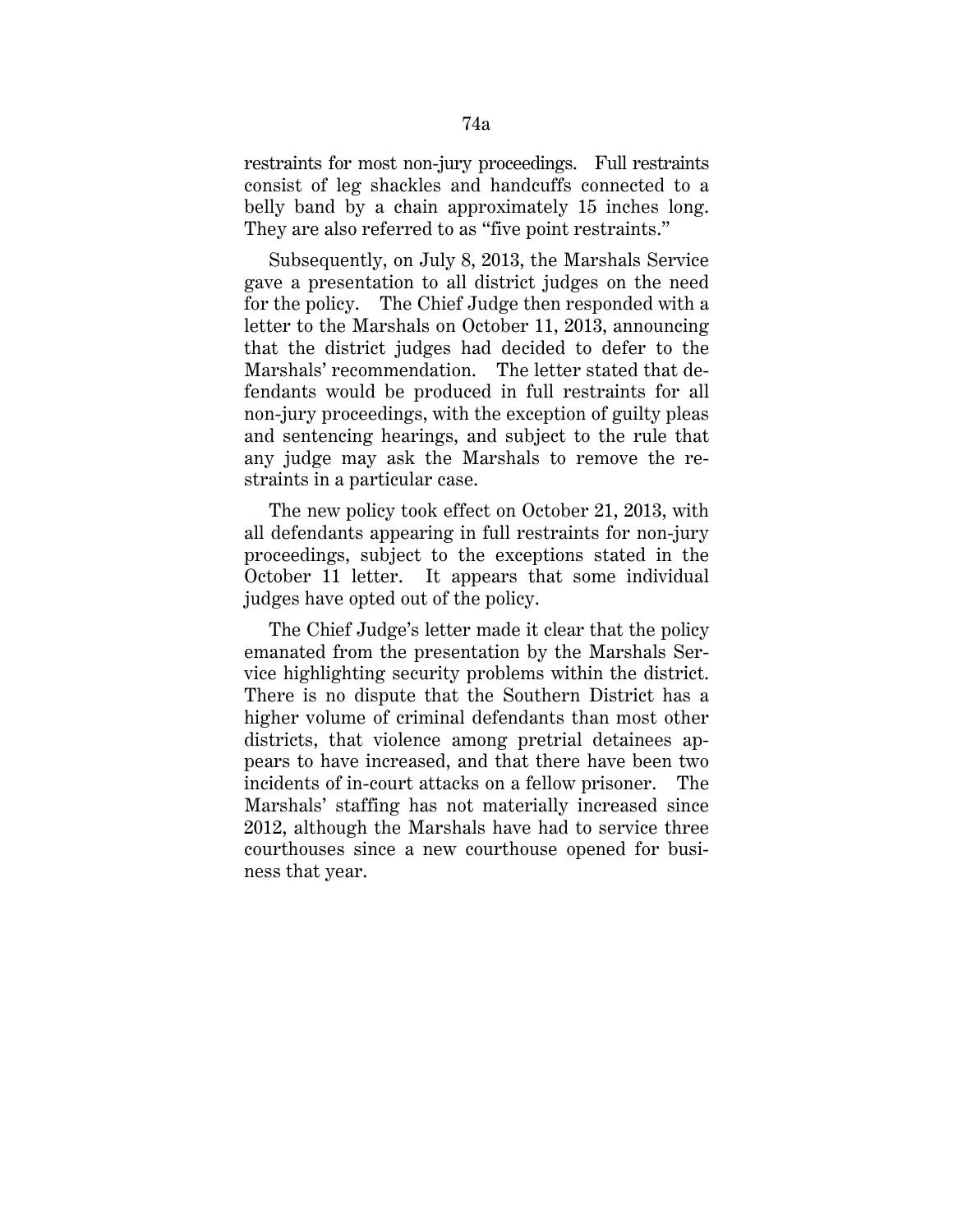restraints for most non-jury proceedings. Full restraints consist of leg shackles and handcuffs connected to a belly band by a chain approximately 15 inches long. They are also referred to as "five point restraints."

Subsequently, on July 8, 2013, the Marshals Service gave a presentation to all district judges on the need for the policy. The Chief Judge then responded with a letter to the Marshals on October 11, 2013, announcing that the district judges had decided to defer to the Marshals' recommendation. The letter stated that defendants would be produced in full restraints for all non-jury proceedings, with the exception of guilty pleas and sentencing hearings, and subject to the rule that any judge may ask the Marshals to remove the restraints in a particular case.

The new policy took effect on October 21, 2013, with all defendants appearing in full restraints for non-jury proceedings, subject to the exceptions stated in the October 11 letter. It appears that some individual judges have opted out of the policy.

The Chief Judge's letter made it clear that the policy emanated from the presentation by the Marshals Service highlighting security problems within the district. There is no dispute that the Southern District has a higher volume of criminal defendants than most other districts, that violence among pretrial detainees appears to have increased, and that there have been two incidents of in-court attacks on a fellow prisoner. The Marshals' staffing has not materially increased since 2012, although the Marshals have had to service three courthouses since a new courthouse opened for business that year.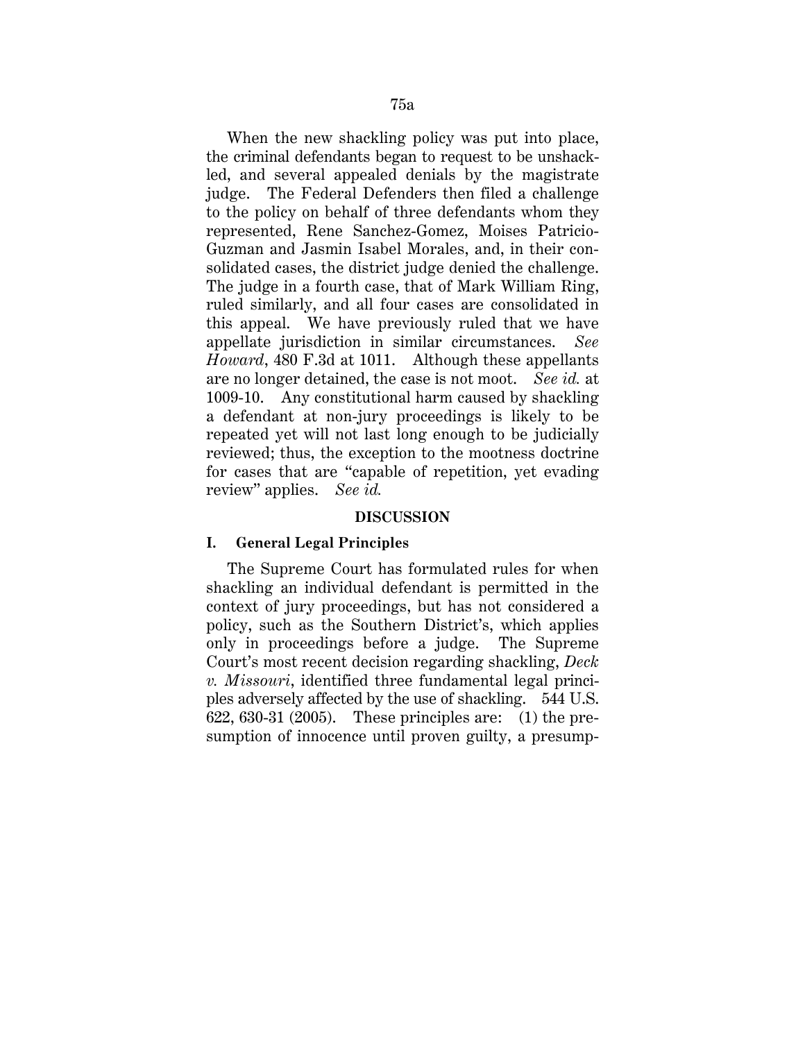When the new shackling policy was put into place, the criminal defendants began to request to be unshackled, and several appealed denials by the magistrate judge. The Federal Defenders then filed a challenge to the policy on behalf of three defendants whom they represented, Rene Sanchez-Gomez, Moises Patricio-Guzman and Jasmin Isabel Morales, and, in their consolidated cases, the district judge denied the challenge. The judge in a fourth case, that of Mark William Ring, ruled similarly, and all four cases are consolidated in this appeal. We have previously ruled that we have appellate jurisdiction in similar circumstances. *See Howard*, 480 F.3d at 1011. Although these appellants are no longer detained, the case is not moot. *See id.* at 1009-10. Any constitutional harm caused by shackling a defendant at non-jury proceedings is likely to be repeated yet will not last long enough to be judicially reviewed; thus, the exception to the mootness doctrine for cases that are "capable of repetition, yet evading review" applies. *See id.*

## DISCUSSION

### I. General Legal Principles

The Supreme Court has formulated rules for when shackling an individual defendant is permitted in the context of jury proceedings, but has not considered a policy, such as the Southern District's, which applies only in proceedings before a judge. The Supreme Court's most recent decision regarding shackling, *Deck v. Missouri*, identified three fundamental legal principles adversely affected by the use of shackling. 544 U.S. 622, 630-31 (2005). These principles are: (1) the presumption of innocence until proven guilty, a presump-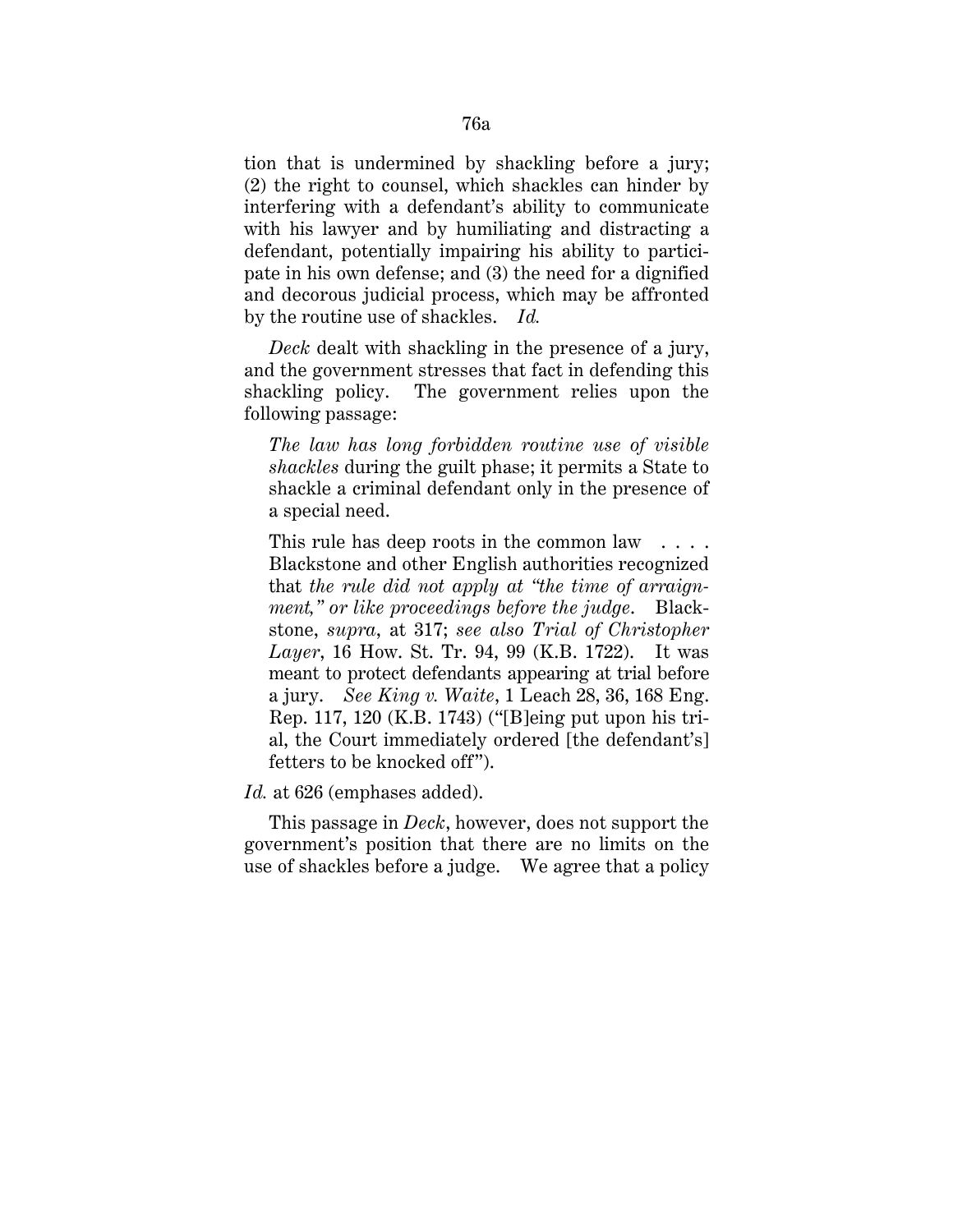tion that is undermined by shackling before a jury; (2) the right to counsel, which shackles can hinder by interfering with a defendant's ability to communicate with his lawyer and by humiliating and distracting a defendant, potentially impairing his ability to participate in his own defense; and (3) the need for a dignified and decorous judicial process, which may be affronted by the routine use of shackles. *Id.*

*Deck* dealt with shackling in the presence of a jury, and the government stresses that fact in defending this shackling policy. The government relies upon the following passage:

> *The law has long forbidden routine use of visible shackles* during the guilt phase; it permits a State to shackle a criminal defendant only in the presence of a special need.
>
> This rule has deep roots in the common law . . . . Blackstone and other English authorities recognized that *the rule did not apply at "the time of arraignment," or like proceedings before the judge*. Blackstone, *supra*, at 317; *see also Trial of Christopher Layer*, 16 How. St. Tr. 94, 99 (K.B. 1722). It was meant to protect defendants appearing at trial before a jury. *See King v. Waite*, 1 Leach 28, 36, 168 Eng. Rep. 117, 120 (K.B. 1743) ("[B]eing put upon his trial, the Court immediately ordered [the defendant's] fetters to be knocked off").

*Id.* at 626 (emphases added).

This passage in *Deck*, however, does not support the government's position that there are no limits on the use of shackles before a judge. We agree that a policy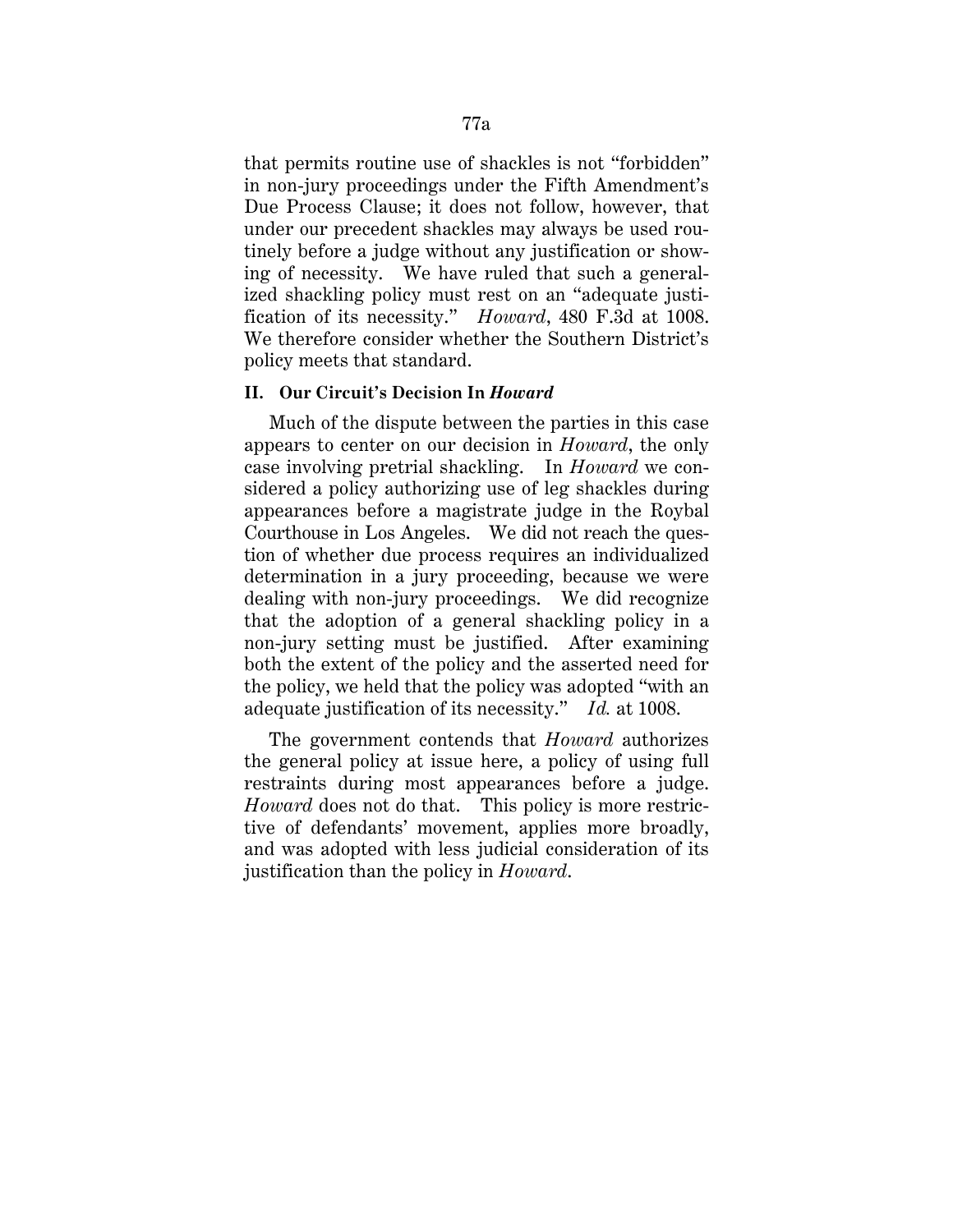that permits routine use of shackles is not "forbidden" in non-jury proceedings under the Fifth Amendment's Due Process Clause; it does not follow, however, that under our precedent shackles may always be used routinely before a judge without any justification or showing of necessity. We have ruled that such a generalized shackling policy must rest on an "adequate justification of its necessity." *Howard*, 480 F.3d at 1008. We therefore consider whether the Southern District's policy meets that standard.

## II. Our Circuit's Decision In *Howard*

Much of the dispute between the parties in this case appears to center on our decision in *Howard*, the only case involving pretrial shackling. In *Howard* we considered a policy authorizing use of leg shackles during appearances before a magistrate judge in the Roybal Courthouse in Los Angeles. We did not reach the question of whether due process requires an individualized determination in a jury proceeding, because we were dealing with non-jury proceedings. We did recognize that the adoption of a general shackling policy in a non-jury setting must be justified. After examining both the extent of the policy and the asserted need for the policy, we held that the policy was adopted "with an adequate justification of its necessity." *Id.* at 1008.

The government contends that *Howard* authorizes the general policy at issue here, a policy of using full restraints during most appearances before a judge. *Howard* does not do that. This policy is more restrictive of defendants' movement, applies more broadly, and was adopted with less judicial consideration of its justification than the policy in *Howard*.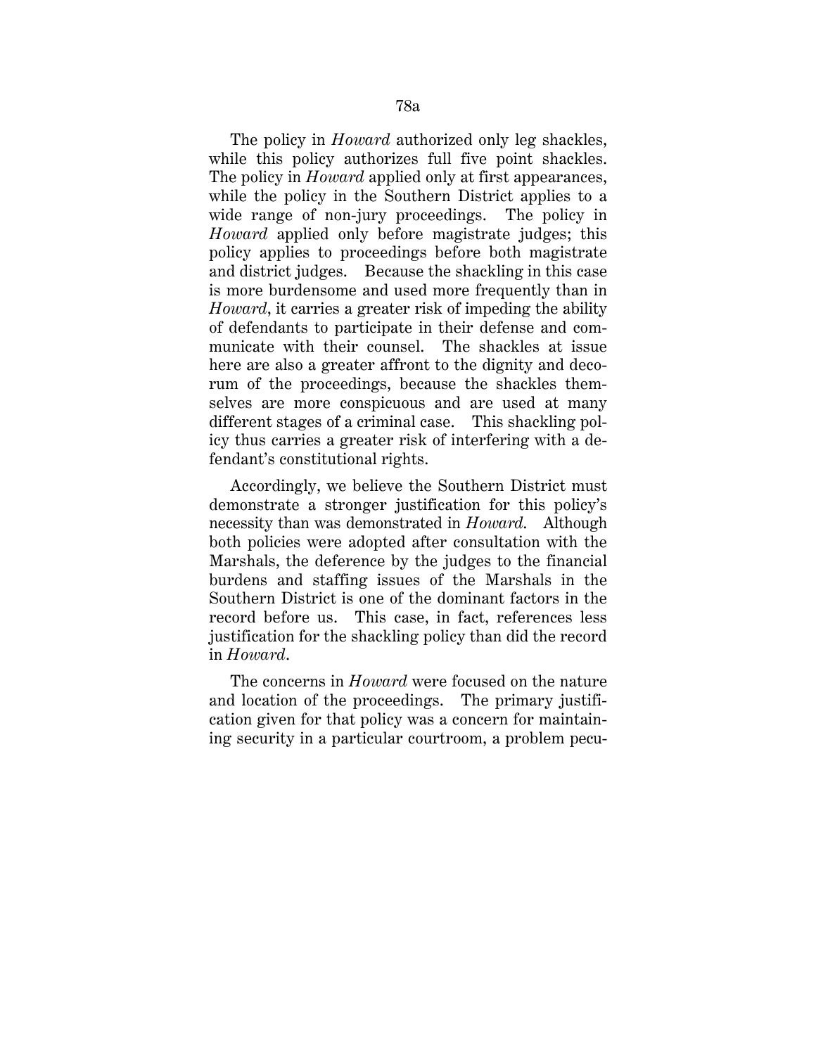The policy in *Howard* authorized only leg shackles, while this policy authorizes full five point shackles. The policy in *Howard* applied only at first appearances, while the policy in the Southern District applies to a wide range of non-jury proceedings. The policy in *Howard* applied only before magistrate judges; this policy applies to proceedings before both magistrate and district judges. Because the shackling in this case is more burdensome and used more frequently than in *Howard*, it carries a greater risk of impeding the ability of defendants to participate in their defense and communicate with their counsel. The shackles at issue here are also a greater affront to the dignity and decorum of the proceedings, because the shackles themselves are more conspicuous and are used at many different stages of a criminal case. This shackling policy thus carries a greater risk of interfering with a defendant's constitutional rights.

Accordingly, we believe the Southern District must demonstrate a stronger justification for this policy's necessity than was demonstrated in *Howard*. Although both policies were adopted after consultation with the Marshals, the deference by the judges to the financial burdens and staffing issues of the Marshals in the Southern District is one of the dominant factors in the record before us. This case, in fact, references less justification for the shackling policy than did the record in *Howard*.

The concerns in *Howard* were focused on the nature and location of the proceedings. The primary justification given for that policy was a concern for maintaining security in a particular courtroom, a problem pecu-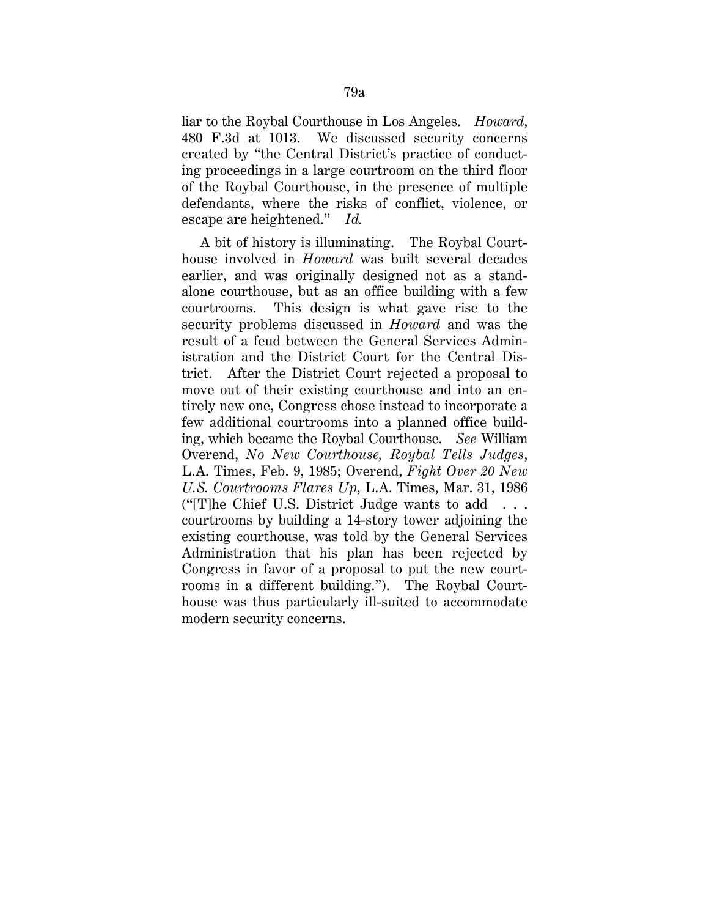liar to the Roybal Courthouse in Los Angeles. *Howard*, 480 F.3d at 1013. We discussed security concerns created by "the Central District's practice of conducting proceedings in a large courtroom on the third floor of the Roybal Courthouse, in the presence of multiple defendants, where the risks of conflict, violence, or escape are heightened." *Id.*

A bit of history is illuminating. The Roybal Courthouse involved in *Howard* was built several decades earlier, and was originally designed not as a standalone courthouse, but as an office building with a few courtrooms. This design is what gave rise to the security problems discussed in *Howard* and was the result of a feud between the General Services Administration and the District Court for the Central District. After the District Court rejected a proposal to move out of their existing courthouse and into an entirely new one, Congress chose instead to incorporate a few additional courtrooms into a planned office building, which became the Roybal Courthouse. *See* William Overend, *No New Courthouse, Roybal Tells Judges*, L.A. Times, Feb. 9, 1985; Overend, *Fight Over 20 New U.S. Courtrooms Flares Up*, L.A. Times, Mar. 31, 1986 ("[T]he Chief U.S. District Judge wants to add . . . courtrooms by building a 14-story tower adjoining the existing courthouse, was told by the General Services Administration that his plan has been rejected by Congress in favor of a proposal to put the new courtrooms in a different building."). The Roybal Courthouse was thus particularly ill-suited to accommodate modern security concerns.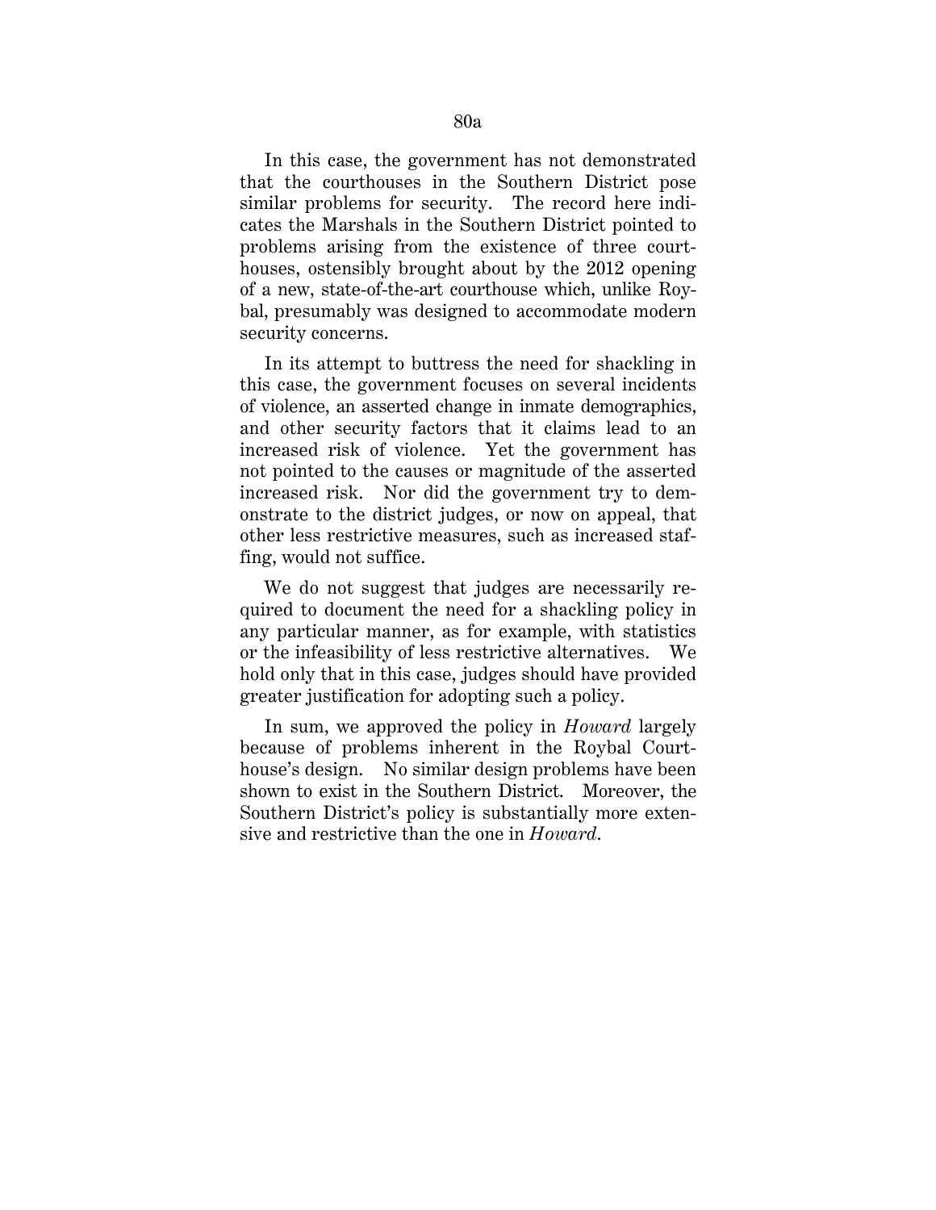In this case, the government has not demonstrated that the courthouses in the Southern District pose similar problems for security. The record here indicates the Marshals in the Southern District pointed to problems arising from the existence of three courthouses, ostensibly brought about by the 2012 opening of a new, state-of-the-art courthouse which, unlike Roybal, presumably was designed to accommodate modern security concerns.

In its attempt to buttress the need for shackling in this case, the government focuses on several incidents of violence, an asserted change in inmate demographics, and other security factors that it claims lead to an increased risk of violence. Yet the government has not pointed to the causes or magnitude of the asserted increased risk. Nor did the government try to demonstrate to the district judges, or now on appeal, that other less restrictive measures, such as increased staffing, would not suffice.

We do not suggest that judges are necessarily required to document the need for a shackling policy in any particular manner, as for example, with statistics or the infeasibility of less restrictive alternatives. We hold only that in this case, judges should have provided greater justification for adopting such a policy.

In sum, we approved the policy in *Howard* largely because of problems inherent in the Roybal Courthouse's design. No similar design problems have been shown to exist in the Southern District. Moreover, the Southern District's policy is substantially more extensive and restrictive than the one in *Howard*.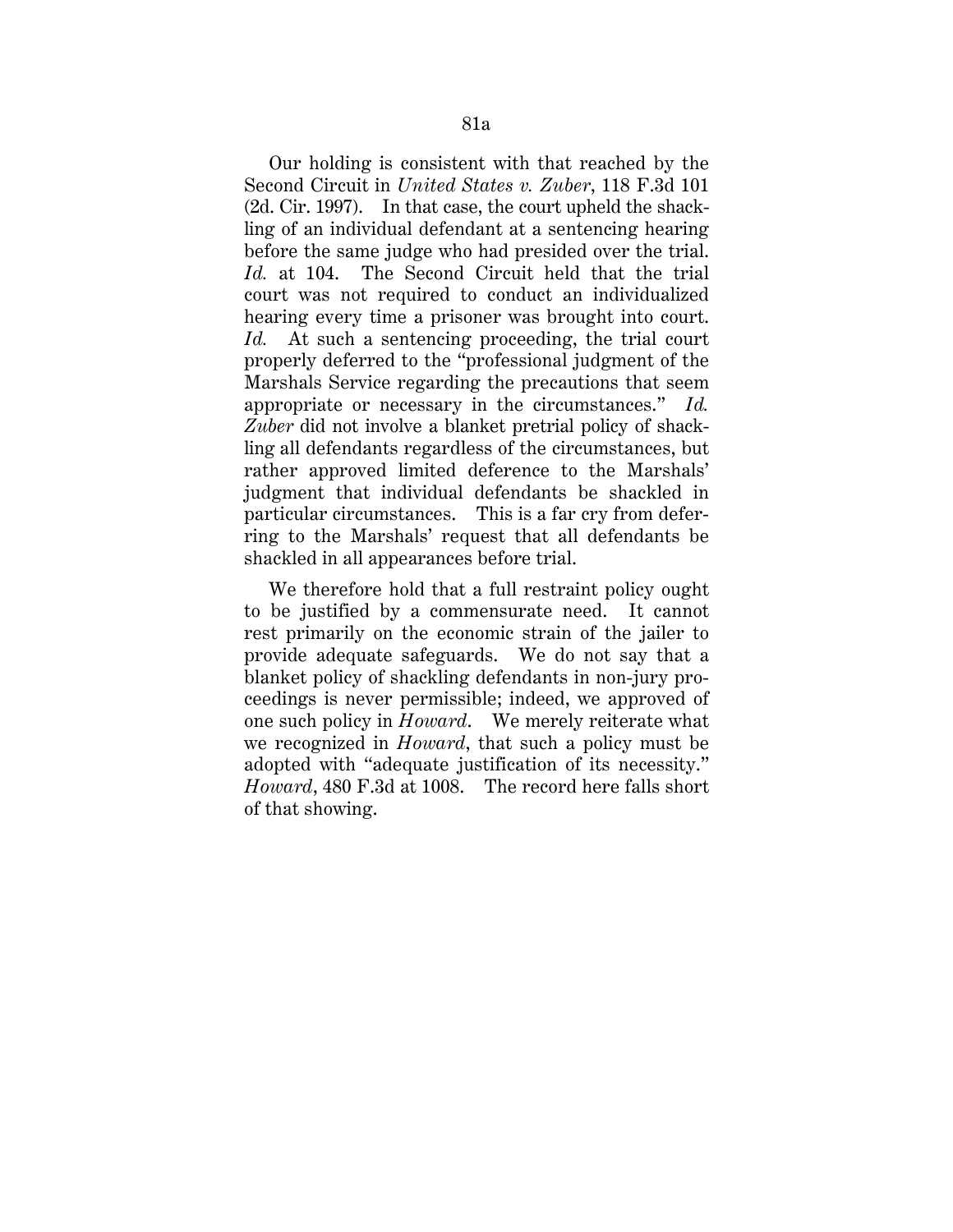Our holding is consistent with that reached by the Second Circuit in *United States v. Zuber*, 118 F.3d 101 (2d. Cir. 1997). In that case, the court upheld the shackling of an individual defendant at a sentencing hearing before the same judge who had presided over the trial. *Id.* at 104. The Second Circuit held that the trial court was not required to conduct an individualized hearing every time a prisoner was brought into court. *Id.* At such a sentencing proceeding, the trial court properly deferred to the "professional judgment of the Marshals Service regarding the precautions that seem appropriate or necessary in the circumstances." *Id. Zuber* did not involve a blanket pretrial policy of shackling all defendants regardless of the circumstances, but rather approved limited deference to the Marshals' judgment that individual defendants be shackled in particular circumstances. This is a far cry from deferring to the Marshals' request that all defendants be shackled in all appearances before trial.

We therefore hold that a full restraint policy ought to be justified by a commensurate need. It cannot rest primarily on the economic strain of the jailer to provide adequate safeguards. We do not say that a blanket policy of shackling defendants in non-jury proceedings is never permissible; indeed, we approved of one such policy in *Howard*. We merely reiterate what we recognized in *Howard*, that such a policy must be adopted with "adequate justification of its necessity." *Howard*, 480 F.3d at 1008. The record here falls short of that showing.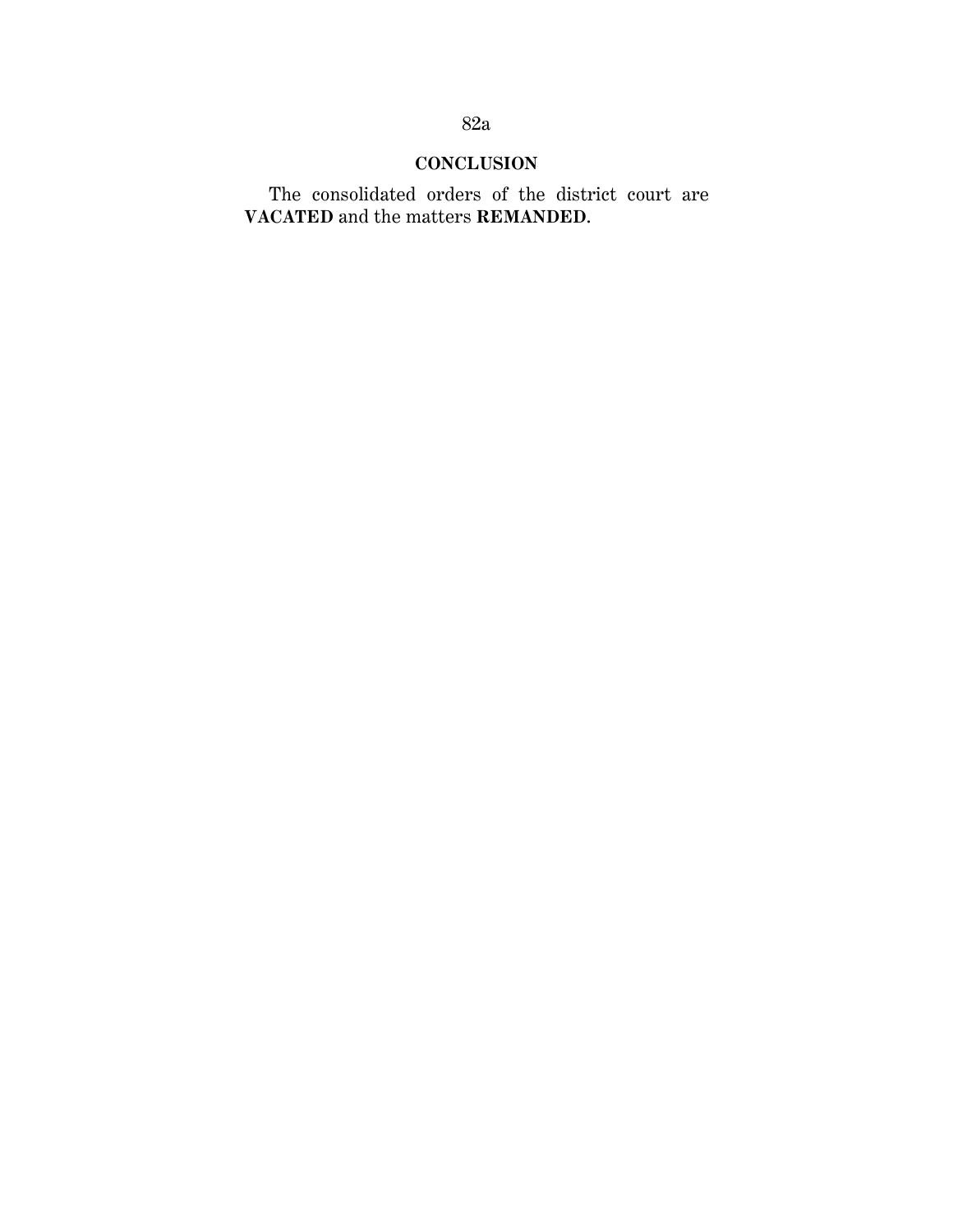## CONCLUSION

The consolidated orders of the district court are **VACATED** and the matters **REMANDED**.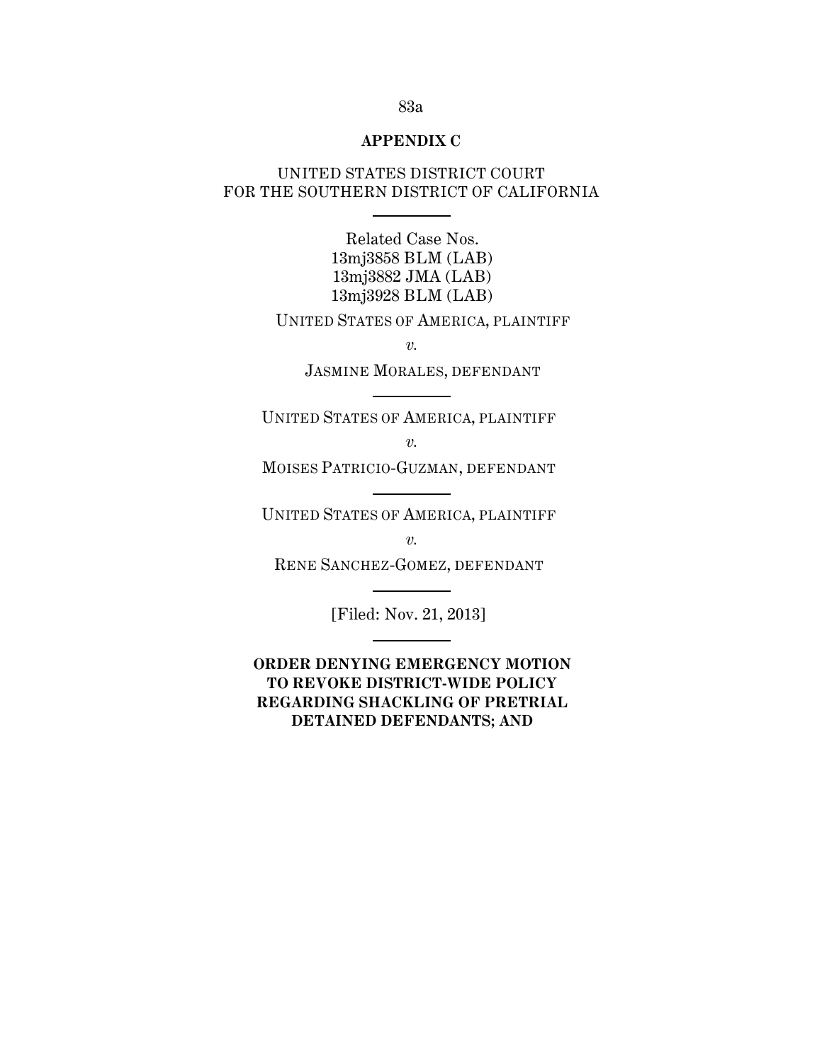**APPENDIX C**

UNITED STATES DISTRICT COURT
FOR THE SOUTHERN DISTRICT OF CALIFORNIA

---

Related Case Nos.
13mj3858 BLM (LAB)
13mj3882 JMA (LAB)
13mj3928 BLM (LAB)

UNITED STATES OF AMERICA, PLAINTIFF

*v.*

JASMINE MORALES, DEFENDANT

---

UNITED STATES OF AMERICA, PLAINTIFF

*v.*

MOISES PATRICIO-GUZMAN, DEFENDANT

---

UNITED STATES OF AMERICA, PLAINTIFF

*v.*

RENE SANCHEZ-GOMEZ, DEFENDANT

---

[Filed: Nov. 21, 2013]

---

**ORDER DENYING EMERGENCY MOTION TO REVOKE DISTRICT-WIDE POLICY REGARDING SHACKLING OF PRETRIAL DETAINED DEFENDANTS; AND**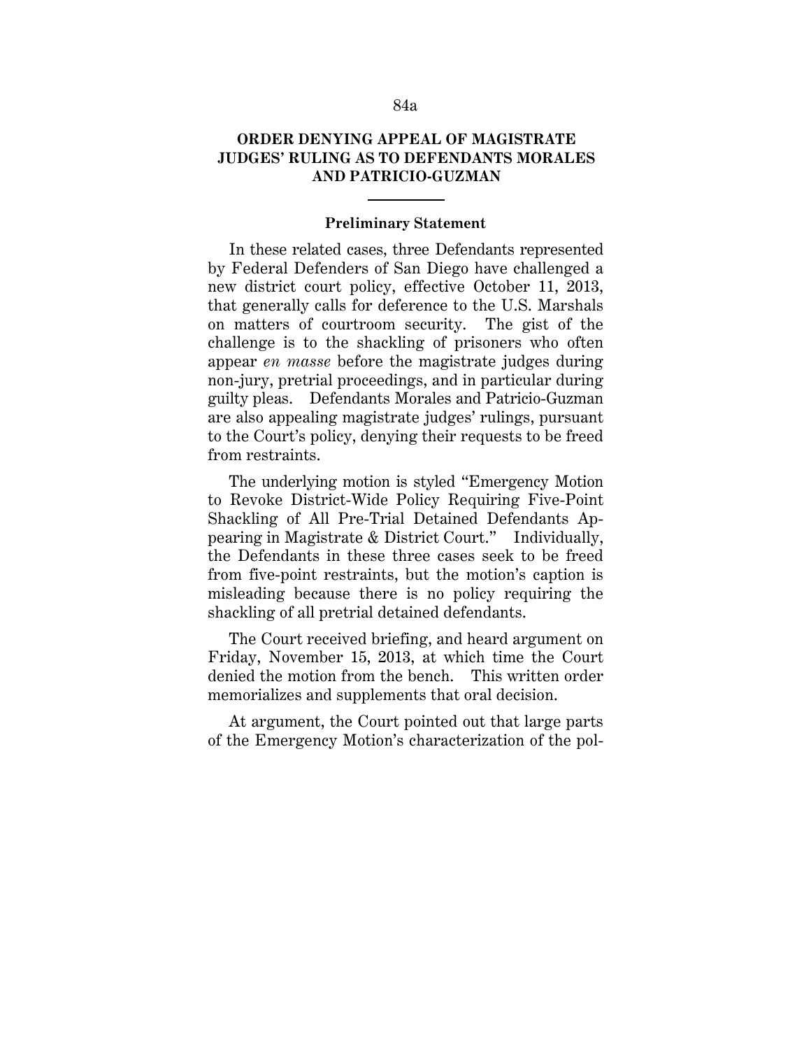## ORDER DENYING APPEAL OF MAGISTRATE JUDGES' RULING AS TO DEFENDANTS MORALES AND PATRICIO-GUZMAN

---

### Preliminary Statement

In these related cases, three Defendants represented by Federal Defenders of San Diego have challenged a new district court policy, effective October 11, 2013, that generally calls for deference to the U.S. Marshals on matters of courtroom security. The gist of the challenge is to the shackling of prisoners who often appear *en masse* before the magistrate judges during non-jury, pretrial proceedings, and in particular during guilty pleas. Defendants Morales and Patricio-Guzman are also appealing magistrate judges' rulings, pursuant to the Court's policy, denying their requests to be freed from restraints.

The underlying motion is styled "Emergency Motion to Revoke District-Wide Policy Requiring Five-Point Shackling of All Pre-Trial Detained Defendants Appearing in Magistrate & District Court." Individually, the Defendants in these three cases seek to be freed from five-point restraints, but the motion's caption is misleading because there is no policy requiring the shackling of all pretrial detained defendants.

The Court received briefing, and heard argument on Friday, November 15, 2013, at which time the Court denied the motion from the bench. This written order memorializes and supplements that oral decision.

At argument, the Court pointed out that large parts of the Emergency Motion's characterization of the pol-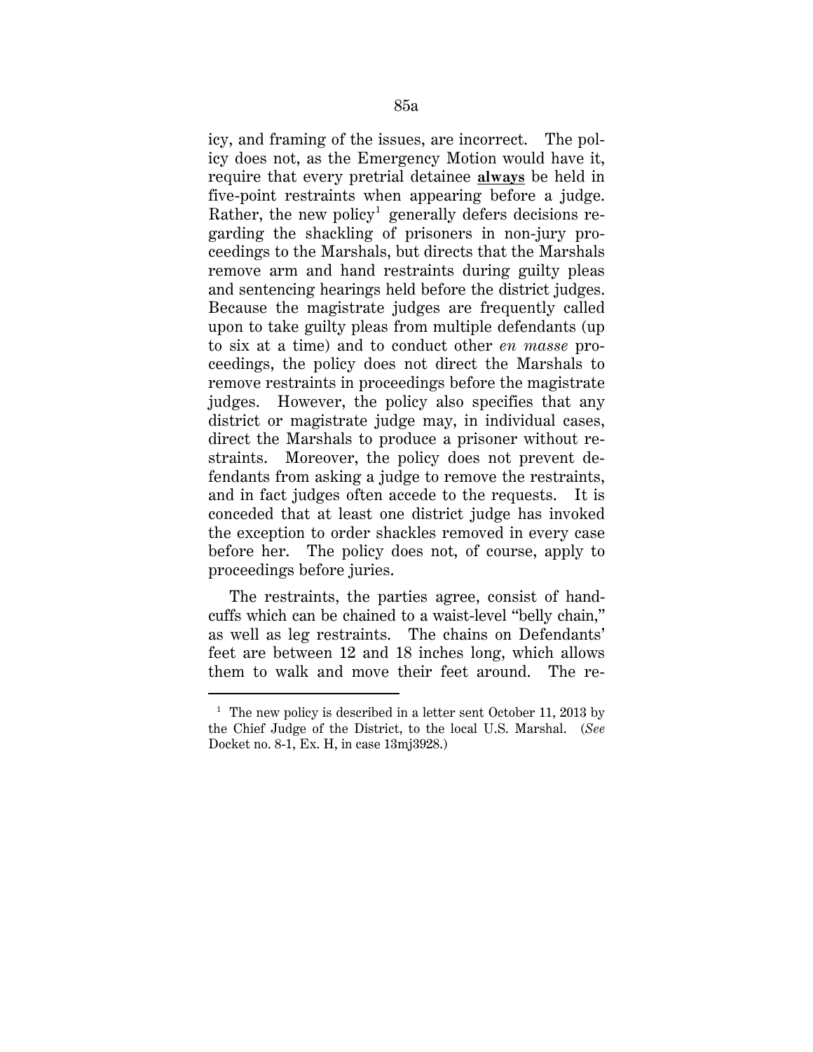icy, and framing of the issues, are incorrect. The policy does not, as the Emergency Motion would have it, require that every pretrial detainee **always** be held in five-point restraints when appearing before a judge. Rather, the new policy[1] generally defers decisions regarding the shackling of prisoners in non-jury proceedings to the Marshals, but directs that the Marshals remove arm and hand restraints during guilty pleas and sentencing hearings held before the district judges. Because the magistrate judges are frequently called upon to take guilty pleas from multiple defendants (up to six at a time) and to conduct other *en masse* proceedings, the policy does not direct the Marshals to remove restraints in proceedings before the magistrate judges. However, the policy also specifies that any district or magistrate judge may, in individual cases, direct the Marshals to produce a prisoner without restraints. Moreover, the policy does not prevent defendants from asking a judge to remove the restraints, and in fact judges often accede to the requests. It is conceded that at least one district judge has invoked the exception to order shackles removed in every case before her. The policy does not, of course, apply to proceedings before juries.

The restraints, the parties agree, consist of handcuffs which can be chained to a waist-level "belly chain," as well as leg restraints. The chains on Defendants' feet are between 12 and 18 inches long, which allows them to walk and move their feet around. The re-

---

[1] The new policy is described in a letter sent October 11, 2013 by the Chief Judge of the District, to the local U.S. Marshal. (*See* Docket no. 8-1, Ex. H, in case 13mj3928.)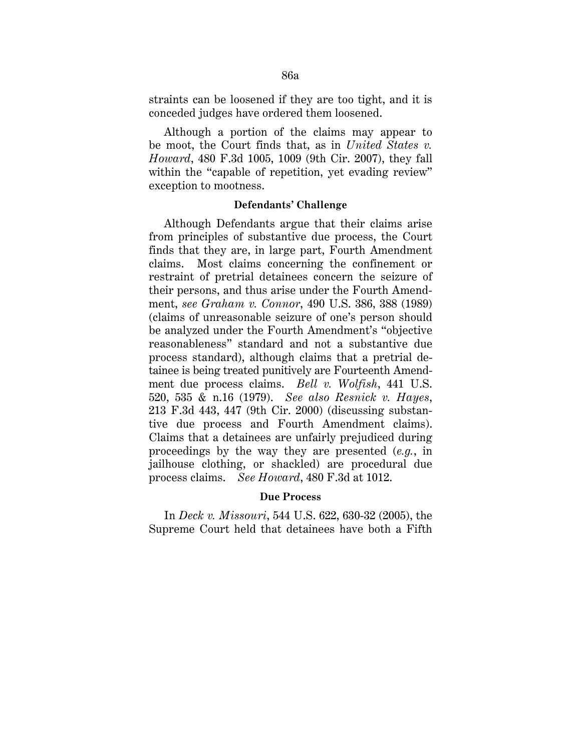straints can be loosened if they are too tight, and it is conceded judges have ordered them loosened.

Although a portion of the claims may appear to be moot, the Court finds that, as in *United States v. Howard*, 480 F.3d 1005, 1009 (9th Cir. 2007), they fall within the "capable of repetition, yet evading review" exception to mootness.

**Defendants' Challenge**

Although Defendants argue that their claims arise from principles of substantive due process, the Court finds that they are, in large part, Fourth Amendment claims. Most claims concerning the confinement or restraint of pretrial detainees concern the seizure of their persons, and thus arise under the Fourth Amendment, *see Graham v. Connor*, 490 U.S. 386, 388 (1989) (claims of unreasonable seizure of one's person should be analyzed under the Fourth Amendment's "objective reasonableness" standard and not a substantive due process standard), although claims that a pretrial detainee is being treated punitively are Fourteenth Amendment due process claims. *Bell v. Wolfish*, 441 U.S. 520, 535 & n.16 (1979). *See also Resnick v. Hayes*, 213 F.3d 443, 447 (9th Cir. 2000) (discussing substantive due process and Fourth Amendment claims). Claims that a detainees are unfairly prejudiced during proceedings by the way they are presented (*e.g.*, in jailhouse clothing, or shackled) are procedural due process claims. *See Howard*, 480 F.3d at 1012.

**Due Process**

In *Deck v. Missouri*, 544 U.S. 622, 630-32 (2005), the Supreme Court held that detainees have both a Fifth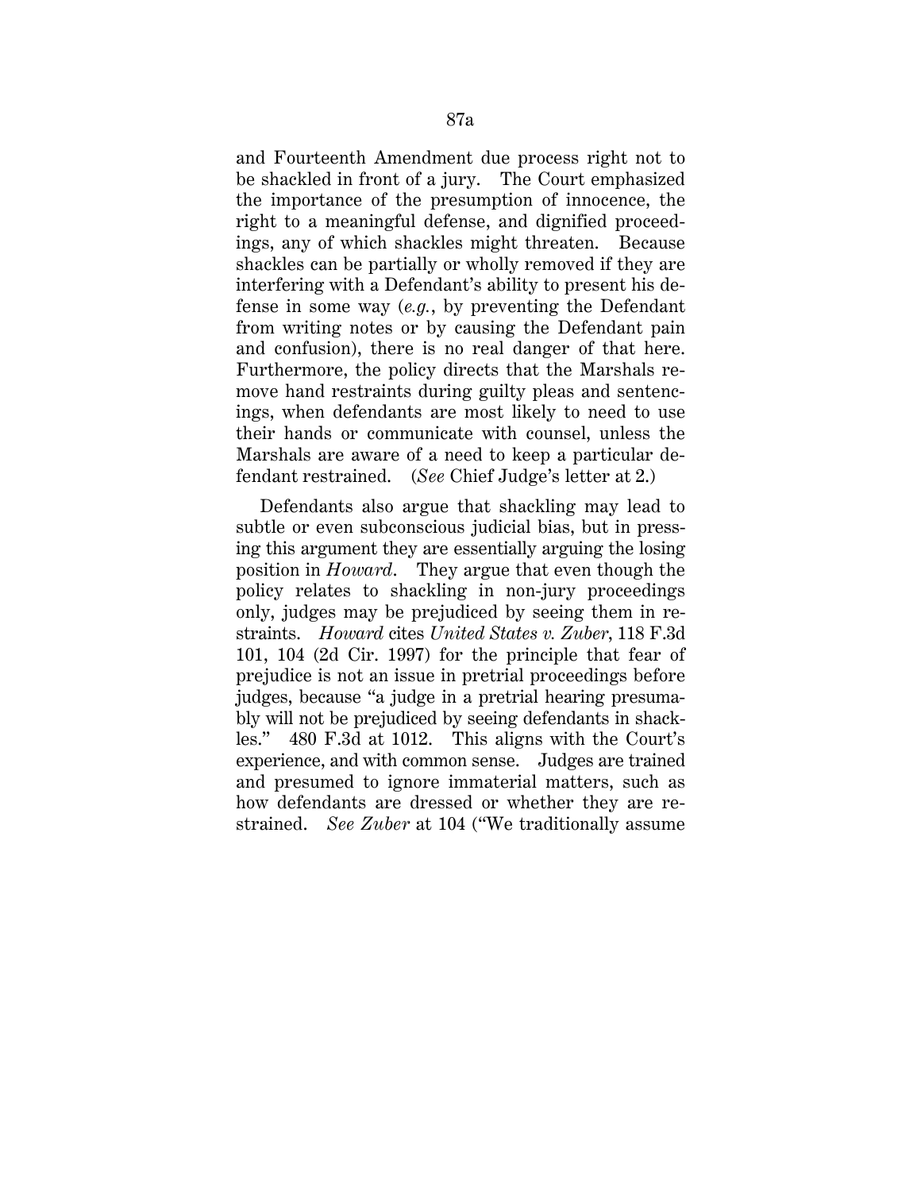and Fourteenth Amendment due process right not to be shackled in front of a jury. The Court emphasized the importance of the presumption of innocence, the right to a meaningful defense, and dignified proceedings, any of which shackles might threaten. Because shackles can be partially or wholly removed if they are interfering with a Defendant's ability to present his defense in some way (*e.g.*, by preventing the Defendant from writing notes or by causing the Defendant pain and confusion), there is no real danger of that here. Furthermore, the policy directs that the Marshals remove hand restraints during guilty pleas and sentencings, when defendants are most likely to need to use their hands or communicate with counsel, unless the Marshals are aware of a need to keep a particular defendant restrained. (*See* Chief Judge's letter at 2.)

Defendants also argue that shackling may lead to subtle or even subconscious judicial bias, but in pressing this argument they are essentially arguing the losing position in *Howard*. They argue that even though the policy relates to shackling in non-jury proceedings only, judges may be prejudiced by seeing them in restraints. *Howard* cites *United States v. Zuber*, 118 F.3d 101, 104 (2d Cir. 1997) for the principle that fear of prejudice is not an issue in pretrial proceedings before judges, because "a judge in a pretrial hearing presumably will not be prejudiced by seeing defendants in shackles." 480 F.3d at 1012. This aligns with the Court's experience, and with common sense. Judges are trained and presumed to ignore immaterial matters, such as how defendants are dressed or whether they are restrained. *See Zuber* at 104 ("We traditionally assume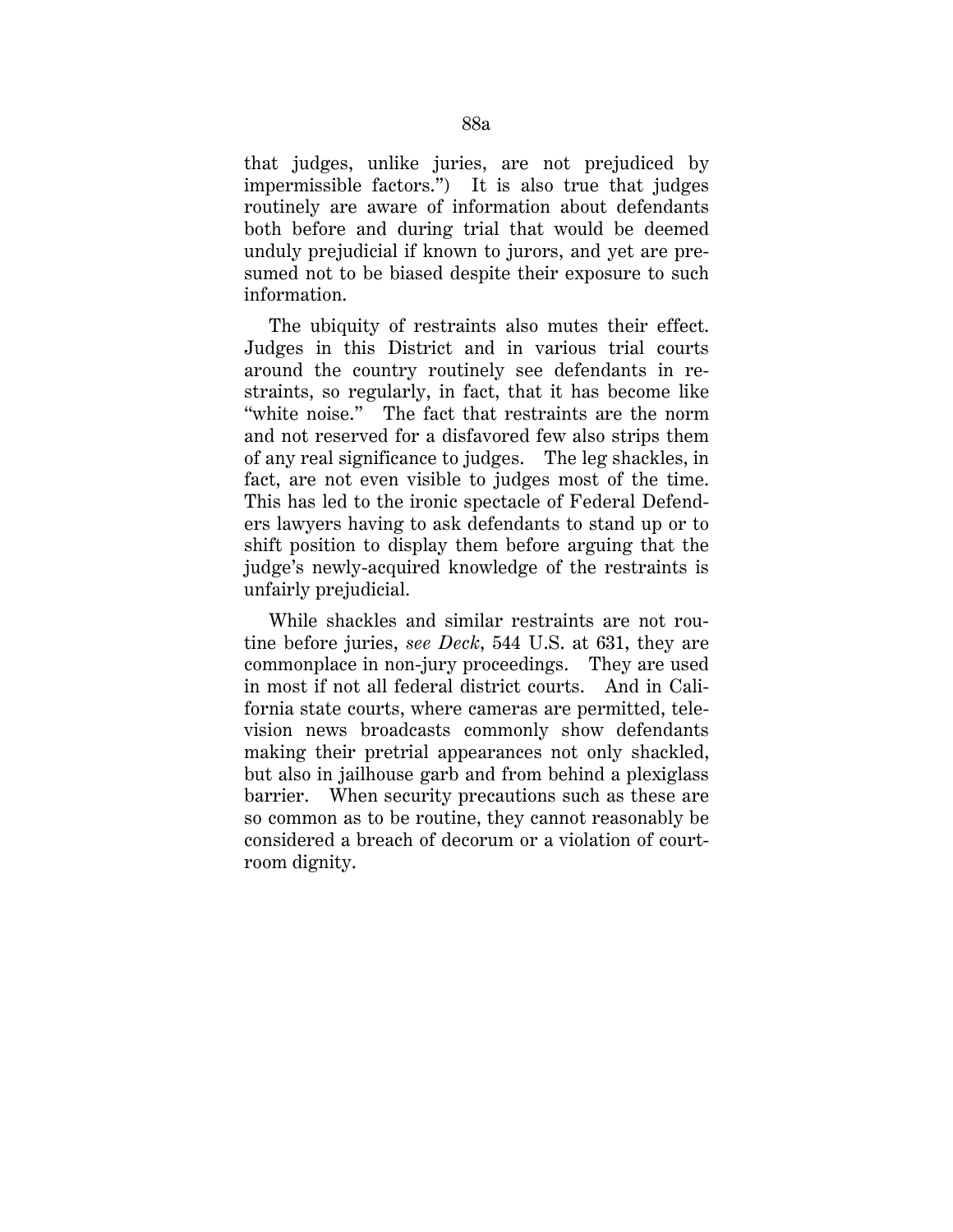that judges, unlike juries, are not prejudiced by impermissible factors.") It is also true that judges routinely are aware of information about defendants both before and during trial that would be deemed unduly prejudicial if known to jurors, and yet are presumed not to be biased despite their exposure to such information.

The ubiquity of restraints also mutes their effect. Judges in this District and in various trial courts around the country routinely see defendants in restraints, so regularly, in fact, that it has become like "white noise." The fact that restraints are the norm and not reserved for a disfavored few also strips them of any real significance to judges. The leg shackles, in fact, are not even visible to judges most of the time. This has led to the ironic spectacle of Federal Defenders lawyers having to ask defendants to stand up or to shift position to display them before arguing that the judge's newly-acquired knowledge of the restraints is unfairly prejudicial.

While shackles and similar restraints are not routine before juries, *see Deck*, 544 U.S. at 631, they are commonplace in non-jury proceedings. They are used in most if not all federal district courts. And in California state courts, where cameras are permitted, television news broadcasts commonly show defendants making their pretrial appearances not only shackled, but also in jailhouse garb and from behind a plexiglass barrier. When security precautions such as these are so common as to be routine, they cannot reasonably be considered a breach of decorum or a violation of courtroom dignity.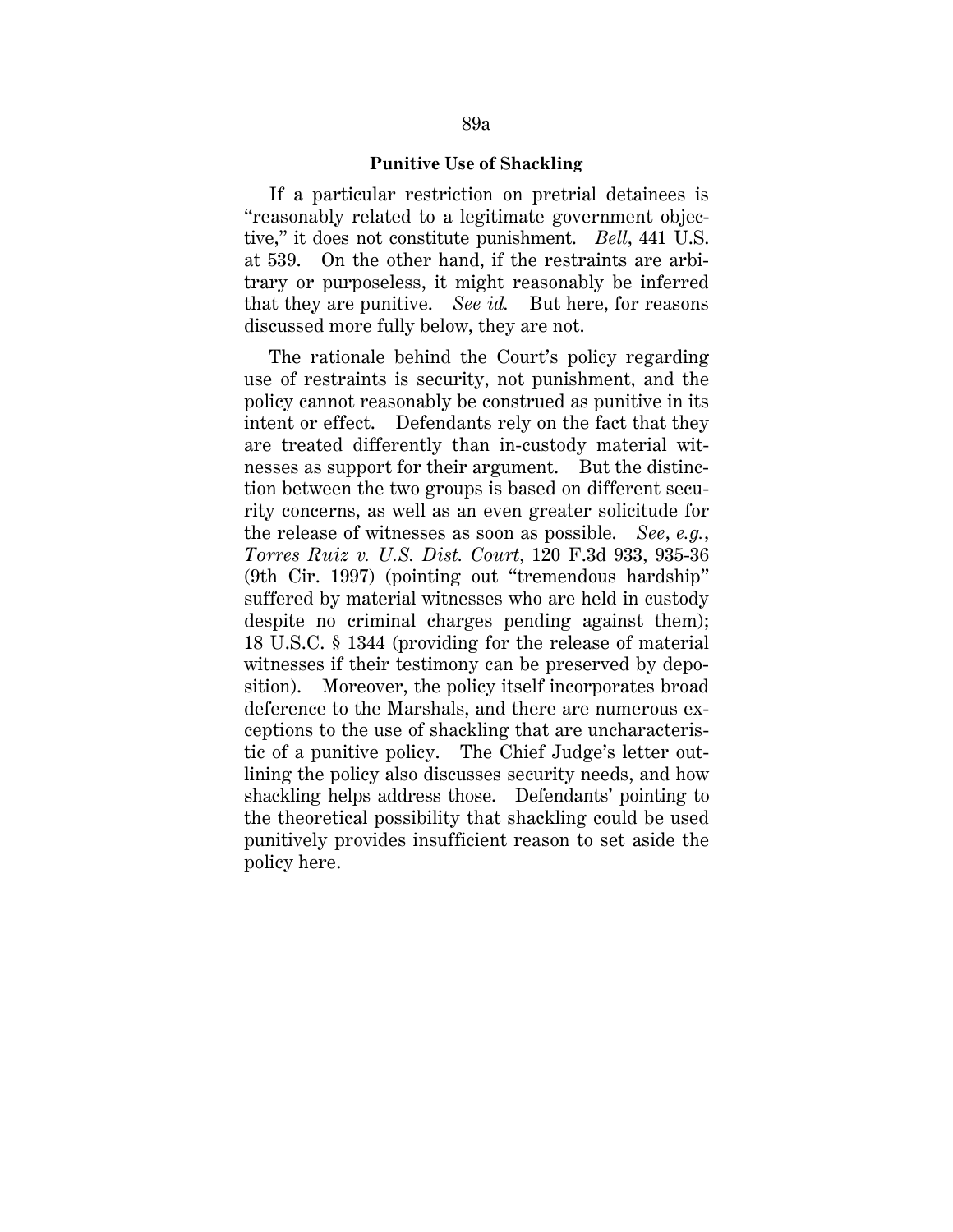### Punitive Use of Shackling

If a particular restriction on pretrial detainees is "reasonably related to a legitimate government objective," it does not constitute punishment. *Bell*, 441 U.S. at 539. On the other hand, if the restraints are arbitrary or purposeless, it might reasonably be inferred that they are punitive. *See id.* But here, for reasons discussed more fully below, they are not.

The rationale behind the Court's policy regarding use of restraints is security, not punishment, and the policy cannot reasonably be construed as punitive in its intent or effect. Defendants rely on the fact that they are treated differently than in-custody material witnesses as support for their argument. But the distinction between the two groups is based on different security concerns, as well as an even greater solicitude for the release of witnesses as soon as possible. *See, e.g.*, *Torres Ruiz v. U.S. Dist. Court*, 120 F.3d 933, 935-36 (9th Cir. 1997) (pointing out "tremendous hardship" suffered by material witnesses who are held in custody despite no criminal charges pending against them); 18 U.S.C. § 1344 (providing for the release of material witnesses if their testimony can be preserved by deposition). Moreover, the policy itself incorporates broad deference to the Marshals, and there are numerous exceptions to the use of shackling that are uncharacteristic of a punitive policy. The Chief Judge's letter outlining the policy also discusses security needs, and how shackling helps address those. Defendants' pointing to the theoretical possibility that shackling could be used punitively provides insufficient reason to set aside the policy here.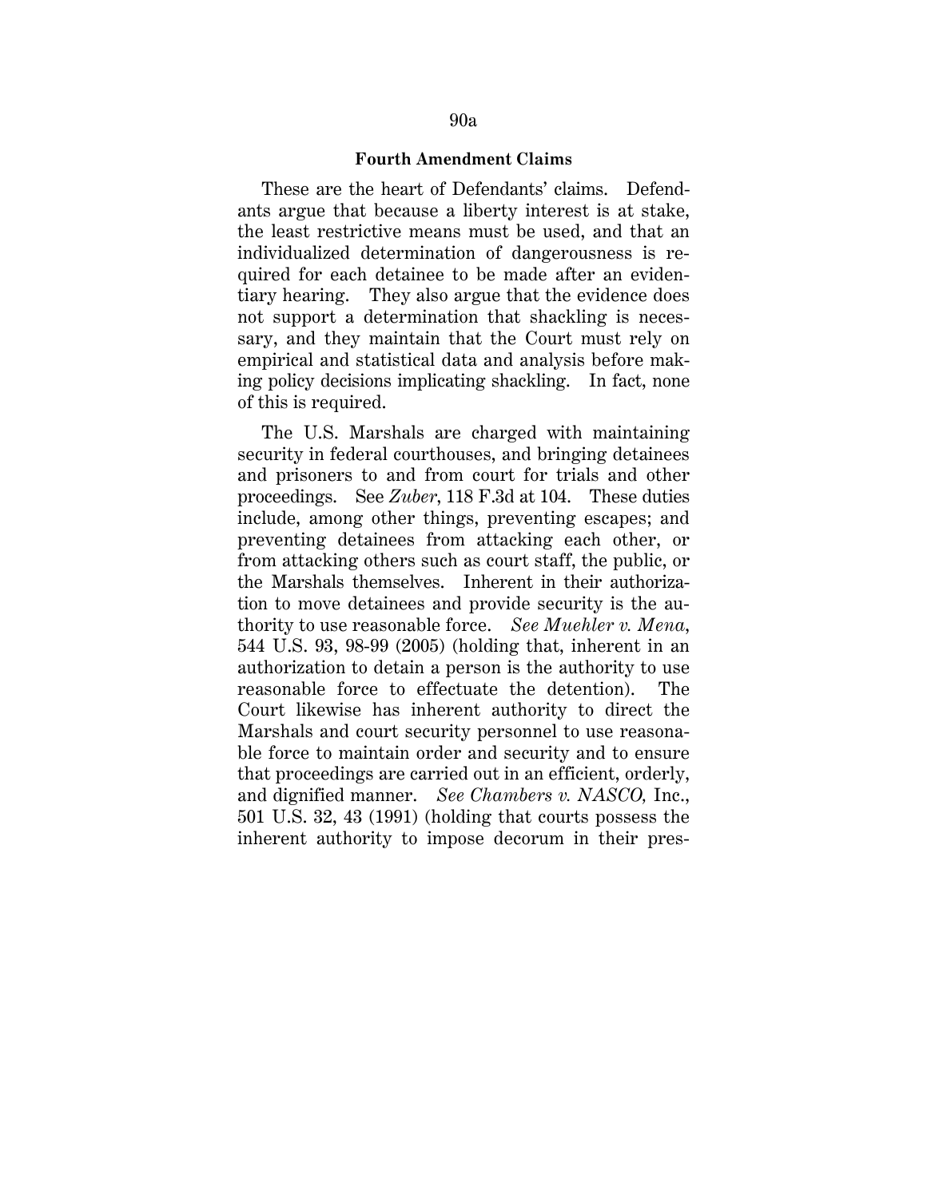**Fourth Amendment Claims**

These are the heart of Defendants' claims. Defendants argue that because a liberty interest is at stake, the least restrictive means must be used, and that an individualized determination of dangerousness is required for each detainee to be made after an evidentiary hearing. They also argue that the evidence does not support a determination that shackling is necessary, and they maintain that the Court must rely on empirical and statistical data and analysis before making policy decisions implicating shackling. In fact, none of this is required.

The U.S. Marshals are charged with maintaining security in federal courthouses, and bringing detainees and prisoners to and from court for trials and other proceedings. See *Zuber*, 118 F.3d at 104. These duties include, among other things, preventing escapes; and preventing detainees from attacking each other, or from attacking others such as court staff, the public, or the Marshals themselves. Inherent in their authorization to move detainees and provide security is the authority to use reasonable force. *See Muehler v. Mena*, 544 U.S. 93, 98-99 (2005) (holding that, inherent in an authorization to detain a person is the authority to use reasonable force to effectuate the detention). The Court likewise has inherent authority to direct the Marshals and court security personnel to use reasonable force to maintain order and security and to ensure that proceedings are carried out in an efficient, orderly, and dignified manner. *See Chambers v. NASCO,* Inc., 501 U.S. 32, 43 (1991) (holding that courts possess the inherent authority to impose decorum in their pres-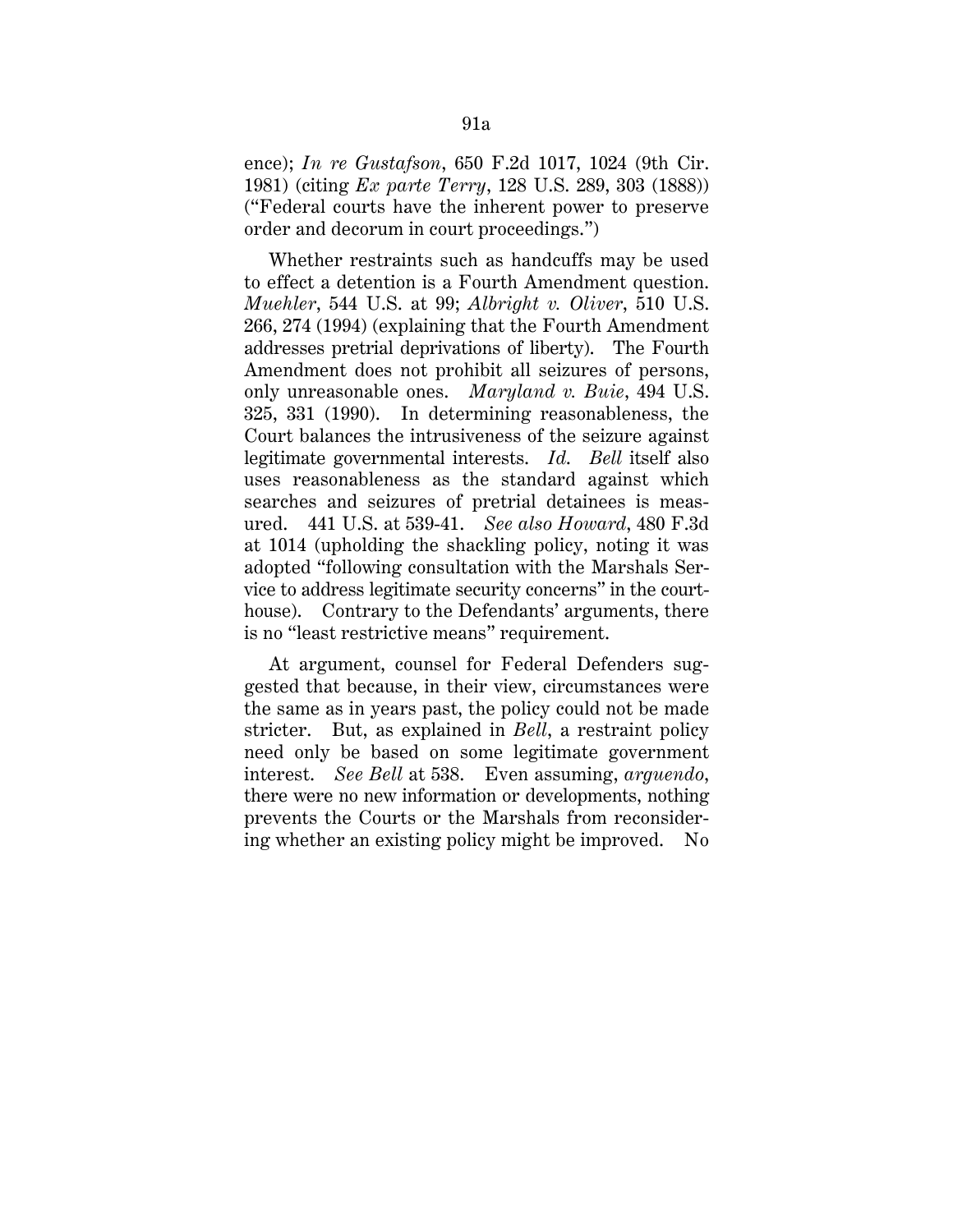ence); *In re Gustafson*, 650 F.2d 1017, 1024 (9th Cir. 1981) (citing *Ex parte Terry*, 128 U.S. 289, 303 (1888)) ("Federal courts have the inherent power to preserve order and decorum in court proceedings.")

Whether restraints such as handcuffs may be used to effect a detention is a Fourth Amendment question. *Muehler*, 544 U.S. at 99; *Albright v. Oliver*, 510 U.S. 266, 274 (1994) (explaining that the Fourth Amendment addresses pretrial deprivations of liberty). The Fourth Amendment does not prohibit all seizures of persons, only unreasonable ones. *Maryland v. Buie*, 494 U.S. 325, 331 (1990). In determining reasonableness, the Court balances the intrusiveness of the seizure against legitimate governmental interests. *Id.* *Bell* itself also uses reasonableness as the standard against which searches and seizures of pretrial detainees is measured. 441 U.S. at 539-41. *See also Howard*, 480 F.3d at 1014 (upholding the shackling policy, noting it was adopted "following consultation with the Marshals Service to address legitimate security concerns" in the courthouse). Contrary to the Defendants' arguments, there is no "least restrictive means" requirement.

At argument, counsel for Federal Defenders suggested that because, in their view, circumstances were the same as in years past, the policy could not be made stricter. But, as explained in *Bell*, a restraint policy need only be based on some legitimate government interest. *See Bell* at 538. Even assuming, *arguendo*, there were no new information or developments, nothing prevents the Courts or the Marshals from reconsidering whether an existing policy might be improved. No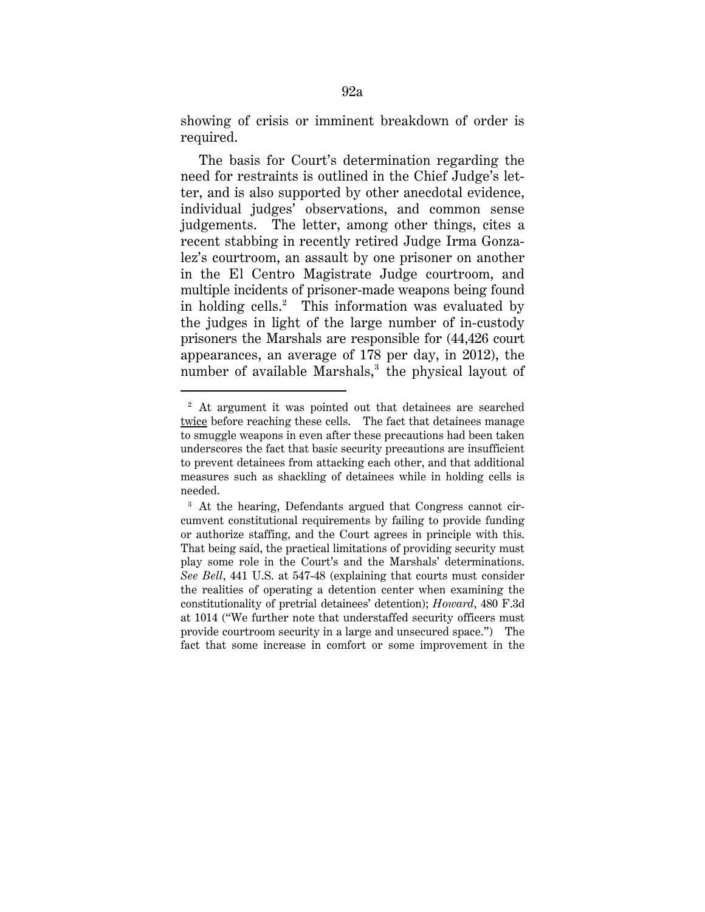showing of crisis or imminent breakdown of order is required.

The basis for Court's determination regarding the need for restraints is outlined in the Chief Judge's letter, and is also supported by other anecdotal evidence, individual judges' observations, and common sense judgements. The letter, among other things, cites a recent stabbing in recently retired Judge Irma Gonzalez's courtroom, an assault by one prisoner on another in the El Centro Magistrate Judge courtroom, and multiple incidents of prisoner-made weapons being found in holding cells.[2] This information was evaluated by the judges in light of the large number of in-custody prisoners the Marshals are responsible for (44,426 court appearances, an average of 178 per day, in 2012), the number of available Marshals,[3] the physical layout of

---

[2] At argument it was pointed out that detainees are searched twice before reaching these cells. The fact that detainees manage to smuggle weapons in even after these precautions had been taken underscores the fact that basic security precautions are insufficient to prevent detainees from attacking each other, and that additional measures such as shackling of detainees while in holding cells is needed.

[3] At the hearing, Defendants argued that Congress cannot circumvent constitutional requirements by failing to provide funding or authorize staffing, and the Court agrees in principle with this. That being said, the practical limitations of providing security must play some role in the Court's and the Marshals' determinations. *See Bell*, 441 U.S. at 547-48 (explaining that courts must consider the realities of operating a detention center when examining the constitutionality of pretrial detainees' detention); *Howard*, 480 F.3d at 1014 ("We further note that understaffed security officers must provide courtroom security in a large and unsecured space.") The fact that some increase in comfort or some improvement in the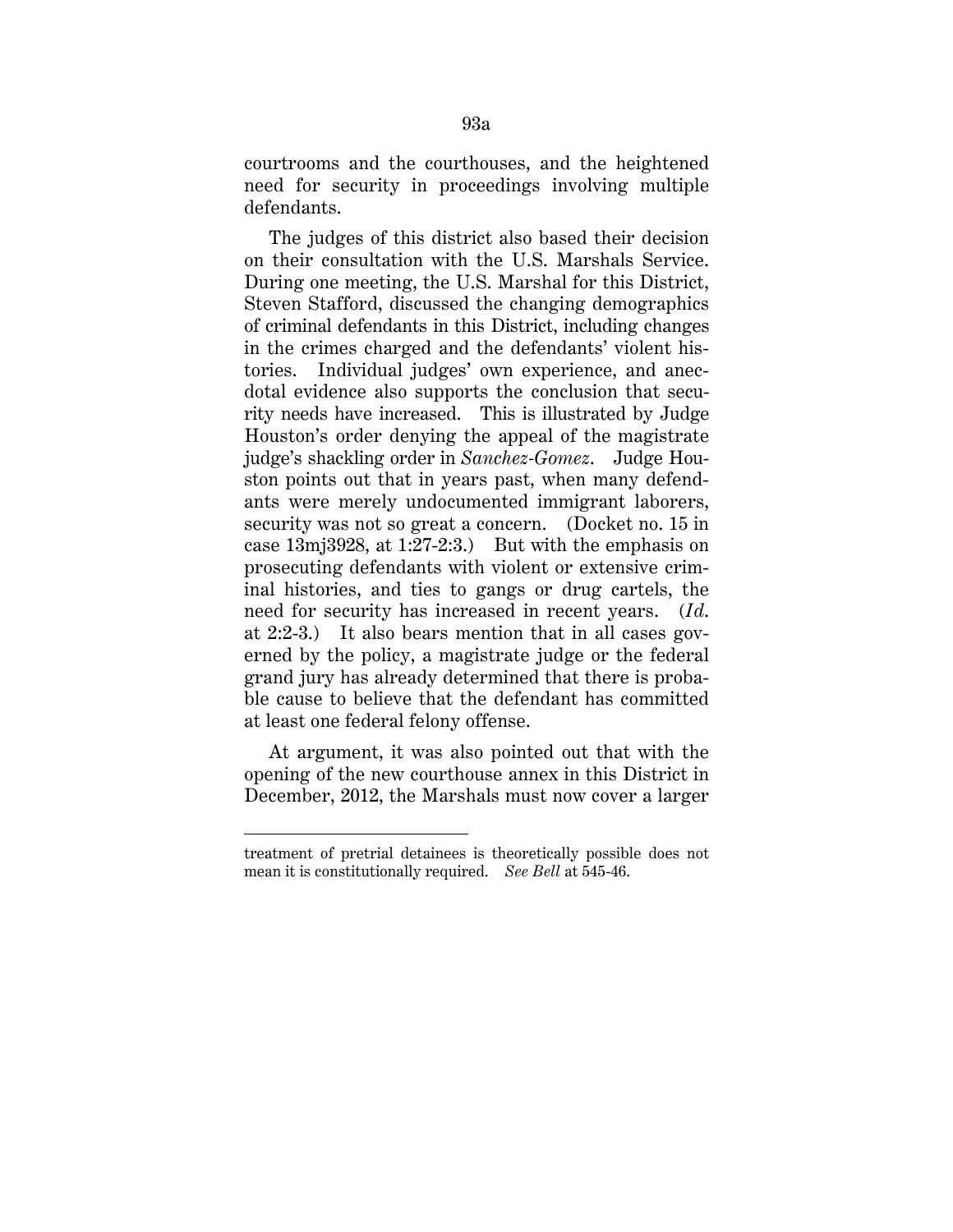courtrooms and the courthouses, and the heightened need for security in proceedings involving multiple defendants.

The judges of this district also based their decision on their consultation with the U.S. Marshals Service. During one meeting, the U.S. Marshal for this District, Steven Stafford, discussed the changing demographics of criminal defendants in this District, including changes in the crimes charged and the defendants' violent histories. Individual judges' own experience, and anecdotal evidence also supports the conclusion that security needs have increased. This is illustrated by Judge Houston's order denying the appeal of the magistrate judge's shackling order in *Sanchez-Gomez*. Judge Houston points out that in years past, when many defendants were merely undocumented immigrant laborers, security was not so great a concern. (Docket no. 15 in case 13mj3928, at 1:27-2:3.) But with the emphasis on prosecuting defendants with violent or extensive criminal histories, and ties to gangs or drug cartels, the need for security has increased in recent years. (*Id.* at 2:2-3.) It also bears mention that in all cases governed by the policy, a magistrate judge or the federal grand jury has already determined that there is probable cause to believe that the defendant has committed at least one federal felony offense.

At argument, it was also pointed out that with the opening of the new courthouse annex in this District in December, 2012, the Marshals must now cover a larger

---

treatment of pretrial detainees is theoretically possible does not mean it is constitutionally required. *See Bell* at 545-46.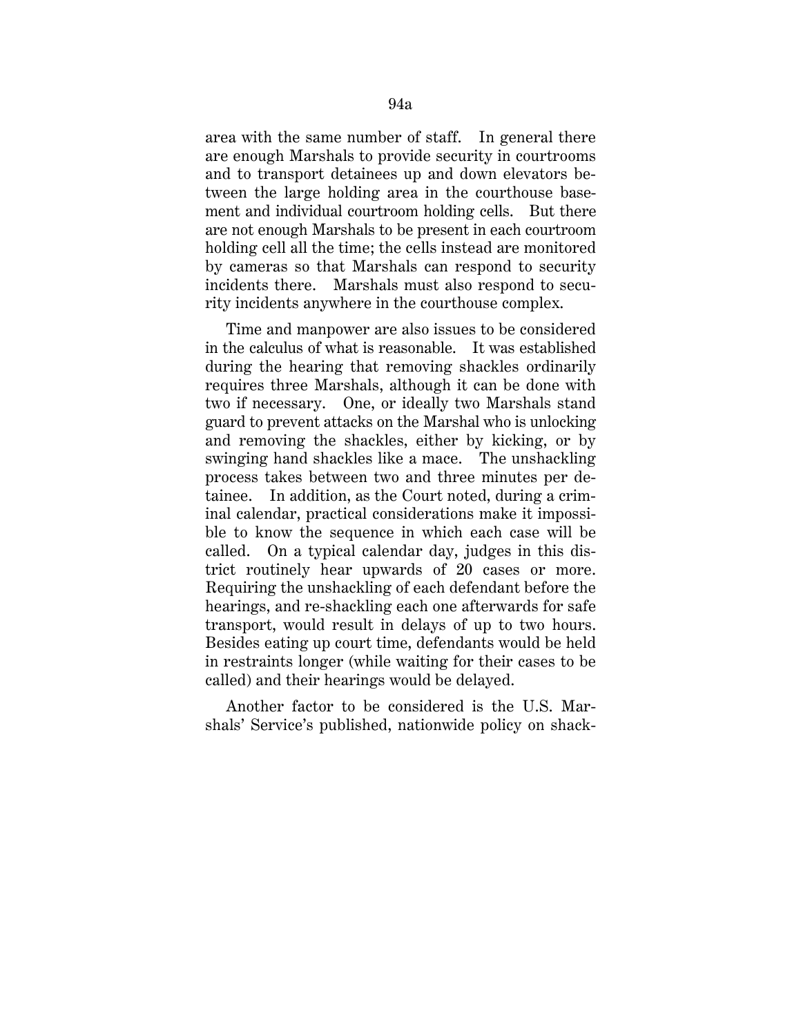area with the same number of staff. In general there are enough Marshals to provide security in courtrooms and to transport detainees up and down elevators between the large holding area in the courthouse basement and individual courtroom holding cells. But there are not enough Marshals to be present in each courtroom holding cell all the time; the cells instead are monitored by cameras so that Marshals can respond to security incidents there. Marshals must also respond to security incidents anywhere in the courthouse complex.

Time and manpower are also issues to be considered in the calculus of what is reasonable. It was established during the hearing that removing shackles ordinarily requires three Marshals, although it can be done with two if necessary. One, or ideally two Marshals stand guard to prevent attacks on the Marshal who is unlocking and removing the shackles, either by kicking, or by swinging hand shackles like a mace. The unshackling process takes between two and three minutes per detainee. In addition, as the Court noted, during a criminal calendar, practical considerations make it impossible to know the sequence in which each case will be called. On a typical calendar day, judges in this district routinely hear upwards of 20 cases or more. Requiring the unshackling of each defendant before the hearings, and re-shackling each one afterwards for safe transport, would result in delays of up to two hours. Besides eating up court time, defendants would be held in restraints longer (while waiting for their cases to be called) and their hearings would be delayed.

Another factor to be considered is the U.S. Marshals' Service's published, nationwide policy on shack-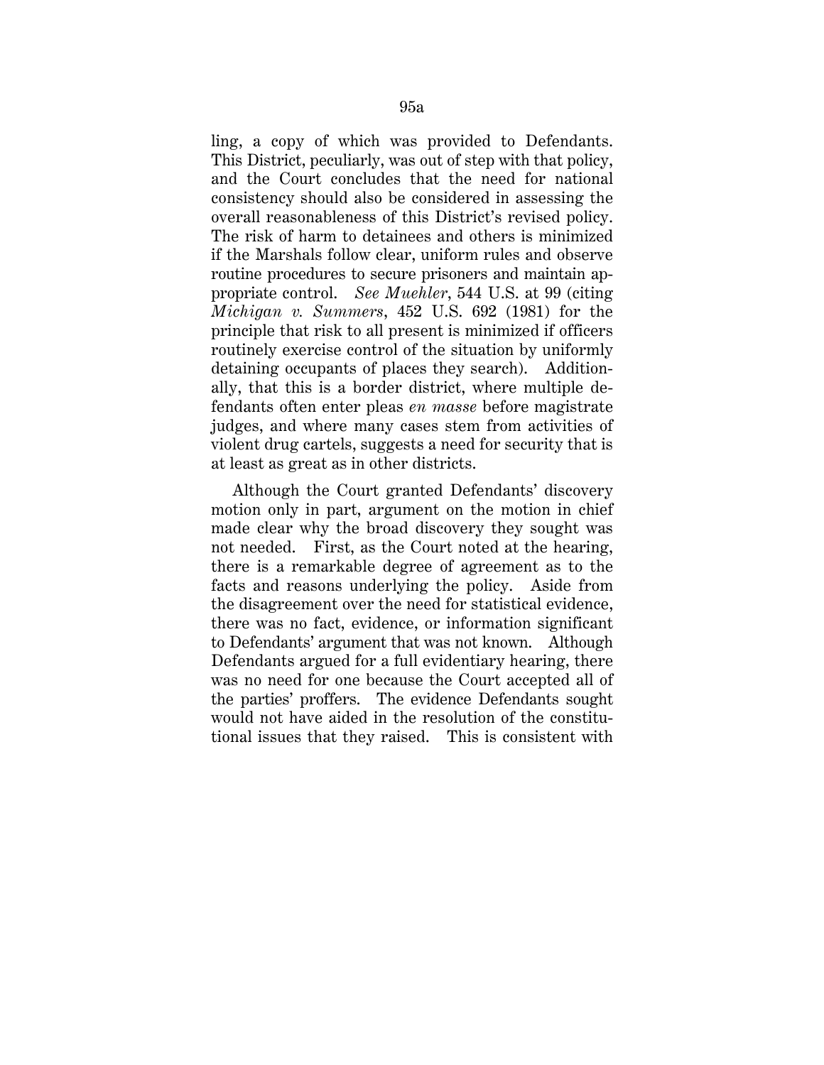ling, a copy of which was provided to Defendants. This District, peculiarly, was out of step with that policy, and the Court concludes that the need for national consistency should also be considered in assessing the overall reasonableness of this District's revised policy. The risk of harm to detainees and others is minimized if the Marshals follow clear, uniform rules and observe routine procedures to secure prisoners and maintain appropriate control. *See Muehler*, 544 U.S. at 99 (citing *Michigan v. Summers*, 452 U.S. 692 (1981) for the principle that risk to all present is minimized if officers routinely exercise control of the situation by uniformly detaining occupants of places they search). Additionally, that this is a border district, where multiple defendants often enter pleas *en masse* before magistrate judges, and where many cases stem from activities of violent drug cartels, suggests a need for security that is at least as great as in other districts.

Although the Court granted Defendants' discovery motion only in part, argument on the motion in chief made clear why the broad discovery they sought was not needed. First, as the Court noted at the hearing, there is a remarkable degree of agreement as to the facts and reasons underlying the policy. Aside from the disagreement over the need for statistical evidence, there was no fact, evidence, or information significant to Defendants' argument that was not known. Although Defendants argued for a full evidentiary hearing, there was no need for one because the Court accepted all of the parties' proffers. The evidence Defendants sought would not have aided in the resolution of the constitutional issues that they raised. This is consistent with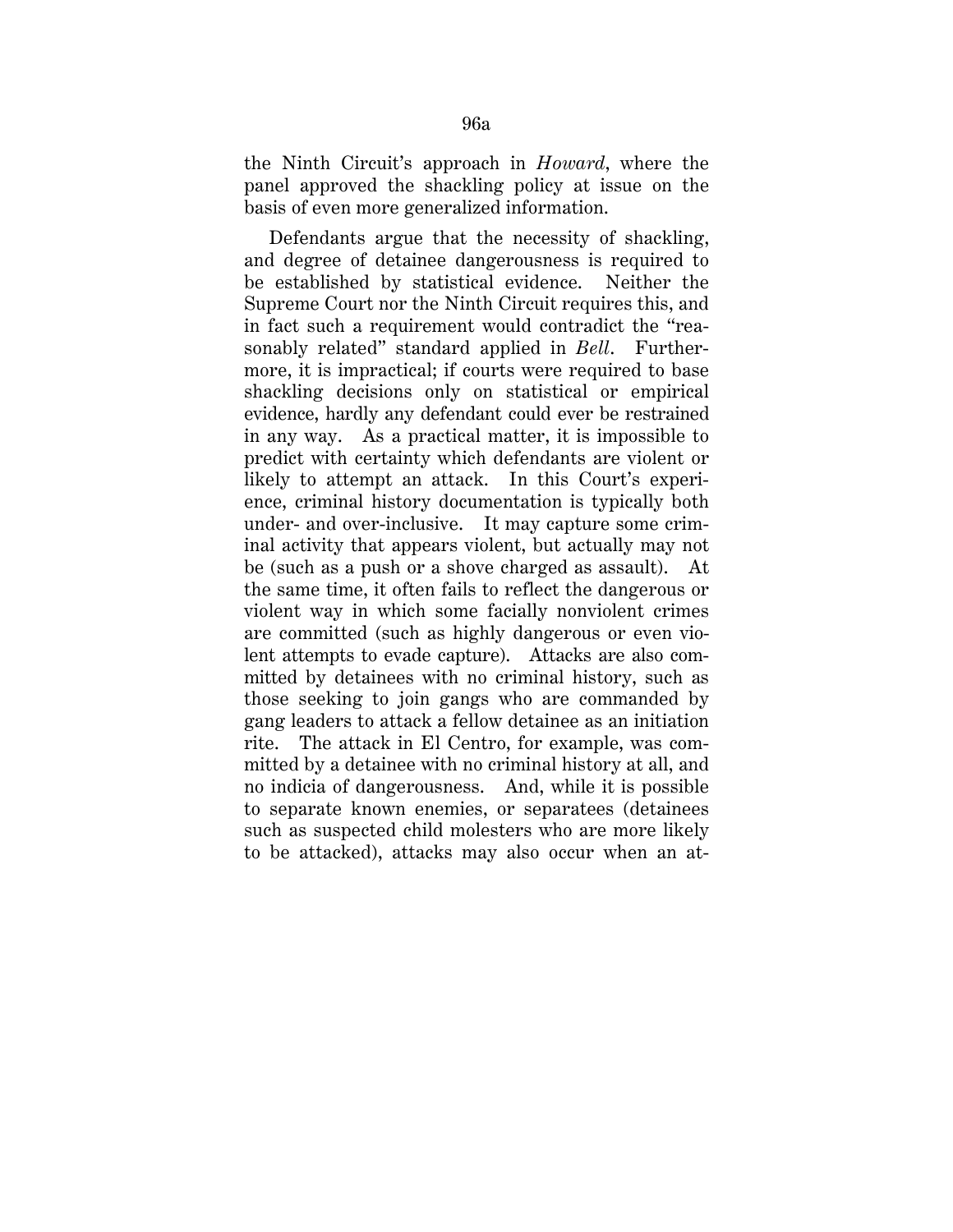the Ninth Circuit's approach in *Howard*, where the panel approved the shackling policy at issue on the basis of even more generalized information.

Defendants argue that the necessity of shackling, and degree of detainee dangerousness is required to be established by statistical evidence. Neither the Supreme Court nor the Ninth Circuit requires this, and in fact such a requirement would contradict the "reasonably related" standard applied in *Bell*. Furthermore, it is impractical; if courts were required to base shackling decisions only on statistical or empirical evidence, hardly any defendant could ever be restrained in any way. As a practical matter, it is impossible to predict with certainty which defendants are violent or likely to attempt an attack. In this Court's experience, criminal history documentation is typically both under- and over-inclusive. It may capture some criminal activity that appears violent, but actually may not be (such as a push or a shove charged as assault). At the same time, it often fails to reflect the dangerous or violent way in which some facially nonviolent crimes are committed (such as highly dangerous or even violent attempts to evade capture). Attacks are also committed by detainees with no criminal history, such as those seeking to join gangs who are commanded by gang leaders to attack a fellow detainee as an initiation rite. The attack in El Centro, for example, was committed by a detainee with no criminal history at all, and no indicia of dangerousness. And, while it is possible to separate known enemies, or separatees (detainees such as suspected child molesters who are more likely to be attacked), attacks may also occur when an at-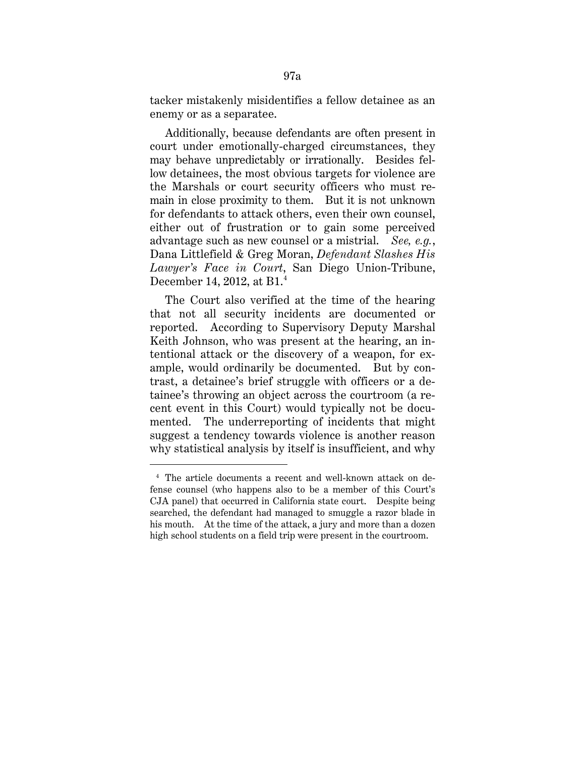tacker mistakenly misidentifies a fellow detainee as an enemy or as a separatee.

Additionally, because defendants are often present in court under emotionally-charged circumstances, they may behave unpredictably or irrationally. Besides fellow detainees, the most obvious targets for violence are the Marshals or court security officers who must remain in close proximity to them. But it is not unknown for defendants to attack others, even their own counsel, either out of frustration or to gain some perceived advantage such as new counsel or a mistrial. *See, e.g.*, Dana Littlefield & Greg Moran, *Defendant Slashes His Lawyer's Face in Court*, San Diego Union-Tribune, December 14, 2012, at B1.[4]

The Court also verified at the time of the hearing that not all security incidents are documented or reported. According to Supervisory Deputy Marshal Keith Johnson, who was present at the hearing, an intentional attack or the discovery of a weapon, for example, would ordinarily be documented. But by contrast, a detainee's brief struggle with officers or a detainee's throwing an object across the courtroom (a recent event in this Court) would typically not be documented. The underreporting of incidents that might suggest a tendency towards violence is another reason why statistical analysis by itself is insufficient, and why

---

[4] The article documents a recent and well-known attack on defense counsel (who happens also to be a member of this Court's CJA panel) that occurred in California state court. Despite being searched, the defendant had managed to smuggle a razor blade in his mouth. At the time of the attack, a jury and more than a dozen high school students on a field trip were present in the courtroom.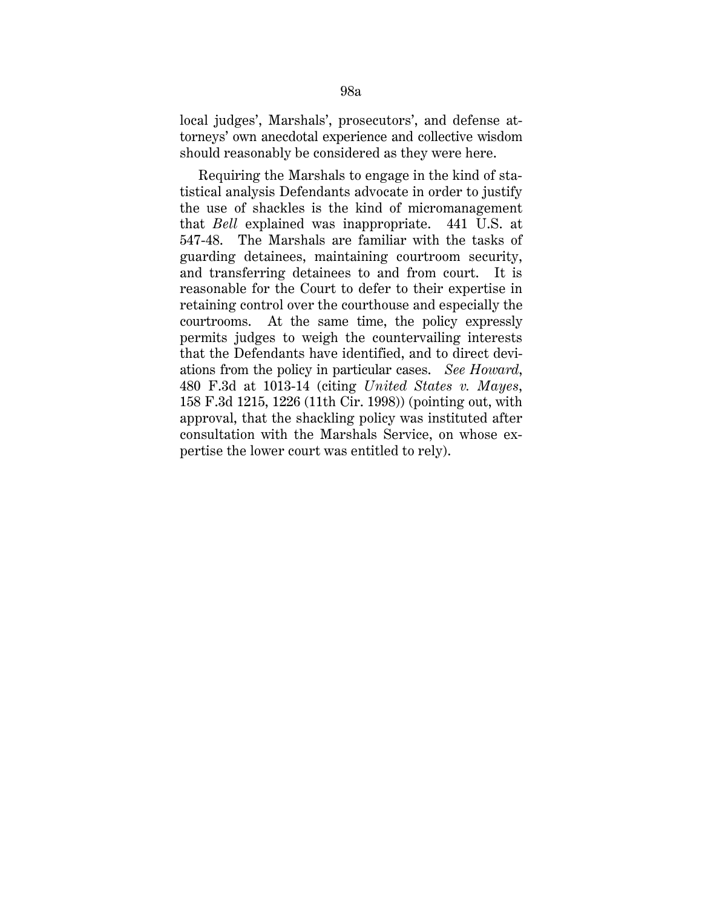local judges', Marshals', prosecutors', and defense attorneys' own anecdotal experience and collective wisdom should reasonably be considered as they were here.

Requiring the Marshals to engage in the kind of statistical analysis Defendants advocate in order to justify the use of shackles is the kind of micromanagement that *Bell* explained was inappropriate. 441 U.S. at 547-48. The Marshals are familiar with the tasks of guarding detainees, maintaining courtroom security, and transferring detainees to and from court. It is reasonable for the Court to defer to their expertise in retaining control over the courthouse and especially the courtrooms. At the same time, the policy expressly permits judges to weigh the countervailing interests that the Defendants have identified, and to direct deviations from the policy in particular cases. *See Howard*, 480 F.3d at 1013-14 (citing *United States v. Mayes*, 158 F.3d 1215, 1226 (11th Cir. 1998)) (pointing out, with approval, that the shackling policy was instituted after consultation with the Marshals Service, on whose expertise the lower court was entitled to rely).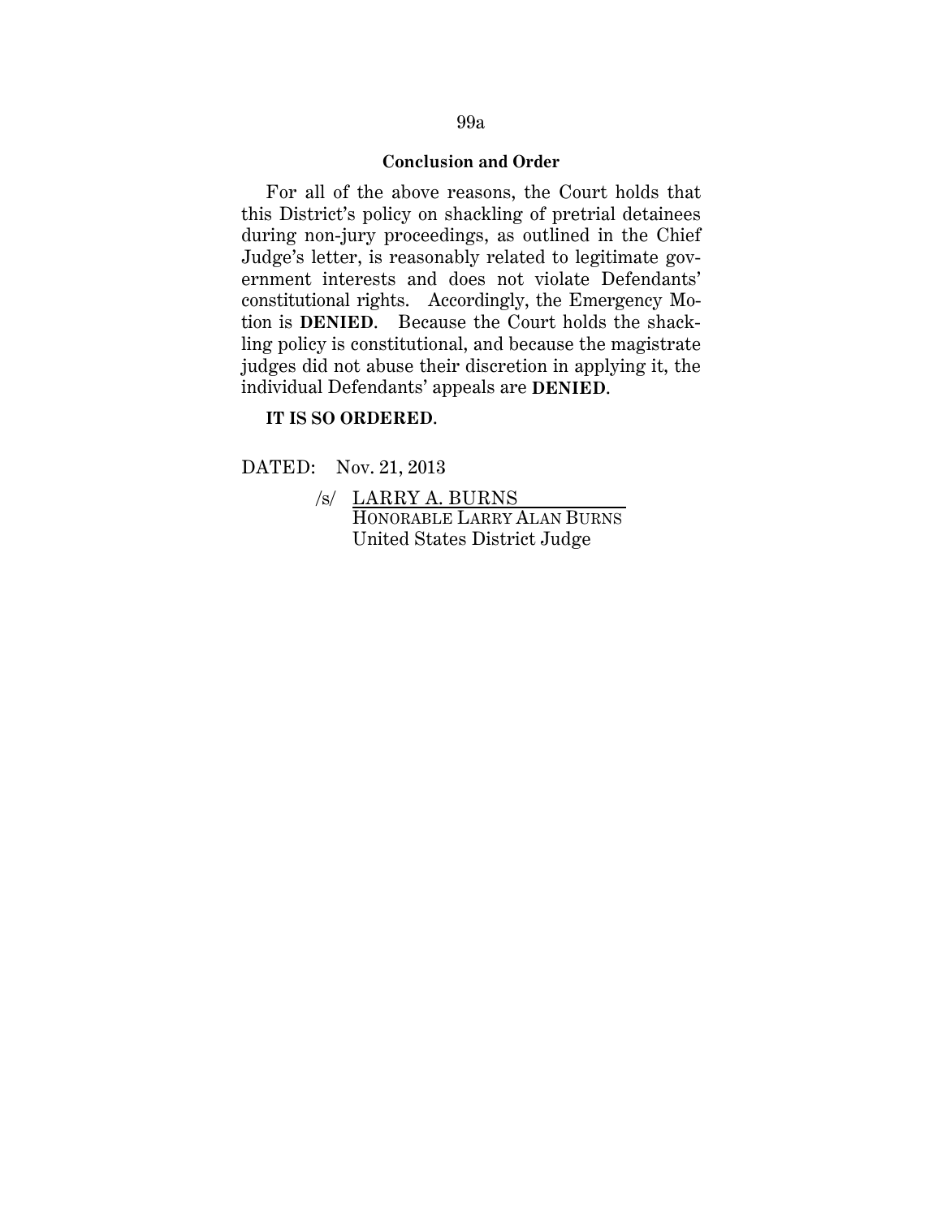## Conclusion and Order

For all of the above reasons, the Court holds that this District's policy on shackling of pretrial detainees during non-jury proceedings, as outlined in the Chief Judge's letter, is reasonably related to legitimate government interests and does not violate Defendants' constitutional rights. Accordingly, the Emergency Motion is **DENIED**. Because the Court holds the shackling policy is constitutional, and because the magistrate judges did not abuse their discretion in applying it, the individual Defendants' appeals are **DENIED**.

**IT IS SO ORDERED.**

DATED: Nov. 21, 2013

/s/ LARRY A. BURNS
HONORABLE LARRY ALAN BURNS
United States District Judge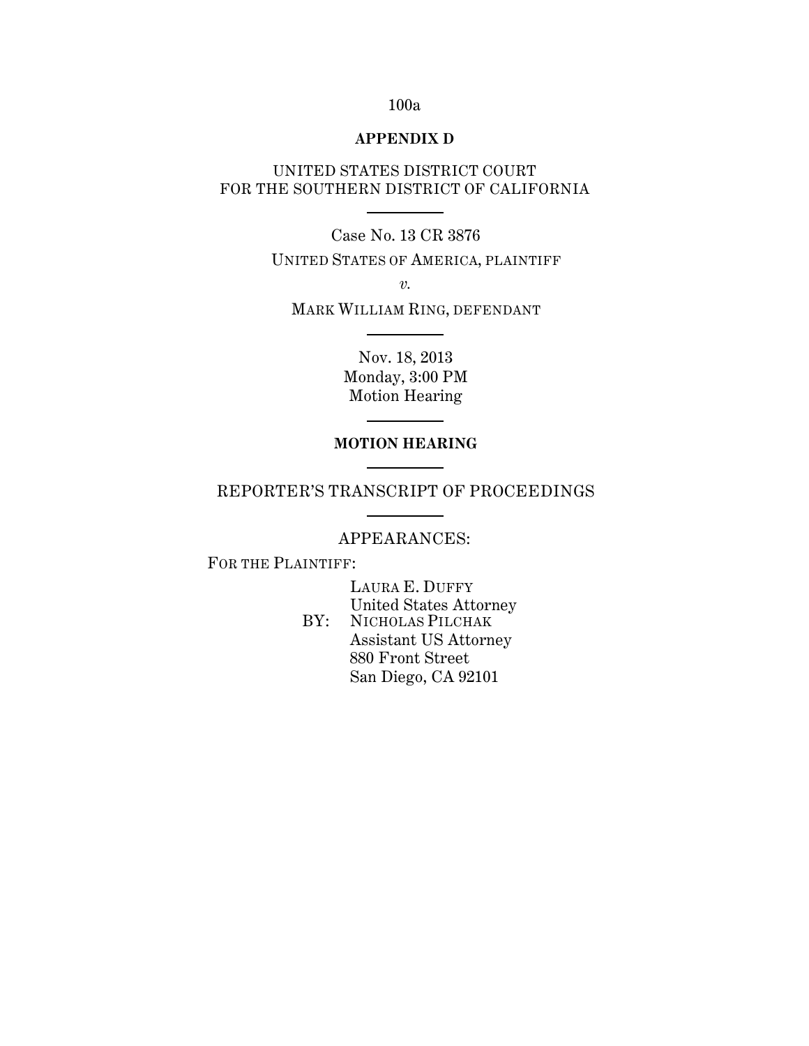**APPENDIX D**

UNITED STATES DISTRICT COURT
FOR THE SOUTHERN DISTRICT OF CALIFORNIA

---

Case No. 13 CR 3876

UNITED STATES OF AMERICA, PLAINTIFF

*v.*

MARK WILLIAM RING, DEFENDANT

---

Nov. 18, 2013
Monday, 3:00 PM
Motion Hearing

---

**MOTION HEARING**

---

REPORTER'S TRANSCRIPT OF PROCEEDINGS

---

APPEARANCES:

FOR THE PLAINTIFF:

LAURA E. DUFFY
United States Attorney
BY: NICHOLAS PILCHAK
Assistant US Attorney
880 Front Street
San Diego, CA 92101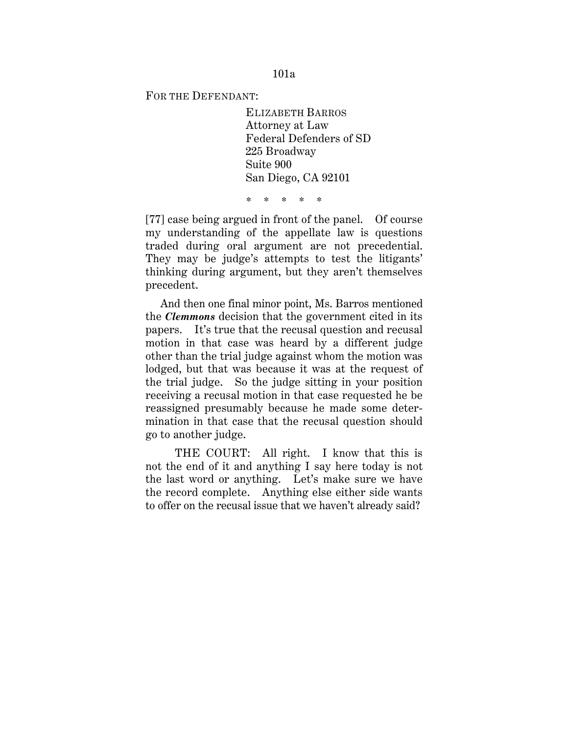FOR THE DEFENDANT:

ELIZABETH BARROS
Attorney at Law
Federal Defenders of SD
225 Broadway
Suite 900
San Diego, CA 92101

\* \* \* \* \*

[77] case being argued in front of the panel. Of course my understanding of the appellate law is questions traded during oral argument are not precedential. They may be judge's attempts to test the litigants' thinking during argument, but they aren't themselves precedent.

And then one final minor point, Ms. Barros mentioned the ***Clemmons*** decision that the government cited in its papers. It's true that the recusal question and recusal motion in that case was heard by a different judge other than the trial judge against whom the motion was lodged, but that was because it was at the request of the trial judge. So the judge sitting in your position receiving a recusal motion in that case requested he be reassigned presumably because he made some determination in that case that the recusal question should go to another judge.

THE COURT: All right. I know that this is not the end of it and anything I say here today is not the last word or anything. Let's make sure we have the record complete. Anything else either side wants to offer on the recusal issue that we haven't already said?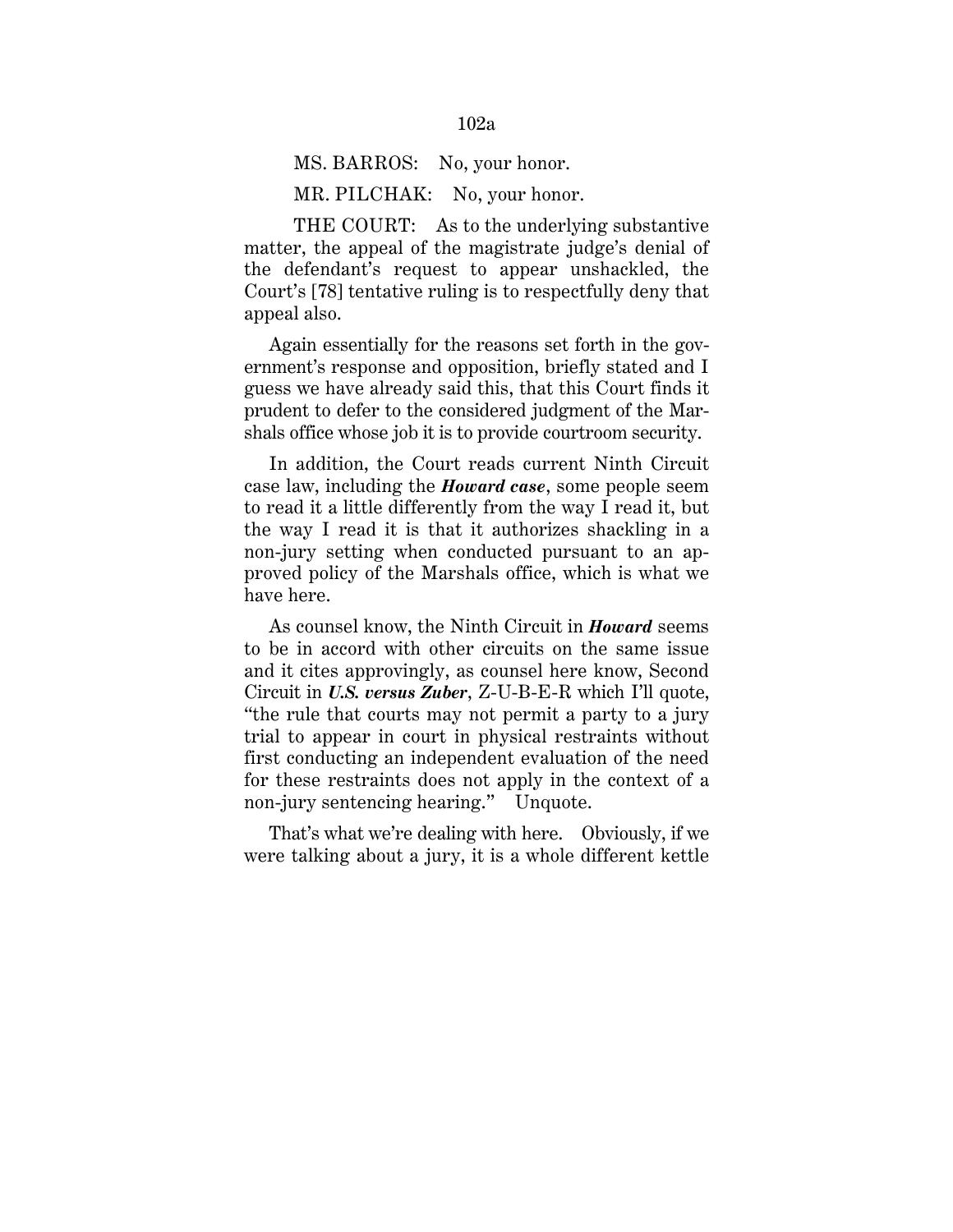MS. BARROS: No, your honor.

MR. PILCHAK: No, your honor.

THE COURT: As to the underlying substantive matter, the appeal of the magistrate judge's denial of the defendant's request to appear unshackled, the Court's [78] tentative ruling is to respectfully deny that appeal also.

Again essentially for the reasons set forth in the government's response and opposition, briefly stated and I guess we have already said this, that this Court finds it prudent to defer to the considered judgment of the Marshals office whose job it is to provide courtroom security.

In addition, the Court reads current Ninth Circuit case law, including the ***Howard case***, some people seem to read it a little differently from the way I read it, but the way I read it is that it authorizes shackling in a non-jury setting when conducted pursuant to an approved policy of the Marshals office, which is what we have here.

As counsel know, the Ninth Circuit in ***Howard*** seems to be in accord with other circuits on the same issue and it cites approvingly, as counsel here know, Second Circuit in ***U.S. versus Zuber***, Z-U-B-E-R which I'll quote, "the rule that courts may not permit a party to a jury trial to appear in court in physical restraints without first conducting an independent evaluation of the need for these restraints does not apply in the context of a non-jury sentencing hearing." Unquote.

That's what we're dealing with here. Obviously, if we were talking about a jury, it is a whole different kettle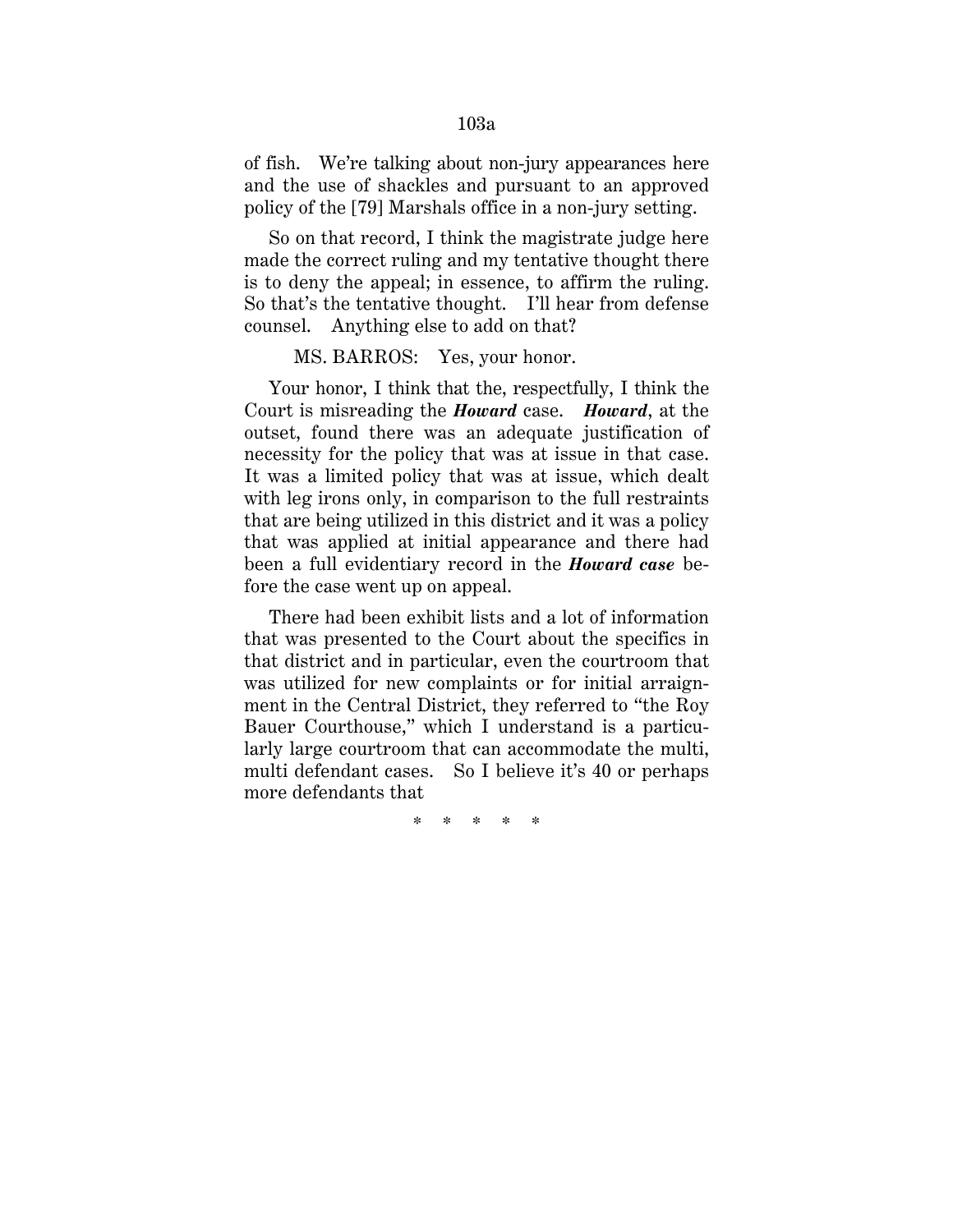of fish. We're talking about non-jury appearances here and the use of shackles and pursuant to an approved policy of the [79] Marshals office in a non-jury setting.

So on that record, I think the magistrate judge here made the correct ruling and my tentative thought there is to deny the appeal; in essence, to affirm the ruling. So that's the tentative thought. I'll hear from defense counsel. Anything else to add on that?

MS. BARROS: Yes, your honor.

Your honor, I think that the, respectfully, I think the Court is misreading the ***Howard*** case. ***Howard***, at the outset, found there was an adequate justification of necessity for the policy that was at issue in that case. It was a limited policy that was at issue, which dealt with leg irons only, in comparison to the full restraints that are being utilized in this district and it was a policy that was applied at initial appearance and there had been a full evidentiary record in the ***Howard case*** before the case went up on appeal.

There had been exhibit lists and a lot of information that was presented to the Court about the specifics in that district and in particular, even the courtroom that was utilized for new complaints or for initial arraignment in the Central District, they referred to "the Roy Bauer Courthouse," which I understand is a particularly large courtroom that can accommodate the multi, multi defendant cases. So I believe it's 40 or perhaps more defendants that

\* \* \* \* \*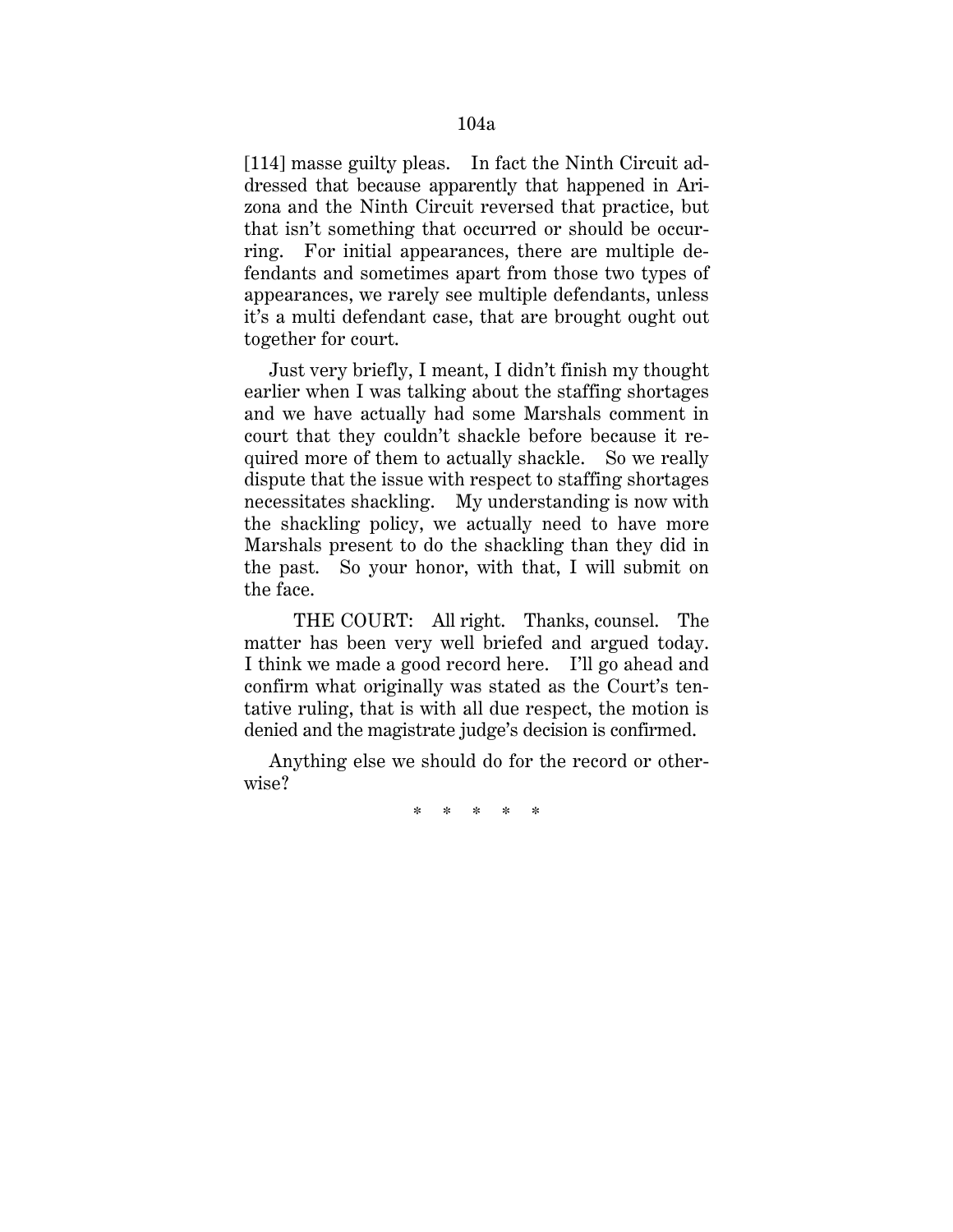[114] masse guilty pleas. In fact the Ninth Circuit addressed that because apparently that happened in Arizona and the Ninth Circuit reversed that practice, but that isn't something that occurred or should be occurring. For initial appearances, there are multiple defendants and sometimes apart from those two types of appearances, we rarely see multiple defendants, unless it's a multi defendant case, that are brought ought out together for court.

Just very briefly, I meant, I didn't finish my thought earlier when I was talking about the staffing shortages and we have actually had some Marshals comment in court that they couldn't shackle before because it required more of them to actually shackle. So we really dispute that the issue with respect to staffing shortages necessitates shackling. My understanding is now with the shackling policy, we actually need to have more Marshals present to do the shackling than they did in the past. So your honor, with that, I will submit on the face.

THE COURT: All right. Thanks, counsel. The matter has been very well briefed and argued today. I think we made a good record here. I'll go ahead and confirm what originally was stated as the Court's tentative ruling, that is with all due respect, the motion is denied and the magistrate judge's decision is confirmed.

Anything else we should do for the record or otherwise?

\* \* \* \* \*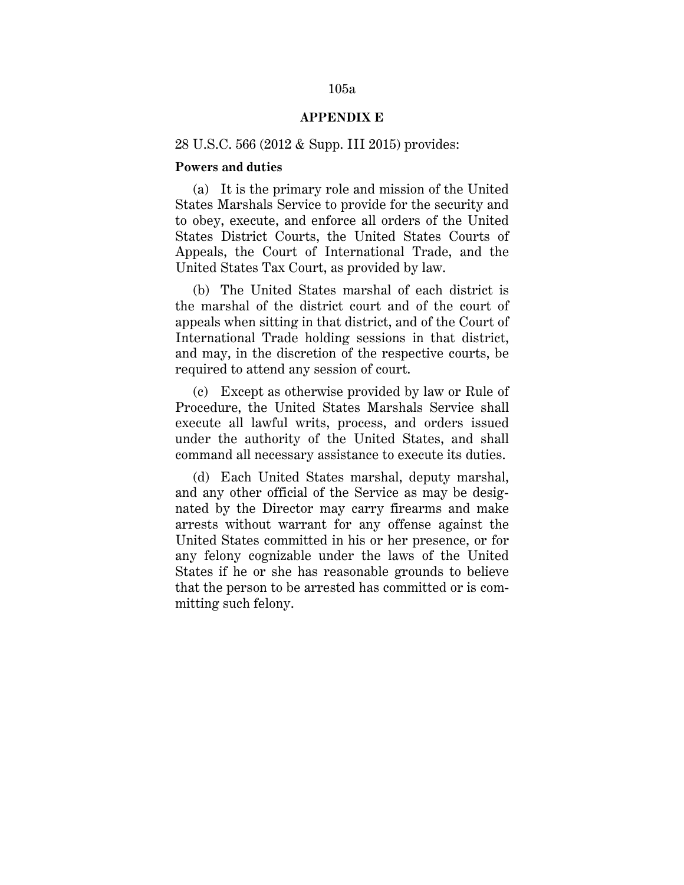## APPENDIX E

28 U.S.C. 566 (2012 & Supp. III 2015) provides:

**Powers and duties**

(a) It is the primary role and mission of the United States Marshals Service to provide for the security and to obey, execute, and enforce all orders of the United States District Courts, the United States Courts of Appeals, the Court of International Trade, and the United States Tax Court, as provided by law.

(b) The United States marshal of each district is the marshal of the district court and of the court of appeals when sitting in that district, and of the Court of International Trade holding sessions in that district, and may, in the discretion of the respective courts, be required to attend any session of court.

(c) Except as otherwise provided by law or Rule of Procedure, the United States Marshals Service shall execute all lawful writs, process, and orders issued under the authority of the United States, and shall command all necessary assistance to execute its duties.

(d) Each United States marshal, deputy marshal, and any other official of the Service as may be designated by the Director may carry firearms and make arrests without warrant for any offense against the United States committed in his or her presence, or for any felony cognizable under the laws of the United States if he or she has reasonable grounds to believe that the person to be arrested has committed or is committing such felony.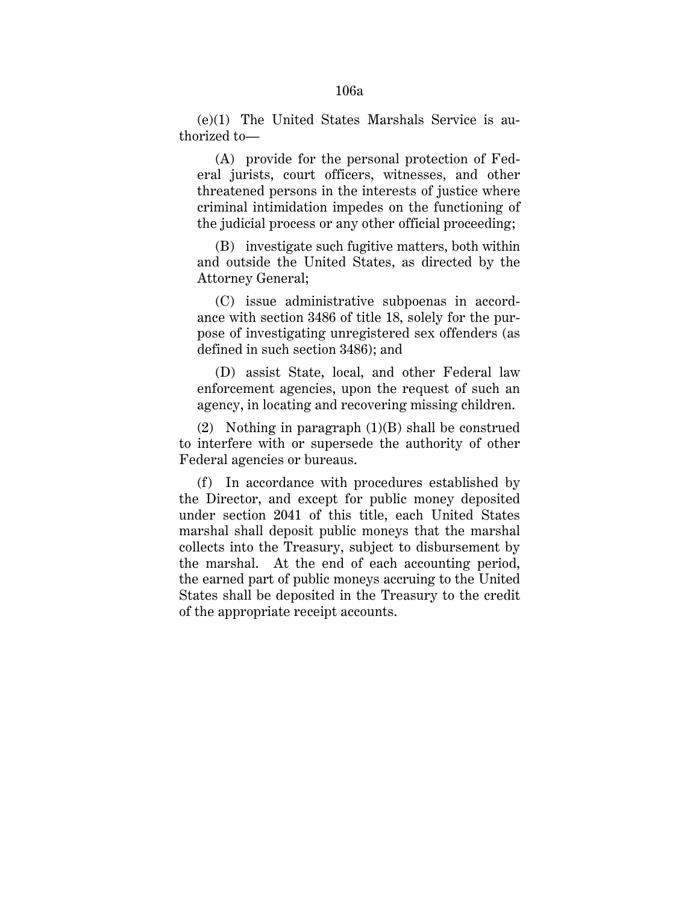(e)(1) The United States Marshals Service is authorized to—

(A) provide for the personal protection of Federal jurists, court officers, witnesses, and other threatened persons in the interests of justice where criminal intimidation impedes on the functioning of the judicial process or any other official proceeding;

(B) investigate such fugitive matters, both within and outside the United States, as directed by the Attorney General;

(C) issue administrative subpoenas in accordance with section 3486 of title 18, solely for the purpose of investigating unregistered sex offenders (as defined in such section 3486); and

(D) assist State, local, and other Federal law enforcement agencies, upon the request of such an agency, in locating and recovering missing children.

(2) Nothing in paragraph (1)(B) shall be construed to interfere with or supersede the authority of other Federal agencies or bureaus.

(f) In accordance with procedures established by the Director, and except for public money deposited under section 2041 of this title, each United States marshal shall deposit public moneys that the marshal collects into the Treasury, subject to disbursement by the marshal. At the end of each accounting period, the earned part of public moneys accruing to the United States shall be deposited in the Treasury to the credit of the appropriate receipt accounts.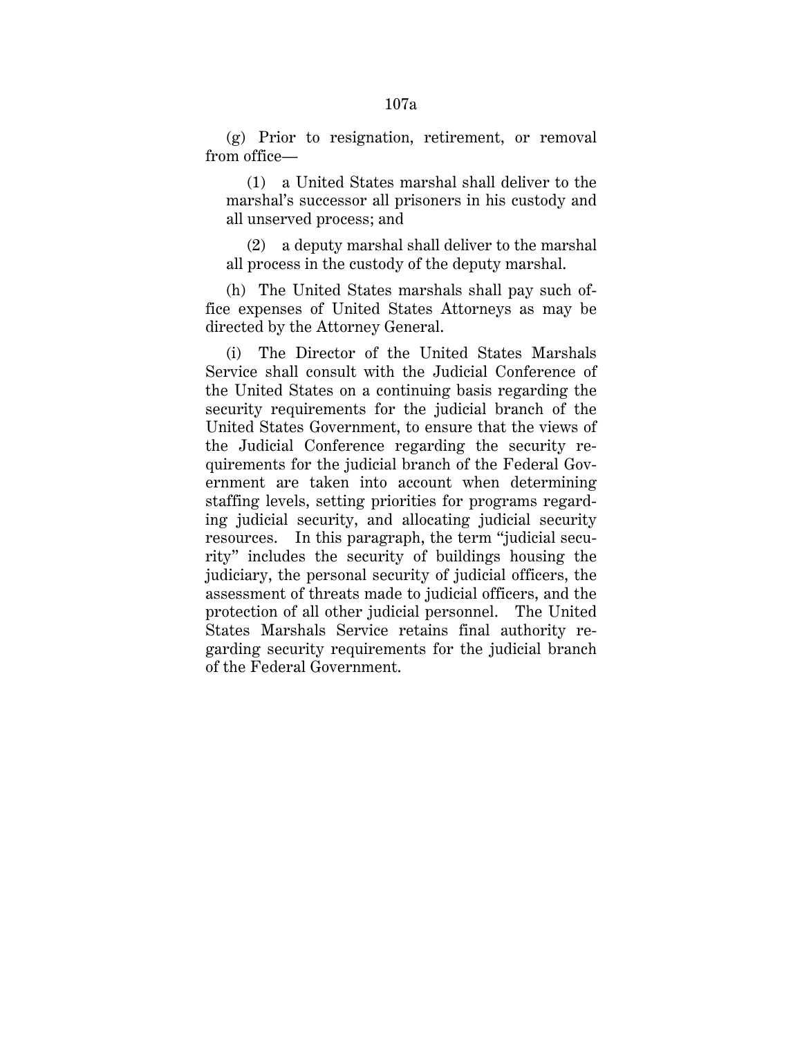(g) Prior to resignation, retirement, or removal from office—

(1) a United States marshal shall deliver to the marshal's successor all prisoners in his custody and all unserved process; and

(2) a deputy marshal shall deliver to the marshal all process in the custody of the deputy marshal.

(h) The United States marshals shall pay such office expenses of United States Attorneys as may be directed by the Attorney General.

(i) The Director of the United States Marshals Service shall consult with the Judicial Conference of the United States on a continuing basis regarding the security requirements for the judicial branch of the United States Government, to ensure that the views of the Judicial Conference regarding the security requirements for the judicial branch of the Federal Government are taken into account when determining staffing levels, setting priorities for programs regarding judicial security, and allocating judicial security resources. In this paragraph, the term "judicial security" includes the security of buildings housing the judiciary, the personal security of judicial officers, the assessment of threats made to judicial officers, and the protection of all other judicial personnel. The United States Marshals Service retains final authority regarding security requirements for the judicial branch of the Federal Government.